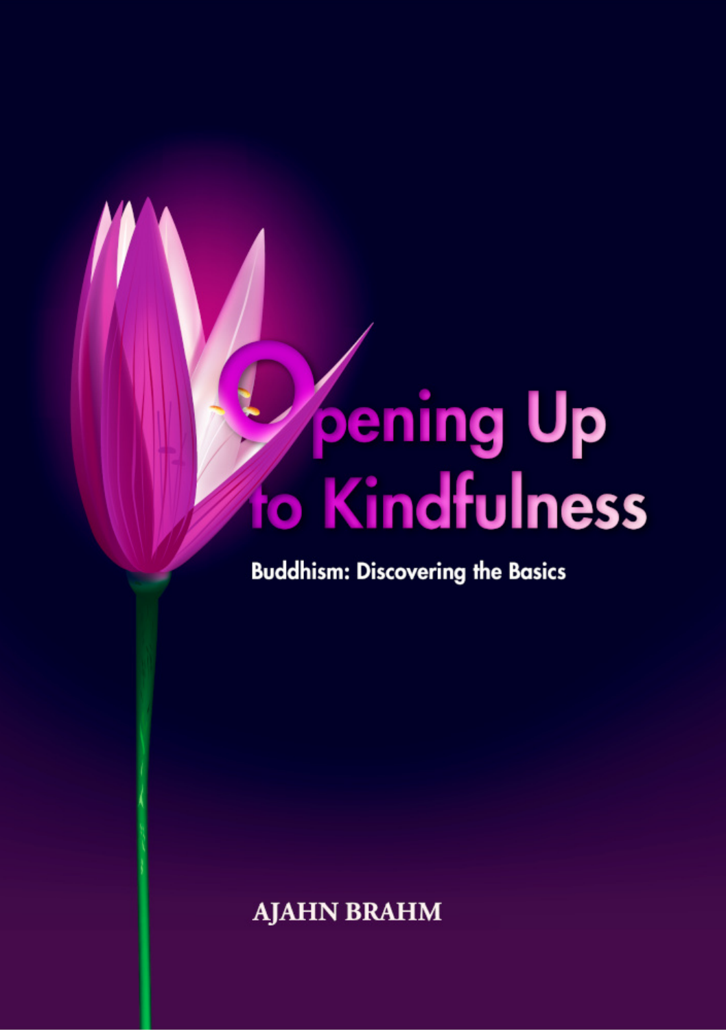# Opening Up to Kindfulness

**Buddhism: Discovering the Basics**

AJAHN BRAHM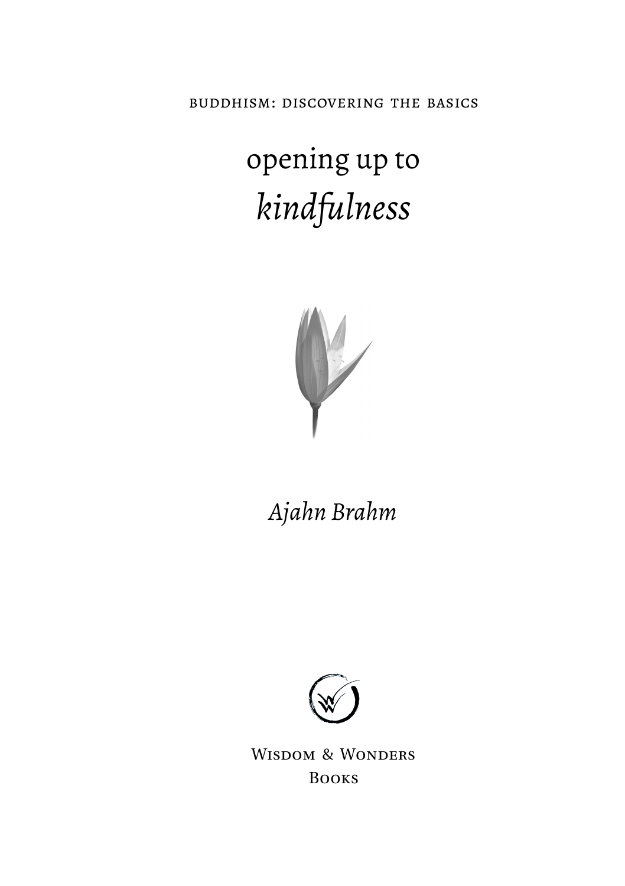BUDDHISM: DISCOVERING THE BASICS

# opening up to *kindfulness*

*Ajahn Brahm*

Wisdom & Wonders Books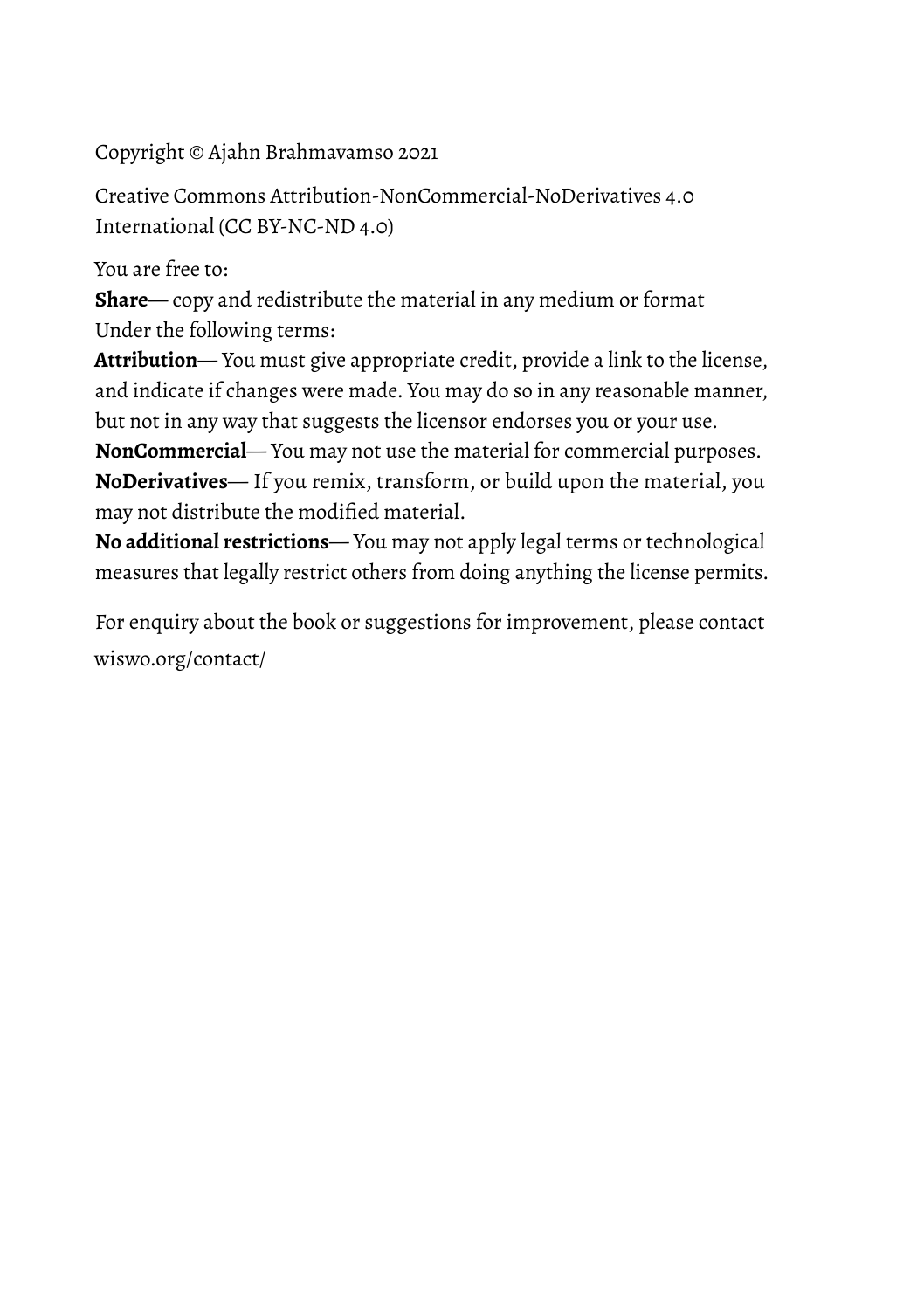Copyright © Ajahn Brahmavamso 2021

Creative Commons Attribution-NonCommercial-NoDerivatives 4.0 International (CC BY-NC-ND 4.0)

You are free to:

**Share**— copy and redistribute the material in any medium or format
Under the following terms:

**Attribution**— You must give appropriate credit, provide a link to the license, and indicate if changes were made. You may do so in any reasonable manner, but not in any way that suggests the licensor endorses you or your use.

**NonCommercial**— You may not use the material for commercial purposes.

**NoDerivatives**— If you remix, transform, or build upon the material, you may not distribute the modified material.

**No additional restrictions**— You may not apply legal terms or technological measures that legally restrict others from doing anything the license permits.

For enquiry about the book or suggestions for improvement, please contact wiswo.org/contact/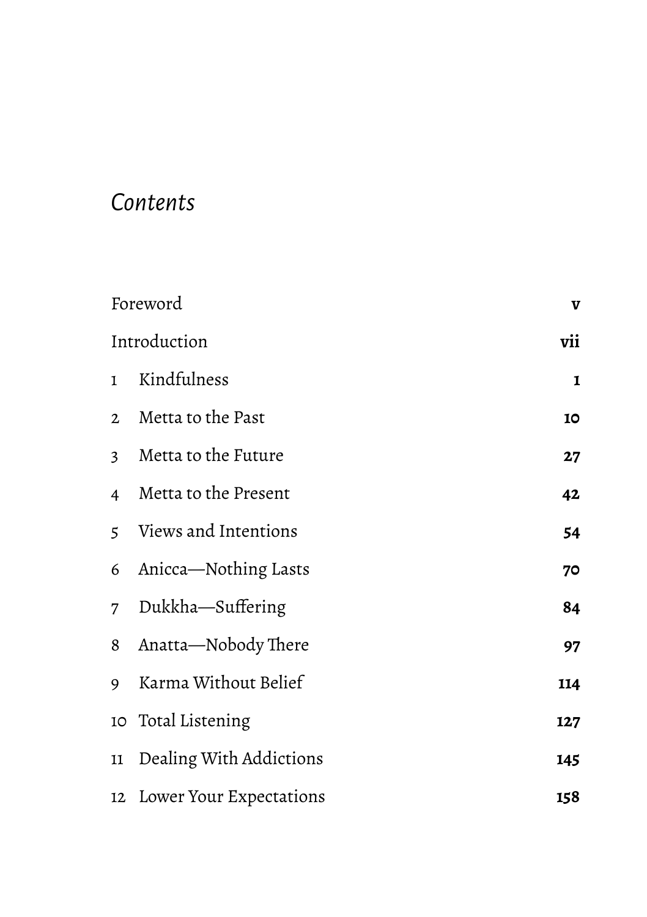# *Contents*

| | | |
|---|---|---|
| Foreword | | **v** |
| Introduction | | **vii** |
| 1 | Kindfulness | **1** |
| 2 | Metta to the Past | **10** |
| 3 | Metta to the Future | **27** |
| 4 | Metta to the Present | **42** |
| 5 | Views and Intentions | **54** |
| 6 | Anicca—Nothing Lasts | **70** |
| 7 | Dukkha—Suffering | **84** |
| 8 | Anatta—Nobody There | **97** |
| 9 | Karma Without Belief | **114** |
| 10 | Total Listening | **127** |
| 11 | Dealing With Addictions | **145** |
| 12 | Lower Your Expectations | **158** |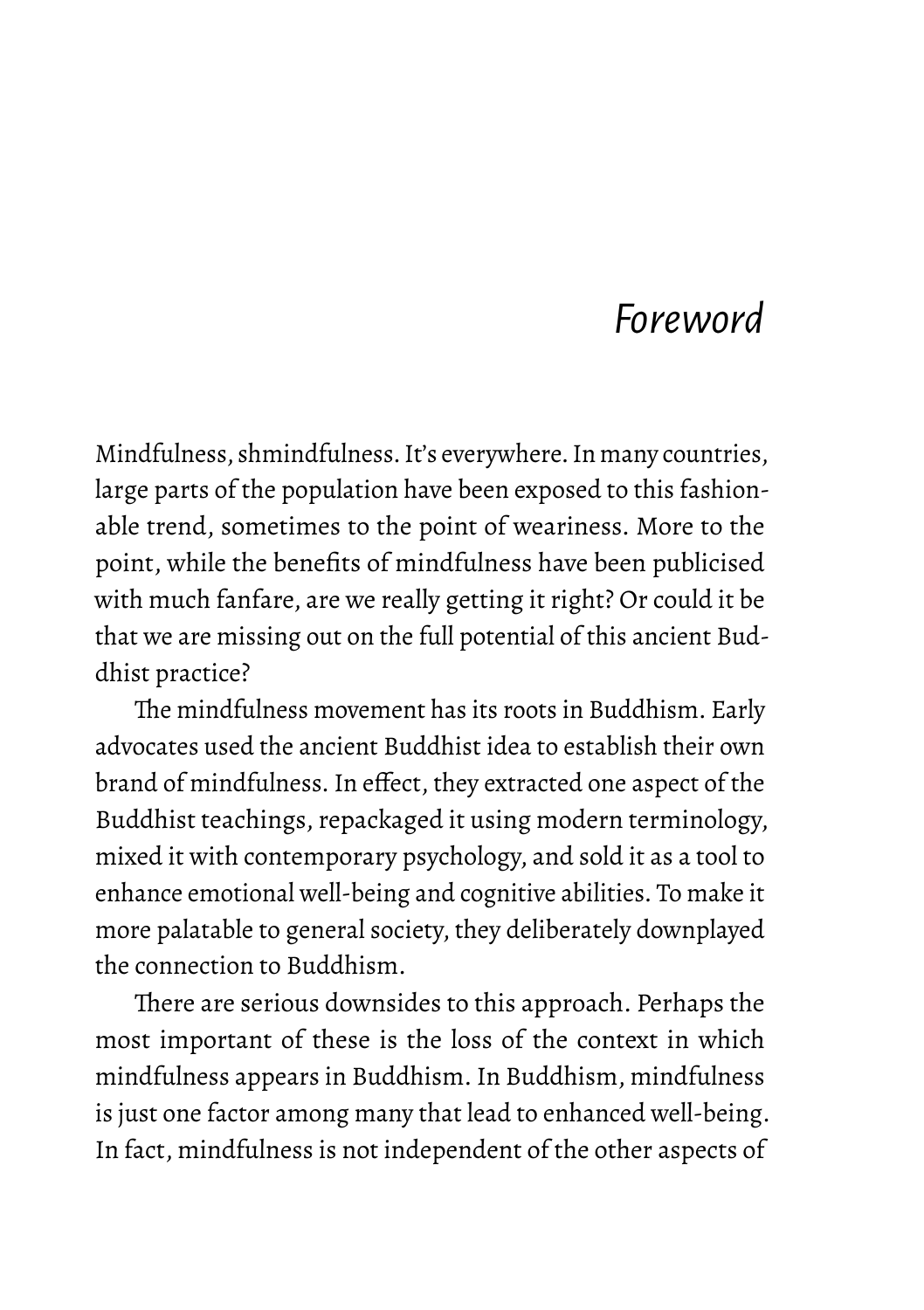# *Foreword*

Mindfulness, shmindfulness. It's everywhere. In many countries, large parts of the population have been exposed to this fashionable trend, sometimes to the point of weariness. More to the point, while the benefits of mindfulness have been publicised with much fanfare, are we really getting it right? Or could it be that we are missing out on the full potential of this ancient Buddhist practice?

The mindfulness movement has its roots in Buddhism. Early advocates used the ancient Buddhist idea to establish their own brand of mindfulness. In effect, they extracted one aspect of the Buddhist teachings, repackaged it using modern terminology, mixed it with contemporary psychology, and sold it as a tool to enhance emotional well-being and cognitive abilities. To make it more palatable to general society, they deliberately downplayed the connection to Buddhism.

There are serious downsides to this approach. Perhaps the most important of these is the loss of the context in which mindfulness appears in Buddhism. In Buddhism, mindfulness is just one factor among many that lead to enhanced well-being. In fact, mindfulness is not independent of the other aspects of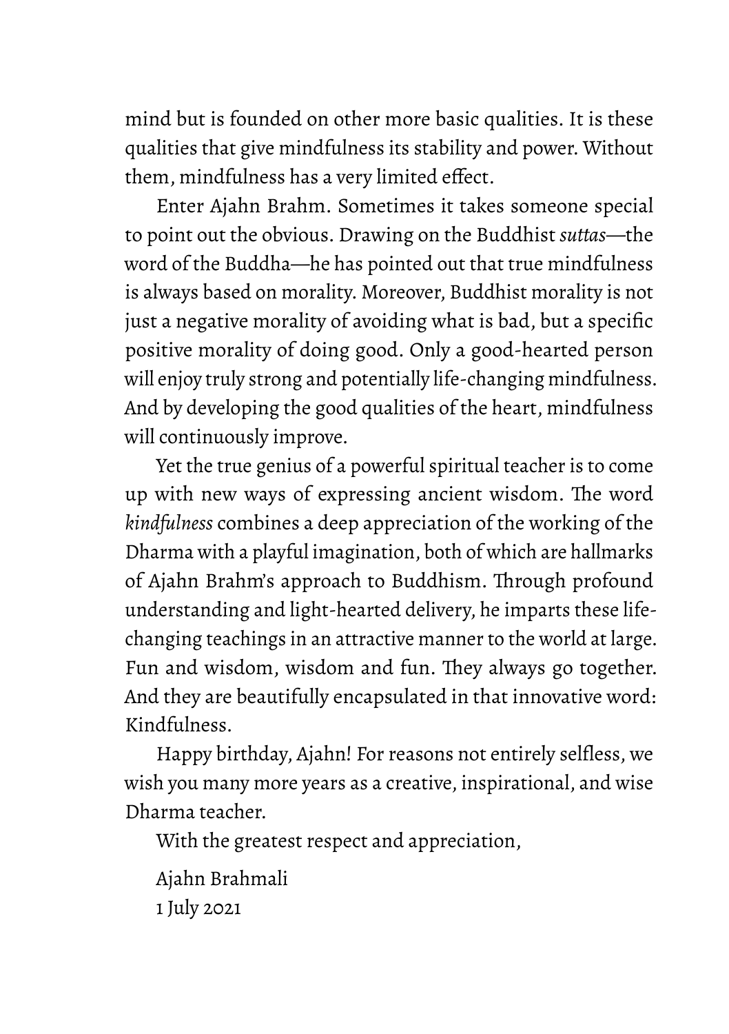mind but is founded on other more basic qualities. It is these qualities that give mindfulness its stability and power. Without them, mindfulness has a very limited effect.

Enter Ajahn Brahm. Sometimes it takes someone special to point out the obvious. Drawing on the Buddhist *suttas*—the word of the Buddha—he has pointed out that true mindfulness is always based on morality. Moreover, Buddhist morality is not just a negative morality of avoiding what is bad, but a specific positive morality of doing good. Only a good-hearted person will enjoy truly strong and potentially life-changing mindfulness. And by developing the good qualities of the heart, mindfulness will continuously improve.

Yet the true genius of a powerful spiritual teacher is to come up with new ways of expressing ancient wisdom. The word *kindfulness* combines a deep appreciation of the working of the Dharma with a playful imagination, both of which are hallmarks of Ajahn Brahm's approach to Buddhism. Through profound understanding and light-hearted delivery, he imparts these life-changing teachings in an attractive manner to the world at large. Fun and wisdom, wisdom and fun. They always go together. And they are beautifully encapsulated in that innovative word: Kindfulness.

Happy birthday, Ajahn! For reasons not entirely selfless, we wish you many more years as a creative, inspirational, and wise Dharma teacher.

With the greatest respect and appreciation,

Ajahn Brahmali
1 July 2021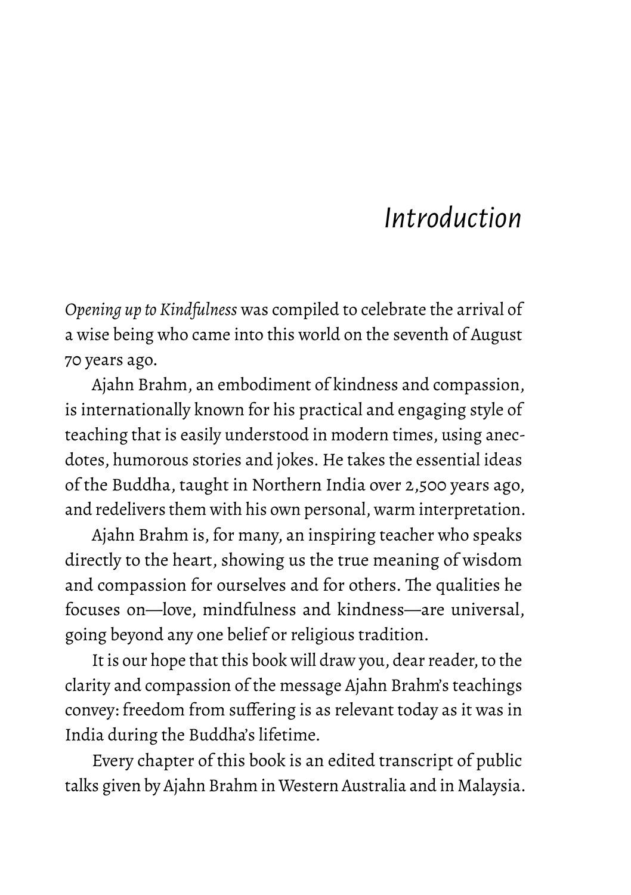# Introduction

*Opening up to Kindfulness* was compiled to celebrate the arrival of a wise being who came into this world on the seventh of August 70 years ago.

Ajahn Brahm, an embodiment of kindness and compassion, is internationally known for his practical and engaging style of teaching that is easily understood in modern times, using anecdotes, humorous stories and jokes. He takes the essential ideas of the Buddha, taught in Northern India over 2,500 years ago, and redelivers them with his own personal, warm interpretation.

Ajahn Brahm is, for many, an inspiring teacher who speaks directly to the heart, showing us the true meaning of wisdom and compassion for ourselves and for others. The qualities he focuses on—love, mindfulness and kindness—are universal, going beyond any one belief or religious tradition.

It is our hope that this book will draw you, dear reader, to the clarity and compassion of the message Ajahn Brahm's teachings convey: freedom from suffering is as relevant today as it was in India during the Buddha's lifetime.

Every chapter of this book is an edited transcript of public talks given by Ajahn Brahm in Western Australia and in Malaysia.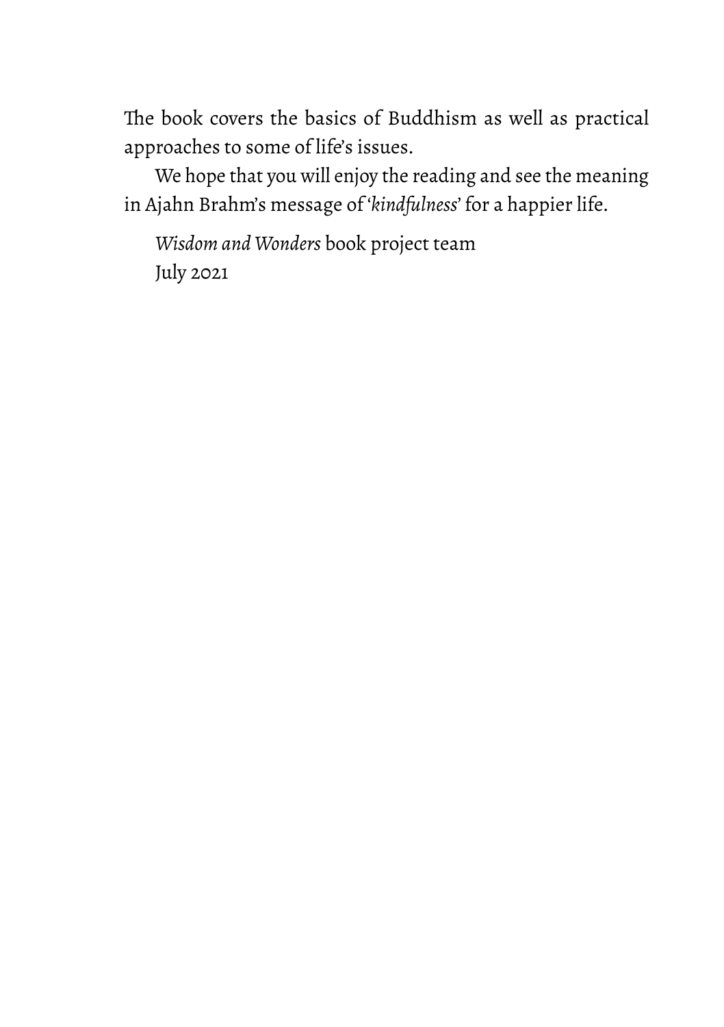The book covers the basics of Buddhism as well as practical approaches to some of life's issues.

We hope that you will enjoy the reading and see the meaning in Ajahn Brahm's message of '*kindfulness*' for a happier life.

*Wisdom and Wonders* book project team
July 2021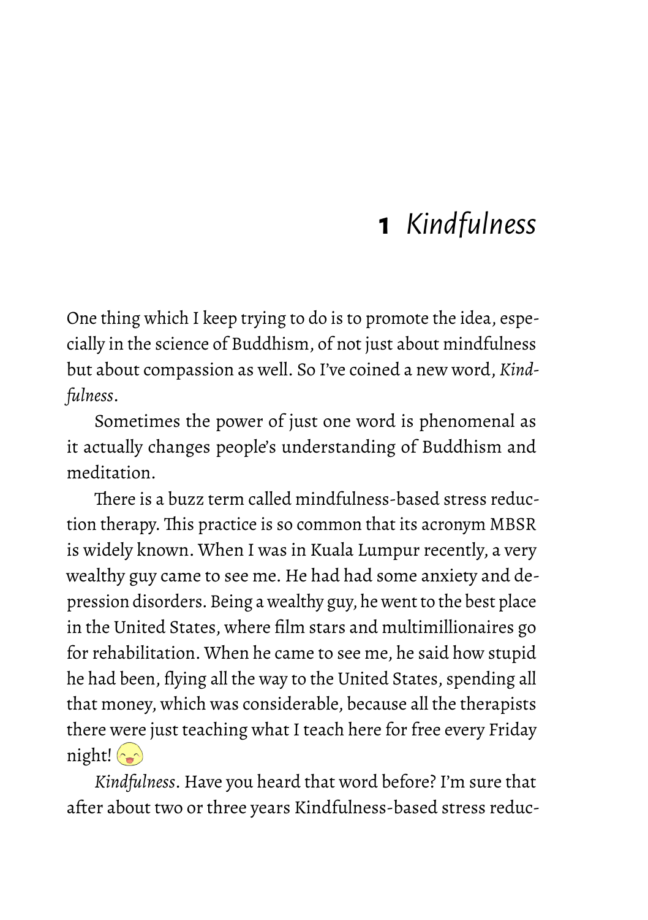# 1 *Kindfulness*

One thing which I keep trying to do is to promote the idea, especially in the science of Buddhism, of not just about mindfulness but about compassion as well. So I've coined a new word, *Kindfulness*.

Sometimes the power of just one word is phenomenal as it actually changes people's understanding of Buddhism and meditation.

There is a buzz term called mindfulness-based stress reduction therapy. This practice is so common that its acronym MBSR is widely known. When I was in Kuala Lumpur recently, a very wealthy guy came to see me. He had had some anxiety and depression disorders. Being a wealthy guy, he went to the best place in the United States, where film stars and multimillionaires go for rehabilitation. When he came to see me, he said how stupid he had been, flying all the way to the United States, spending all that money, which was considerable, because all the therapists there were just teaching what I teach here for free every Friday night!

*Kindfulness*. Have you heard that word before? I'm sure that after about two or three years Kindfulness-based stress reduc-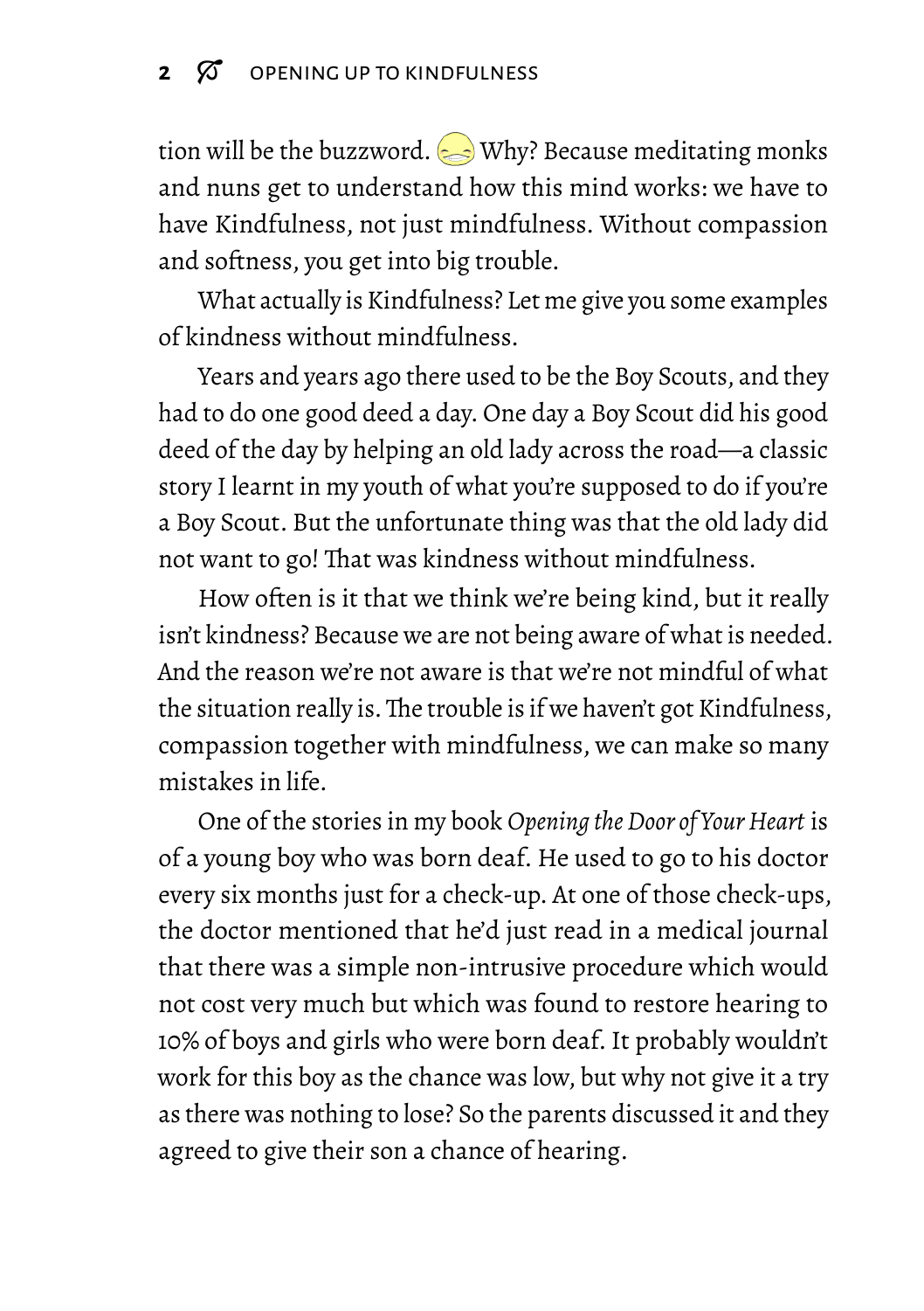tion will be the buzzword. Why? Because meditating monks and nuns get to understand how this mind works: we have to have Kindfulness, not just mindfulness. Without compassion and softness, you get into big trouble.

What actually is Kindfulness? Let me give you some examples of kindness without mindfulness.

Years and years ago there used to be the Boy Scouts, and they had to do one good deed a day. One day a Boy Scout did his good deed of the day by helping an old lady across the road—a classic story I learnt in my youth of what you're supposed to do if you're a Boy Scout. But the unfortunate thing was that the old lady did not want to go! That was kindness without mindfulness.

How often is it that we think we're being kind, but it really isn't kindness? Because we are not being aware of what is needed. And the reason we're not aware is that we're not mindful of what the situation really is. The trouble is if we haven't got Kindfulness, compassion together with mindfulness, we can make so many mistakes in life.

One of the stories in my book *Opening the Door of Your Heart* is of a young boy who was born deaf. He used to go to his doctor every six months just for a check-up. At one of those check-ups, the doctor mentioned that he'd just read in a medical journal that there was a simple non-intrusive procedure which would not cost very much but which was found to restore hearing to 10% of boys and girls who were born deaf. It probably wouldn't work for this boy as the chance was low, but why not give it a try as there was nothing to lose? So the parents discussed it and they agreed to give their son a chance of hearing.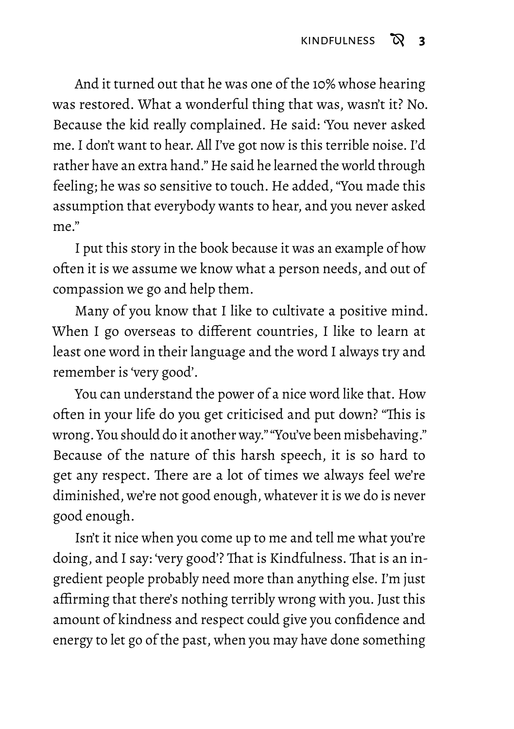And it turned out that he was one of the 10% whose hearing was restored. What a wonderful thing that was, wasn't it? No. Because the kid really complained. He said: 'You never asked me. I don't want to hear. All I've got now is this terrible noise. I'd rather have an extra hand." He said he learned the world through feeling; he was so sensitive to touch. He added, "You made this assumption that everybody wants to hear, and you never asked me."

I put this story in the book because it was an example of how often it is we assume we know what a person needs, and out of compassion we go and help them.

Many of you know that I like to cultivate a positive mind. When I go overseas to different countries, I like to learn at least one word in their language and the word I always try and remember is 'very good'.

You can understand the power of a nice word like that. How often in your life do you get criticised and put down? "This is wrong. You should do it another way." "You've been misbehaving." Because of the nature of this harsh speech, it is so hard to get any respect. There are a lot of times we always feel we're diminished, we're not good enough, whatever it is we do is never good enough.

Isn't it nice when you come up to me and tell me what you're doing, and I say: 'very good'? That is Kindfulness. That is an ingredient people probably need more than anything else. I'm just affirming that there's nothing terribly wrong with you. Just this amount of kindness and respect could give you confidence and energy to let go of the past, when you may have done something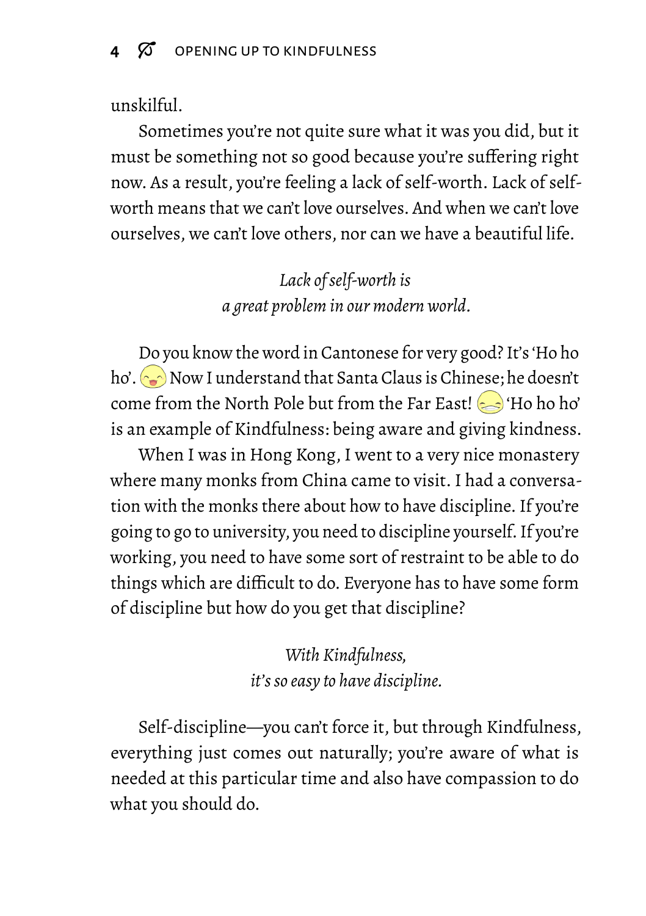unskilful.

Sometimes you're not quite sure what it was you did, but it must be something not so good because you're suffering right now. As a result, you're feeling a lack of self-worth. Lack of self-worth means that we can't love ourselves. And when we can't love ourselves, we can't love others, nor can we have a beautiful life.

*Lack of self-worth is a great problem in our modern world.*

Do you know the word in Cantonese for very good? It's 'Ho ho ho'. Now I understand that Santa Claus is Chinese; he doesn't come from the North Pole but from the Far East! 'Ho ho ho' is an example of Kindfulness: being aware and giving kindness.

When I was in Hong Kong, I went to a very nice monastery where many monks from China came to visit. I had a conversation with the monks there about how to have discipline. If you're going to go to university, you need to discipline yourself. If you're working, you need to have some sort of restraint to be able to do things which are difficult to do. Everyone has to have some form of discipline but how do you get that discipline?

*With Kindfulness, it's so easy to have discipline.*

Self-discipline—you can't force it, but through Kindfulness, everything just comes out naturally; you're aware of what is needed at this particular time and also have compassion to do what you should do.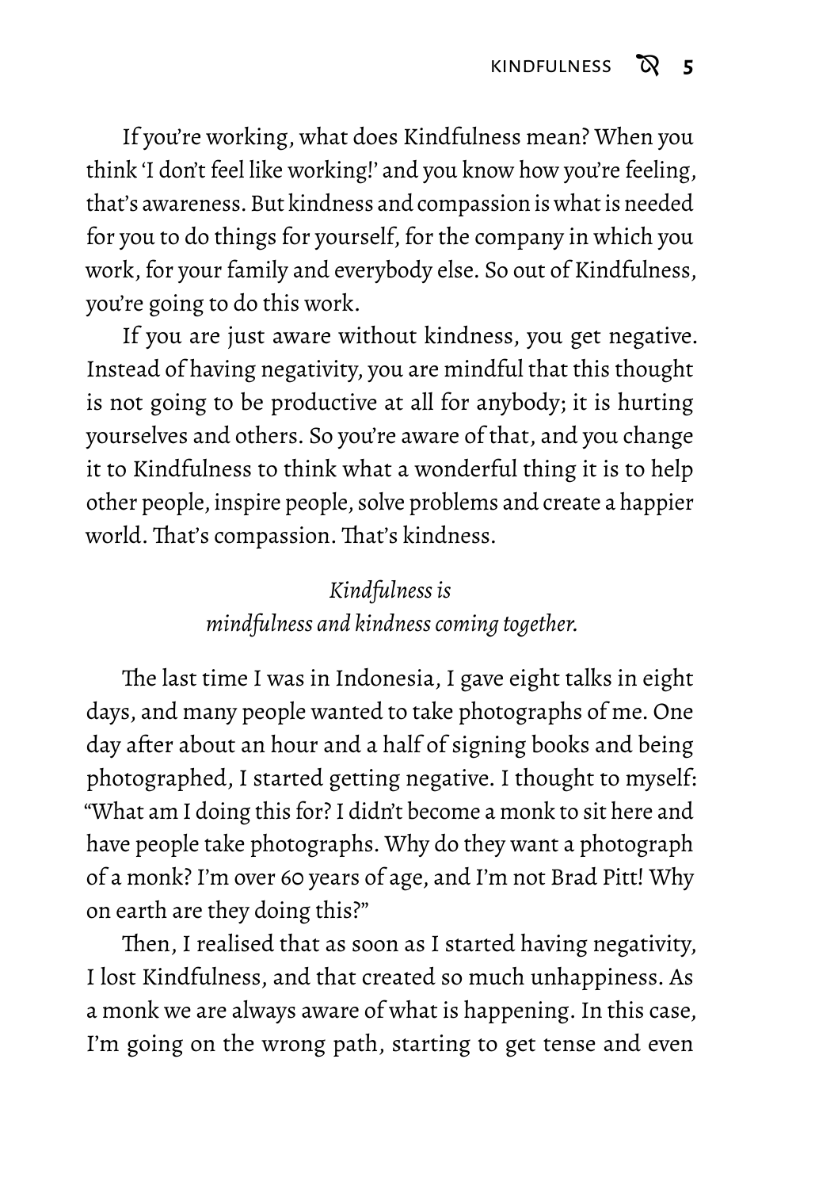If you're working, what does Kindfulness mean? When you think 'I don't feel like working!' and you know how you're feeling, that's awareness. But kindness and compassion is what is needed for you to do things for yourself, for the company in which you work, for your family and everybody else. So out of Kindfulness, you're going to do this work.

If you are just aware without kindness, you get negative. Instead of having negativity, you are mindful that this thought is not going to be productive at all for anybody; it is hurting yourselves and others. So you're aware of that, and you change it to Kindfulness to think what a wonderful thing it is to help other people, inspire people, solve problems and create a happier world. That's compassion. That's kindness.

*Kindfulness is*
*mindfulness and kindness coming together.*

The last time I was in Indonesia, I gave eight talks in eight days, and many people wanted to take photographs of me. One day after about an hour and a half of signing books and being photographed, I started getting negative. I thought to myself: "What am I doing this for? I didn't become a monk to sit here and have people take photographs. Why do they want a photograph of a monk? I'm over 60 years of age, and I'm not Brad Pitt! Why on earth are they doing this?"

Then, I realised that as soon as I started having negativity, I lost Kindfulness, and that created so much unhappiness. As a monk we are always aware of what is happening. In this case, I'm going on the wrong path, starting to get tense and even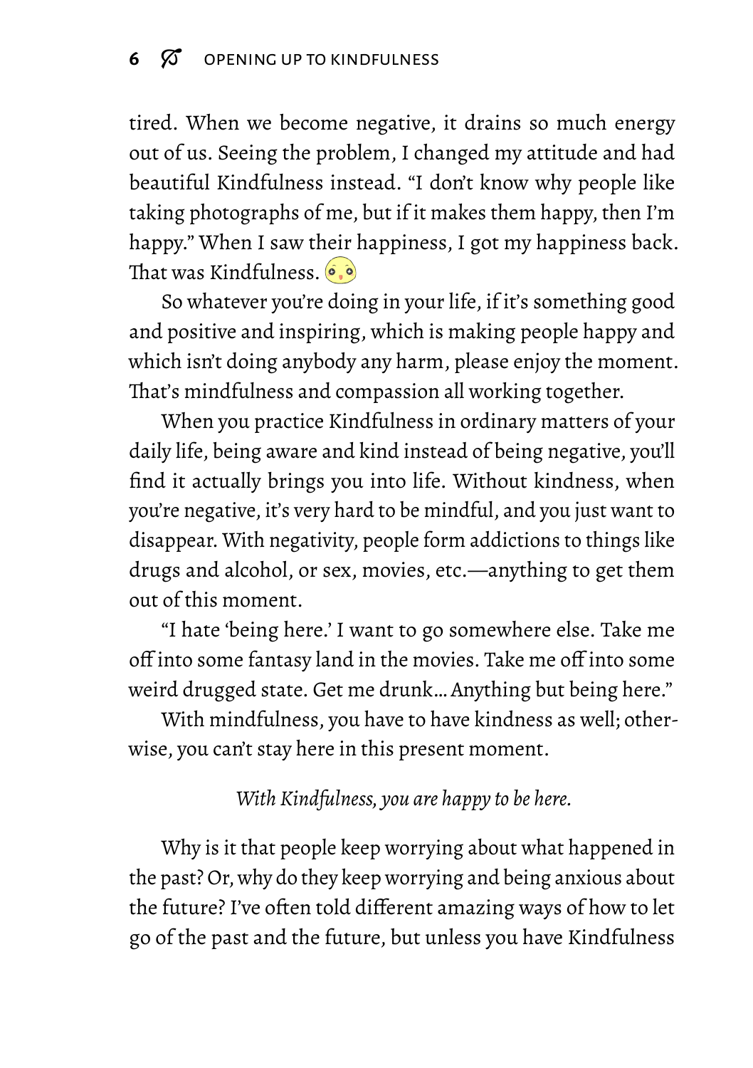tired. When we become negative, it drains so much energy out of us. Seeing the problem, I changed my attitude and had beautiful Kindfulness instead. "I don't know why people like taking photographs of me, but if it makes them happy, then I'm happy." When I saw their happiness, I got my happiness back. That was Kindfulness.

So whatever you're doing in your life, if it's something good and positive and inspiring, which is making people happy and which isn't doing anybody any harm, please enjoy the moment. That's mindfulness and compassion all working together.

When you practice Kindfulness in ordinary matters of your daily life, being aware and kind instead of being negative, you'll find it actually brings you into life. Without kindness, when you're negative, it's very hard to be mindful, and you just want to disappear. With negativity, people form addictions to things like drugs and alcohol, or sex, movies, etc.—anything to get them out of this moment.

"I hate 'being here.' I want to go somewhere else. Take me off into some fantasy land in the movies. Take me off into some weird drugged state. Get me drunk… Anything but being here."

With mindfulness, you have to have kindness as well; otherwise, you can't stay here in this present moment.

*With Kindfulness, you are happy to be here.*

Why is it that people keep worrying about what happened in the past? Or, why do they keep worrying and being anxious about the future? I've often told different amazing ways of how to let go of the past and the future, but unless you have Kindfulness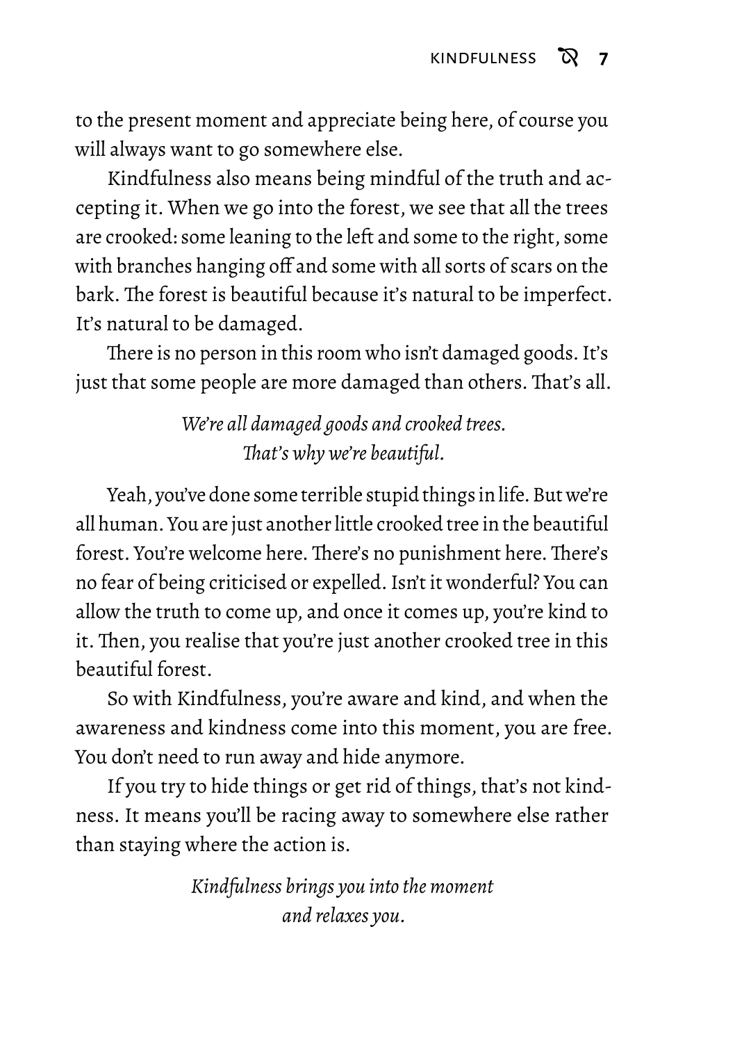to the present moment and appreciate being here, of course you will always want to go somewhere else.

Kindfulness also means being mindful of the truth and accepting it. When we go into the forest, we see that all the trees are crooked: some leaning to the left and some to the right, some with branches hanging off and some with all sorts of scars on the bark. The forest is beautiful because it's natural to be imperfect. It's natural to be damaged.

There is no person in this room who isn't damaged goods. It's just that some people are more damaged than others. That's all.

*We're all damaged goods and crooked trees.*
*That's why we're beautiful.*

Yeah, you've done some terrible stupid things in life. But we're all human. You are just another little crooked tree in the beautiful forest. You're welcome here. There's no punishment here. There's no fear of being criticised or expelled. Isn't it wonderful? You can allow the truth to come up, and once it comes up, you're kind to it. Then, you realise that you're just another crooked tree in this beautiful forest.

So with Kindfulness, you're aware and kind, and when the awareness and kindness come into this moment, you are free. You don't need to run away and hide anymore.

If you try to hide things or get rid of things, that's not kindness. It means you'll be racing away to somewhere else rather than staying where the action is.

*Kindfulness brings you into the moment*
*and relaxes you.*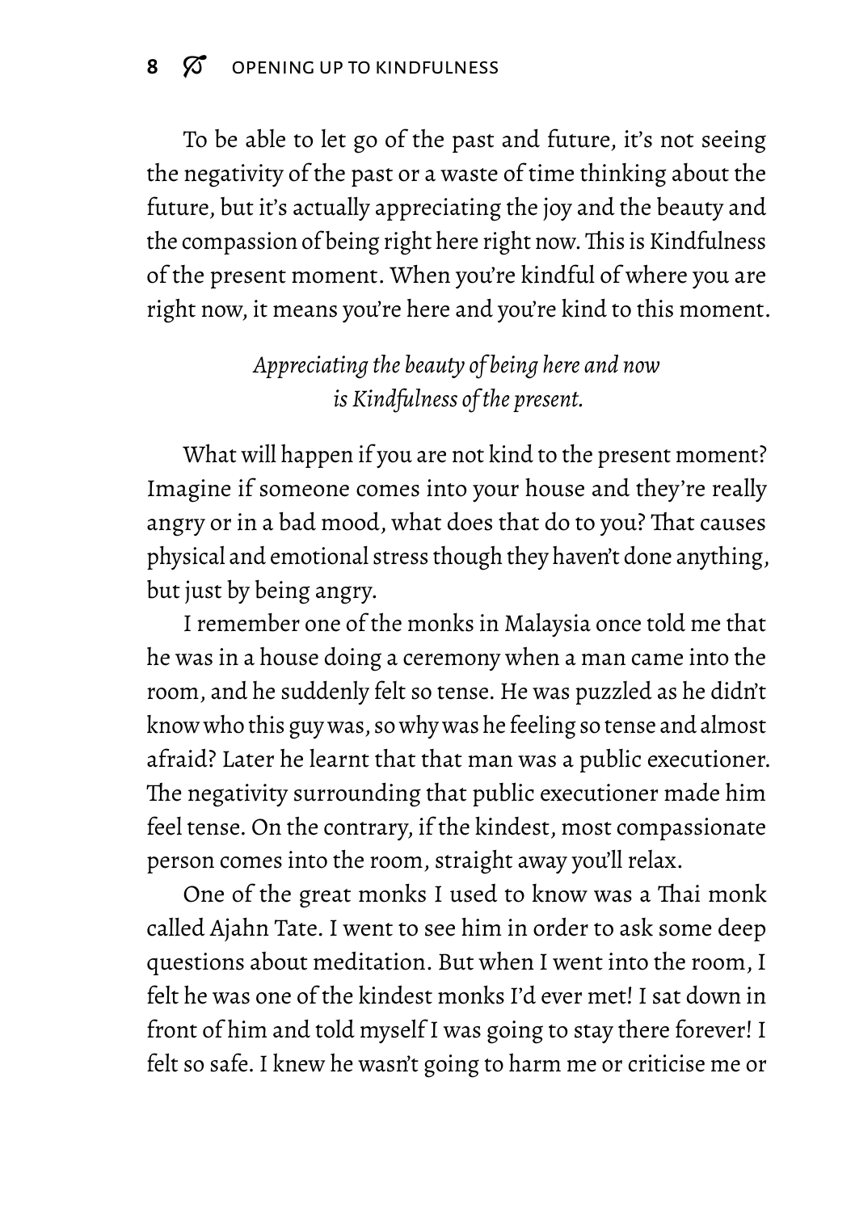To be able to let go of the past and future, it's not seeing the negativity of the past or a waste of time thinking about the future, but it's actually appreciating the joy and the beauty and the compassion of being right here right now. This is Kindfulness of the present moment. When you're kindful of where you are right now, it means you're here and you're kind to this moment.

*Appreciating the beauty of being here and now is Kindfulness of the present.*

What will happen if you are not kind to the present moment? Imagine if someone comes into your house and they're really angry or in a bad mood, what does that do to you? That causes physical and emotional stress though they haven't done anything, but just by being angry.

I remember one of the monks in Malaysia once told me that he was in a house doing a ceremony when a man came into the room, and he suddenly felt so tense. He was puzzled as he didn't know who this guy was, so why was he feeling so tense and almost afraid? Later he learnt that that man was a public executioner. The negativity surrounding that public executioner made him feel tense. On the contrary, if the kindest, most compassionate person comes into the room, straight away you'll relax.

One of the great monks I used to know was a Thai monk called Ajahn Tate. I went to see him in order to ask some deep questions about meditation. But when I went into the room, I felt he was one of the kindest monks I'd ever met! I sat down in front of him and told myself I was going to stay there forever! I felt so safe. I knew he wasn't going to harm me or criticise me or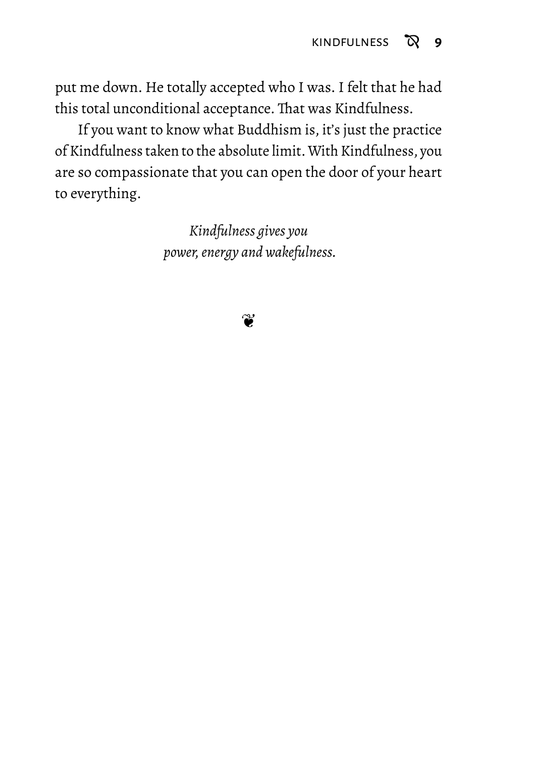put me down. He totally accepted who I was. I felt that he had this total unconditional acceptance. That was Kindfulness.

If you want to know what Buddhism is, it's just the practice of Kindfulness taken to the absolute limit. With Kindfulness, you are so compassionate that you can open the door of your heart to everything.

*Kindfulness gives you*
*power, energy and wakefulness.*

❦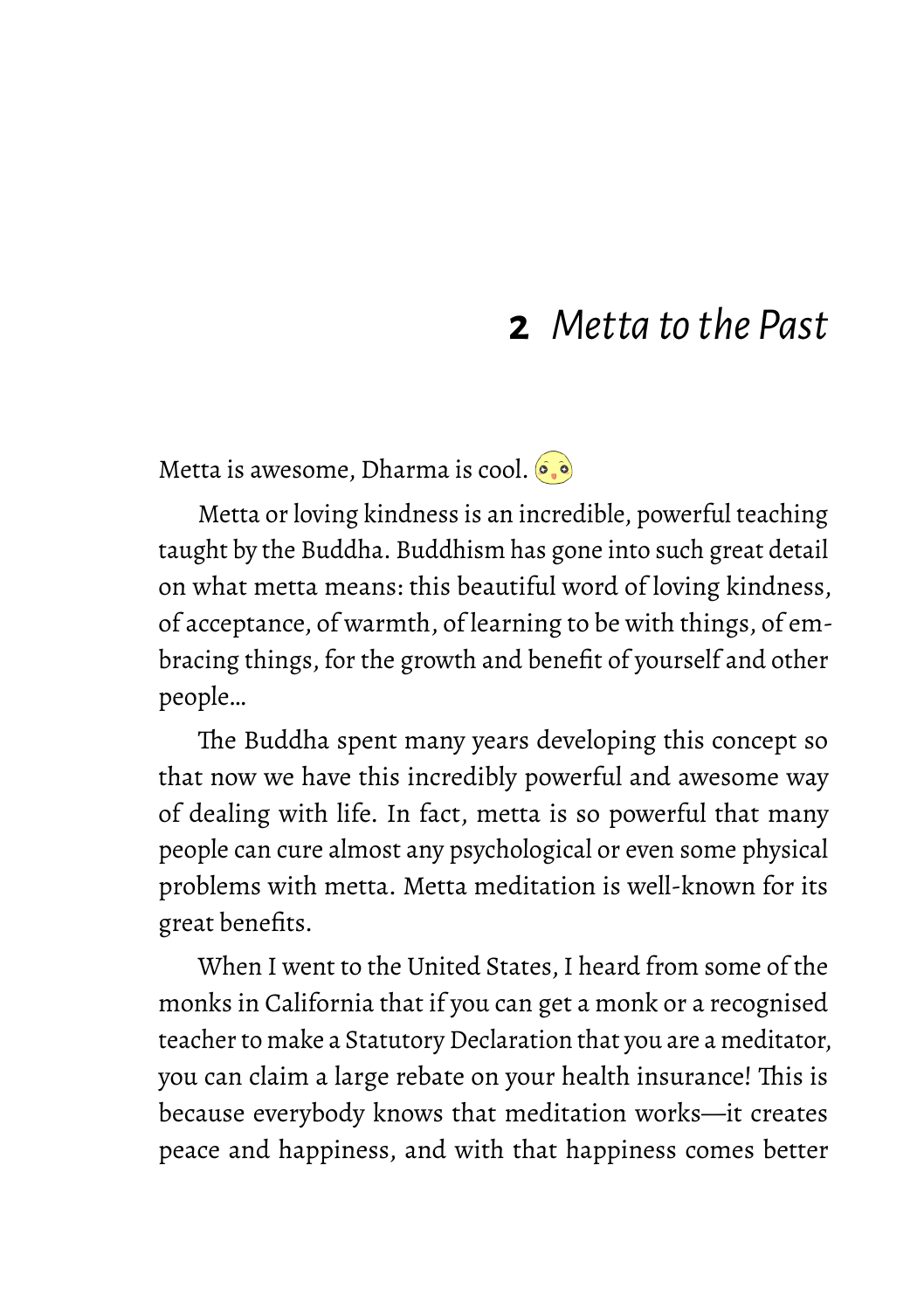# 2 *Metta to the Past*

Metta is awesome, Dharma is cool.

Metta or loving kindness is an incredible, powerful teaching taught by the Buddha. Buddhism has gone into such great detail on what metta means: this beautiful word of loving kindness, of acceptance, of warmth, of learning to be with things, of embracing things, for the growth and benefit of yourself and other people…

The Buddha spent many years developing this concept so that now we have this incredibly powerful and awesome way of dealing with life. In fact, metta is so powerful that many people can cure almost any psychological or even some physical problems with metta. Metta meditation is well-known for its great benefits.

When I went to the United States, I heard from some of the monks in California that if you can get a monk or a recognised teacher to make a Statutory Declaration that you are a meditator, you can claim a large rebate on your health insurance! This is because everybody knows that meditation works—it creates peace and happiness, and with that happiness comes better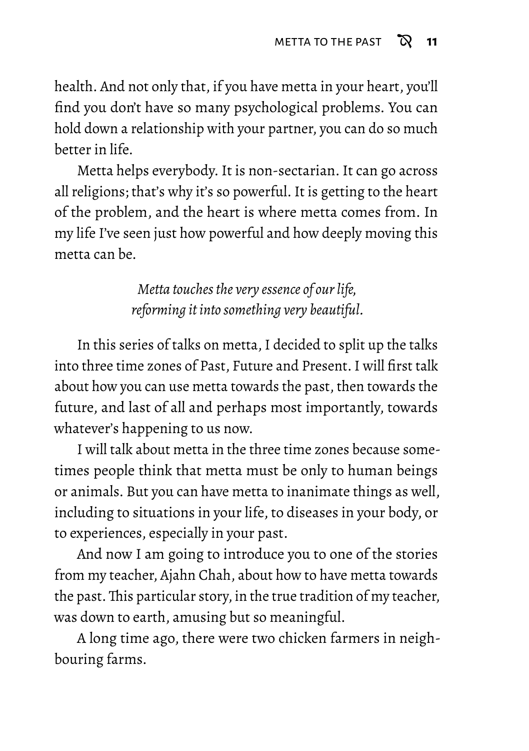health. And not only that, if you have metta in your heart, you'll find you don't have so many psychological problems. You can hold down a relationship with your partner, you can do so much better in life.

Metta helps everybody. It is non-sectarian. It can go across all religions; that's why it's so powerful. It is getting to the heart of the problem, and the heart is where metta comes from. In my life I've seen just how powerful and how deeply moving this metta can be.

*Metta touches the very essence of our life, reforming it into something very beautiful.*

In this series of talks on metta, I decided to split up the talks into three time zones of Past, Future and Present. I will first talk about how you can use metta towards the past, then towards the future, and last of all and perhaps most importantly, towards whatever's happening to us now.

I will talk about metta in the three time zones because sometimes people think that metta must be only to human beings or animals. But you can have metta to inanimate things as well, including to situations in your life, to diseases in your body, or to experiences, especially in your past.

And now I am going to introduce you to one of the stories from my teacher, Ajahn Chah, about how to have metta towards the past. This particular story, in the true tradition of my teacher, was down to earth, amusing but so meaningful.

A long time ago, there were two chicken farmers in neighbouring farms.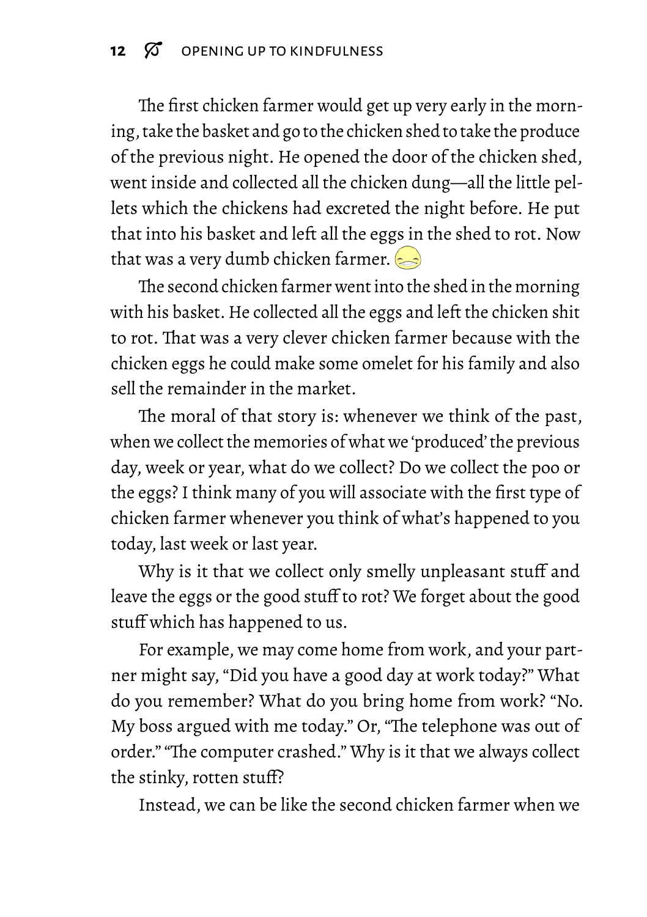The first chicken farmer would get up very early in the morning, take the basket and go to the chicken shed to take the produce of the previous night. He opened the door of the chicken shed, went inside and collected all the chicken dung—all the little pellets which the chickens had excreted the night before. He put that into his basket and left all the eggs in the shed to rot. Now that was a very dumb chicken farmer.

The second chicken farmer went into the shed in the morning with his basket. He collected all the eggs and left the chicken shit to rot. That was a very clever chicken farmer because with the chicken eggs he could make some omelet for his family and also sell the remainder in the market.

The moral of that story is: whenever we think of the past, when we collect the memories of what we 'produced' the previous day, week or year, what do we collect? Do we collect the poo or the eggs? I think many of you will associate with the first type of chicken farmer whenever you think of what's happened to you today, last week or last year.

Why is it that we collect only smelly unpleasant stuff and leave the eggs or the good stuff to rot? We forget about the good stuff which has happened to us.

For example, we may come home from work, and your partner might say, "Did you have a good day at work today?" What do you remember? What do you bring home from work? "No. My boss argued with me today." Or, "The telephone was out of order." "The computer crashed." Why is it that we always collect the stinky, rotten stuff?

Instead, we can be like the second chicken farmer when we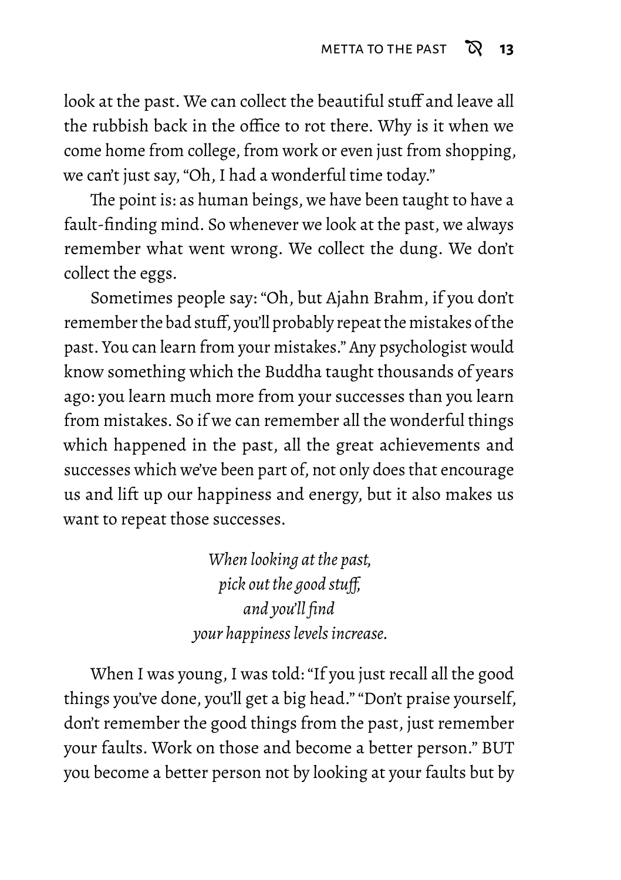look at the past. We can collect the beautiful stuff and leave all the rubbish back in the office to rot there. Why is it when we come home from college, from work or even just from shopping, we can't just say, "Oh, I had a wonderful time today."

The point is: as human beings, we have been taught to have a fault-finding mind. So whenever we look at the past, we always remember what went wrong. We collect the dung. We don't collect the eggs.

Sometimes people say: "Oh, but Ajahn Brahm, if you don't remember the bad stuff, you'll probably repeat the mistakes of the past. You can learn from your mistakes." Any psychologist would know something which the Buddha taught thousands of years ago: you learn much more from your successes than you learn from mistakes. So if we can remember all the wonderful things which happened in the past, all the great achievements and successes which we've been part of, not only does that encourage us and lift up our happiness and energy, but it also makes us want to repeat those successes.

*When looking at the past,*
*pick out the good stuff,*
*and you'll find*
*your happiness levels increase.*

When I was young, I was told: "If you just recall all the good things you've done, you'll get a big head." "Don't praise yourself, don't remember the good things from the past, just remember your faults. Work on those and become a better person." BUT you become a better person not by looking at your faults but by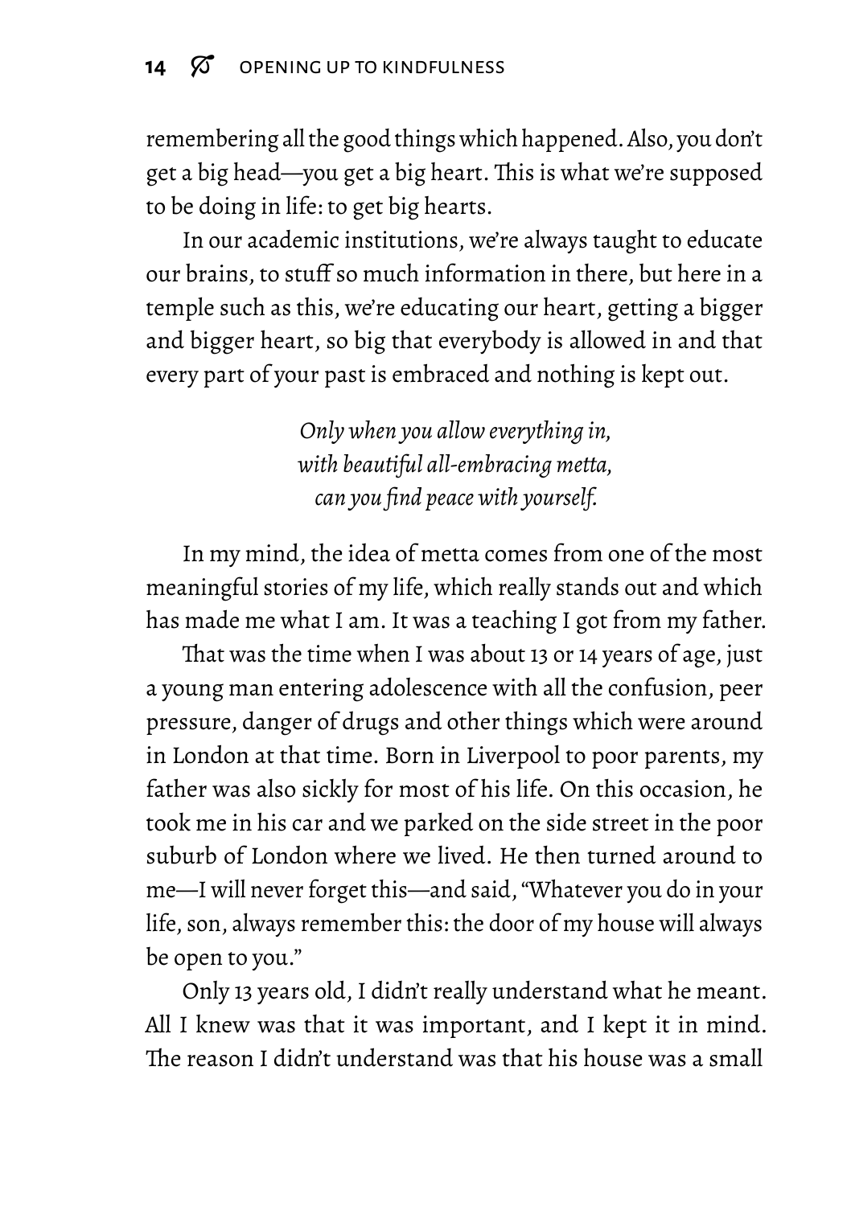remembering all the good things which happened. Also, you don't get a big head—you get a big heart. This is what we're supposed to be doing in life: to get big hearts.

In our academic institutions, we're always taught to educate our brains, to stuff so much information in there, but here in a temple such as this, we're educating our heart, getting a bigger and bigger heart, so big that everybody is allowed in and that every part of your past is embraced and nothing is kept out.

*Only when you allow everything in,*
*with beautiful all-embracing metta,*
*can you find peace with yourself.*

In my mind, the idea of metta comes from one of the most meaningful stories of my life, which really stands out and which has made me what I am. It was a teaching I got from my father.

That was the time when I was about 13 or 14 years of age, just a young man entering adolescence with all the confusion, peer pressure, danger of drugs and other things which were around in London at that time. Born in Liverpool to poor parents, my father was also sickly for most of his life. On this occasion, he took me in his car and we parked on the side street in the poor suburb of London where we lived. He then turned around to me—I will never forget this—and said, "Whatever you do in your life, son, always remember this: the door of my house will always be open to you."

Only 13 years old, I didn't really understand what he meant. All I knew was that it was important, and I kept it in mind. The reason I didn't understand was that his house was a small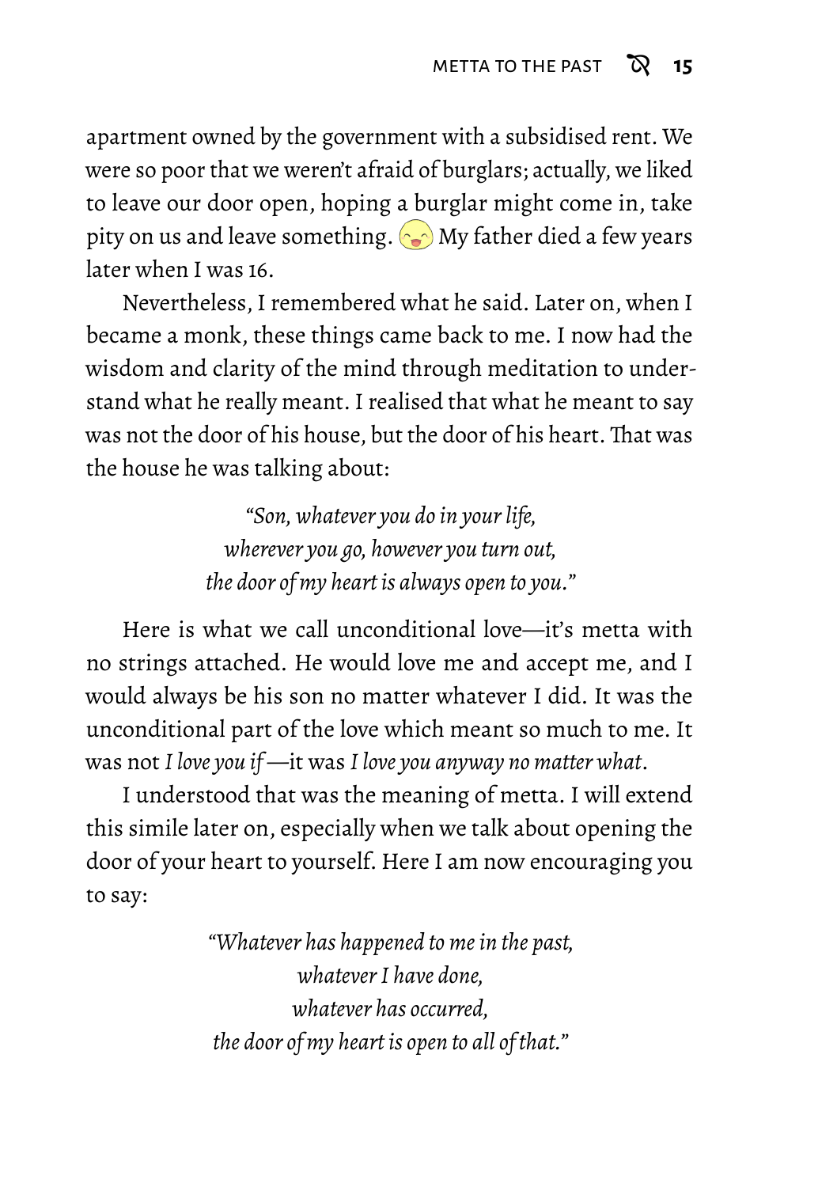apartment owned by the government with a subsidised rent. We were so poor that we weren't afraid of burglars; actually, we liked to leave our door open, hoping a burglar might come in, take pity on us and leave something. My father died a few years later when I was 16.

Nevertheless, I remembered what he said. Later on, when I became a monk, these things came back to me. I now had the wisdom and clarity of the mind through meditation to understand what he really meant. I realised that what he meant to say was not the door of his house, but the door of his heart. That was the house he was talking about:

> *"Son, whatever you do in your life,*
> *wherever you go, however you turn out,*
> *the door of my heart is always open to you."*

Here is what we call unconditional love—it's metta with no strings attached. He would love me and accept me, and I would always be his son no matter whatever I did. It was the unconditional part of the love which meant so much to me. It was not *I love you if*—it was *I love you anyway no matter what*.

I understood that was the meaning of metta. I will extend this simile later on, especially when we talk about opening the door of your heart to yourself. Here I am now encouraging you to say:

> *"Whatever has happened to me in the past,*
> *whatever I have done,*
> *whatever has occurred,*
> *the door of my heart is open to all of that."*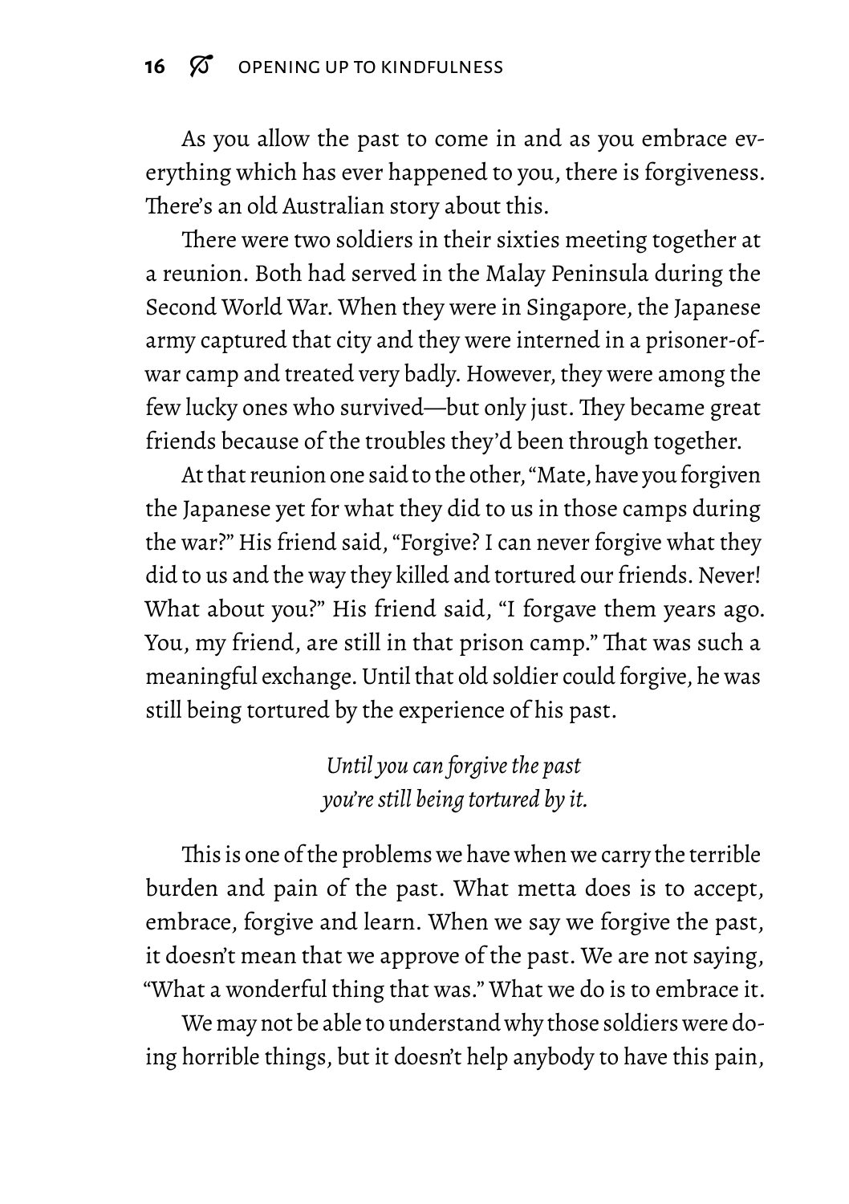As you allow the past to come in and as you embrace everything which has ever happened to you, there is forgiveness. There's an old Australian story about this.

There were two soldiers in their sixties meeting together at a reunion. Both had served in the Malay Peninsula during the Second World War. When they were in Singapore, the Japanese army captured that city and they were interned in a prisoner-of-war camp and treated very badly. However, they were among the few lucky ones who survived—but only just. They became great friends because of the troubles they'd been through together.

At that reunion one said to the other, "Mate, have you forgiven the Japanese yet for what they did to us in those camps during the war?" His friend said, "Forgive? I can never forgive what they did to us and the way they killed and tortured our friends. Never! What about you?" His friend said, "I forgave them years ago. You, my friend, are still in that prison camp." That was such a meaningful exchange. Until that old soldier could forgive, he was still being tortured by the experience of his past.

*Until you can forgive the past*
*you're still being tortured by it.*

This is one of the problems we have when we carry the terrible burden and pain of the past. What metta does is to accept, embrace, forgive and learn. When we say we forgive the past, it doesn't mean that we approve of the past. We are not saying, "What a wonderful thing that was." What we do is to embrace it.

We may not be able to understand why those soldiers were doing horrible things, but it doesn't help anybody to have this pain,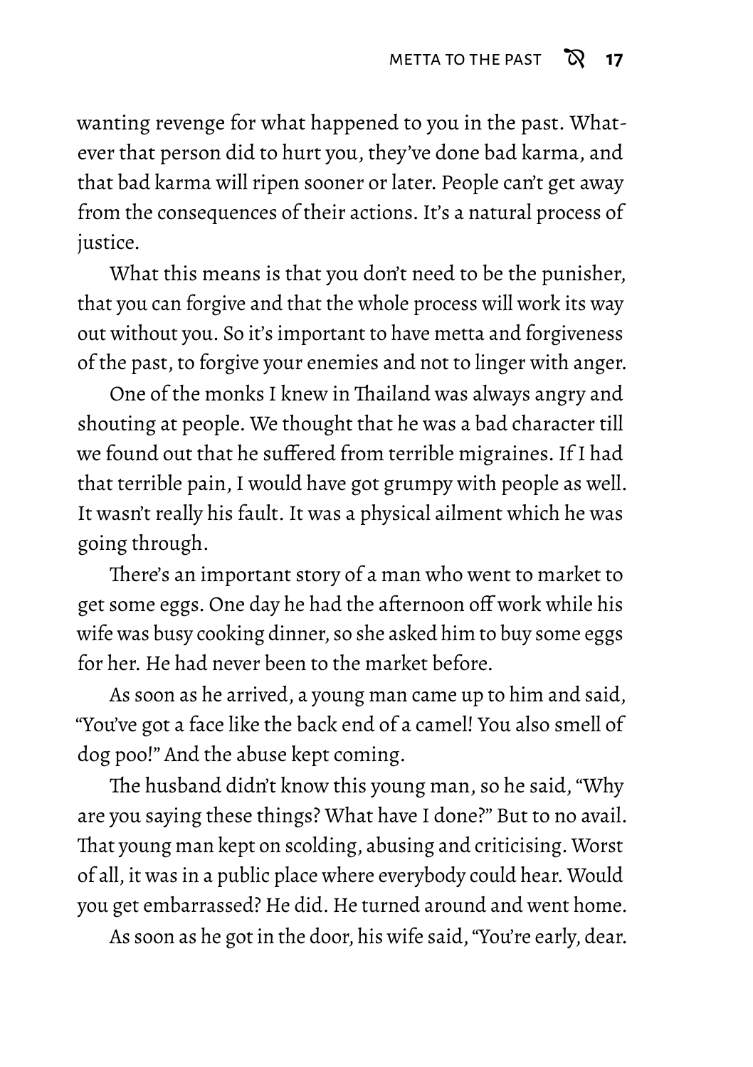wanting revenge for what happened to you in the past. Whatever that person did to hurt you, they've done bad karma, and that bad karma will ripen sooner or later. People can't get away from the consequences of their actions. It's a natural process of justice.

What this means is that you don't need to be the punisher, that you can forgive and that the whole process will work its way out without you. So it's important to have metta and forgiveness of the past, to forgive your enemies and not to linger with anger.

One of the monks I knew in Thailand was always angry and shouting at people. We thought that he was a bad character till we found out that he suffered from terrible migraines. If I had that terrible pain, I would have got grumpy with people as well. It wasn't really his fault. It was a physical ailment which he was going through.

There's an important story of a man who went to market to get some eggs. One day he had the afternoon off work while his wife was busy cooking dinner, so she asked him to buy some eggs for her. He had never been to the market before.

As soon as he arrived, a young man came up to him and said, "You've got a face like the back end of a camel! You also smell of dog poo!" And the abuse kept coming.

The husband didn't know this young man, so he said, "Why are you saying these things? What have I done?" But to no avail. That young man kept on scolding, abusing and criticising. Worst of all, it was in a public place where everybody could hear. Would you get embarrassed? He did. He turned around and went home.

As soon as he got in the door, his wife said, "You're early, dear.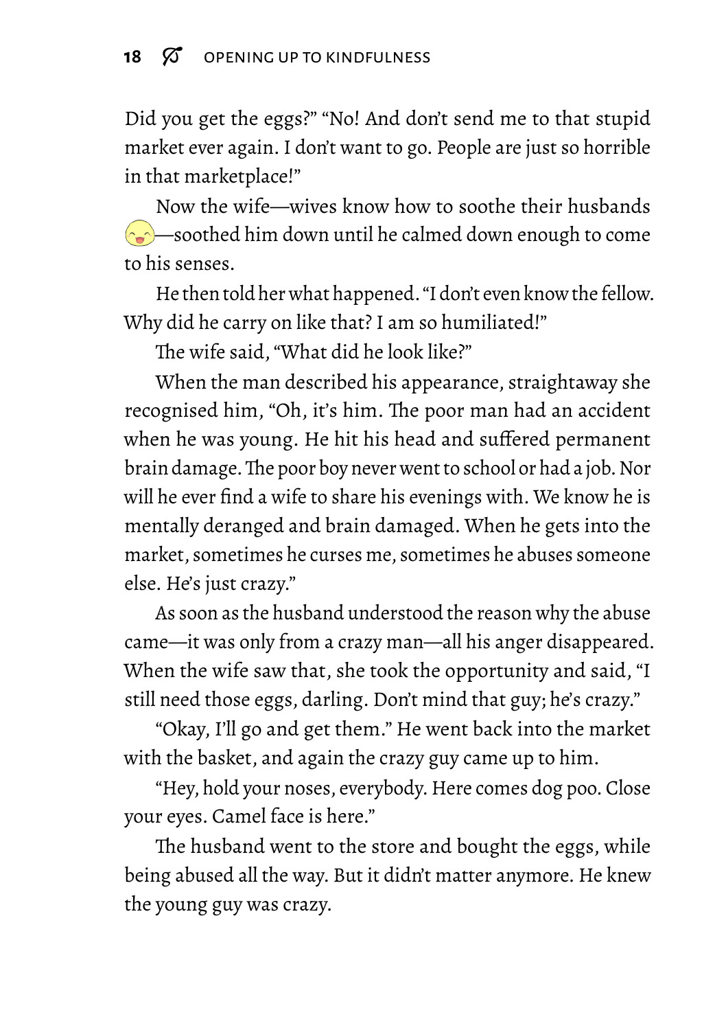Did you get the eggs?" "No! And don't send me to that stupid market ever again. I don't want to go. People are just so horrible in that marketplace!"

Now the wife—wives know how to soothe their husbands 😊—soothed him down until he calmed down enough to come to his senses.

He then told her what happened. "I don't even know the fellow. Why did he carry on like that? I am so humiliated!"

The wife said, "What did he look like?"

When the man described his appearance, straightaway she recognised him, "Oh, it's him. The poor man had an accident when he was young. He hit his head and suffered permanent brain damage. The poor boy never went to school or had a job. Nor will he ever find a wife to share his evenings with. We know he is mentally deranged and brain damaged. When he gets into the market, sometimes he curses me, sometimes he abuses someone else. He's just crazy."

As soon as the husband understood the reason why the abuse came—it was only from a crazy man—all his anger disappeared. When the wife saw that, she took the opportunity and said, "I still need those eggs, darling. Don't mind that guy; he's crazy."

"Okay, I'll go and get them." He went back into the market with the basket, and again the crazy guy came up to him.

"Hey, hold your noses, everybody. Here comes dog poo. Close your eyes. Camel face is here."

The husband went to the store and bought the eggs, while being abused all the way. But it didn't matter anymore. He knew the young guy was crazy.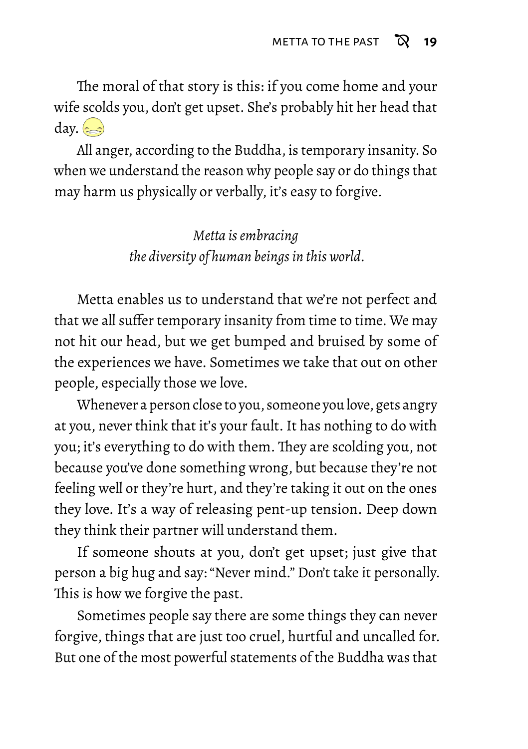The moral of that story is this: if you come home and your wife scolds you, don't get upset. She's probably hit her head that day.

All anger, according to the Buddha, is temporary insanity. So when we understand the reason why people say or do things that may harm us physically or verbally, it's easy to forgive.

*Metta is embracing*
*the diversity of human beings in this world.*

Metta enables us to understand that we're not perfect and that we all suffer temporary insanity from time to time. We may not hit our head, but we get bumped and bruised by some of the experiences we have. Sometimes we take that out on other people, especially those we love.

Whenever a person close to you, someone you love, gets angry at you, never think that it's your fault. It has nothing to do with you; it's everything to do with them. They are scolding you, not because you've done something wrong, but because they're not feeling well or they're hurt, and they're taking it out on the ones they love. It's a way of releasing pent-up tension. Deep down they think their partner will understand them.

If someone shouts at you, don't get upset; just give that person a big hug and say: "Never mind." Don't take it personally. This is how we forgive the past.

Sometimes people say there are some things they can never forgive, things that are just too cruel, hurtful and uncalled for. But one of the most powerful statements of the Buddha was that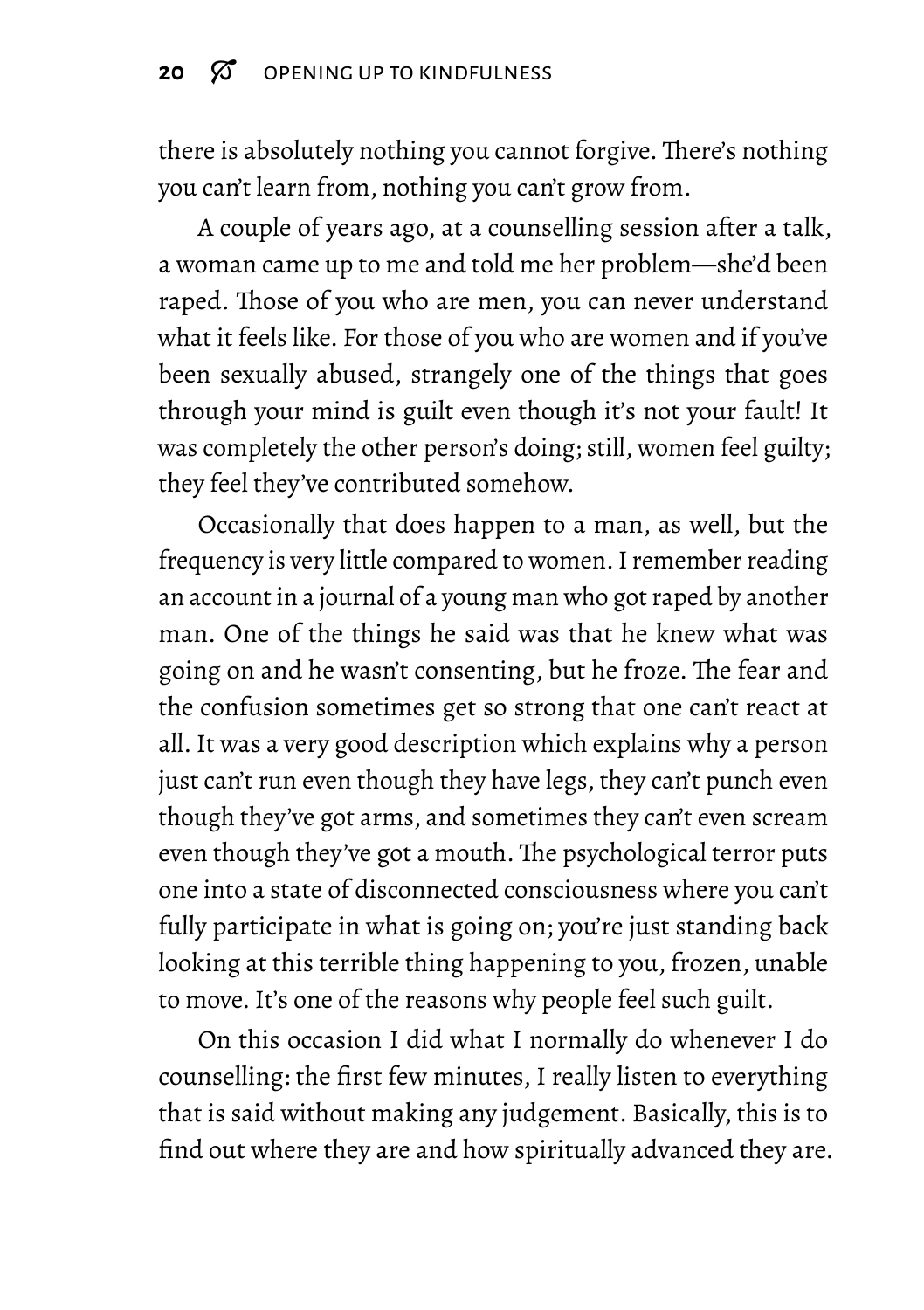there is absolutely nothing you cannot forgive. There's nothing you can't learn from, nothing you can't grow from.

A couple of years ago, at a counselling session after a talk, a woman came up to me and told me her problem—she'd been raped. Those of you who are men, you can never understand what it feels like. For those of you who are women and if you've been sexually abused, strangely one of the things that goes through your mind is guilt even though it's not your fault! It was completely the other person's doing; still, women feel guilty; they feel they've contributed somehow.

Occasionally that does happen to a man, as well, but the frequency is very little compared to women. I remember reading an account in a journal of a young man who got raped by another man. One of the things he said was that he knew what was going on and he wasn't consenting, but he froze. The fear and the confusion sometimes get so strong that one can't react at all. It was a very good description which explains why a person just can't run even though they have legs, they can't punch even though they've got arms, and sometimes they can't even scream even though they've got a mouth. The psychological terror puts one into a state of disconnected consciousness where you can't fully participate in what is going on; you're just standing back looking at this terrible thing happening to you, frozen, unable to move. It's one of the reasons why people feel such guilt.

On this occasion I did what I normally do whenever I do counselling: the first few minutes, I really listen to everything that is said without making any judgement. Basically, this is to find out where they are and how spiritually advanced they are.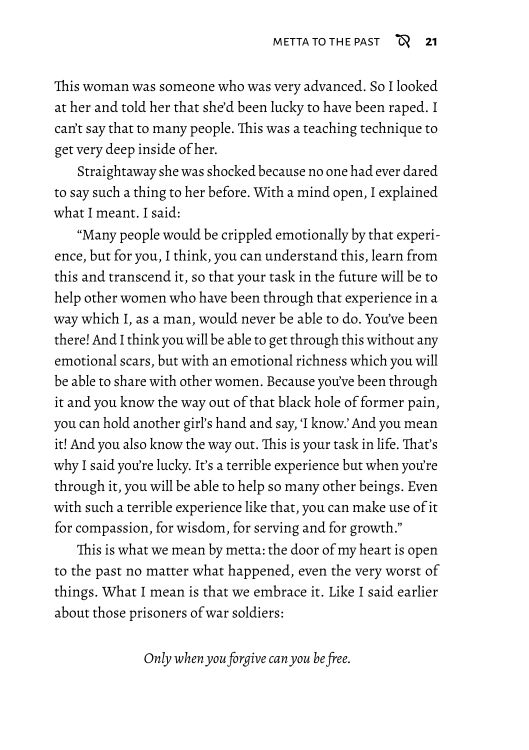This woman was someone who was very advanced. So I looked at her and told her that she'd been lucky to have been raped. I can't say that to many people. This was a teaching technique to get very deep inside of her.

Straightaway she was shocked because no one had ever dared to say such a thing to her before. With a mind open, I explained what I meant. I said:

"Many people would be crippled emotionally by that experience, but for you, I think, you can understand this, learn from this and transcend it, so that your task in the future will be to help other women who have been through that experience in a way which I, as a man, would never be able to do. You've been there! And I think you will be able to get through this without any emotional scars, but with an emotional richness which you will be able to share with other women. Because you've been through it and you know the way out of that black hole of former pain, you can hold another girl's hand and say, 'I know.' And you mean it! And you also know the way out. This is your task in life. That's why I said you're lucky. It's a terrible experience but when you're through it, you will be able to help so many other beings. Even with such a terrible experience like that, you can make use of it for compassion, for wisdom, for serving and for growth."

This is what we mean by metta: the door of my heart is open to the past no matter what happened, even the very worst of things. What I mean is that we embrace it. Like I said earlier about those prisoners of war soldiers:

*Only when you forgive can you be free.*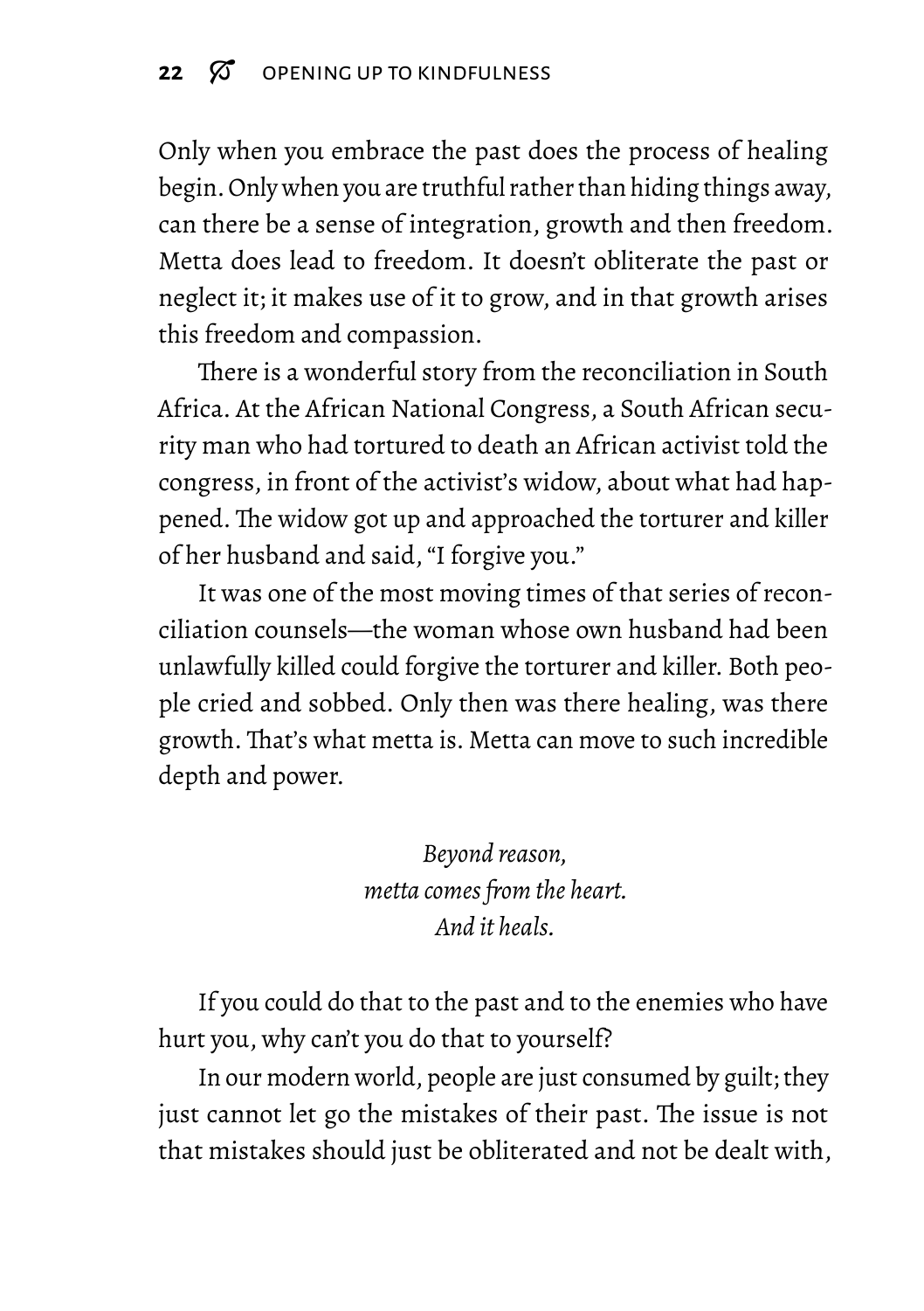Only when you embrace the past does the process of healing begin. Only when you are truthful rather than hiding things away, can there be a sense of integration, growth and then freedom. Metta does lead to freedom. It doesn't obliterate the past or neglect it; it makes use of it to grow, and in that growth arises this freedom and compassion.

There is a wonderful story from the reconciliation in South Africa. At the African National Congress, a South African security man who had tortured to death an African activist told the congress, in front of the activist's widow, about what had happened. The widow got up and approached the torturer and killer of her husband and said, "I forgive you."

It was one of the most moving times of that series of reconciliation counsels—the woman whose own husband had been unlawfully killed could forgive the torturer and killer. Both people cried and sobbed. Only then was there healing, was there growth. That's what metta is. Metta can move to such incredible depth and power.

*Beyond reason,*
*metta comes from the heart.*
*And it heals.*

If you could do that to the past and to the enemies who have hurt you, why can't you do that to yourself?

In our modern world, people are just consumed by guilt; they just cannot let go the mistakes of their past. The issue is not that mistakes should just be obliterated and not be dealt with,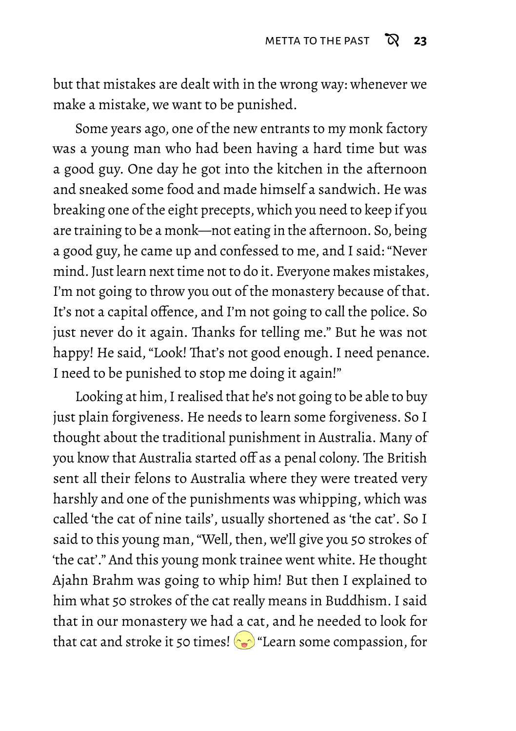but that mistakes are dealt with in the wrong way: whenever we make a mistake, we want to be punished.

Some years ago, one of the new entrants to my monk factory was a young man who had been having a hard time but was a good guy. One day he got into the kitchen in the afternoon and sneaked some food and made himself a sandwich. He was breaking one of the eight precepts, which you need to keep if you are training to be a monk—not eating in the afternoon. So, being a good guy, he came up and confessed to me, and I said: "Never mind. Just learn next time not to do it. Everyone makes mistakes, I'm not going to throw you out of the monastery because of that. It's not a capital offence, and I'm not going to call the police. So just never do it again. Thanks for telling me." But he was not happy! He said, "Look! That's not good enough. I need penance. I need to be punished to stop me doing it again!"

Looking at him, I realised that he's not going to be able to buy just plain forgiveness. He needs to learn some forgiveness. So I thought about the traditional punishment in Australia. Many of you know that Australia started off as a penal colony. The British sent all their felons to Australia where they were treated very harshly and one of the punishments was whipping, which was called 'the cat of nine tails', usually shortened as 'the cat'. So I said to this young man, "Well, then, we'll give you 50 strokes of 'the cat'." And this young monk trainee went white. He thought Ajahn Brahm was going to whip him! But then I explained to him what 50 strokes of the cat really means in Buddhism. I said that in our monastery we had a cat, and he needed to look for that cat and stroke it 50 times! 😄 "Learn some compassion, for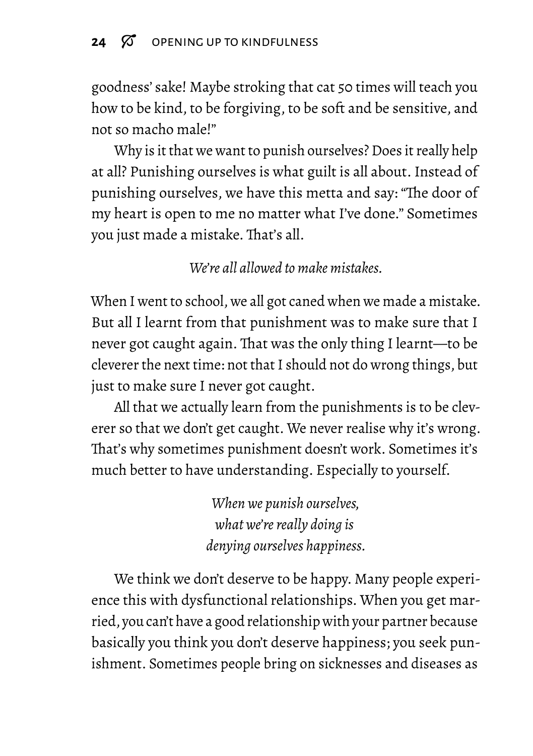goodness' sake! Maybe stroking that cat 50 times will teach you how to be kind, to be forgiving, to be soft and be sensitive, and not so macho male!"

Why is it that we want to punish ourselves? Does it really help at all? Punishing ourselves is what guilt is all about. Instead of punishing ourselves, we have this metta and say: "The door of my heart is open to me no matter what I've done." Sometimes you just made a mistake. That's all.

*We're all allowed to make mistakes.*

When I went to school, we all got caned when we made a mistake. But all I learnt from that punishment was to make sure that I never got caught again. That was the only thing I learnt—to be cleverer the next time: not that I should not do wrong things, but just to make sure I never got caught.

All that we actually learn from the punishments is to be cleverer so that we don't get caught. We never realise why it's wrong. That's why sometimes punishment doesn't work. Sometimes it's much better to have understanding. Especially to yourself.

*When we punish ourselves,*
*what we're really doing is*
*denying ourselves happiness.*

We think we don't deserve to be happy. Many people experience this with dysfunctional relationships. When you get married, you can't have a good relationship with your partner because basically you think you don't deserve happiness; you seek punishment. Sometimes people bring on sicknesses and diseases as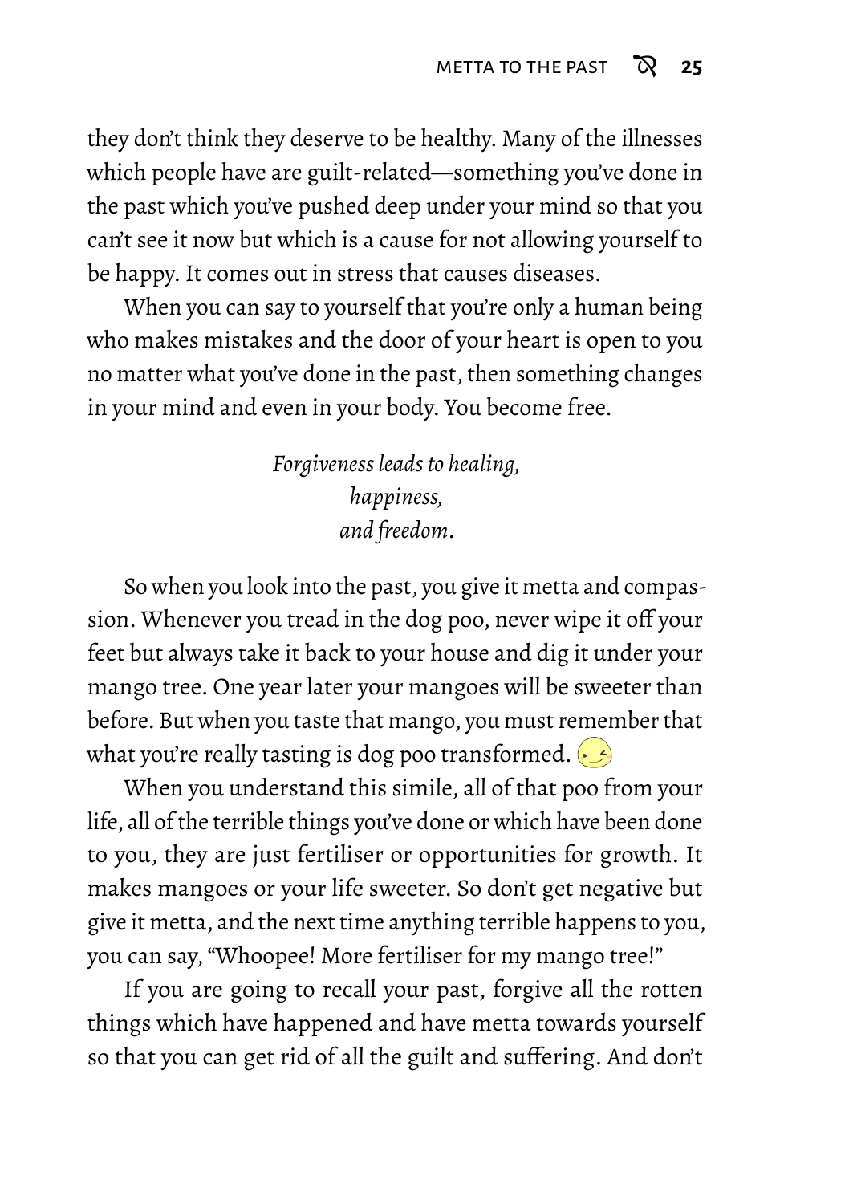they don't think they deserve to be healthy. Many of the illnesses which people have are guilt-related—something you've done in the past which you've pushed deep under your mind so that you can't see it now but which is a cause for not allowing yourself to be happy. It comes out in stress that causes diseases.

When you can say to yourself that you're only a human being who makes mistakes and the door of your heart is open to you no matter what you've done in the past, then something changes in your mind and even in your body. You become free.

*Forgiveness leads to healing,*
*happiness,*
*and freedom.*

So when you look into the past, you give it metta and compassion. Whenever you tread in the dog poo, never wipe it off your feet but always take it back to your house and dig it under your mango tree. One year later your mangoes will be sweeter than before. But when you taste that mango, you must remember that what you're really tasting is dog poo transformed.

When you understand this simile, all of that poo from your life, all of the terrible things you've done or which have been done to you, they are just fertiliser or opportunities for growth. It makes mangoes or your life sweeter. So don't get negative but give it metta, and the next time anything terrible happens to you, you can say, "Whoopee! More fertiliser for my mango tree!"

If you are going to recall your past, forgive all the rotten things which have happened and have metta towards yourself so that you can get rid of all the guilt and suffering. And don't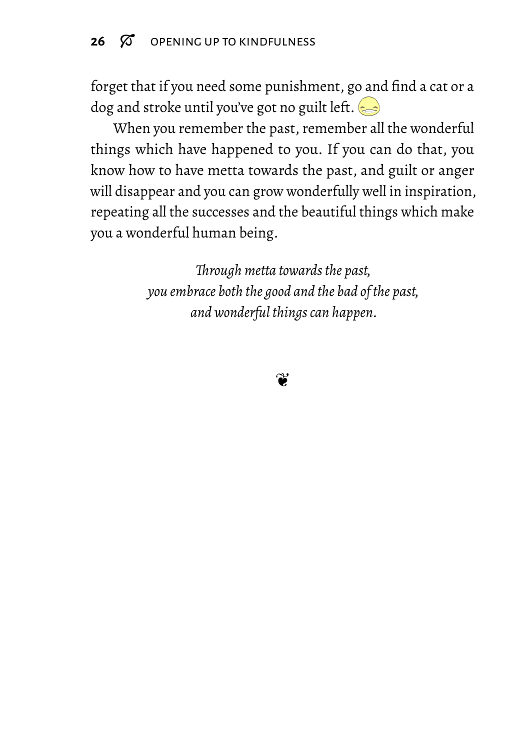forget that if you need some punishment, go and find a cat or a dog and stroke until you've got no guilt left. 😁

When you remember the past, remember all the wonderful things which have happened to you. If you can do that, you know how to have metta towards the past, and guilt or anger will disappear and you can grow wonderfully well in inspiration, repeating all the successes and the beautiful things which make you a wonderful human being.

*Through metta towards the past,*
*you embrace both the good and the bad of the past,*
*and wonderful things can happen.*

❦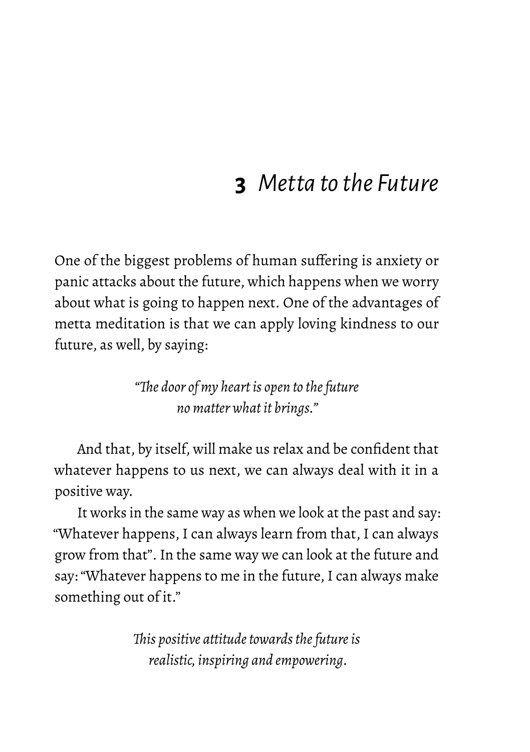# 3 *Metta to the Future*

One of the biggest problems of human suffering is anxiety or panic attacks about the future, which happens when we worry about what is going to happen next. One of the advantages of metta meditation is that we can apply loving kindness to our future, as well, by saying:

> *"The door of my heart is open to the future no matter what it brings."*

And that, by itself, will make us relax and be confident that whatever happens to us next, we can always deal with it in a positive way.

It works in the same way as when we look at the past and say: "Whatever happens, I can always learn from that, I can always grow from that". In the same way we can look at the future and say: "Whatever happens to me in the future, I can always make something out of it."

> *This positive attitude towards the future is realistic, inspiring and empowering.*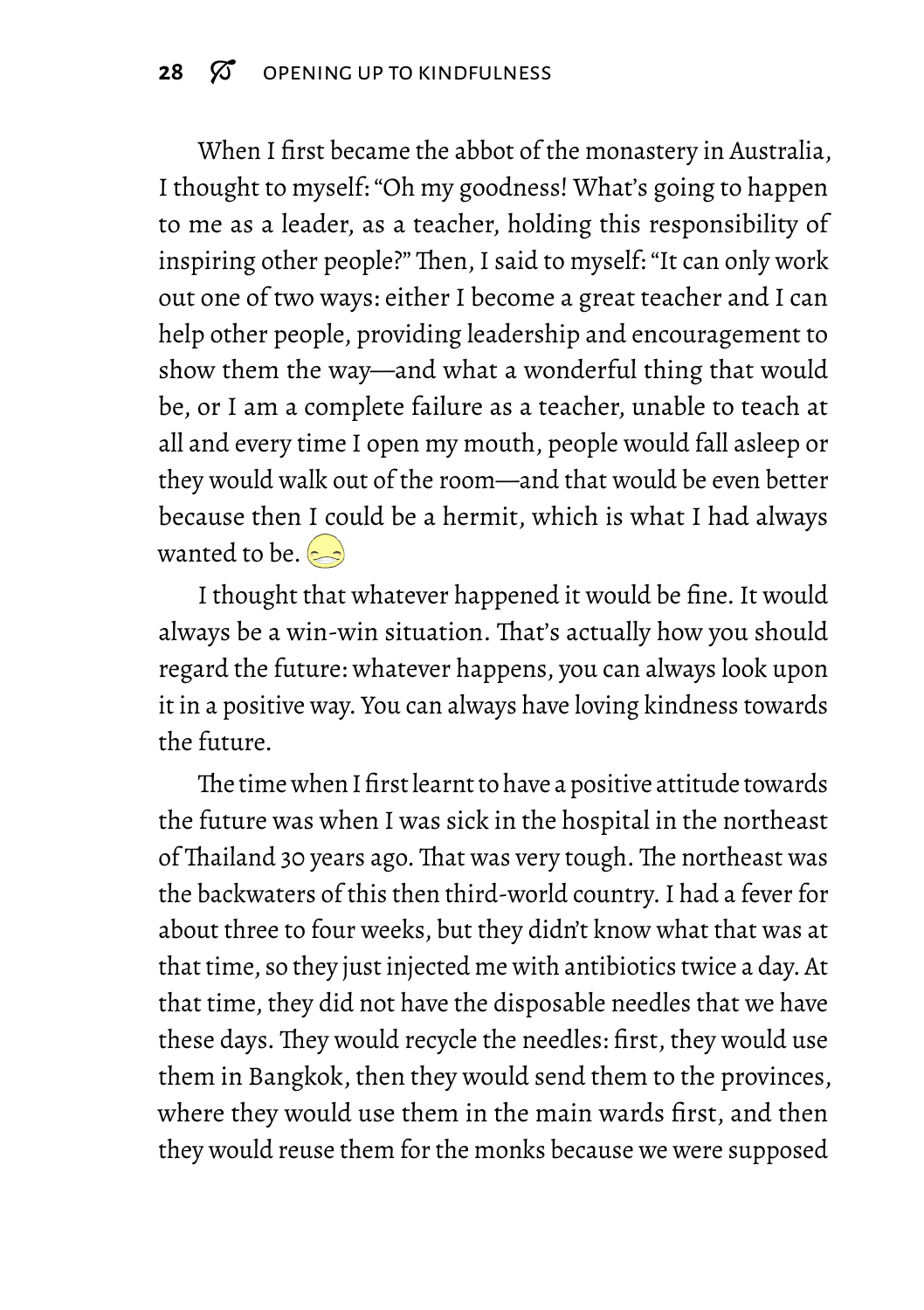When I first became the abbot of the monastery in Australia, I thought to myself: "Oh my goodness! What's going to happen to me as a leader, as a teacher, holding this responsibility of inspiring other people?" Then, I said to myself: "It can only work out one of two ways: either I become a great teacher and I can help other people, providing leadership and encouragement to show them the way—and what a wonderful thing that would be, or I am a complete failure as a teacher, unable to teach at all and every time I open my mouth, people would fall asleep or they would walk out of the room—and that would be even better because then I could be a hermit, which is what I had always wanted to be.

I thought that whatever happened it would be fine. It would always be a win-win situation. That's actually how you should regard the future: whatever happens, you can always look upon it in a positive way. You can always have loving kindness towards the future.

The time when I first learnt to have a positive attitude towards the future was when I was sick in the hospital in the northeast of Thailand 30 years ago. That was very tough. The northeast was the backwaters of this then third-world country. I had a fever for about three to four weeks, but they didn't know what that was at that time, so they just injected me with antibiotics twice a day. At that time, they did not have the disposable needles that we have these days. They would recycle the needles: first, they would use them in Bangkok, then they would send them to the provinces, where they would use them in the main wards first, and then they would reuse them for the monks because we were supposed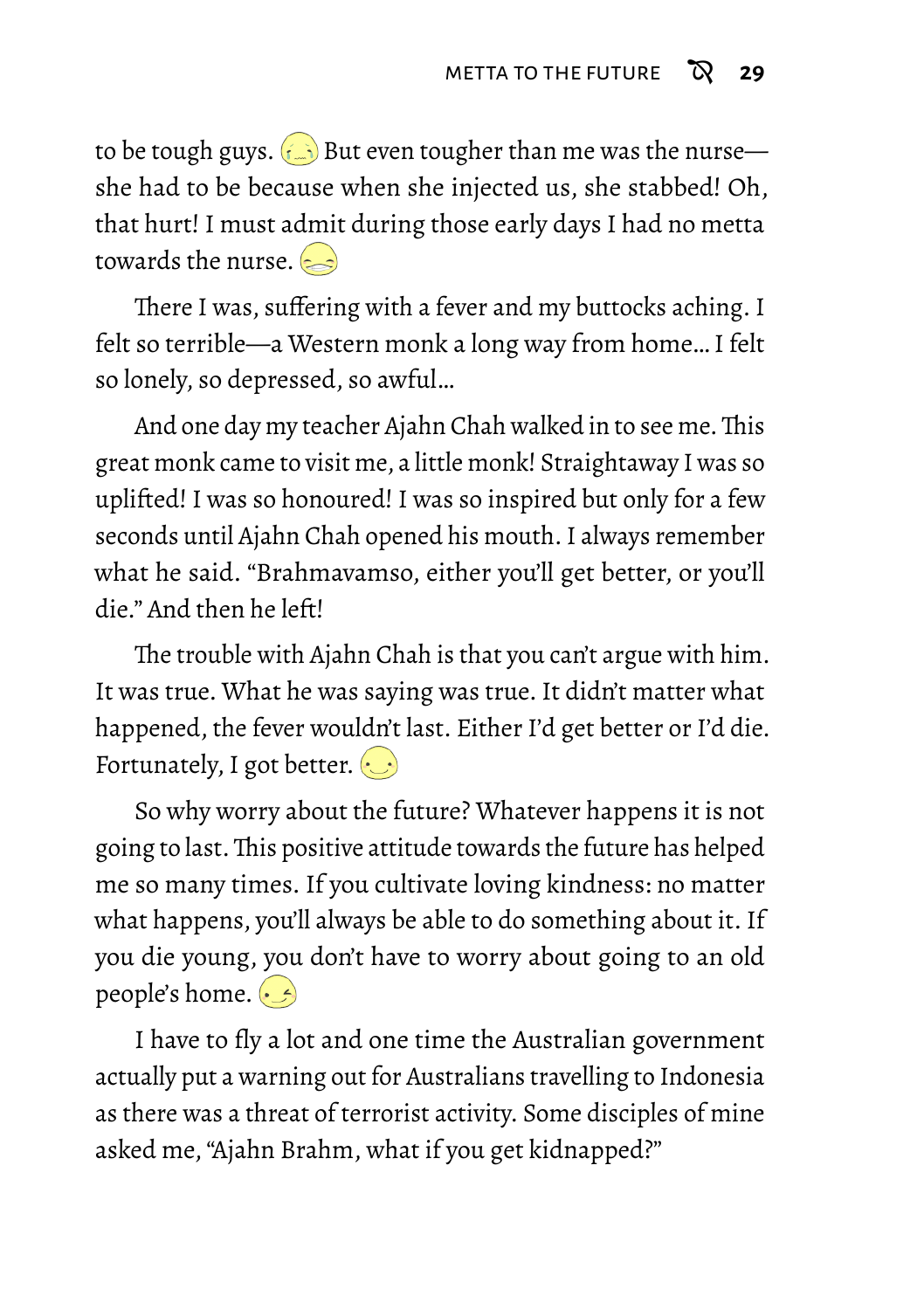to be tough guys. But even tougher than me was the nurse—she had to be because when she injected us, she stabbed! Oh, that hurt! I must admit during those early days I had no metta towards the nurse.

There I was, suffering with a fever and my buttocks aching. I felt so terrible—a Western monk a long way from home… I felt so lonely, so depressed, so awful…

And one day my teacher Ajahn Chah walked in to see me. This great monk came to visit me, a little monk! Straightaway I was so uplifted! I was so honoured! I was so inspired but only for a few seconds until Ajahn Chah opened his mouth. I always remember what he said. "Brahmavamso, either you'll get better, or you'll die." And then he left!

The trouble with Ajahn Chah is that you can't argue with him. It was true. What he was saying was true. It didn't matter what happened, the fever wouldn't last. Either I'd get better or I'd die. Fortunately, I got better.

So why worry about the future? Whatever happens it is not going to last. This positive attitude towards the future has helped me so many times. If you cultivate loving kindness: no matter what happens, you'll always be able to do something about it. If you die young, you don't have to worry about going to an old people's home.

I have to fly a lot and one time the Australian government actually put a warning out for Australians travelling to Indonesia as there was a threat of terrorist activity. Some disciples of mine asked me, "Ajahn Brahm, what if you get kidnapped?"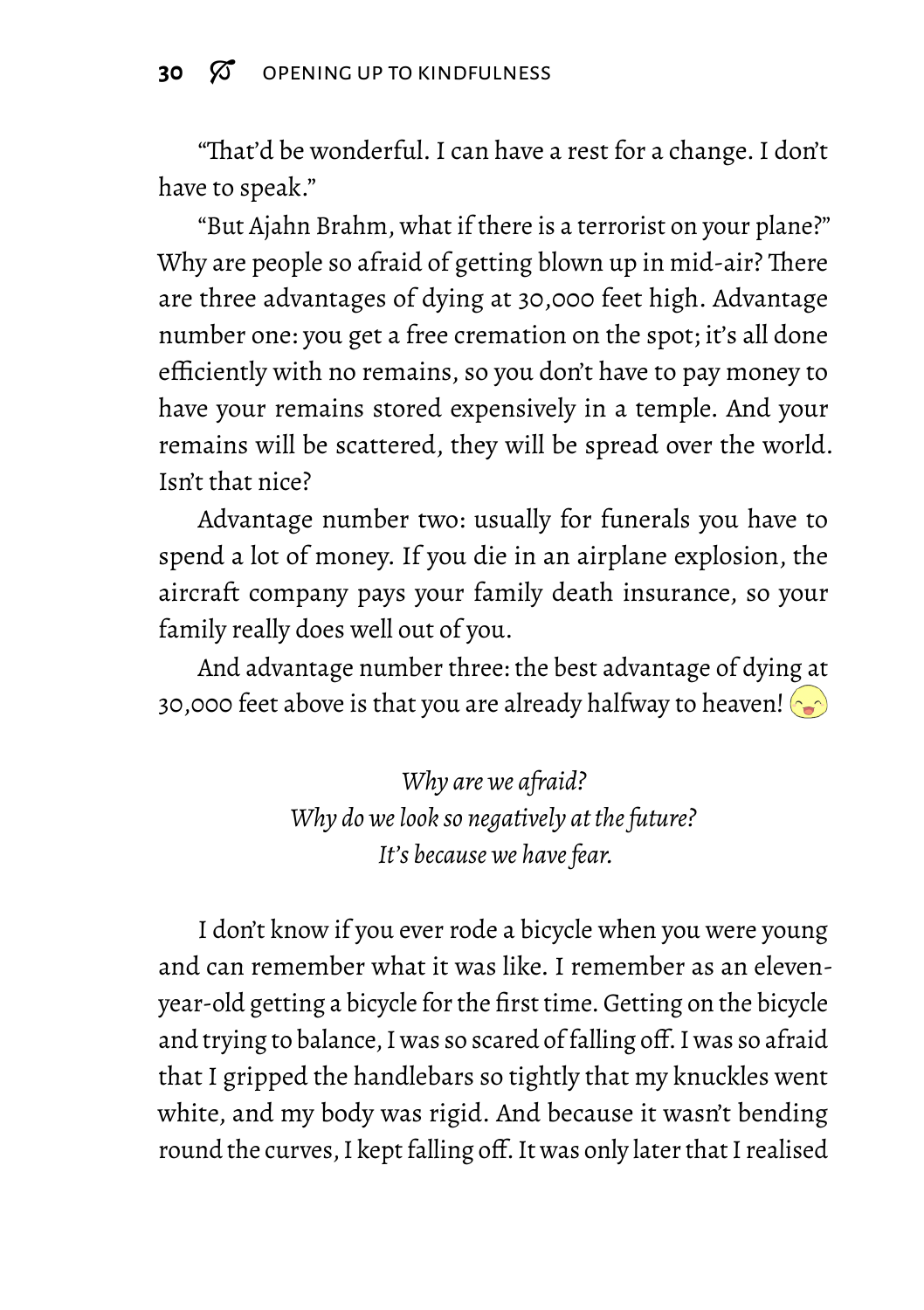"That'd be wonderful. I can have a rest for a change. I don't have to speak."

"But Ajahn Brahm, what if there is a terrorist on your plane?" Why are people so afraid of getting blown up in mid-air? There are three advantages of dying at 30,000 feet high. Advantage number one: you get a free cremation on the spot; it's all done efficiently with no remains, so you don't have to pay money to have your remains stored expensively in a temple. And your remains will be scattered, they will be spread over the world. Isn't that nice?

Advantage number two: usually for funerals you have to spend a lot of money. If you die in an airplane explosion, the aircraft company pays your family death insurance, so your family really does well out of you.

And advantage number three: the best advantage of dying at 30,000 feet above is that you are already halfway to heaven!

*Why are we afraid?*
*Why do we look so negatively at the future?*
*It's because we have fear.*

I don't know if you ever rode a bicycle when you were young and can remember what it was like. I remember as an eleven-year-old getting a bicycle for the first time. Getting on the bicycle and trying to balance, I was so scared of falling off. I was so afraid that I gripped the handlebars so tightly that my knuckles went white, and my body was rigid. And because it wasn't bending round the curves, I kept falling off. It was only later that I realised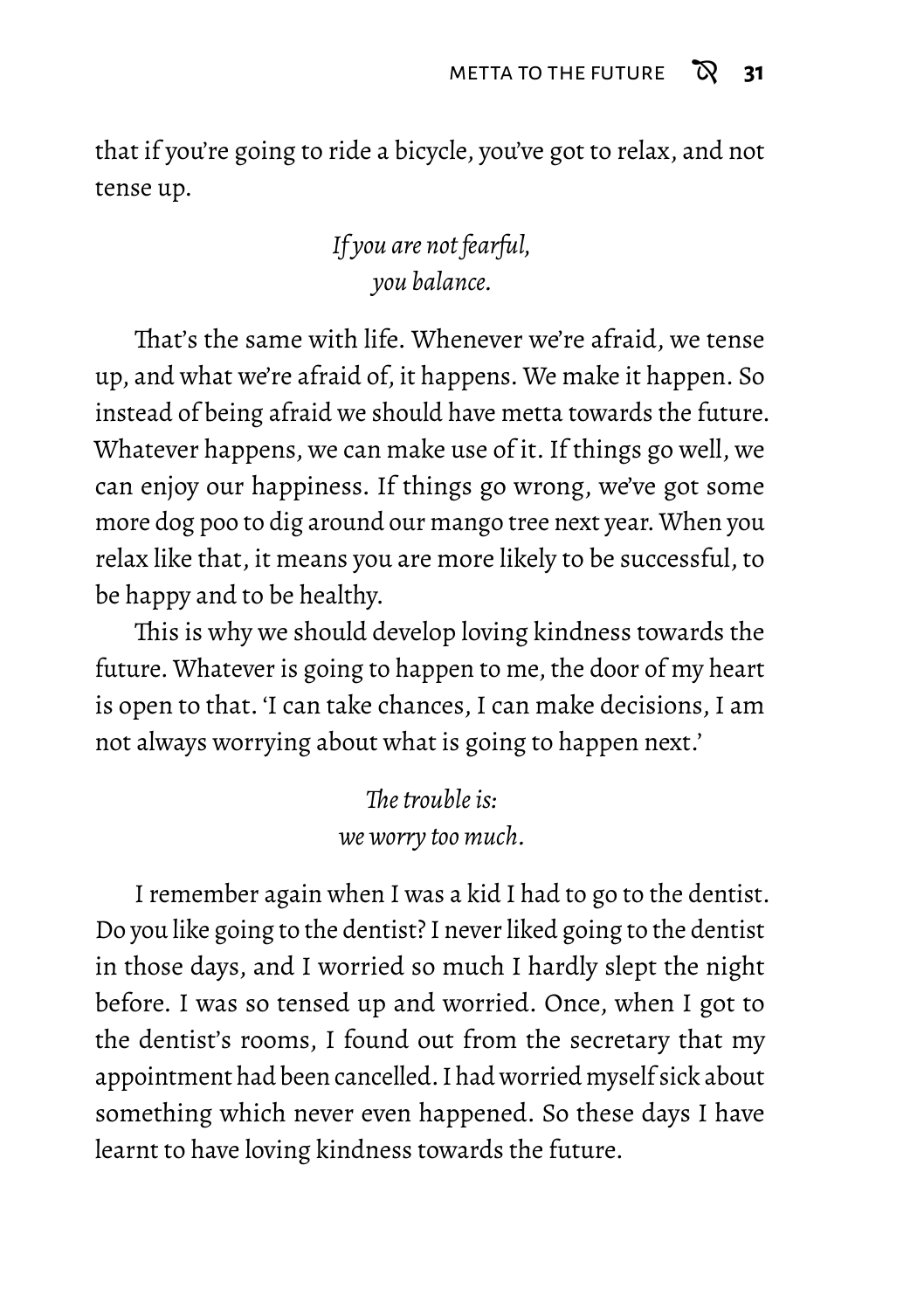that if you're going to ride a bicycle, you've got to relax, and not tense up.

*If you are not fearful,*
*you balance.*

That's the same with life. Whenever we're afraid, we tense up, and what we're afraid of, it happens. We make it happen. So instead of being afraid we should have metta towards the future. Whatever happens, we can make use of it. If things go well, we can enjoy our happiness. If things go wrong, we've got some more dog poo to dig around our mango tree next year. When you relax like that, it means you are more likely to be successful, to be happy and to be healthy.

This is why we should develop loving kindness towards the future. Whatever is going to happen to me, the door of my heart is open to that. 'I can take chances, I can make decisions, I am not always worrying about what is going to happen next.'

*The trouble is:*
*we worry too much.*

I remember again when I was a kid I had to go to the dentist. Do you like going to the dentist? I never liked going to the dentist in those days, and I worried so much I hardly slept the night before. I was so tensed up and worried. Once, when I got to the dentist's rooms, I found out from the secretary that my appointment had been cancelled. I had worried myself sick about something which never even happened. So these days I have learnt to have loving kindness towards the future.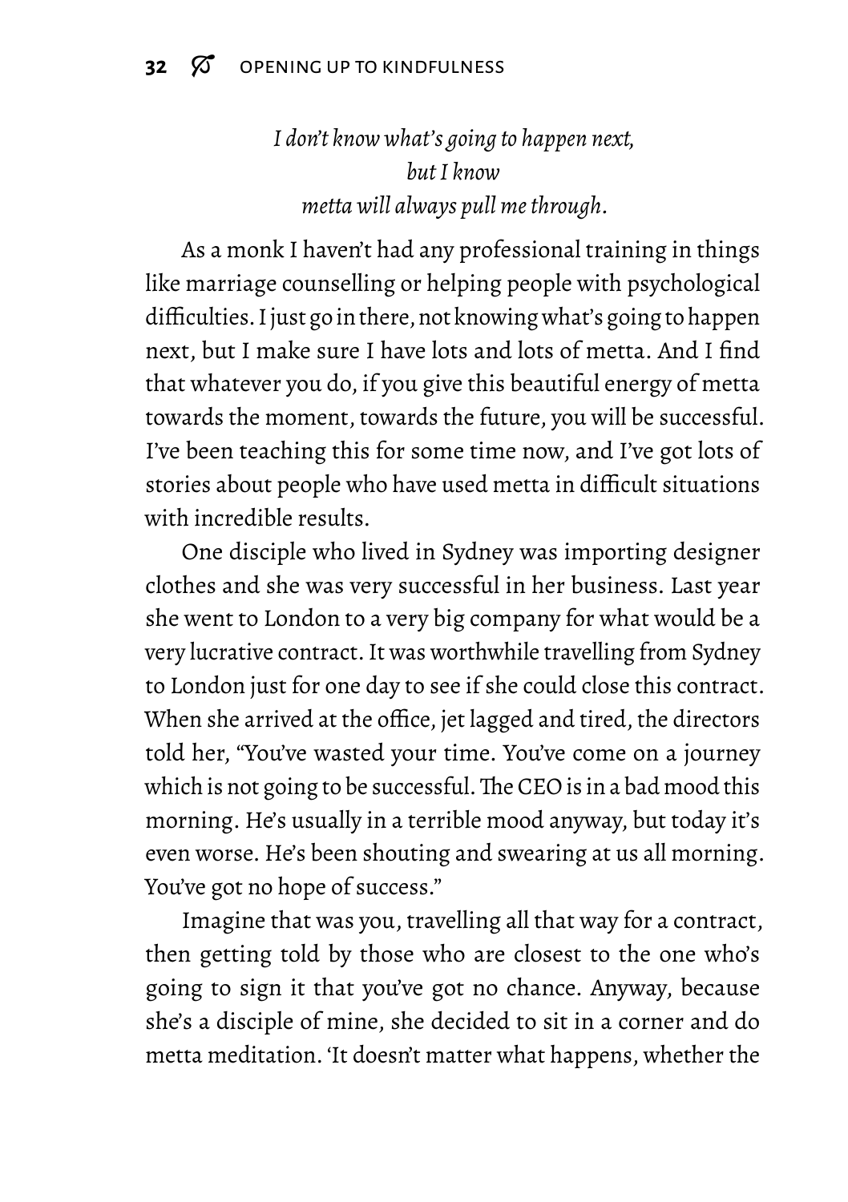*I don't know what's going to happen next,*
*but I know*
*metta will always pull me through.*

As a monk I haven't had any professional training in things like marriage counselling or helping people with psychological difficulties. I just go in there, not knowing what's going to happen next, but I make sure I have lots and lots of metta. And I find that whatever you do, if you give this beautiful energy of metta towards the moment, towards the future, you will be successful. I've been teaching this for some time now, and I've got lots of stories about people who have used metta in difficult situations with incredible results.

One disciple who lived in Sydney was importing designer clothes and she was very successful in her business. Last year she went to London to a very big company for what would be a very lucrative contract. It was worthwhile travelling from Sydney to London just for one day to see if she could close this contract. When she arrived at the office, jet lagged and tired, the directors told her, "You've wasted your time. You've come on a journey which is not going to be successful. The CEO is in a bad mood this morning. He's usually in a terrible mood anyway, but today it's even worse. He's been shouting and swearing at us all morning. You've got no hope of success."

Imagine that was you, travelling all that way for a contract, then getting told by those who are closest to the one who's going to sign it that you've got no chance. Anyway, because she's a disciple of mine, she decided to sit in a corner and do metta meditation. 'It doesn't matter what happens, whether the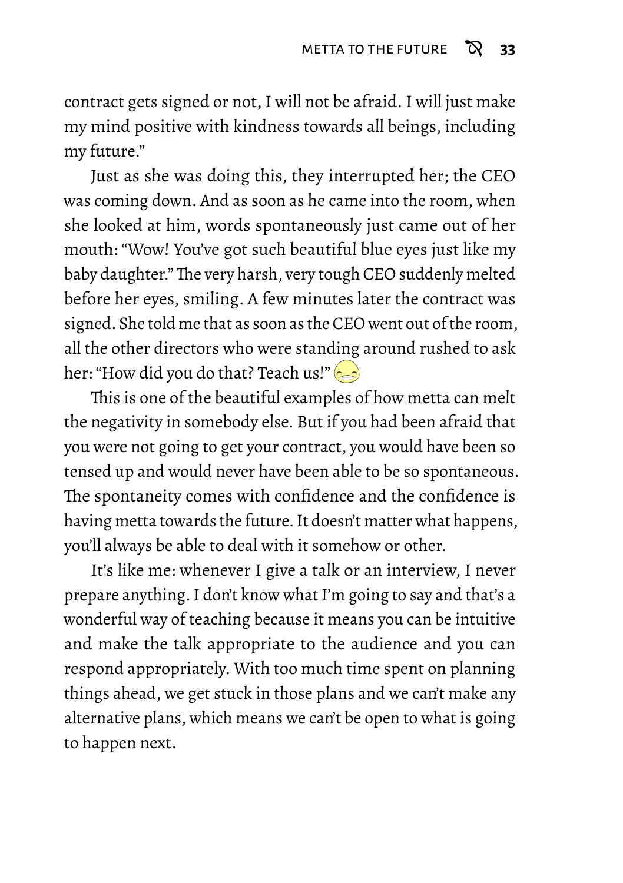contract gets signed or not, I will not be afraid. I will just make my mind positive with kindness towards all beings, including my future."

Just as she was doing this, they interrupted her; the CEO was coming down. And as soon as he came into the room, when she looked at him, words spontaneously just came out of her mouth: "Wow! You've got such beautiful blue eyes just like my baby daughter." The very harsh, very tough CEO suddenly melted before her eyes, smiling. A few minutes later the contract was signed. She told me that as soon as the CEO went out of the room, all the other directors who were standing around rushed to ask her: "How did you do that? Teach us!"

This is one of the beautiful examples of how metta can melt the negativity in somebody else. But if you had been afraid that you were not going to get your contract, you would have been so tensed up and would never have been able to be so spontaneous. The spontaneity comes with confidence and the confidence is having metta towards the future. It doesn't matter what happens, you'll always be able to deal with it somehow or other.

It's like me: whenever I give a talk or an interview, I never prepare anything. I don't know what I'm going to say and that's a wonderful way of teaching because it means you can be intuitive and make the talk appropriate to the audience and you can respond appropriately. With too much time spent on planning things ahead, we get stuck in those plans and we can't make any alternative plans, which means we can't be open to what is going to happen next.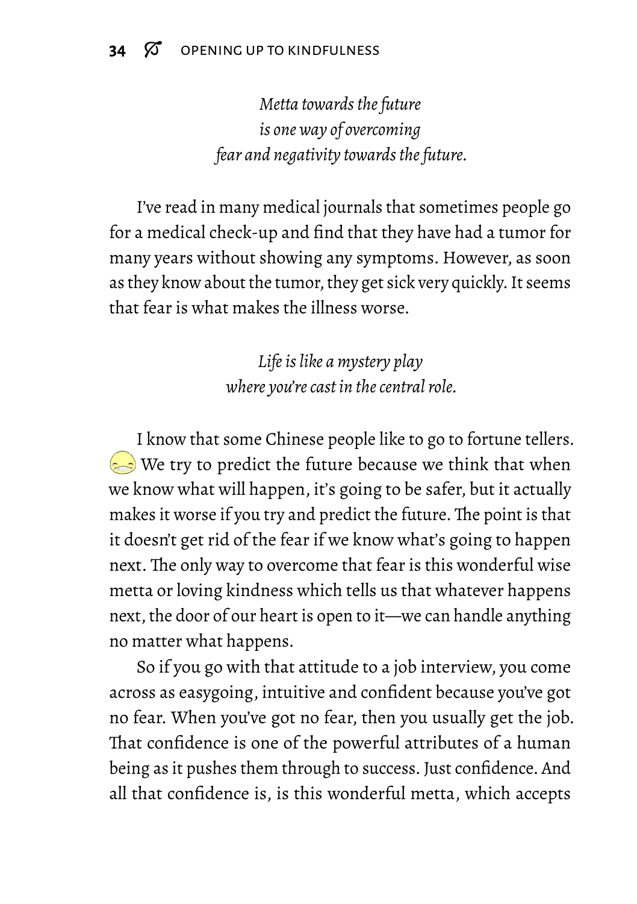*Metta towards the future*
*is one way of overcoming*
*fear and negativity towards the future.*

I've read in many medical journals that sometimes people go for a medical check-up and find that they have had a tumor for many years without showing any symptoms. However, as soon as they know about the tumor, they get sick very quickly. It seems that fear is what makes the illness worse.

*Life is like a mystery play*
*where you're cast in the central role.*

I know that some Chinese people like to go to fortune tellers. We try to predict the future because we think that when we know what will happen, it's going to be safer, but it actually makes it worse if you try and predict the future. The point is that it doesn't get rid of the fear if we know what's going to happen next. The only way to overcome that fear is this wonderful wise metta or loving kindness which tells us that whatever happens next, the door of our heart is open to it—we can handle anything no matter what happens.

So if you go with that attitude to a job interview, you come across as easygoing, intuitive and confident because you've got no fear. When you've got no fear, then you usually get the job. That confidence is one of the powerful attributes of a human being as it pushes them through to success. Just confidence. And all that confidence is, is this wonderful metta, which accepts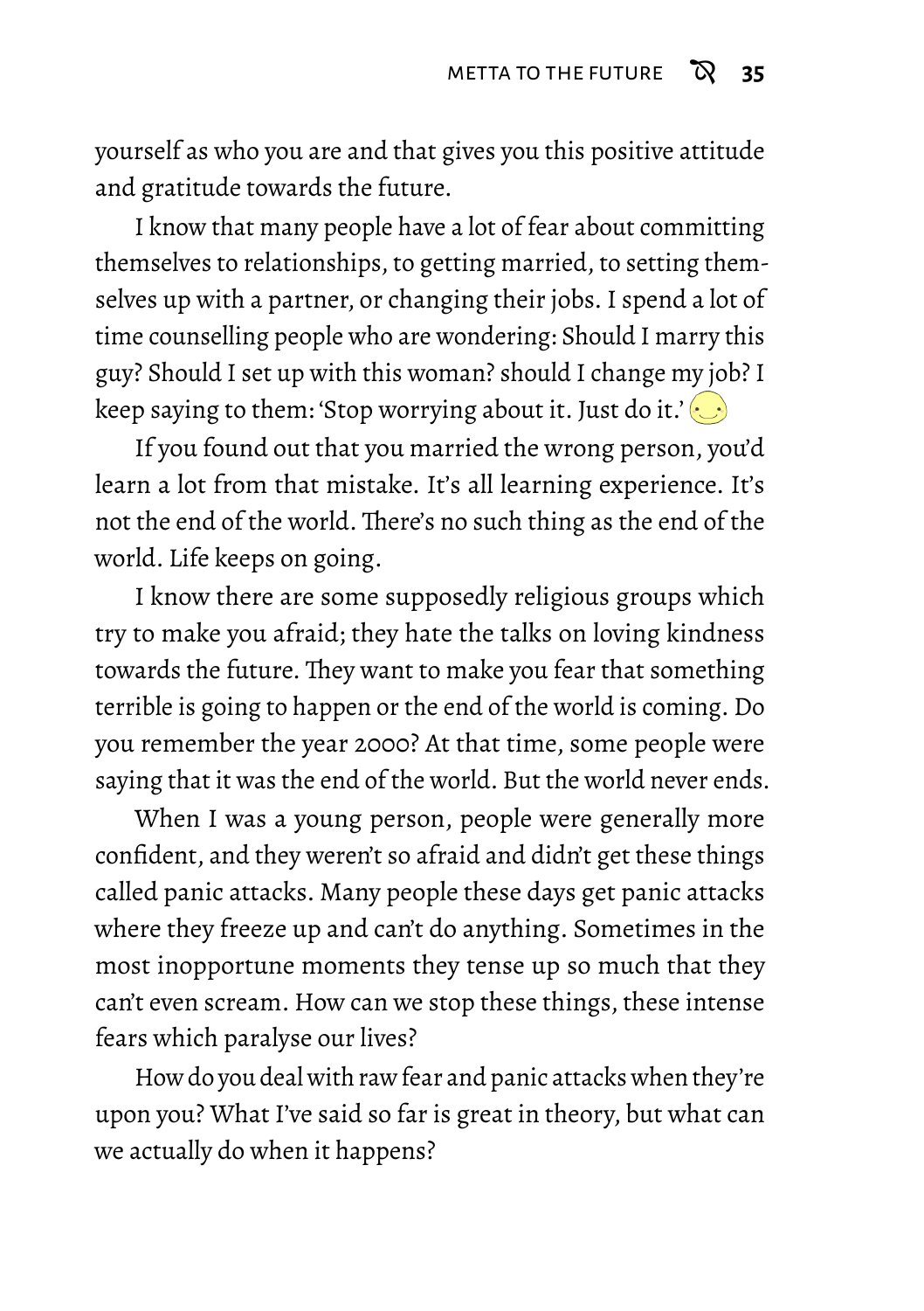yourself as who you are and that gives you this positive attitude and gratitude towards the future.

I know that many people have a lot of fear about committing themselves to relationships, to getting married, to setting themselves up with a partner, or changing their jobs. I spend a lot of time counselling people who are wondering: Should I marry this guy? Should I set up with this woman? should I change my job? I keep saying to them: 'Stop worrying about it. Just do it.'

If you found out that you married the wrong person, you'd learn a lot from that mistake. It's all learning experience. It's not the end of the world. There's no such thing as the end of the world. Life keeps on going.

I know there are some supposedly religious groups which try to make you afraid; they hate the talks on loving kindness towards the future. They want to make you fear that something terrible is going to happen or the end of the world is coming. Do you remember the year 2000? At that time, some people were saying that it was the end of the world. But the world never ends.

When I was a young person, people were generally more confident, and they weren't so afraid and didn't get these things called panic attacks. Many people these days get panic attacks where they freeze up and can't do anything. Sometimes in the most inopportune moments they tense up so much that they can't even scream. How can we stop these things, these intense fears which paralyse our lives?

How do you deal with raw fear and panic attacks when they're upon you? What I've said so far is great in theory, but what can we actually do when it happens?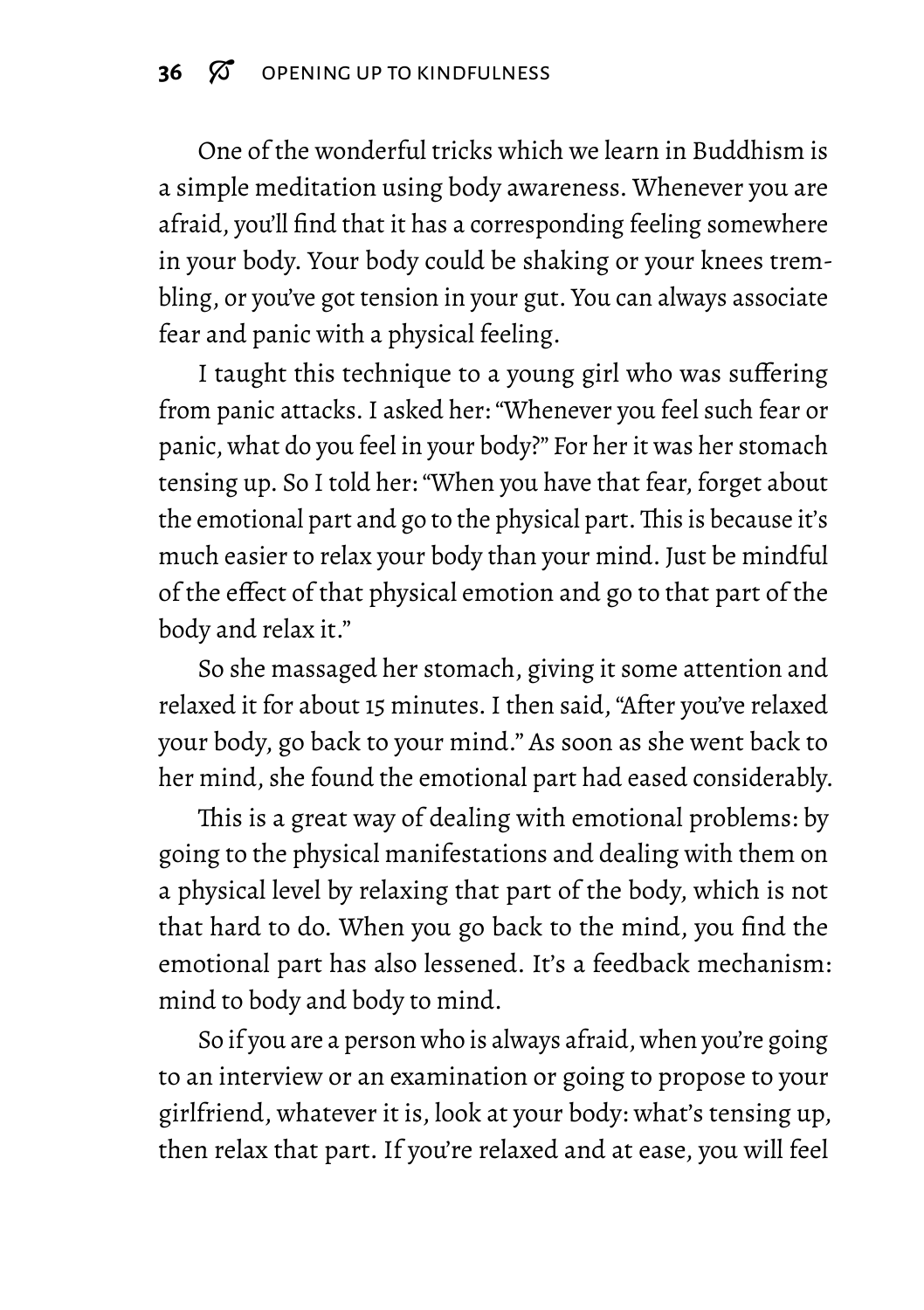One of the wonderful tricks which we learn in Buddhism is a simple meditation using body awareness. Whenever you are afraid, you'll find that it has a corresponding feeling somewhere in your body. Your body could be shaking or your knees trembling, or you've got tension in your gut. You can always associate fear and panic with a physical feeling.

I taught this technique to a young girl who was suffering from panic attacks. I asked her: "Whenever you feel such fear or panic, what do you feel in your body?" For her it was her stomach tensing up. So I told her: "When you have that fear, forget about the emotional part and go to the physical part. This is because it's much easier to relax your body than your mind. Just be mindful of the effect of that physical emotion and go to that part of the body and relax it."

So she massaged her stomach, giving it some attention and relaxed it for about 15 minutes. I then said, "After you've relaxed your body, go back to your mind." As soon as she went back to her mind, she found the emotional part had eased considerably.

This is a great way of dealing with emotional problems: by going to the physical manifestations and dealing with them on a physical level by relaxing that part of the body, which is not that hard to do. When you go back to the mind, you find the emotional part has also lessened. It's a feedback mechanism: mind to body and body to mind.

So if you are a person who is always afraid, when you're going to an interview or an examination or going to propose to your girlfriend, whatever it is, look at your body: what's tensing up, then relax that part. If you're relaxed and at ease, you will feel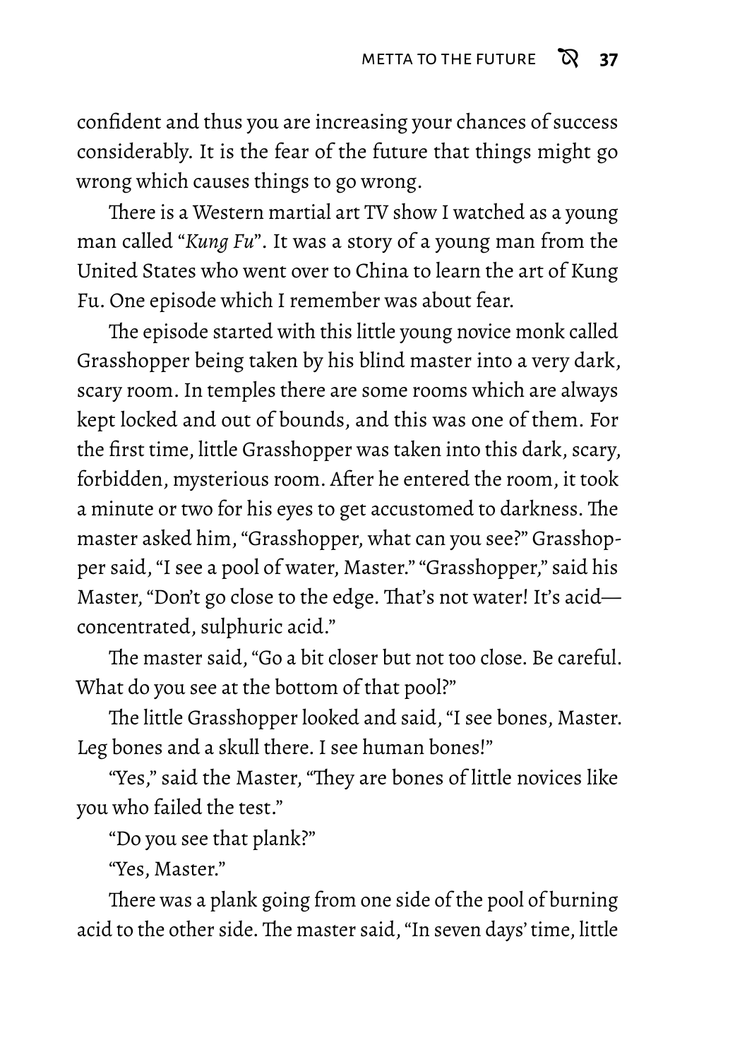confident and thus you are increasing your chances of success considerably. It is the fear of the future that things might go wrong which causes things to go wrong.

There is a Western martial art TV show I watched as a young man called "*Kung Fu*". It was a story of a young man from the United States who went over to China to learn the art of Kung Fu. One episode which I remember was about fear.

The episode started with this little young novice monk called Grasshopper being taken by his blind master into a very dark, scary room. In temples there are some rooms which are always kept locked and out of bounds, and this was one of them. For the first time, little Grasshopper was taken into this dark, scary, forbidden, mysterious room. After he entered the room, it took a minute or two for his eyes to get accustomed to darkness. The master asked him, "Grasshopper, what can you see?" Grasshopper said, "I see a pool of water, Master." "Grasshopper," said his Master, "Don't go close to the edge. That's not water! It's acid—concentrated, sulphuric acid."

The master said, "Go a bit closer but not too close. Be careful. What do you see at the bottom of that pool?"

The little Grasshopper looked and said, "I see bones, Master. Leg bones and a skull there. I see human bones!"

"Yes," said the Master, "They are bones of little novices like you who failed the test."

"Do you see that plank?"

"Yes, Master."

There was a plank going from one side of the pool of burning acid to the other side. The master said, "In seven days' time, little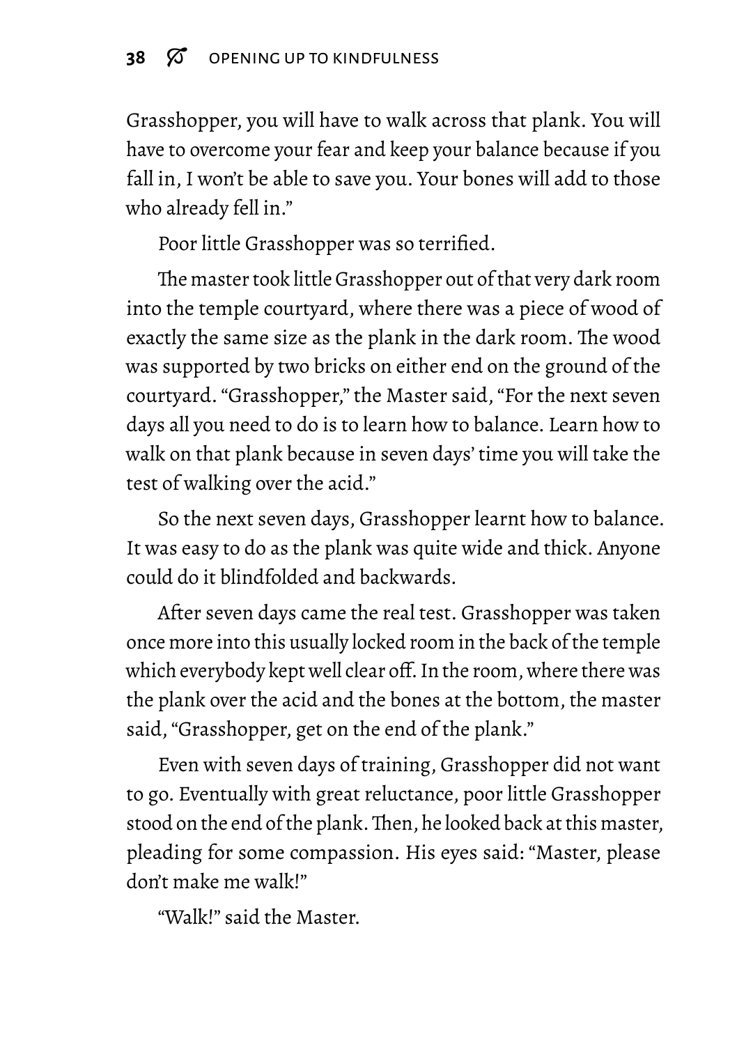Grasshopper, you will have to walk across that plank. You will have to overcome your fear and keep your balance because if you fall in, I won't be able to save you. Your bones will add to those who already fell in."

Poor little Grasshopper was so terrified.

The master took little Grasshopper out of that very dark room into the temple courtyard, where there was a piece of wood of exactly the same size as the plank in the dark room. The wood was supported by two bricks on either end on the ground of the courtyard. "Grasshopper," the Master said, "For the next seven days all you need to do is to learn how to balance. Learn how to walk on that plank because in seven days' time you will take the test of walking over the acid."

So the next seven days, Grasshopper learnt how to balance. It was easy to do as the plank was quite wide and thick. Anyone could do it blindfolded and backwards.

After seven days came the real test. Grasshopper was taken once more into this usually locked room in the back of the temple which everybody kept well clear off. In the room, where there was the plank over the acid and the bones at the bottom, the master said, "Grasshopper, get on the end of the plank."

Even with seven days of training, Grasshopper did not want to go. Eventually with great reluctance, poor little Grasshopper stood on the end of the plank. Then, he looked back at this master, pleading for some compassion. His eyes said: "Master, please don't make me walk!"

"Walk!" said the Master.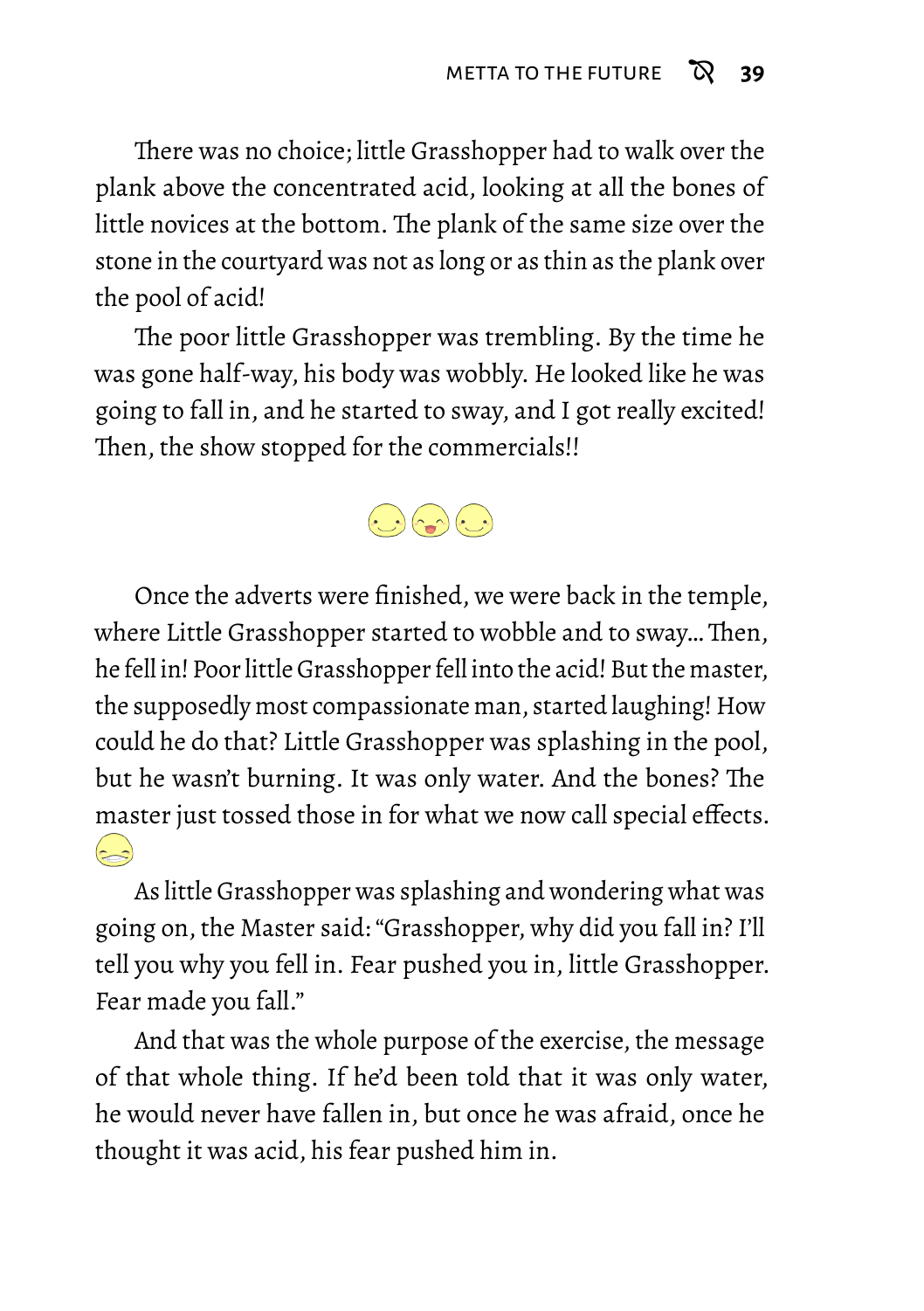There was no choice; little Grasshopper had to walk over the plank above the concentrated acid, looking at all the bones of little novices at the bottom. The plank of the same size over the stone in the courtyard was not as long or as thin as the plank over the pool of acid!

The poor little Grasshopper was trembling. By the time he was gone half-way, his body was wobbly. He looked like he was going to fall in, and he started to sway, and I got really excited! Then, the show stopped for the commercials!!

Once the adverts were finished, we were back in the temple, where Little Grasshopper started to wobble and to sway… Then, he fell in! Poor little Grasshopper fell into the acid! But the master, the supposedly most compassionate man, started laughing! How could he do that? Little Grasshopper was splashing in the pool, but he wasn't burning. It was only water. And the bones? The master just tossed those in for what we now call special effects.

As little Grasshopper was splashing and wondering what was going on, the Master said: "Grasshopper, why did you fall in? I'll tell you why you fell in. Fear pushed you in, little Grasshopper. Fear made you fall."

And that was the whole purpose of the exercise, the message of that whole thing. If he'd been told that it was only water, he would never have fallen in, but once he was afraid, once he thought it was acid, his fear pushed him in.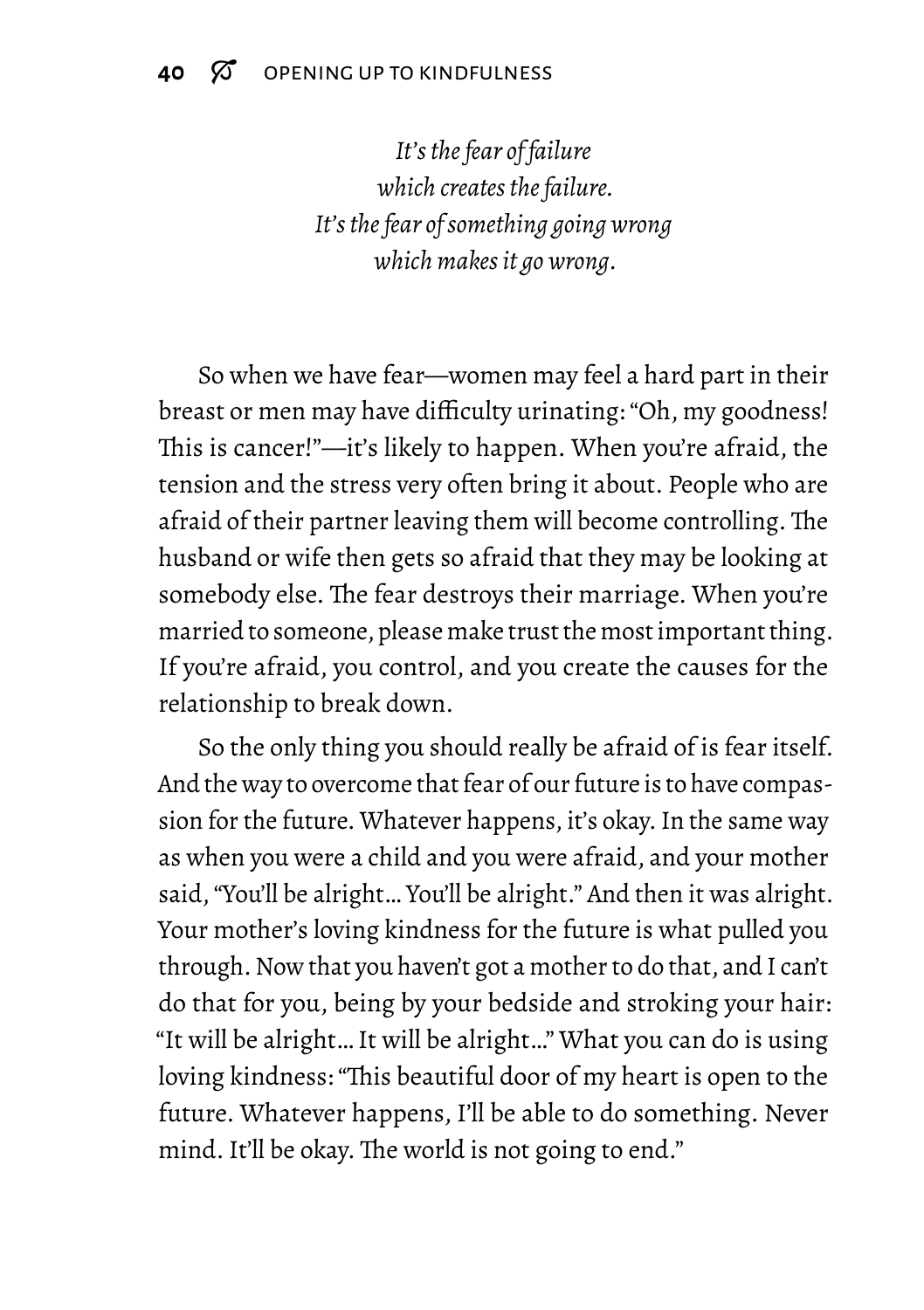*It's the fear of failure*  
*which creates the failure.*  
*It's the fear of something going wrong*  
*which makes it go wrong.*

So when we have fear—women may feel a hard part in their breast or men may have difficulty urinating: "Oh, my goodness! This is cancer!"—it's likely to happen. When you're afraid, the tension and the stress very often bring it about. People who are afraid of their partner leaving them will become controlling. The husband or wife then gets so afraid that they may be looking at somebody else. The fear destroys their marriage. When you're married to someone, please make trust the most important thing. If you're afraid, you control, and you create the causes for the relationship to break down.

So the only thing you should really be afraid of is fear itself. And the way to overcome that fear of our future is to have compassion for the future. Whatever happens, it's okay. In the same way as when you were a child and you were afraid, and your mother said, "You'll be alright… You'll be alright." And then it was alright. Your mother's loving kindness for the future is what pulled you through. Now that you haven't got a mother to do that, and I can't do that for you, being by your bedside and stroking your hair: "It will be alright… It will be alright…" What you can do is using loving kindness: "This beautiful door of my heart is open to the future. Whatever happens, I'll be able to do something. Never mind. It'll be okay. The world is not going to end."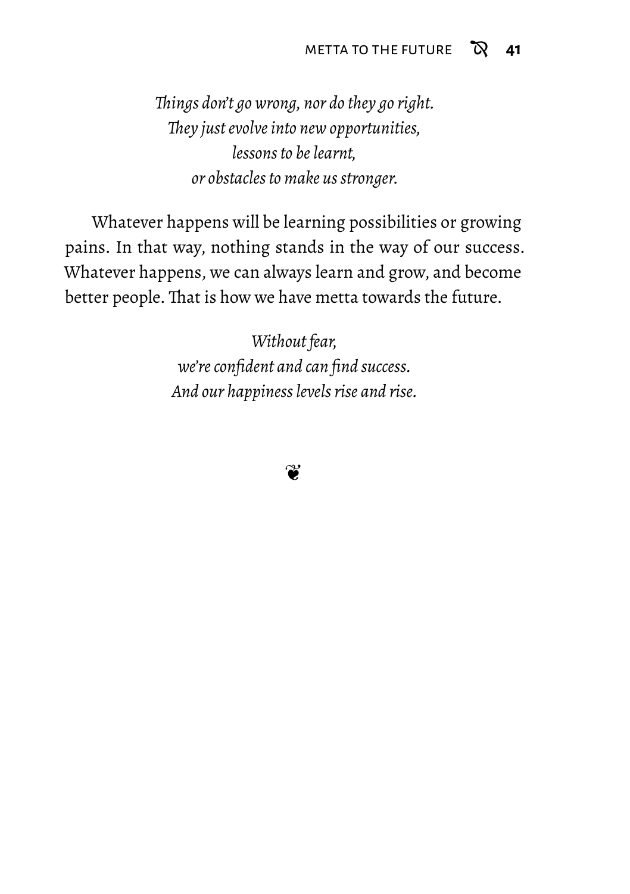*Things don't go wrong, nor do they go right.*
*They just evolve into new opportunities,*
*lessons to be learnt,*
*or obstacles to make us stronger.*

Whatever happens will be learning possibilities or growing pains. In that way, nothing stands in the way of our success. Whatever happens, we can always learn and grow, and become better people. That is how we have metta towards the future.

*Without fear,*
*we're confident and can find success.*
*And our happiness levels rise and rise.*

❦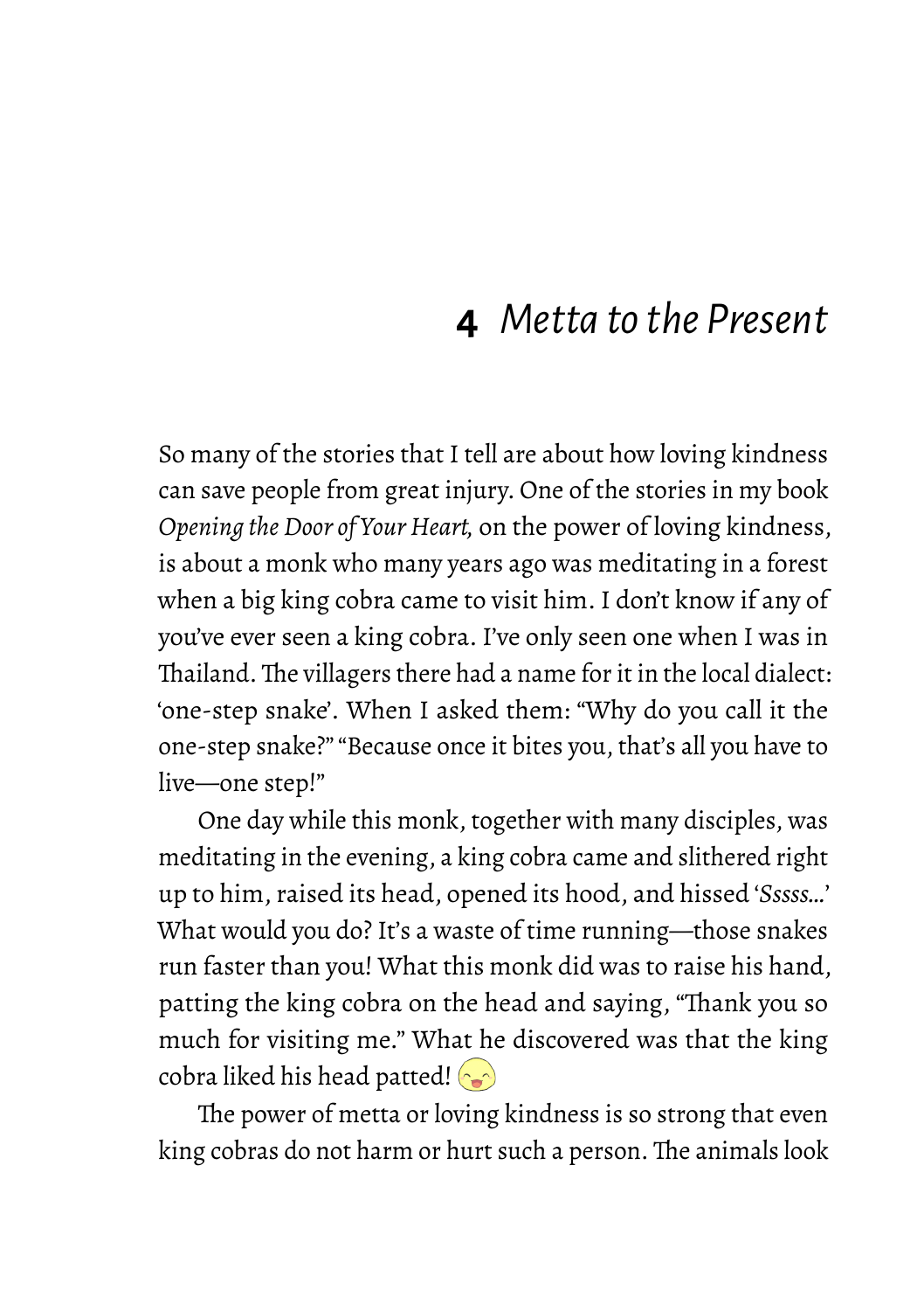# 4 *Metta to the Present*

So many of the stories that I tell are about how loving kindness can save people from great injury. One of the stories in my book *Opening the Door of Your Heart,* on the power of loving kindness, is about a monk who many years ago was meditating in a forest when a big king cobra came to visit him. I don't know if any of you've ever seen a king cobra. I've only seen one when I was in Thailand. The villagers there had a name for it in the local dialect: 'one-step snake'. When I asked them: "Why do you call it the one-step snake?" "Because once it bites you, that's all you have to live—one step!"

One day while this monk, together with many disciples, was meditating in the evening, a king cobra came and slithered right up to him, raised its head, opened its hood, and hissed '*Sssss…*' What would you do? It's a waste of time running—those snakes run faster than you! What this monk did was to raise his hand, patting the king cobra on the head and saying, "Thank you so much for visiting me." What he discovered was that the king cobra liked his head patted!

The power of metta or loving kindness is so strong that even king cobras do not harm or hurt such a person. The animals look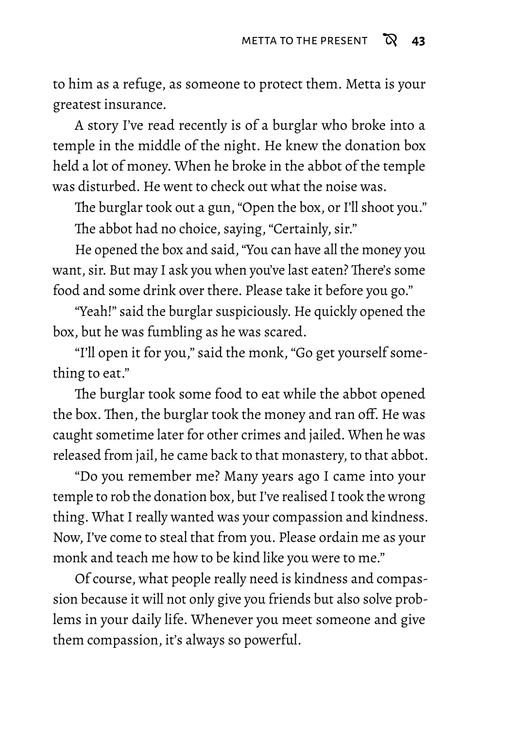to him as a refuge, as someone to protect them. Metta is your greatest insurance.

A story I've read recently is of a burglar who broke into a temple in the middle of the night. He knew the donation box held a lot of money. When he broke in the abbot of the temple was disturbed. He went to check out what the noise was.

The burglar took out a gun, "Open the box, or I'll shoot you."

The abbot had no choice, saying, "Certainly, sir."

He opened the box and said, "You can have all the money you want, sir. But may I ask you when you've last eaten? There's some food and some drink over there. Please take it before you go."

"Yeah!" said the burglar suspiciously. He quickly opened the box, but he was fumbling as he was scared.

"I'll open it for you," said the monk, "Go get yourself something to eat."

The burglar took some food to eat while the abbot opened the box. Then, the burglar took the money and ran off. He was caught sometime later for other crimes and jailed. When he was released from jail, he came back to that monastery, to that abbot.

"Do you remember me? Many years ago I came into your temple to rob the donation box, but I've realised I took the wrong thing. What I really wanted was your compassion and kindness. Now, I've come to steal that from you. Please ordain me as your monk and teach me how to be kind like you were to me."

Of course, what people really need is kindness and compassion because it will not only give you friends but also solve problems in your daily life. Whenever you meet someone and give them compassion, it's always so powerful.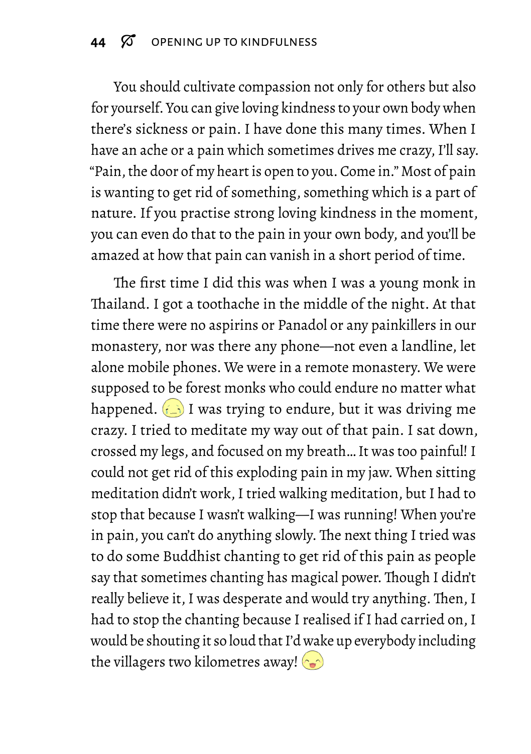You should cultivate compassion not only for others but also for yourself. You can give loving kindness to your own body when there's sickness or pain. I have done this many times. When I have an ache or a pain which sometimes drives me crazy, I'll say. "Pain, the door of my heart is open to you. Come in." Most of pain is wanting to get rid of something, something which is a part of nature. If you practise strong loving kindness in the moment, you can even do that to the pain in your own body, and you'll be amazed at how that pain can vanish in a short period of time.

The first time I did this was when I was a young monk in Thailand. I got a toothache in the middle of the night. At that time there were no aspirins or Panadol or any painkillers in our monastery, nor was there any phone—not even a landline, let alone mobile phones. We were in a remote monastery. We were supposed to be forest monks who could endure no matter what happened. I was trying to endure, but it was driving me crazy. I tried to meditate my way out of that pain. I sat down, crossed my legs, and focused on my breath… It was too painful! I could not get rid of this exploding pain in my jaw. When sitting meditation didn't work, I tried walking meditation, but I had to stop that because I wasn't walking—I was running! When you're in pain, you can't do anything slowly. The next thing I tried was to do some Buddhist chanting to get rid of this pain as people say that sometimes chanting has magical power. Though I didn't really believe it, I was desperate and would try anything. Then, I had to stop the chanting because I realised if I had carried on, I would be shouting it so loud that I'd wake up everybody including the villagers two kilometres away!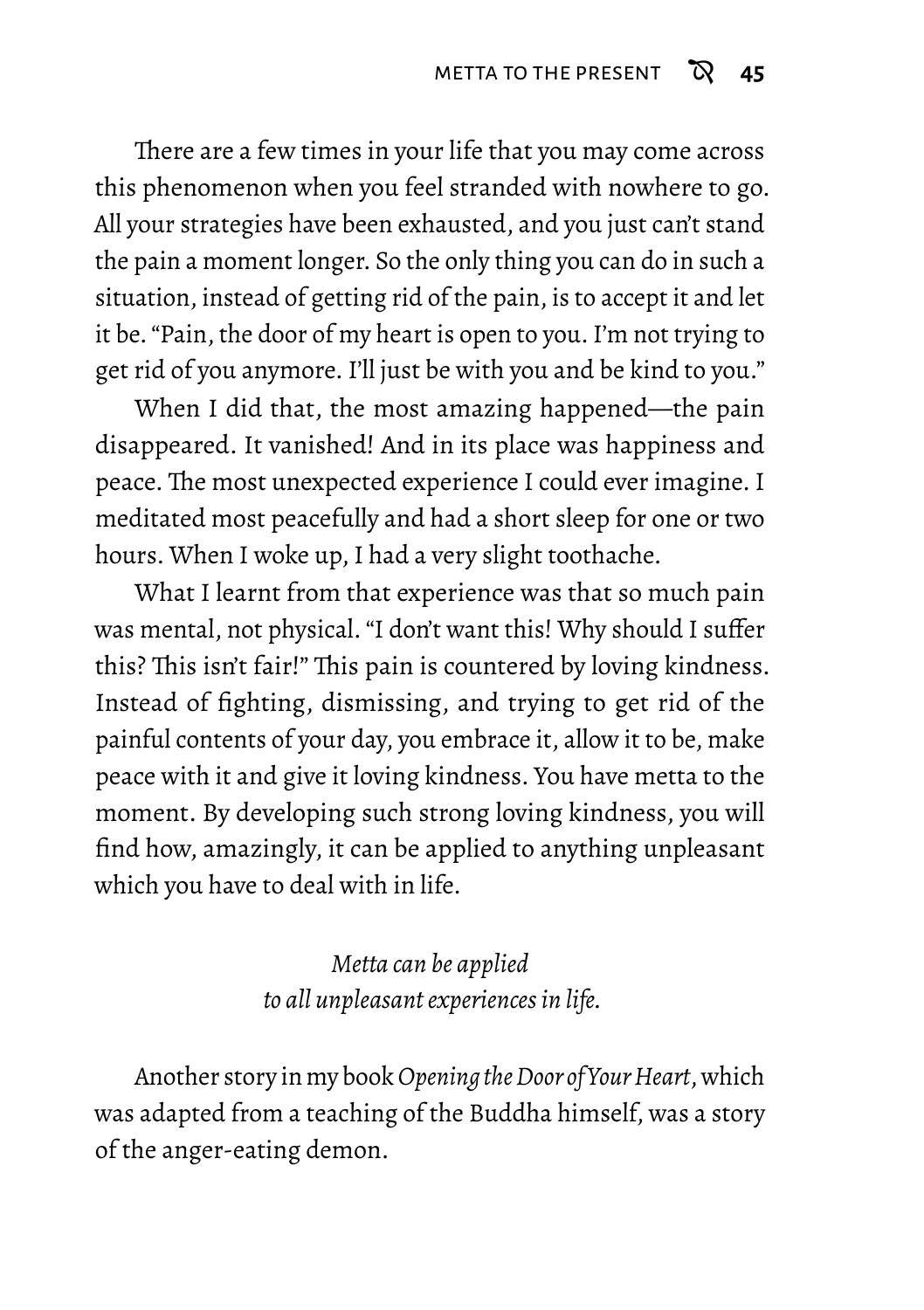There are a few times in your life that you may come across this phenomenon when you feel stranded with nowhere to go. All your strategies have been exhausted, and you just can't stand the pain a moment longer. So the only thing you can do in such a situation, instead of getting rid of the pain, is to accept it and let it be. "Pain, the door of my heart is open to you. I'm not trying to get rid of you anymore. I'll just be with you and be kind to you."

When I did that, the most amazing happened—the pain disappeared. It vanished! And in its place was happiness and peace. The most unexpected experience I could ever imagine. I meditated most peacefully and had a short sleep for one or two hours. When I woke up, I had a very slight toothache.

What I learnt from that experience was that so much pain was mental, not physical. "I don't want this! Why should I suffer this? This isn't fair!" This pain is countered by loving kindness. Instead of fighting, dismissing, and trying to get rid of the painful contents of your day, you embrace it, allow it to be, make peace with it and give it loving kindness. You have metta to the moment. By developing such strong loving kindness, you will find how, amazingly, it can be applied to anything unpleasant which you have to deal with in life.

*Metta can be applied*
*to all unpleasant experiences in life.*

Another story in my book *Opening the Door of Your Heart*, which was adapted from a teaching of the Buddha himself, was a story of the anger-eating demon.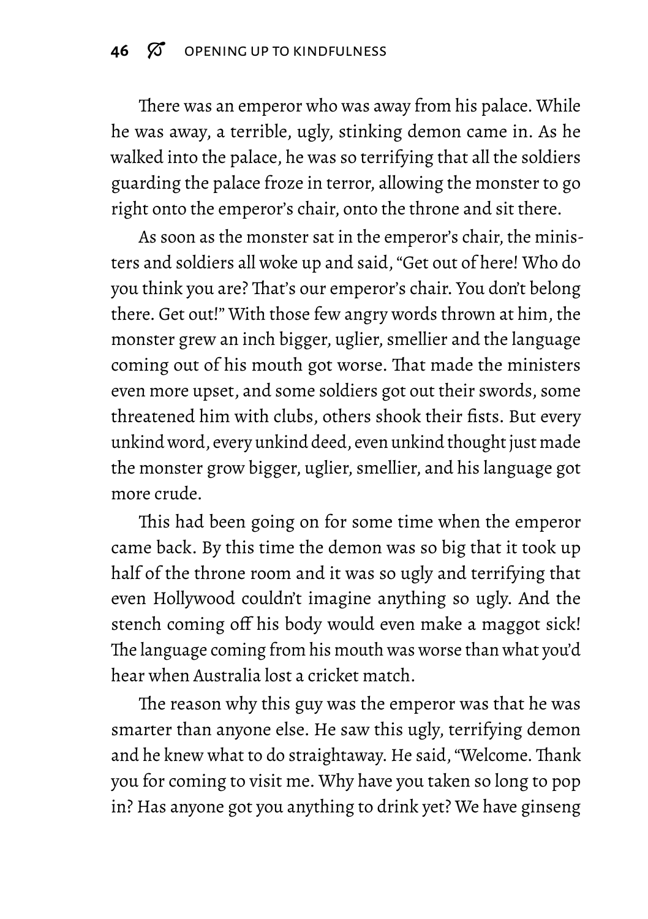There was an emperor who was away from his palace. While he was away, a terrible, ugly, stinking demon came in. As he walked into the palace, he was so terrifying that all the soldiers guarding the palace froze in terror, allowing the monster to go right onto the emperor's chair, onto the throne and sit there.

As soon as the monster sat in the emperor's chair, the ministers and soldiers all woke up and said, "Get out of here! Who do you think you are? That's our emperor's chair. You don't belong there. Get out!" With those few angry words thrown at him, the monster grew an inch bigger, uglier, smellier and the language coming out of his mouth got worse. That made the ministers even more upset, and some soldiers got out their swords, some threatened him with clubs, others shook their fists. But every unkind word, every unkind deed, even unkind thought just made the monster grow bigger, uglier, smellier, and his language got more crude.

This had been going on for some time when the emperor came back. By this time the demon was so big that it took up half of the throne room and it was so ugly and terrifying that even Hollywood couldn't imagine anything so ugly. And the stench coming off his body would even make a maggot sick! The language coming from his mouth was worse than what you'd hear when Australia lost a cricket match.

The reason why this guy was the emperor was that he was smarter than anyone else. He saw this ugly, terrifying demon and he knew what to do straightaway. He said, "Welcome. Thank you for coming to visit me. Why have you taken so long to pop in? Has anyone got you anything to drink yet? We have ginseng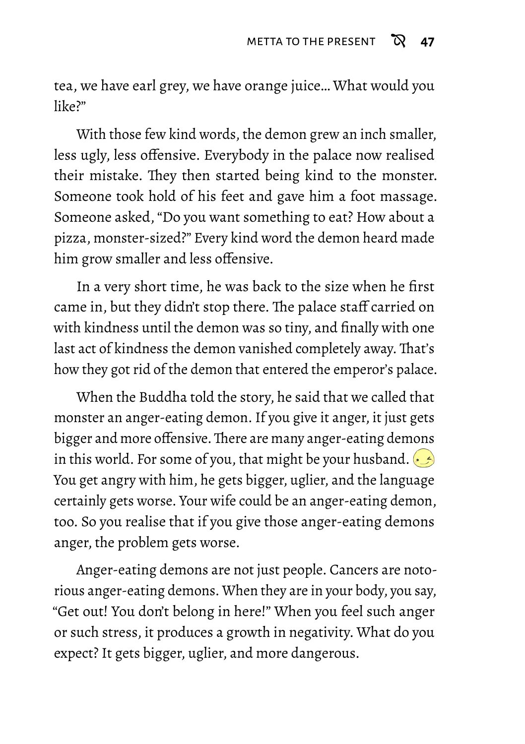tea, we have earl grey, we have orange juice… What would you like?"

With those few kind words, the demon grew an inch smaller, less ugly, less offensive. Everybody in the palace now realised their mistake. They then started being kind to the monster. Someone took hold of his feet and gave him a foot massage. Someone asked, "Do you want something to eat? How about a pizza, monster-sized?" Every kind word the demon heard made him grow smaller and less offensive.

In a very short time, he was back to the size when he first came in, but they didn't stop there. The palace staff carried on with kindness until the demon was so tiny, and finally with one last act of kindness the demon vanished completely away. That's how they got rid of the demon that entered the emperor's palace.

When the Buddha told the story, he said that we called that monster an anger-eating demon. If you give it anger, it just gets bigger and more offensive. There are many anger-eating demons in this world. For some of you, that might be your husband. You get angry with him, he gets bigger, uglier, and the language certainly gets worse. Your wife could be an anger-eating demon, too. So you realise that if you give those anger-eating demons anger, the problem gets worse.

Anger-eating demons are not just people. Cancers are notorious anger-eating demons. When they are in your body, you say, "Get out! You don't belong in here!" When you feel such anger or such stress, it produces a growth in negativity. What do you expect? It gets bigger, uglier, and more dangerous.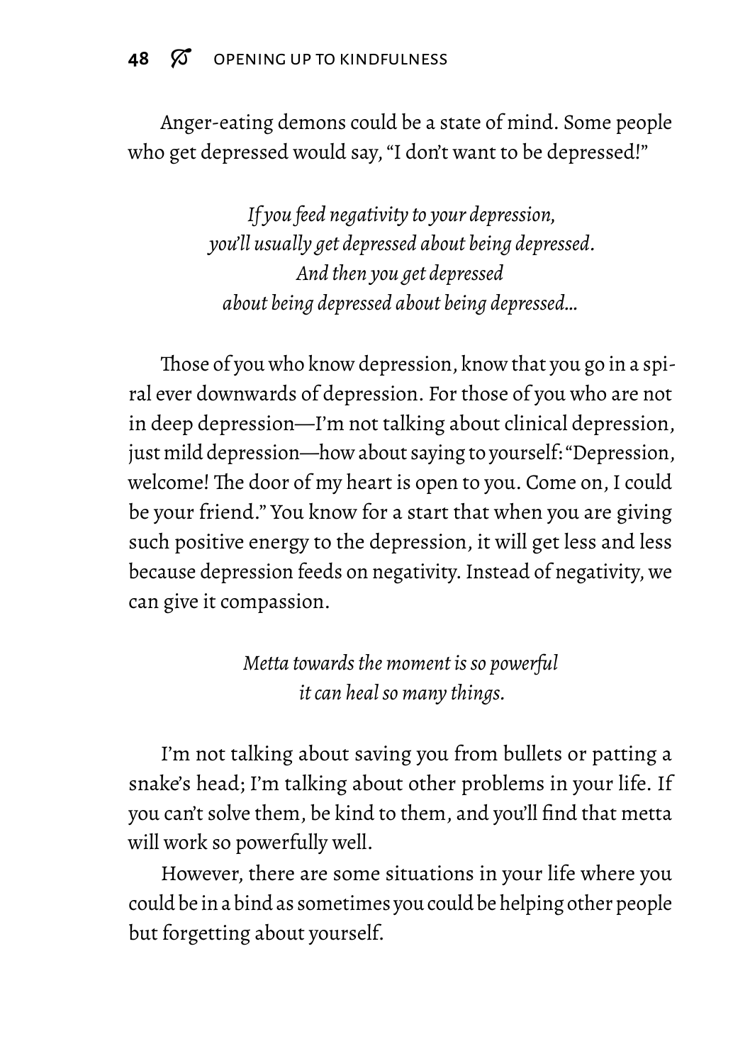Anger-eating demons could be a state of mind. Some people who get depressed would say, "I don't want to be depressed!"

*If you feed negativity to your depression,*
*you'll usually get depressed about being depressed.*
*And then you get depressed*
*about being depressed about being depressed...*

Those of you who know depression, know that you go in a spiral ever downwards of depression. For those of you who are not in deep depression—I'm not talking about clinical depression, just mild depression—how about saying to yourself: "Depression, welcome! The door of my heart is open to you. Come on, I could be your friend." You know for a start that when you are giving such positive energy to the depression, it will get less and less because depression feeds on negativity. Instead of negativity, we can give it compassion.

*Metta towards the moment is so powerful*
*it can heal so many things.*

I'm not talking about saving you from bullets or patting a snake's head; I'm talking about other problems in your life. If you can't solve them, be kind to them, and you'll find that metta will work so powerfully well.

However, there are some situations in your life where you could be in a bind as sometimes you could be helping other people but forgetting about yourself.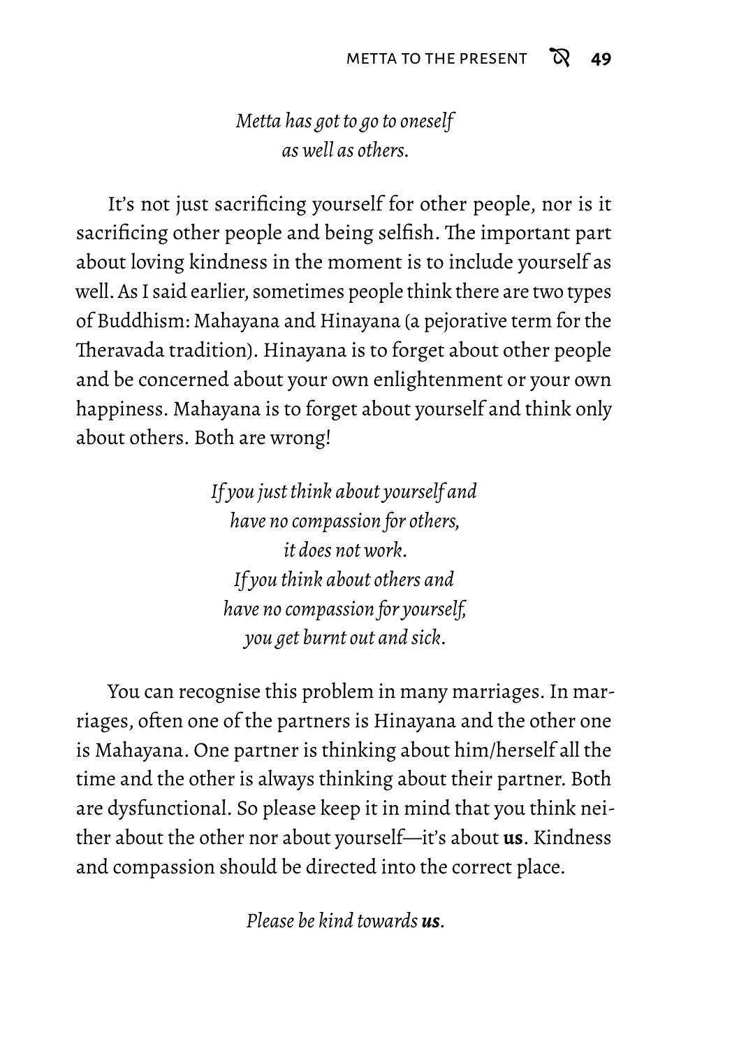*Metta has got to go to oneself*
*as well as others.*

It's not just sacrificing yourself for other people, nor is it sacrificing other people and being selfish. The important part about loving kindness in the moment is to include yourself as well. As I said earlier, sometimes people think there are two types of Buddhism: Mahayana and Hinayana (a pejorative term for the Theravada tradition). Hinayana is to forget about other people and be concerned about your own enlightenment or your own happiness. Mahayana is to forget about yourself and think only about others. Both are wrong!

*If you just think about yourself and*
*have no compassion for others,*
*it does not work.*
*If you think about others and*
*have no compassion for yourself,*
*you get burnt out and sick.*

You can recognise this problem in many marriages. In marriages, often one of the partners is Hinayana and the other one is Mahayana. One partner is thinking about him/herself all the time and the other is always thinking about their partner. Both are dysfunctional. So please keep it in mind that you think neither about the other nor about yourself—it's about **us**. Kindness and compassion should be directed into the correct place.

*Please be kind towards **us**.*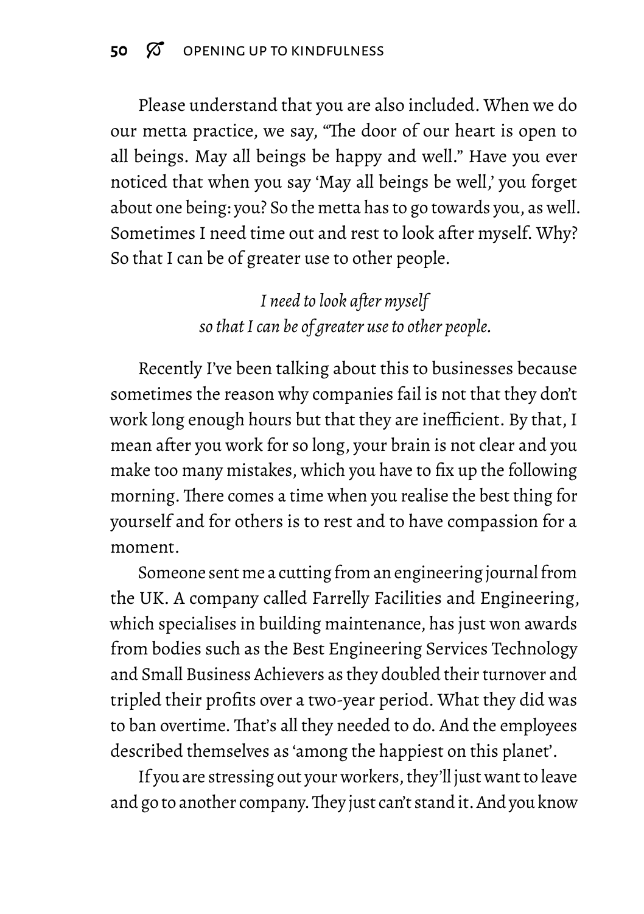Please understand that you are also included. When we do our metta practice, we say, "The door of our heart is open to all beings. May all beings be happy and well." Have you ever noticed that when you say 'May all beings be well,' you forget about one being: you? So the metta has to go towards you, as well. Sometimes I need time out and rest to look after myself. Why? So that I can be of greater use to other people.

*I need to look after myself*
*so that I can be of greater use to other people.*

Recently I've been talking about this to businesses because sometimes the reason why companies fail is not that they don't work long enough hours but that they are inefficient. By that, I mean after you work for so long, your brain is not clear and you make too many mistakes, which you have to fix up the following morning. There comes a time when you realise the best thing for yourself and for others is to rest and to have compassion for a moment.

Someone sent me a cutting from an engineering journal from the UK. A company called Farrelly Facilities and Engineering, which specialises in building maintenance, has just won awards from bodies such as the Best Engineering Services Technology and Small Business Achievers as they doubled their turnover and tripled their profits over a two-year period. What they did was to ban overtime. That's all they needed to do. And the employees described themselves as 'among the happiest on this planet'.

If you are stressing out your workers, they'll just want to leave and go to another company. They just can't stand it. And you know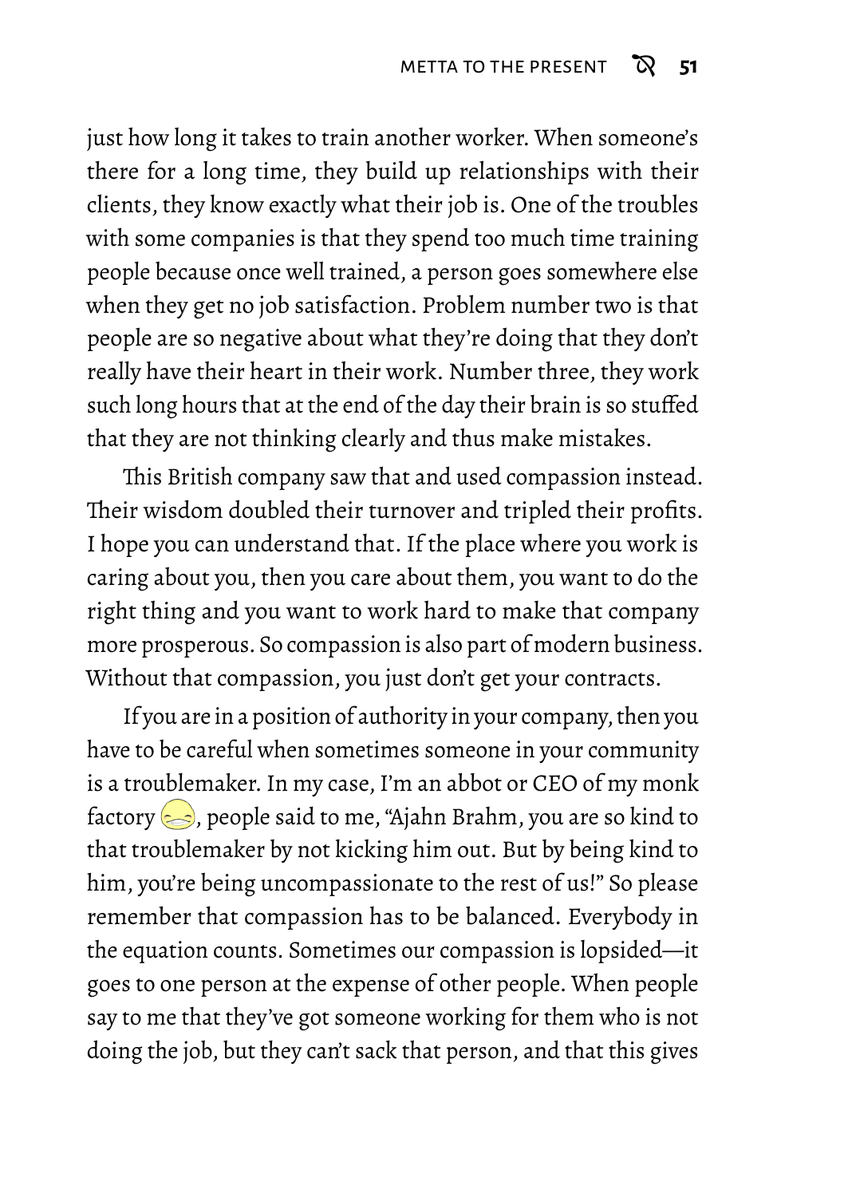just how long it takes to train another worker. When someone's there for a long time, they build up relationships with their clients, they know exactly what their job is. One of the troubles with some companies is that they spend too much time training people because once well trained, a person goes somewhere else when they get no job satisfaction. Problem number two is that people are so negative about what they're doing that they don't really have their heart in their work. Number three, they work such long hours that at the end of the day their brain is so stuffed that they are not thinking clearly and thus make mistakes.

This British company saw that and used compassion instead. Their wisdom doubled their turnover and tripled their profits. I hope you can understand that. If the place where you work is caring about you, then you care about them, you want to do the right thing and you want to work hard to make that company more prosperous. So compassion is also part of modern business. Without that compassion, you just don't get your contracts.

If you are in a position of authority in your company, then you have to be careful when sometimes someone in your community is a troublemaker. In my case, I'm an abbot or CEO of my monk factory, people said to me, "Ajahn Brahm, you are so kind to that troublemaker by not kicking him out. But by being kind to him, you're being uncompassionate to the rest of us!" So please remember that compassion has to be balanced. Everybody in the equation counts. Sometimes our compassion is lopsided—it goes to one person at the expense of other people. When people say to me that they've got someone working for them who is not doing the job, but they can't sack that person, and that this gives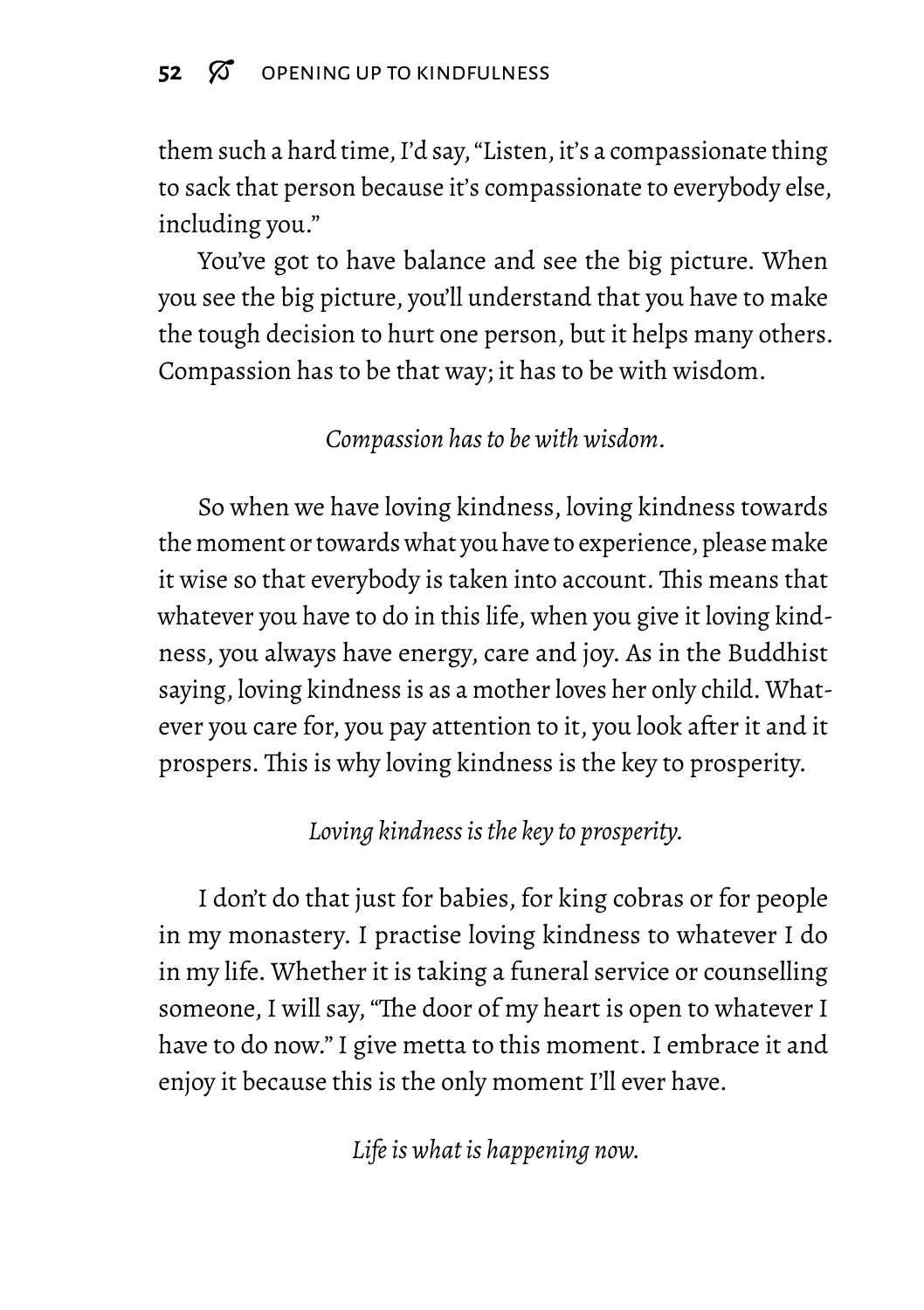them such a hard time, I'd say, "Listen, it's a compassionate thing to sack that person because it's compassionate to everybody else, including you."

You've got to have balance and see the big picture. When you see the big picture, you'll understand that you have to make the tough decision to hurt one person, but it helps many others. Compassion has to be that way; it has to be with wisdom.

*Compassion has to be with wisdom.*

So when we have loving kindness, loving kindness towards the moment or towards what you have to experience, please make it wise so that everybody is taken into account. This means that whatever you have to do in this life, when you give it loving kindness, you always have energy, care and joy. As in the Buddhist saying, loving kindness is as a mother loves her only child. Whatever you care for, you pay attention to it, you look after it and it prospers. This is why loving kindness is the key to prosperity.

*Loving kindness is the key to prosperity.*

I don't do that just for babies, for king cobras or for people in my monastery. I practise loving kindness to whatever I do in my life. Whether it is taking a funeral service or counselling someone, I will say, "The door of my heart is open to whatever I have to do now." I give metta to this moment. I embrace it and enjoy it because this is the only moment I'll ever have.

*Life is what is happening now.*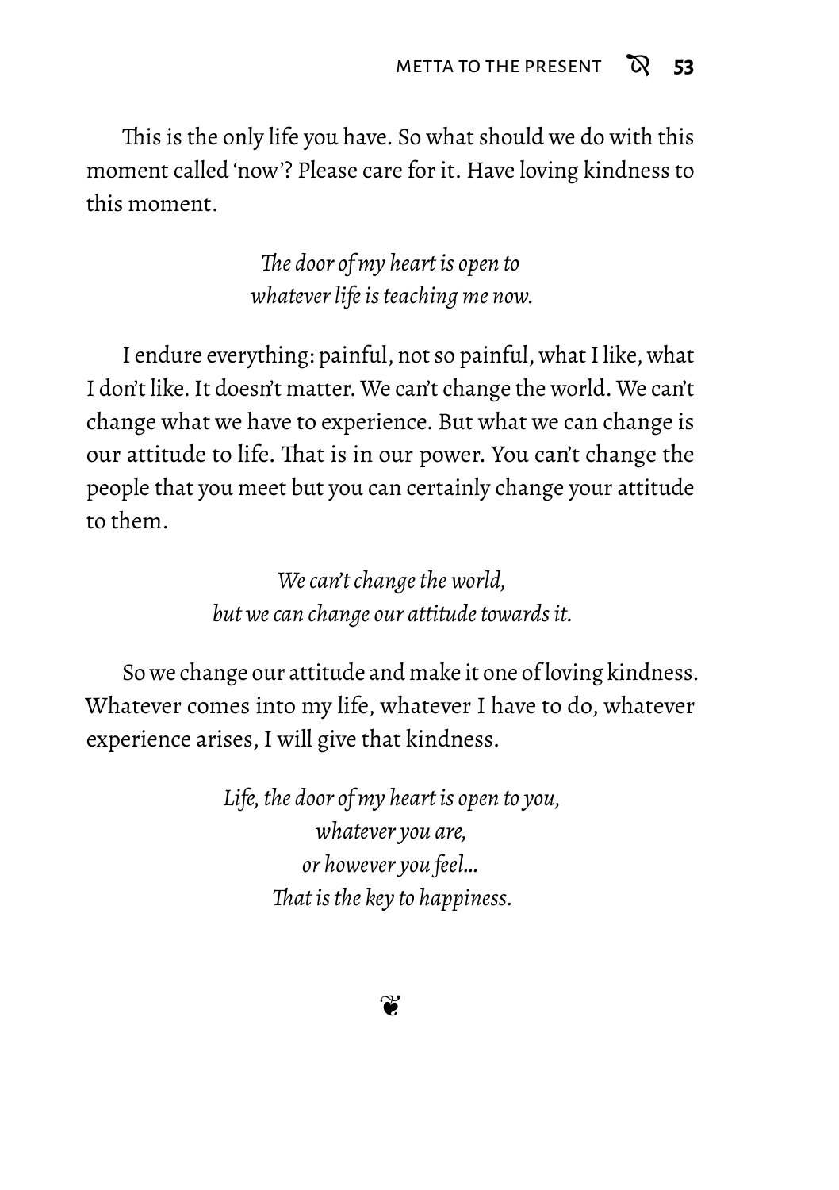This is the only life you have. So what should we do with this moment called 'now'? Please care for it. Have loving kindness to this moment.

*The door of my heart is open to*  
*whatever life is teaching me now.*

I endure everything: painful, not so painful, what I like, what I don't like. It doesn't matter. We can't change the world. We can't change what we have to experience. But what we can change is our attitude to life. That is in our power. You can't change the people that you meet but you can certainly change your attitude to them.

*We can't change the world,*  
*but we can change our attitude towards it.*

So we change our attitude and make it one of loving kindness. Whatever comes into my life, whatever I have to do, whatever experience arises, I will give that kindness.

*Life, the door of my heart is open to you,*  
*whatever you are,*  
*or however you feel…*  
*That is the key to happiness.*

❦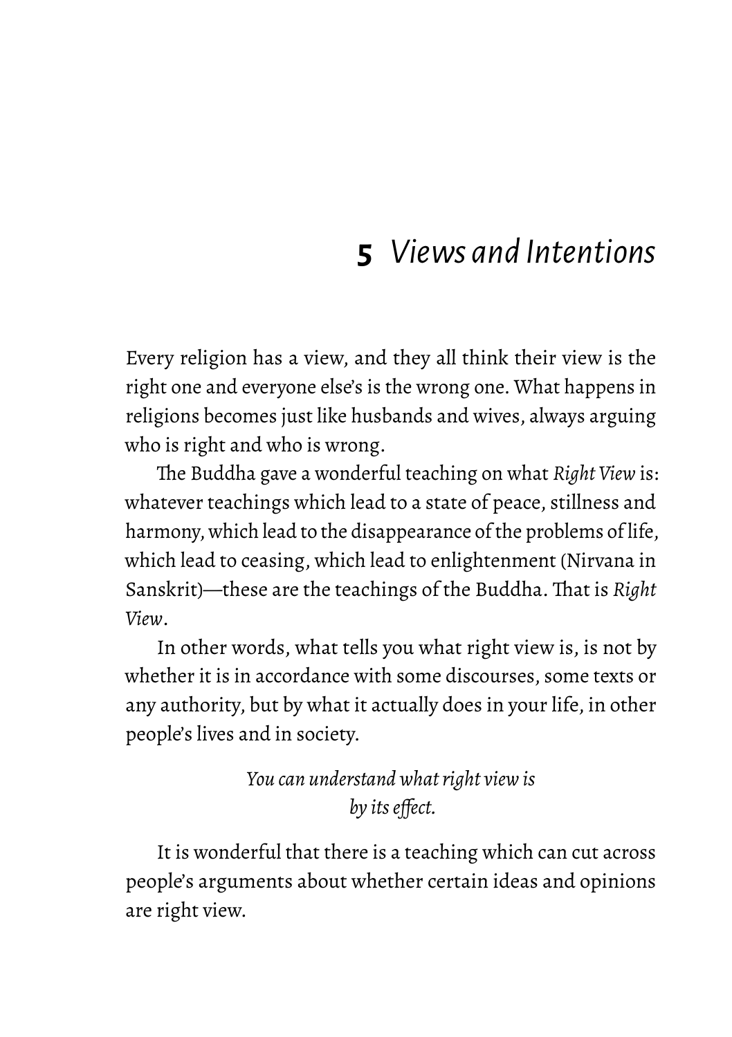# 5 *Views and Intentions*

Every religion has a view, and they all think their view is the right one and everyone else's is the wrong one. What happens in religions becomes just like husbands and wives, always arguing who is right and who is wrong.

The Buddha gave a wonderful teaching on what *Right View* is: whatever teachings which lead to a state of peace, stillness and harmony, which lead to the disappearance of the problems of life, which lead to ceasing, which lead to enlightenment (Nirvana in Sanskrit)—these are the teachings of the Buddha. That is *Right View*.

In other words, what tells you what right view is, is not by whether it is in accordance with some discourses, some texts or any authority, but by what it actually does in your life, in other people's lives and in society.

*You can understand what right view is by its effect.*

It is wonderful that there is a teaching which can cut across people's arguments about whether certain ideas and opinions are right view.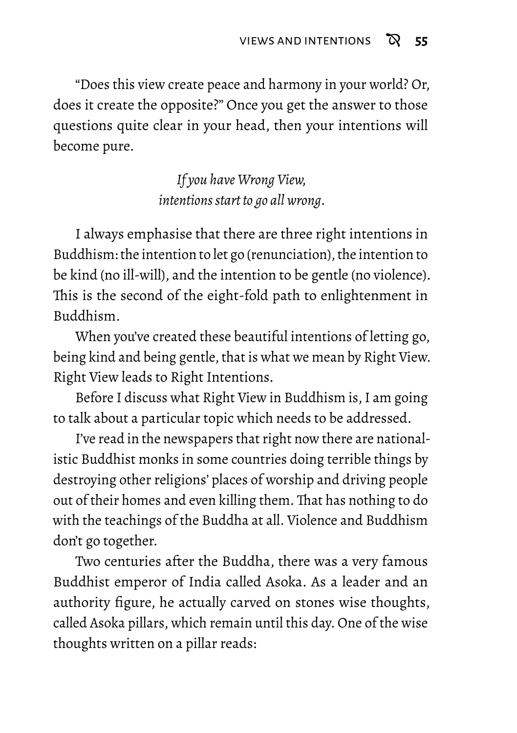"Does this view create peace and harmony in your world? Or, does it create the opposite?" Once you get the answer to those questions quite clear in your head, then your intentions will become pure.

*If you have Wrong View,*
*intentions start to go all wrong.*

I always emphasise that there are three right intentions in Buddhism: the intention to let go (renunciation), the intention to be kind (no ill-will), and the intention to be gentle (no violence). This is the second of the eight-fold path to enlightenment in Buddhism.

When you've created these beautiful intentions of letting go, being kind and being gentle, that is what we mean by Right View. Right View leads to Right Intentions.

Before I discuss what Right View in Buddhism is, I am going to talk about a particular topic which needs to be addressed.

I've read in the newspapers that right now there are nationalistic Buddhist monks in some countries doing terrible things by destroying other religions' places of worship and driving people out of their homes and even killing them. That has nothing to do with the teachings of the Buddha at all. Violence and Buddhism don't go together.

Two centuries after the Buddha, there was a very famous Buddhist emperor of India called Asoka. As a leader and an authority figure, he actually carved on stones wise thoughts, called Asoka pillars, which remain until this day. One of the wise thoughts written on a pillar reads: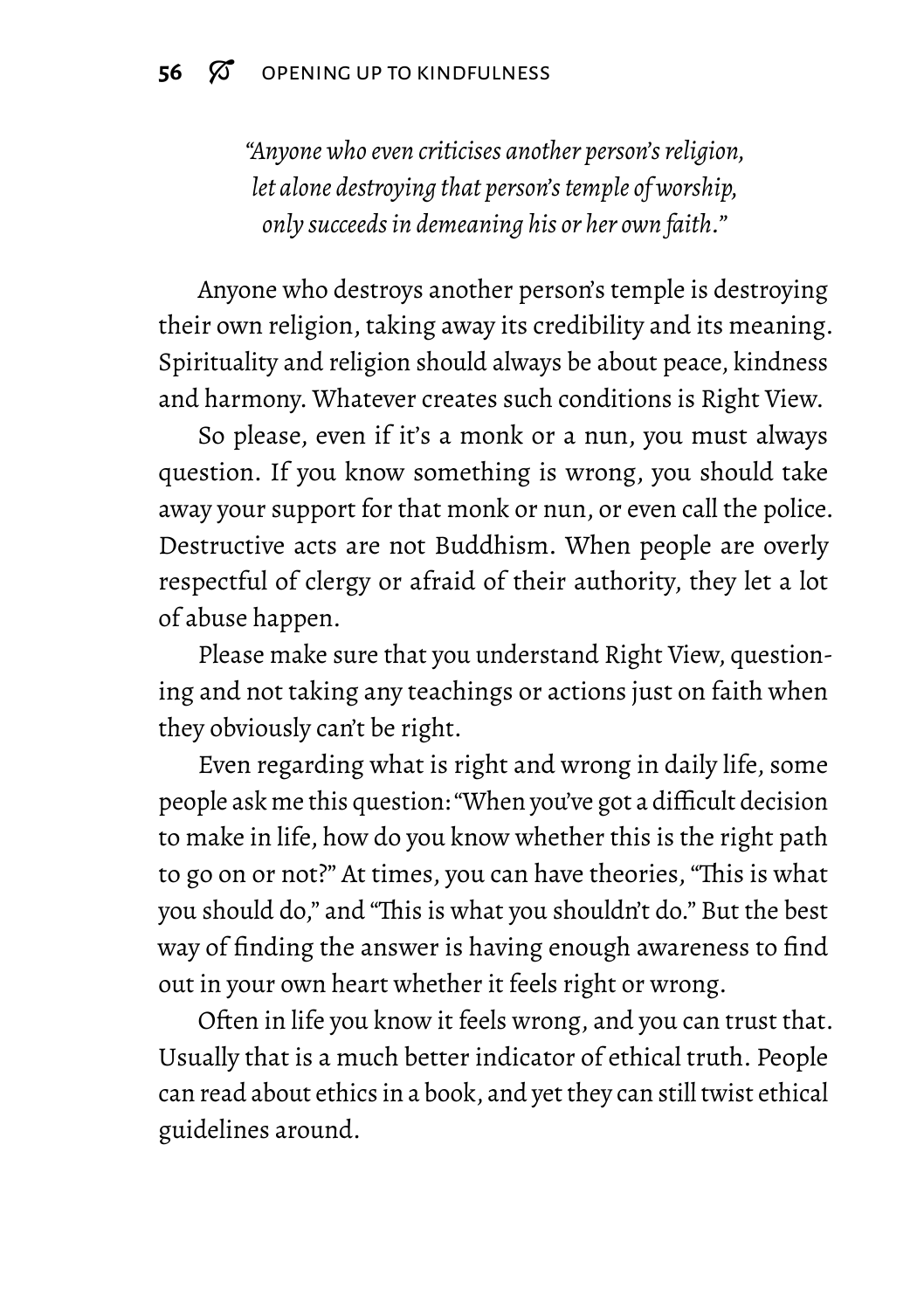*"Anyone who even criticises another person's religion, let alone destroying that person's temple of worship, only succeeds in demeaning his or her own faith."*

Anyone who destroys another person's temple is destroying their own religion, taking away its credibility and its meaning. Spirituality and religion should always be about peace, kindness and harmony. Whatever creates such conditions is Right View.

So please, even if it's a monk or a nun, you must always question. If you know something is wrong, you should take away your support for that monk or nun, or even call the police. Destructive acts are not Buddhism. When people are overly respectful of clergy or afraid of their authority, they let a lot of abuse happen.

Please make sure that you understand Right View, questioning and not taking any teachings or actions just on faith when they obviously can't be right.

Even regarding what is right and wrong in daily life, some people ask me this question: "When you've got a difficult decision to make in life, how do you know whether this is the right path to go on or not?" At times, you can have theories, "This is what you should do," and "This is what you shouldn't do." But the best way of finding the answer is having enough awareness to find out in your own heart whether it feels right or wrong.

Often in life you know it feels wrong, and you can trust that. Usually that is a much better indicator of ethical truth. People can read about ethics in a book, and yet they can still twist ethical guidelines around.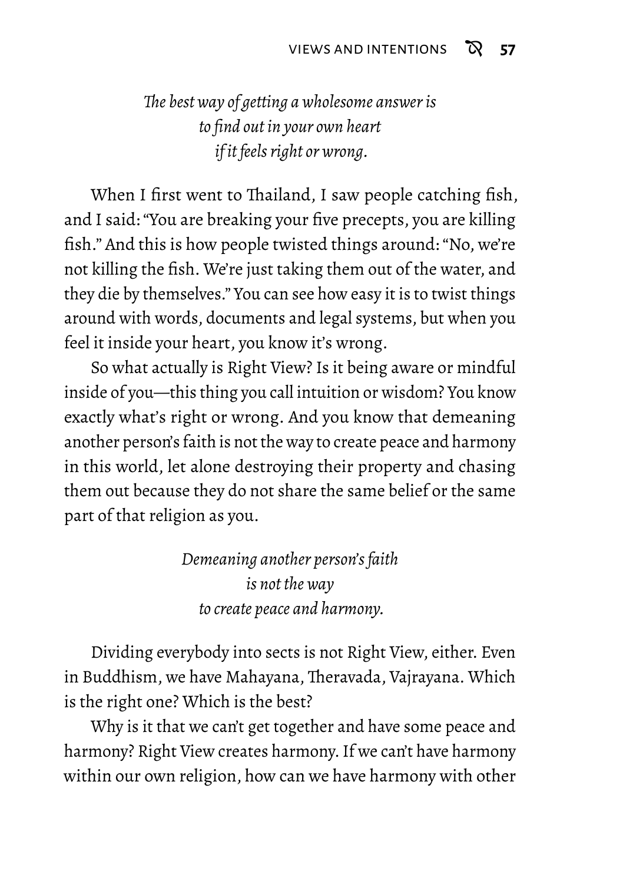*The best way of getting a wholesome answer is*
*to find out in your own heart*
*if it feels right or wrong.*

When I first went to Thailand, I saw people catching fish, and I said: "You are breaking your five precepts, you are killing fish." And this is how people twisted things around: "No, we're not killing the fish. We're just taking them out of the water, and they die by themselves." You can see how easy it is to twist things around with words, documents and legal systems, but when you feel it inside your heart, you know it's wrong.

So what actually is Right View? Is it being aware or mindful inside of you—this thing you call intuition or wisdom? You know exactly what's right or wrong. And you know that demeaning another person's faith is not the way to create peace and harmony in this world, let alone destroying their property and chasing them out because they do not share the same belief or the same part of that religion as you.

*Demeaning another person's faith*
*is not the way*
*to create peace and harmony.*

Dividing everybody into sects is not Right View, either. Even in Buddhism, we have Mahayana, Theravada, Vajrayana. Which is the right one? Which is the best?

Why is it that we can't get together and have some peace and harmony? Right View creates harmony. If we can't have harmony within our own religion, how can we have harmony with other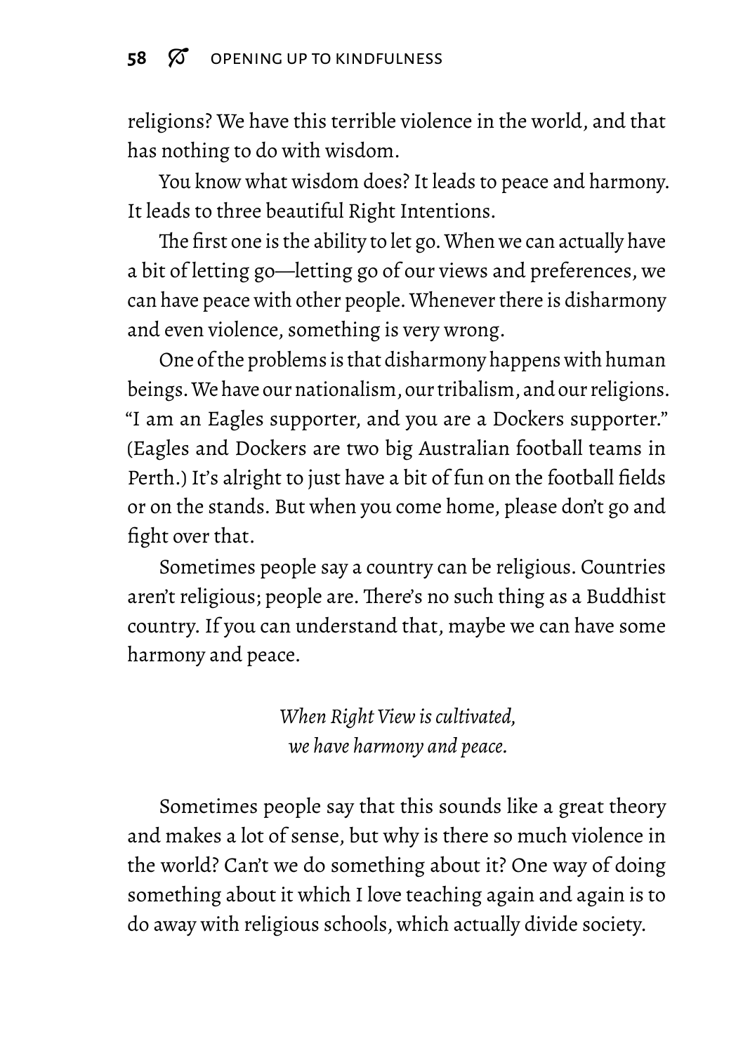religions? We have this terrible violence in the world, and that has nothing to do with wisdom.

You know what wisdom does? It leads to peace and harmony. It leads to three beautiful Right Intentions.

The first one is the ability to let go. When we can actually have a bit of letting go—letting go of our views and preferences, we can have peace with other people. Whenever there is disharmony and even violence, something is very wrong.

One of the problems is that disharmony happens with human beings. We have our nationalism, our tribalism, and our religions. "I am an Eagles supporter, and you are a Dockers supporter." (Eagles and Dockers are two big Australian football teams in Perth.) It's alright to just have a bit of fun on the football fields or on the stands. But when you come home, please don't go and fight over that.

Sometimes people say a country can be religious. Countries aren't religious; people are. There's no such thing as a Buddhist country. If you can understand that, maybe we can have some harmony and peace.

*When Right View is cultivated,*
*we have harmony and peace.*

Sometimes people say that this sounds like a great theory and makes a lot of sense, but why is there so much violence in the world? Can't we do something about it? One way of doing something about it which I love teaching again and again is to do away with religious schools, which actually divide society.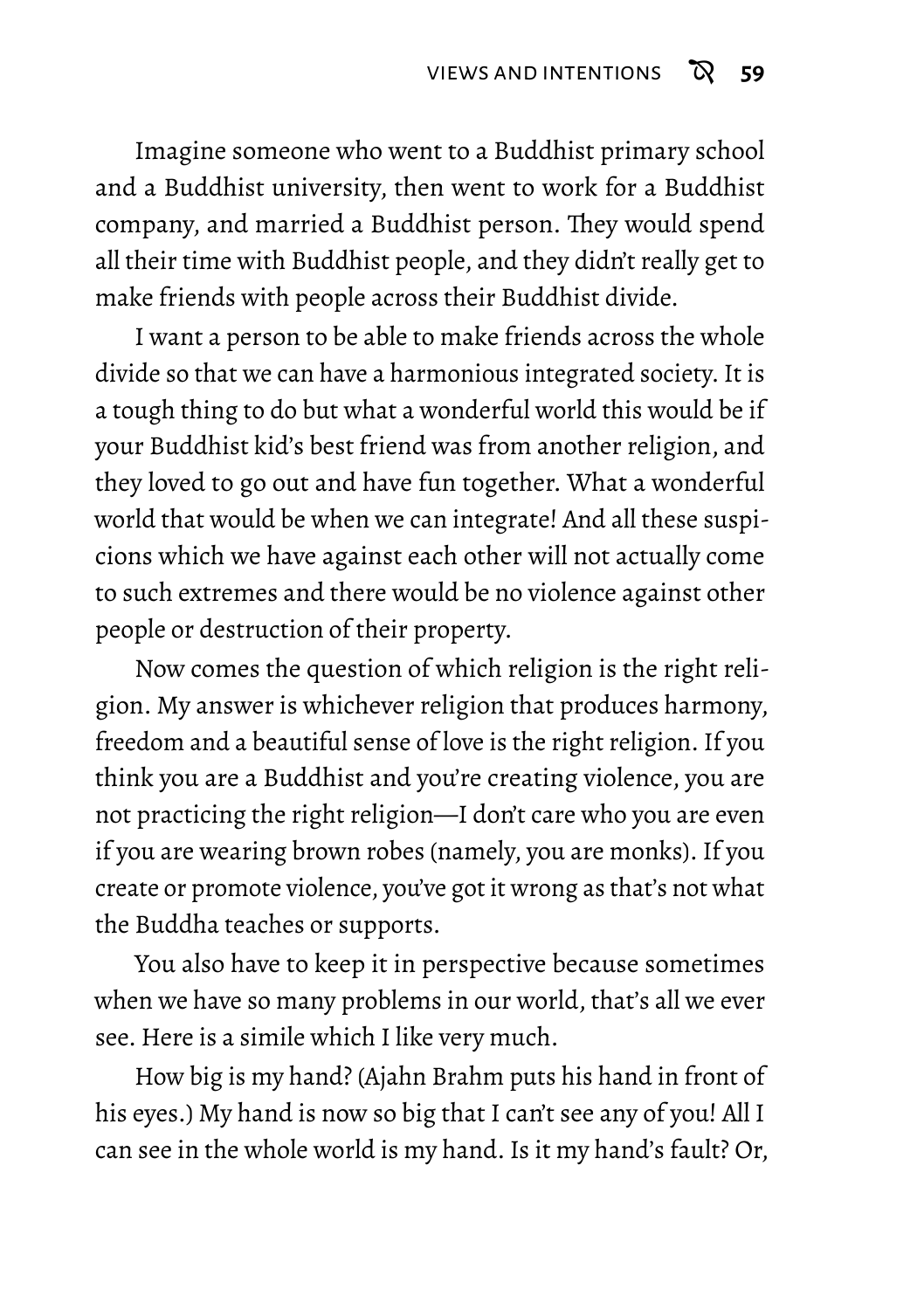Imagine someone who went to a Buddhist primary school and a Buddhist university, then went to work for a Buddhist company, and married a Buddhist person. They would spend all their time with Buddhist people, and they didn't really get to make friends with people across their Buddhist divide.

I want a person to be able to make friends across the whole divide so that we can have a harmonious integrated society. It is a tough thing to do but what a wonderful world this would be if your Buddhist kid's best friend was from another religion, and they loved to go out and have fun together. What a wonderful world that would be when we can integrate! And all these suspicions which we have against each other will not actually come to such extremes and there would be no violence against other people or destruction of their property.

Now comes the question of which religion is the right religion. My answer is whichever religion that produces harmony, freedom and a beautiful sense of love is the right religion. If you think you are a Buddhist and you're creating violence, you are not practicing the right religion—I don't care who you are even if you are wearing brown robes (namely, you are monks). If you create or promote violence, you've got it wrong as that's not what the Buddha teaches or supports.

You also have to keep it in perspective because sometimes when we have so many problems in our world, that's all we ever see. Here is a simile which I like very much.

How big is my hand? (Ajahn Brahm puts his hand in front of his eyes.) My hand is now so big that I can't see any of you! All I can see in the whole world is my hand. Is it my hand's fault? Or,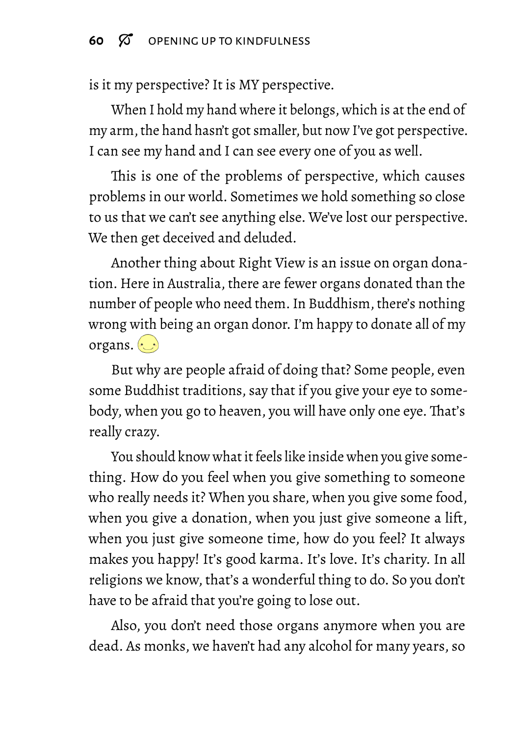is it my perspective? It is MY perspective.

When I hold my hand where it belongs, which is at the end of my arm, the hand hasn't got smaller, but now I've got perspective. I can see my hand and I can see every one of you as well.

This is one of the problems of perspective, which causes problems in our world. Sometimes we hold something so close to us that we can't see anything else. We've lost our perspective. We then get deceived and deluded.

Another thing about Right View is an issue on organ donation. Here in Australia, there are fewer organs donated than the number of people who need them. In Buddhism, there's nothing wrong with being an organ donor. I'm happy to donate all of my organs.

But why are people afraid of doing that? Some people, even some Buddhist traditions, say that if you give your eye to somebody, when you go to heaven, you will have only one eye. That's really crazy.

You should know what it feels like inside when you give something. How do you feel when you give something to someone who really needs it? When you share, when you give some food, when you give a donation, when you just give someone a lift, when you just give someone time, how do you feel? It always makes you happy! It's good karma. It's love. It's charity. In all religions we know, that's a wonderful thing to do. So you don't have to be afraid that you're going to lose out.

Also, you don't need those organs anymore when you are dead. As monks, we haven't had any alcohol for many years, so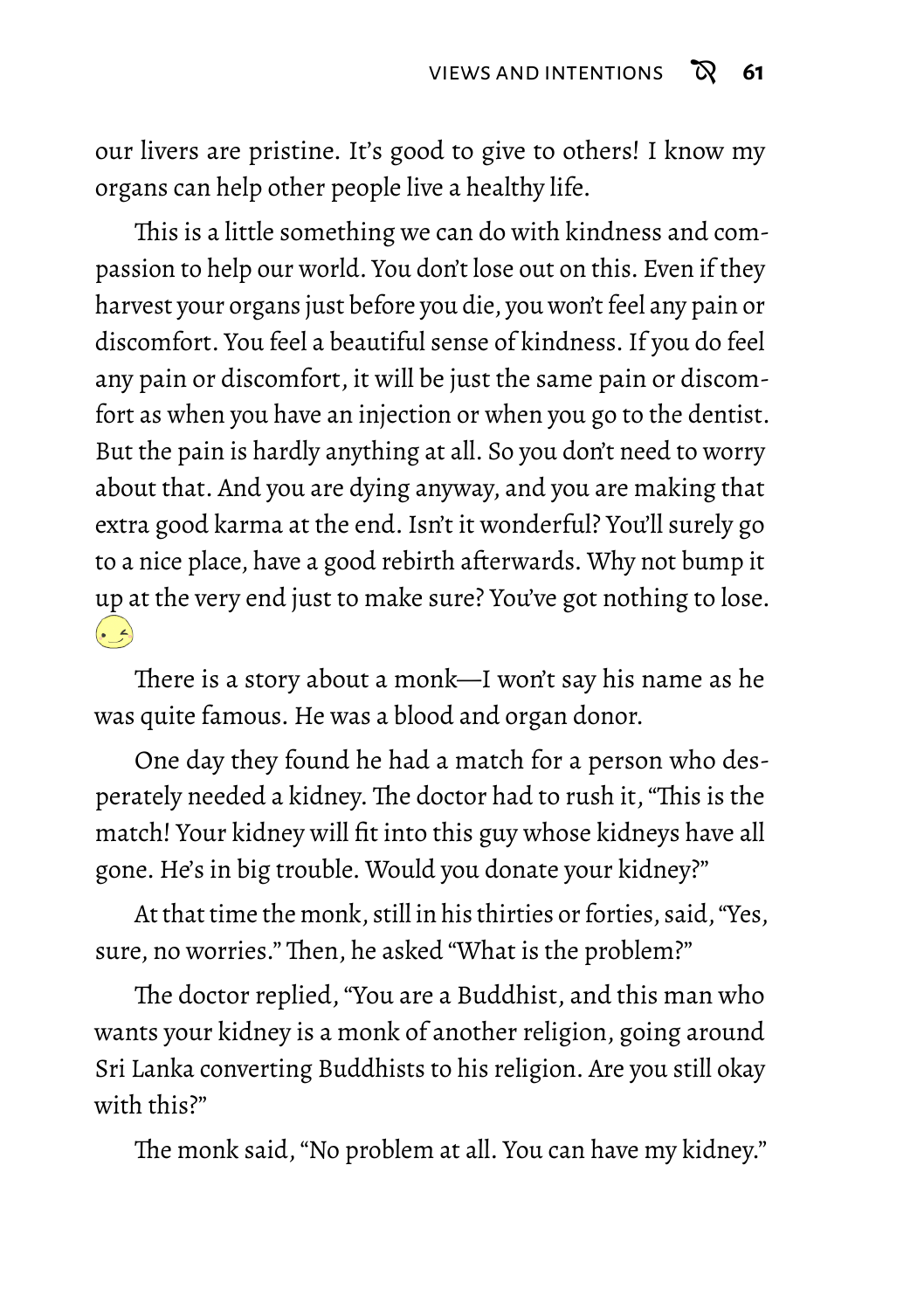our livers are pristine. It's good to give to others! I know my organs can help other people live a healthy life.

This is a little something we can do with kindness and compassion to help our world. You don't lose out on this. Even if they harvest your organs just before you die, you won't feel any pain or discomfort. You feel a beautiful sense of kindness. If you do feel any pain or discomfort, it will be just the same pain or discomfort as when you have an injection or when you go to the dentist. But the pain is hardly anything at all. So you don't need to worry about that. And you are dying anyway, and you are making that extra good karma at the end. Isn't it wonderful? You'll surely go to a nice place, have a good rebirth afterwards. Why not bump it up at the very end just to make sure? You've got nothing to lose. 😉

There is a story about a monk—I won't say his name as he was quite famous. He was a blood and organ donor.

One day they found he had a match for a person who desperately needed a kidney. The doctor had to rush it, "This is the match! Your kidney will fit into this guy whose kidneys have all gone. He's in big trouble. Would you donate your kidney?"

At that time the monk, still in his thirties or forties, said, "Yes, sure, no worries." Then, he asked "What is the problem?"

The doctor replied, "You are a Buddhist, and this man who wants your kidney is a monk of another religion, going around Sri Lanka converting Buddhists to his religion. Are you still okay with this?"

The monk said, "No problem at all. You can have my kidney."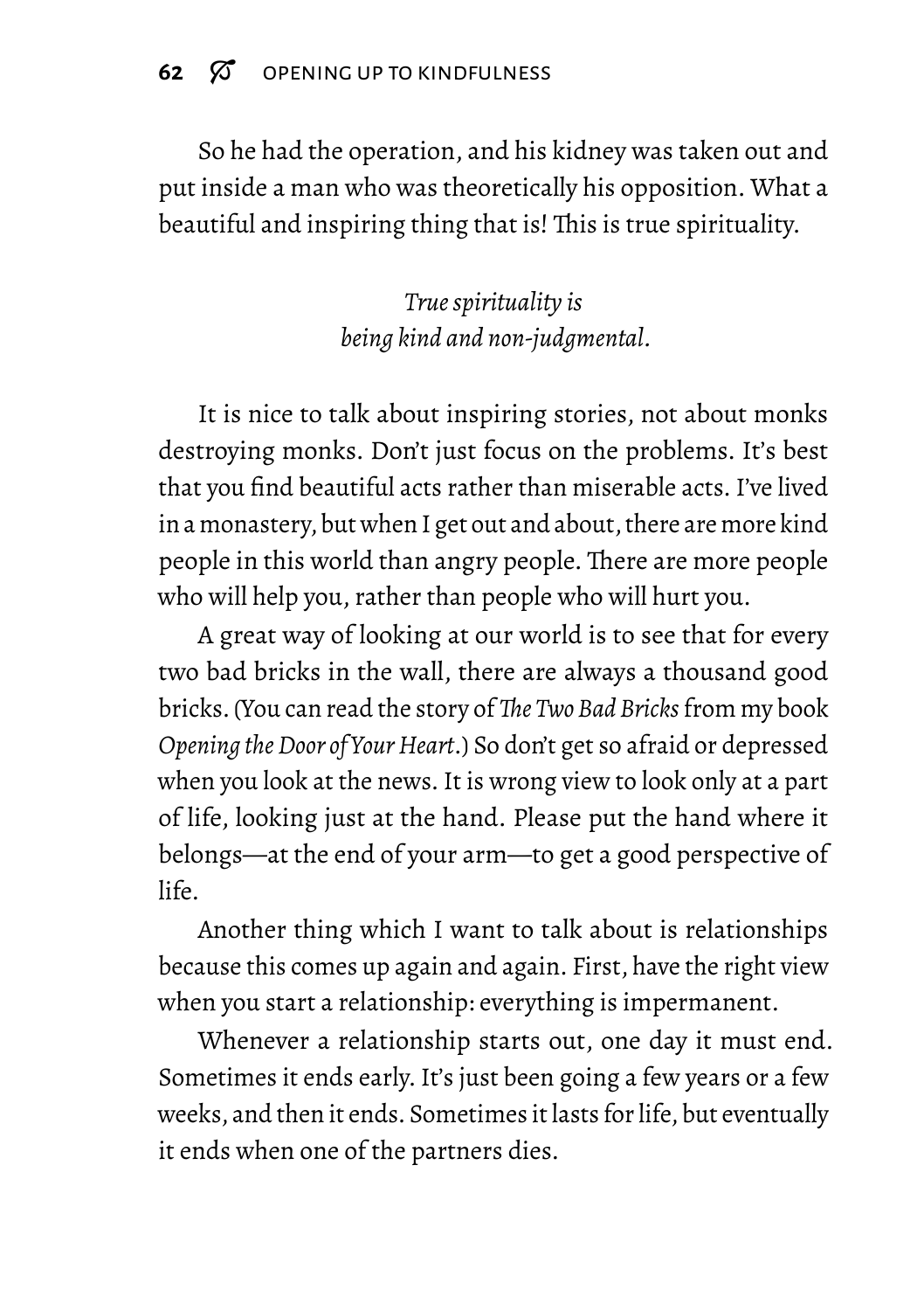So he had the operation, and his kidney was taken out and put inside a man who was theoretically his opposition. What a beautiful and inspiring thing that is! This is true spirituality.

*True spirituality is*
*being kind and non-judgmental.*

It is nice to talk about inspiring stories, not about monks destroying monks. Don't just focus on the problems. It's best that you find beautiful acts rather than miserable acts. I've lived in a monastery, but when I get out and about, there are more kind people in this world than angry people. There are more people who will help you, rather than people who will hurt you.

A great way of looking at our world is to see that for every two bad bricks in the wall, there are always a thousand good bricks. (You can read the story of *The Two Bad Bricks* from my book *Opening the Door of Your Heart*.) So don't get so afraid or depressed when you look at the news. It is wrong view to look only at a part of life, looking just at the hand. Please put the hand where it belongs—at the end of your arm—to get a good perspective of life.

Another thing which I want to talk about is relationships because this comes up again and again. First, have the right view when you start a relationship: everything is impermanent.

Whenever a relationship starts out, one day it must end. Sometimes it ends early. It's just been going a few years or a few weeks, and then it ends. Sometimes it lasts for life, but eventually it ends when one of the partners dies.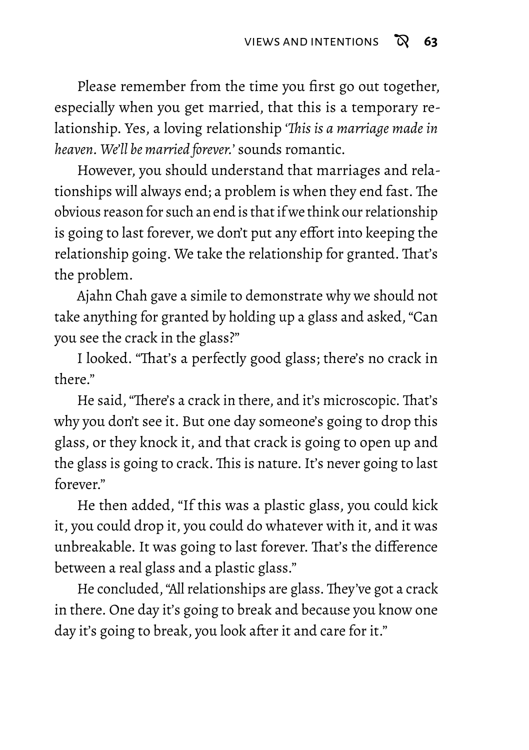Please remember from the time you first go out together, especially when you get married, that this is a temporary relationship. Yes, a loving relationship *'This is a marriage made in heaven. We'll be married forever.'* sounds romantic.

However, you should understand that marriages and relationships will always end; a problem is when they end fast. The obvious reason for such an end is that if we think our relationship is going to last forever, we don't put any effort into keeping the relationship going. We take the relationship for granted. That's the problem.

Ajahn Chah gave a simile to demonstrate why we should not take anything for granted by holding up a glass and asked, "Can you see the crack in the glass?"

I looked. "That's a perfectly good glass; there's no crack in there."

He said, "There's a crack in there, and it's microscopic. That's why you don't see it. But one day someone's going to drop this glass, or they knock it, and that crack is going to open up and the glass is going to crack. This is nature. It's never going to last forever."

He then added, "If this was a plastic glass, you could kick it, you could drop it, you could do whatever with it, and it was unbreakable. It was going to last forever. That's the difference between a real glass and a plastic glass."

He concluded, "All relationships are glass. They've got a crack in there. One day it's going to break and because you know one day it's going to break, you look after it and care for it."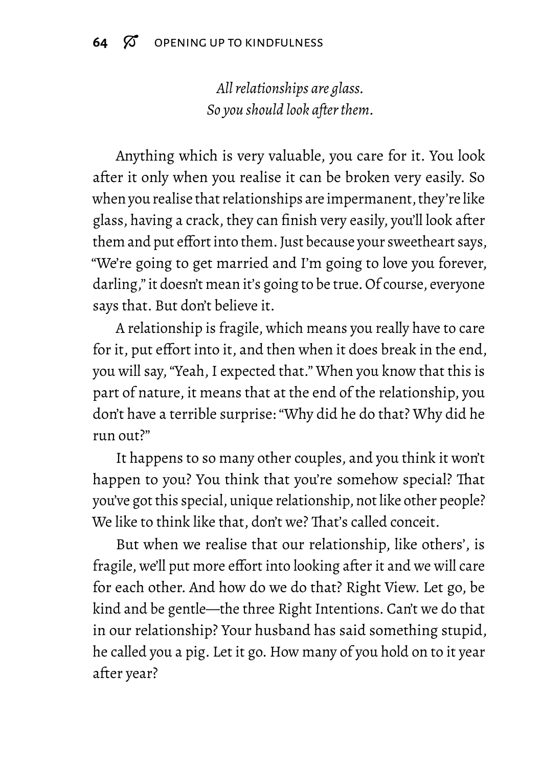*All relationships are glass.*
*So you should look after them.*

Anything which is very valuable, you care for it. You look after it only when you realise it can be broken very easily. So when you realise that relationships are impermanent, they're like glass, having a crack, they can finish very easily, you'll look after them and put effort into them. Just because your sweetheart says, "We're going to get married and I'm going to love you forever, darling," it doesn't mean it's going to be true. Of course, everyone says that. But don't believe it.

A relationship is fragile, which means you really have to care for it, put effort into it, and then when it does break in the end, you will say, "Yeah, I expected that." When you know that this is part of nature, it means that at the end of the relationship, you don't have a terrible surprise: "Why did he do that? Why did he run out?"

It happens to so many other couples, and you think it won't happen to you? You think that you're somehow special? That you've got this special, unique relationship, not like other people? We like to think like that, don't we? That's called conceit.

But when we realise that our relationship, like others', is fragile, we'll put more effort into looking after it and we will care for each other. And how do we do that? Right View. Let go, be kind and be gentle—the three Right Intentions. Can't we do that in our relationship? Your husband has said something stupid, he called you a pig. Let it go. How many of you hold on to it year after year?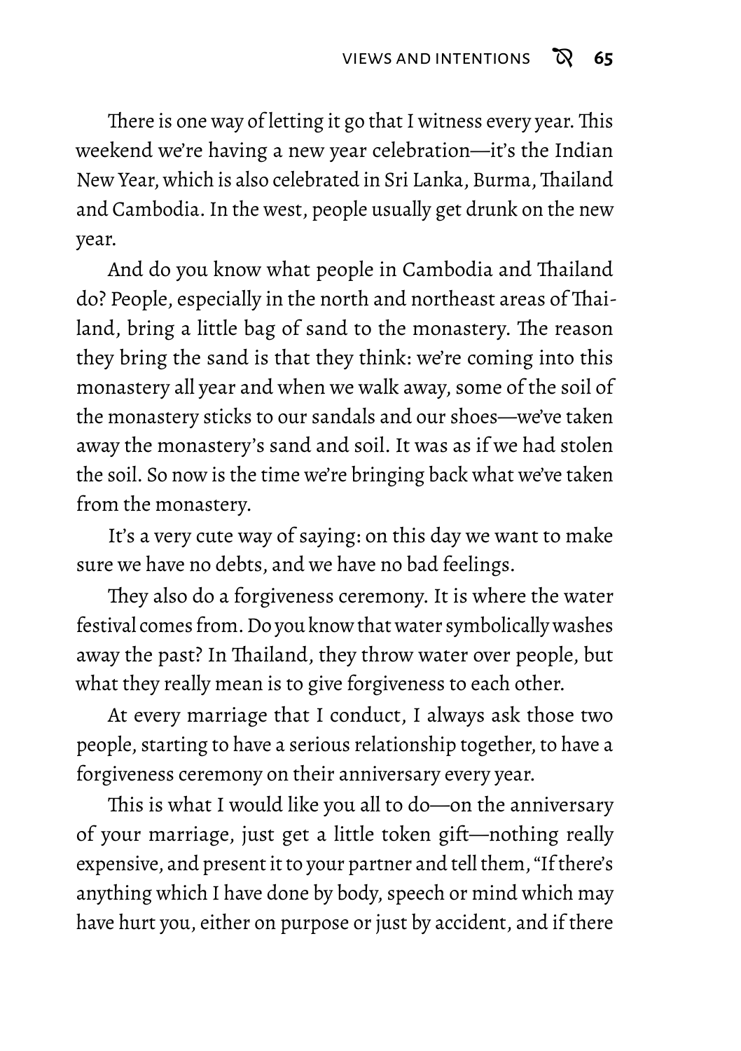There is one way of letting it go that I witness every year. This weekend we're having a new year celebration—it's the Indian New Year, which is also celebrated in Sri Lanka, Burma, Thailand and Cambodia. In the west, people usually get drunk on the new year.

And do you know what people in Cambodia and Thailand do? People, especially in the north and northeast areas of Thailand, bring a little bag of sand to the monastery. The reason they bring the sand is that they think: we're coming into this monastery all year and when we walk away, some of the soil of the monastery sticks to our sandals and our shoes—we've taken away the monastery's sand and soil. It was as if we had stolen the soil. So now is the time we're bringing back what we've taken from the monastery.

It's a very cute way of saying: on this day we want to make sure we have no debts, and we have no bad feelings.

They also do a forgiveness ceremony. It is where the water festival comes from. Do you know that water symbolically washes away the past? In Thailand, they throw water over people, but what they really mean is to give forgiveness to each other.

At every marriage that I conduct, I always ask those two people, starting to have a serious relationship together, to have a forgiveness ceremony on their anniversary every year.

This is what I would like you all to do—on the anniversary of your marriage, just get a little token gift—nothing really expensive, and present it to your partner and tell them, "If there's anything which I have done by body, speech or mind which may have hurt you, either on purpose or just by accident, and if there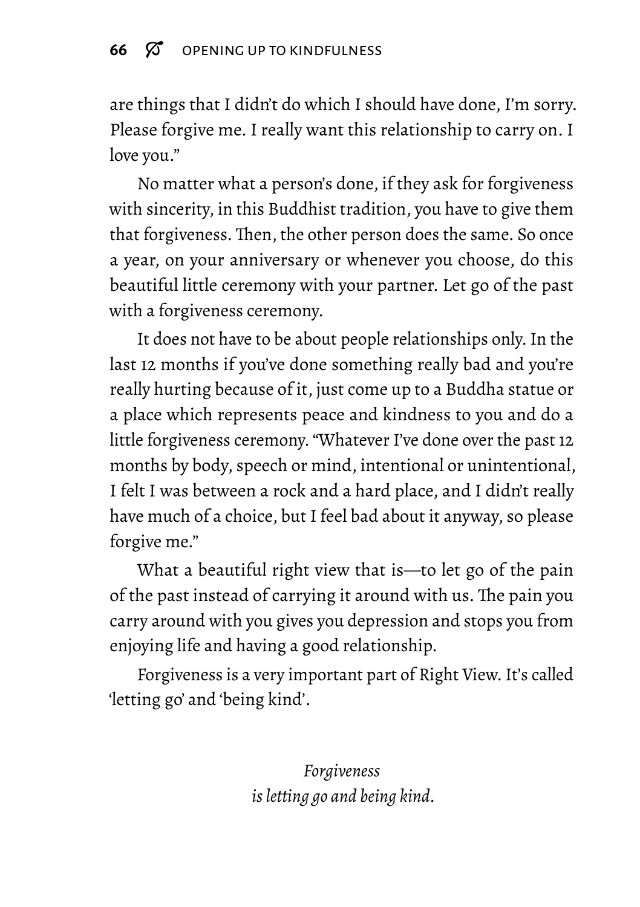are things that I didn't do which I should have done, I'm sorry. Please forgive me. I really want this relationship to carry on. I love you."

No matter what a person's done, if they ask for forgiveness with sincerity, in this Buddhist tradition, you have to give them that forgiveness. Then, the other person does the same. So once a year, on your anniversary or whenever you choose, do this beautiful little ceremony with your partner. Let go of the past with a forgiveness ceremony.

It does not have to be about people relationships only. In the last 12 months if you've done something really bad and you're really hurting because of it, just come up to a Buddha statue or a place which represents peace and kindness to you and do a little forgiveness ceremony. "Whatever I've done over the past 12 months by body, speech or mind, intentional or unintentional, I felt I was between a rock and a hard place, and I didn't really have much of a choice, but I feel bad about it anyway, so please forgive me."

What a beautiful right view that is—to let go of the pain of the past instead of carrying it around with us. The pain you carry around with you gives you depression and stops you from enjoying life and having a good relationship.

Forgiveness is a very important part of Right View. It's called 'letting go' and 'being kind'.

*Forgiveness*
*is letting go and being kind.*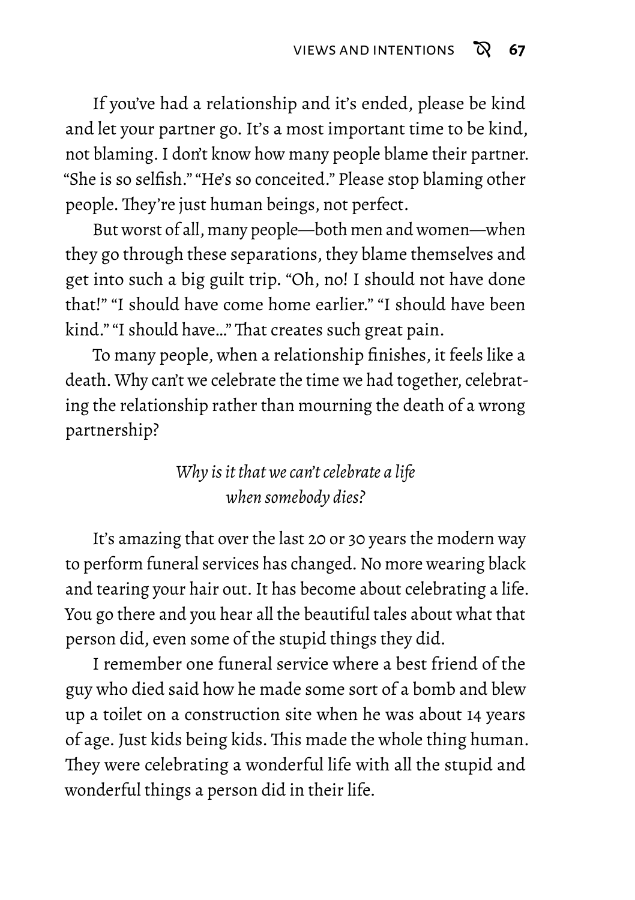If you've had a relationship and it's ended, please be kind and let your partner go. It's a most important time to be kind, not blaming. I don't know how many people blame their partner. "She is so selfish." "He's so conceited." Please stop blaming other people. They're just human beings, not perfect.

But worst of all, many people—both men and women—when they go through these separations, they blame themselves and get into such a big guilt trip. "Oh, no! I should not have done that!" "I should have come home earlier." "I should have been kind." "I should have..." That creates such great pain.

To many people, when a relationship finishes, it feels like a death. Why can't we celebrate the time we had together, celebrating the relationship rather than mourning the death of a wrong partnership?

*Why is it that we can't celebrate a life when somebody dies?*

It's amazing that over the last 20 or 30 years the modern way to perform funeral services has changed. No more wearing black and tearing your hair out. It has become about celebrating a life. You go there and you hear all the beautiful tales about what that person did, even some of the stupid things they did.

I remember one funeral service where a best friend of the guy who died said how he made some sort of a bomb and blew up a toilet on a construction site when he was about 14 years of age. Just kids being kids. This made the whole thing human. They were celebrating a wonderful life with all the stupid and wonderful things a person did in their life.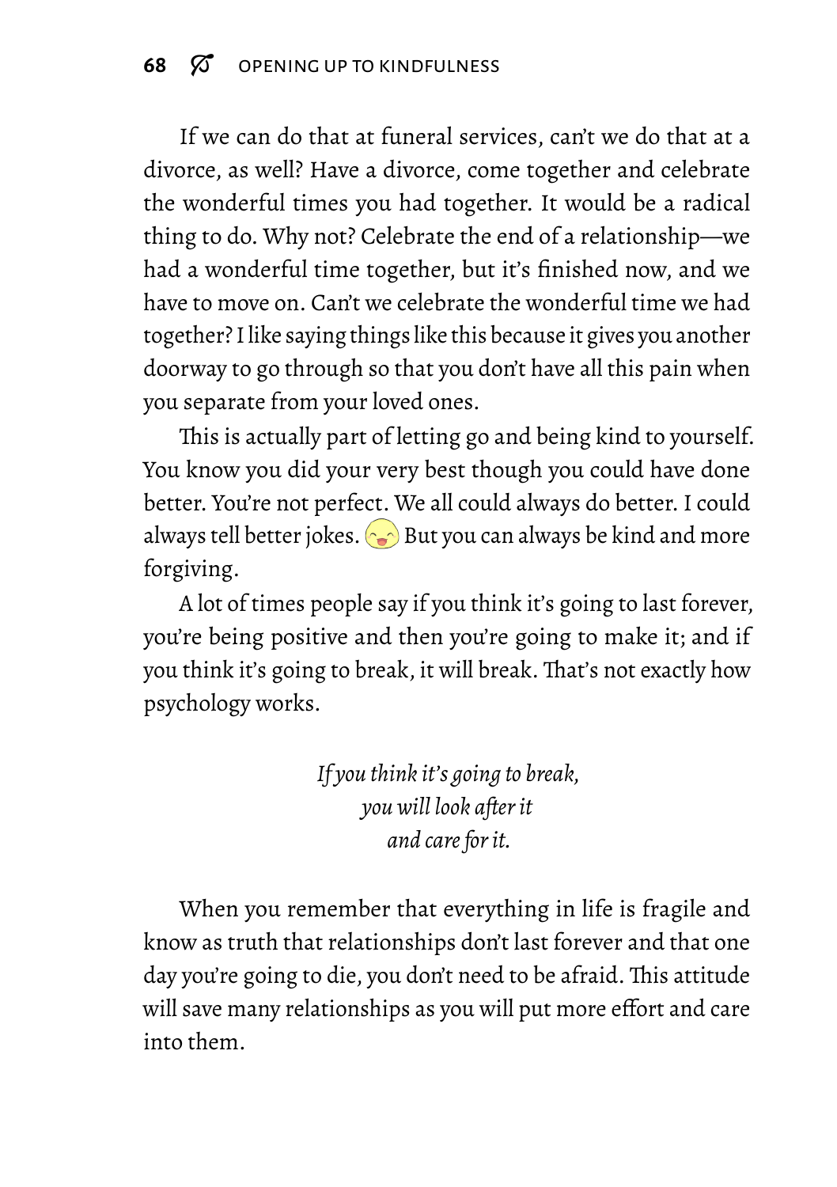If we can do that at funeral services, can't we do that at a divorce, as well? Have a divorce, come together and celebrate the wonderful times you had together. It would be a radical thing to do. Why not? Celebrate the end of a relationship—we had a wonderful time together, but it's finished now, and we have to move on. Can't we celebrate the wonderful time we had together? I like saying things like this because it gives you another doorway to go through so that you don't have all this pain when you separate from your loved ones.

This is actually part of letting go and being kind to yourself. You know you did your very best though you could have done better. You're not perfect. We all could always do better. I could always tell better jokes. 😄 But you can always be kind and more forgiving.

A lot of times people say if you think it's going to last forever, you're being positive and then you're going to make it; and if you think it's going to break, it will break. That's not exactly how psychology works.

*If you think it's going to break,*
*you will look after it*
*and care for it.*

When you remember that everything in life is fragile and know as truth that relationships don't last forever and that one day you're going to die, you don't need to be afraid. This attitude will save many relationships as you will put more effort and care into them.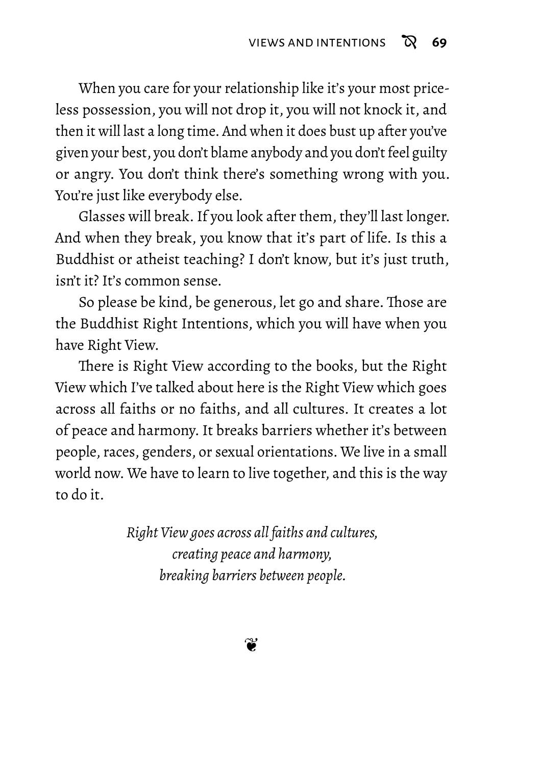When you care for your relationship like it's your most priceless possession, you will not drop it, you will not knock it, and then it will last a long time. And when it does bust up after you've given your best, you don't blame anybody and you don't feel guilty or angry. You don't think there's something wrong with you. You're just like everybody else.

Glasses will break. If you look after them, they'll last longer. And when they break, you know that it's part of life. Is this a Buddhist or atheist teaching? I don't know, but it's just truth, isn't it? It's common sense.

So please be kind, be generous, let go and share. Those are the Buddhist Right Intentions, which you will have when you have Right View.

There is Right View according to the books, but the Right View which I've talked about here is the Right View which goes across all faiths or no faiths, and all cultures. It creates a lot of peace and harmony. It breaks barriers whether it's between people, races, genders, or sexual orientations. We live in a small world now. We have to learn to live together, and this is the way to do it.

*Right View goes across all faiths and cultures,*
*creating peace and harmony,*
*breaking barriers between people.*

❦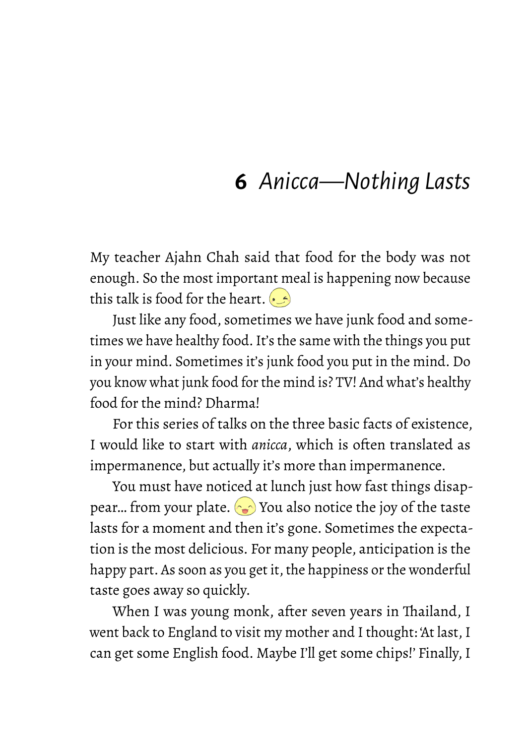# 6 *Anicca—Nothing Lasts*

My teacher Ajahn Chah said that food for the body was not enough. So the most important meal is happening now because this talk is food for the heart.

Just like any food, sometimes we have junk food and sometimes we have healthy food. It's the same with the things you put in your mind. Sometimes it's junk food you put in the mind. Do you know what junk food for the mind is? TV! And what's healthy food for the mind? Dharma!

For this series of talks on the three basic facts of existence, I would like to start with *anicca*, which is often translated as impermanence, but actually it's more than impermanence.

You must have noticed at lunch just how fast things disappear… from your plate. You also notice the joy of the taste lasts for a moment and then it's gone. Sometimes the expectation is the most delicious. For many people, anticipation is the happy part. As soon as you get it, the happiness or the wonderful taste goes away so quickly.

When I was young monk, after seven years in Thailand, I went back to England to visit my mother and I thought: 'At last, I can get some English food. Maybe I'll get some chips!' Finally, I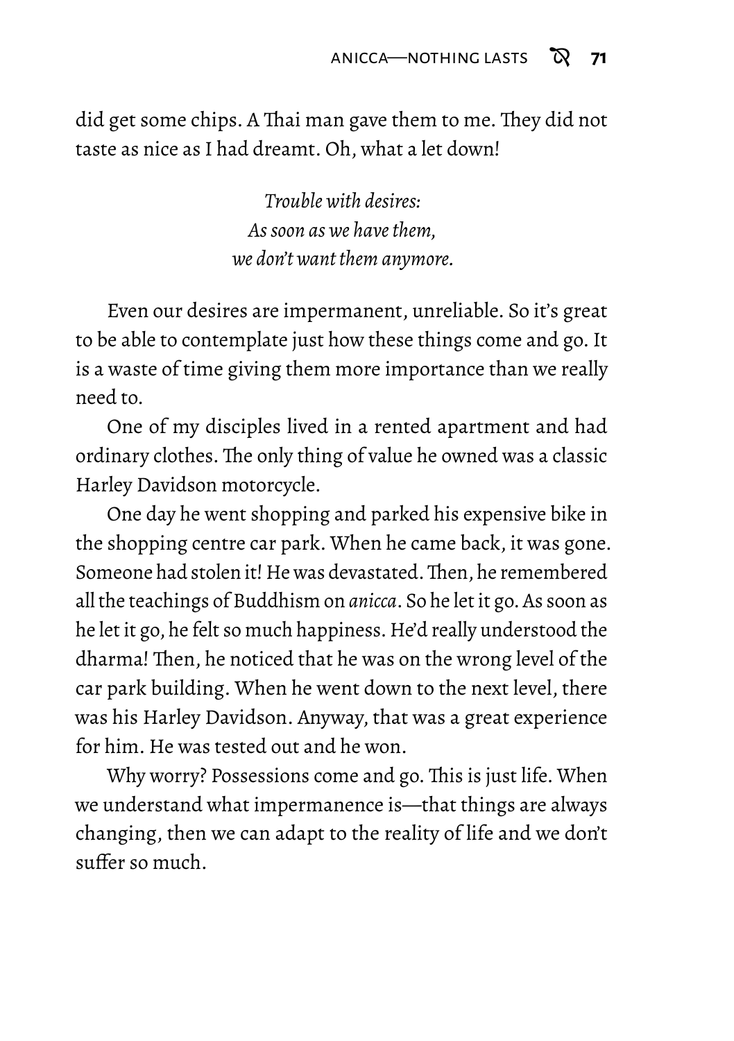did get some chips. A Thai man gave them to me. They did not taste as nice as I had dreamt. Oh, what a let down!

*Trouble with desires:*
*As soon as we have them,*
*we don't want them anymore.*

Even our desires are impermanent, unreliable. So it's great to be able to contemplate just how these things come and go. It is a waste of time giving them more importance than we really need to.

One of my disciples lived in a rented apartment and had ordinary clothes. The only thing of value he owned was a classic Harley Davidson motorcycle.

One day he went shopping and parked his expensive bike in the shopping centre car park. When he came back, it was gone. Someone had stolen it! He was devastated. Then, he remembered all the teachings of Buddhism on *anicca*. So he let it go. As soon as he let it go, he felt so much happiness. He'd really understood the dharma! Then, he noticed that he was on the wrong level of the car park building. When he went down to the next level, there was his Harley Davidson. Anyway, that was a great experience for him. He was tested out and he won.

Why worry? Possessions come and go. This is just life. When we understand what impermanence is—that things are always changing, then we can adapt to the reality of life and we don't suffer so much.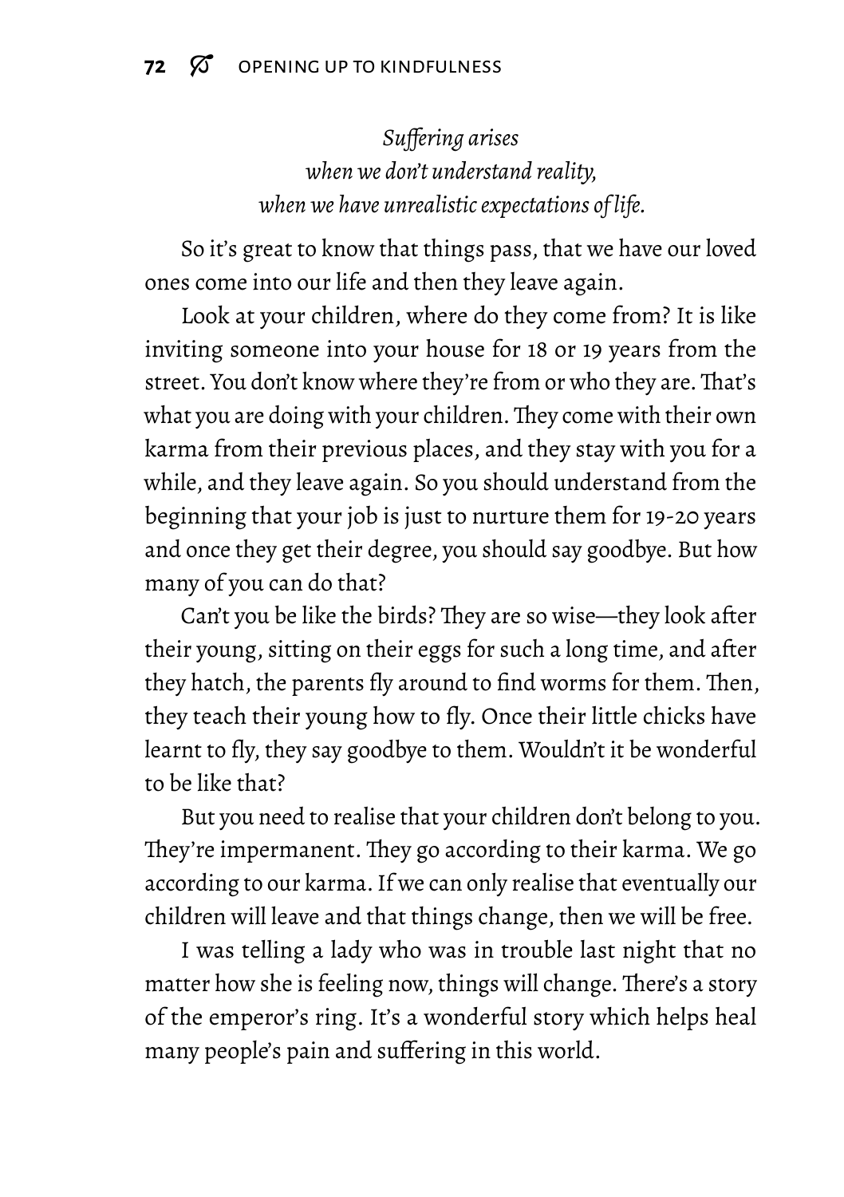*Suffering arises*
*when we don't understand reality,*
*when we have unrealistic expectations of life.*

So it's great to know that things pass, that we have our loved ones come into our life and then they leave again.

Look at your children, where do they come from? It is like inviting someone into your house for 18 or 19 years from the street. You don't know where they're from or who they are. That's what you are doing with your children. They come with their own karma from their previous places, and they stay with you for a while, and they leave again. So you should understand from the beginning that your job is just to nurture them for 19-20 years and once they get their degree, you should say goodbye. But how many of you can do that?

Can't you be like the birds? They are so wise—they look after their young, sitting on their eggs for such a long time, and after they hatch, the parents fly around to find worms for them. Then, they teach their young how to fly. Once their little chicks have learnt to fly, they say goodbye to them. Wouldn't it be wonderful to be like that?

But you need to realise that your children don't belong to you. They're impermanent. They go according to their karma. We go according to our karma. If we can only realise that eventually our children will leave and that things change, then we will be free.

I was telling a lady who was in trouble last night that no matter how she is feeling now, things will change. There's a story of the emperor's ring. It's a wonderful story which helps heal many people's pain and suffering in this world.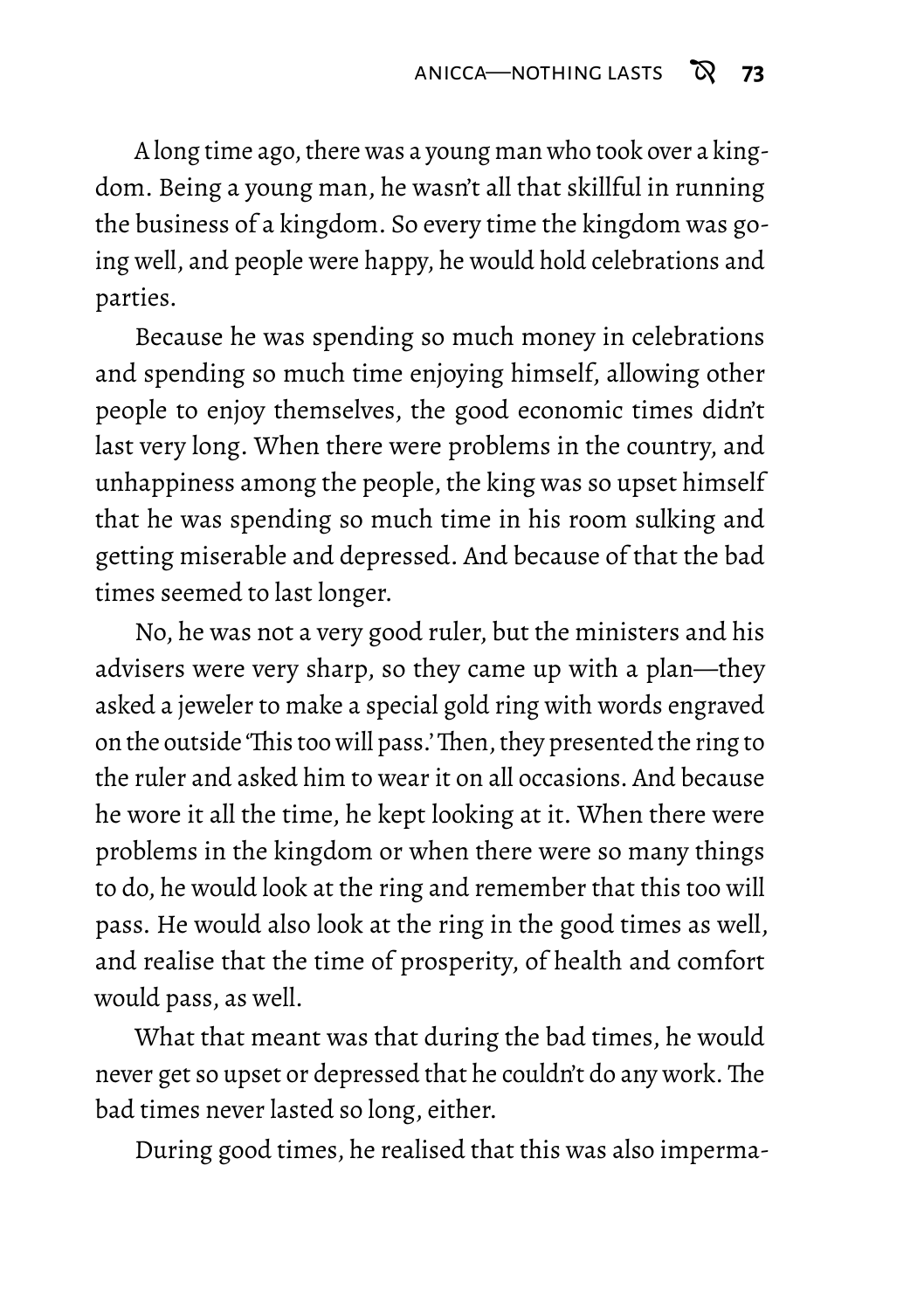A long time ago, there was a young man who took over a kingdom. Being a young man, he wasn't all that skillful in running the business of a kingdom. So every time the kingdom was going well, and people were happy, he would hold celebrations and parties.

Because he was spending so much money in celebrations and spending so much time enjoying himself, allowing other people to enjoy themselves, the good economic times didn't last very long. When there were problems in the country, and unhappiness among the people, the king was so upset himself that he was spending so much time in his room sulking and getting miserable and depressed. And because of that the bad times seemed to last longer.

No, he was not a very good ruler, but the ministers and his advisers were very sharp, so they came up with a plan—they asked a jeweler to make a special gold ring with words engraved on the outside 'This too will pass.' Then, they presented the ring to the ruler and asked him to wear it on all occasions. And because he wore it all the time, he kept looking at it. When there were problems in the kingdom or when there were so many things to do, he would look at the ring and remember that this too will pass. He would also look at the ring in the good times as well, and realise that the time of prosperity, of health and comfort would pass, as well.

What that meant was that during the bad times, he would never get so upset or depressed that he couldn't do any work. The bad times never lasted so long, either.

During good times, he realised that this was also imperma-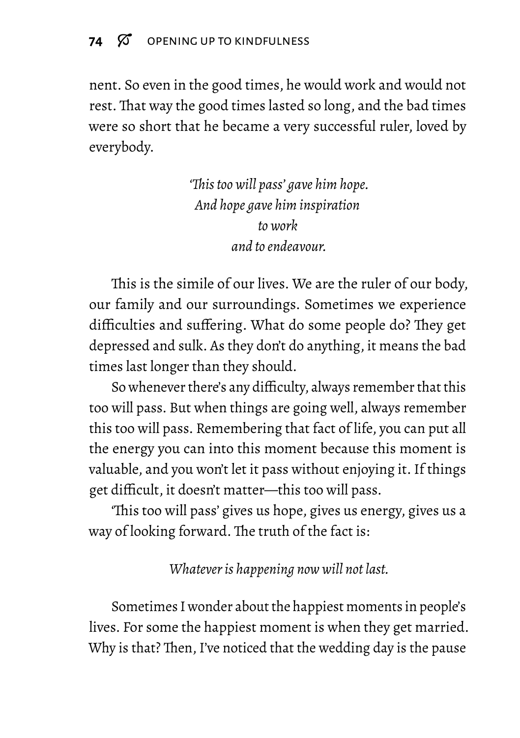nent. So even in the good times, he would work and would not rest. That way the good times lasted so long, and the bad times were so short that he became a very successful ruler, loved by everybody.

*'This too will pass' gave him hope.*  
*And hope gave him inspiration*  
*to work*  
*and to endeavour.*

This is the simile of our lives. We are the ruler of our body, our family and our surroundings. Sometimes we experience difficulties and suffering. What do some people do? They get depressed and sulk. As they don't do anything, it means the bad times last longer than they should.

So whenever there's any difficulty, always remember that this too will pass. But when things are going well, always remember this too will pass. Remembering that fact of life, you can put all the energy you can into this moment because this moment is valuable, and you won't let it pass without enjoying it. If things get difficult, it doesn't matter—this too will pass.

'This too will pass' gives us hope, gives us energy, gives us a way of looking forward. The truth of the fact is:

*Whatever is happening now will not last.*

Sometimes I wonder about the happiest moments in people's lives. For some the happiest moment is when they get married. Why is that? Then, I've noticed that the wedding day is the pause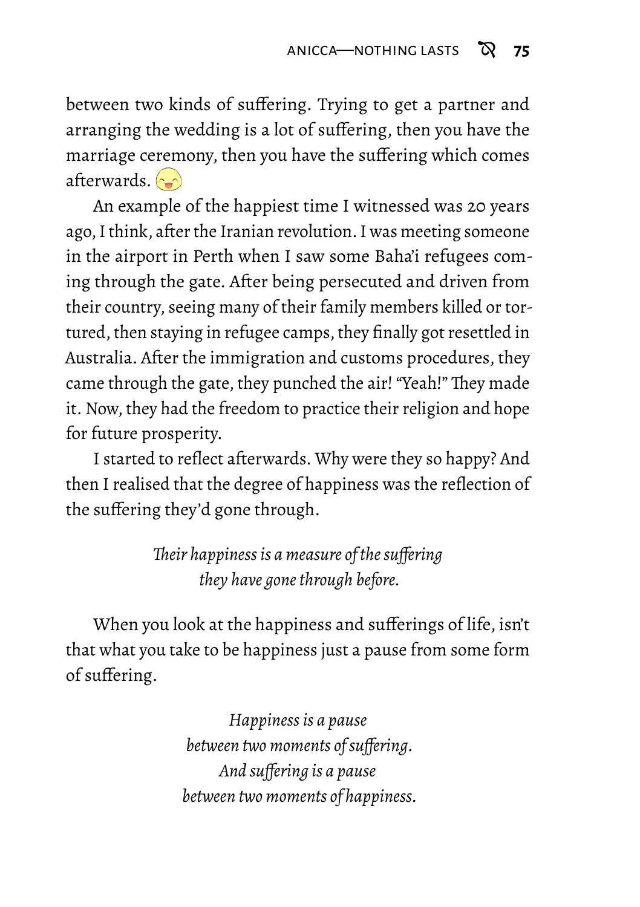between two kinds of suffering. Trying to get a partner and arranging the wedding is a lot of suffering, then you have the marriage ceremony, then you have the suffering which comes afterwards. 😄

An example of the happiest time I witnessed was 20 years ago, I think, after the Iranian revolution. I was meeting someone in the airport in Perth when I saw some Baha'i refugees coming through the gate. After being persecuted and driven from their country, seeing many of their family members killed or tortured, then staying in refugee camps, they finally got resettled in Australia. After the immigration and customs procedures, they came through the gate, they punched the air! "Yeah!" They made it. Now, they had the freedom to practice their religion and hope for future prosperity.

I started to reflect afterwards. Why were they so happy? And then I realised that the degree of happiness was the reflection of the suffering they'd gone through.

*Their happiness is a measure of the suffering*
*they have gone through before.*

When you look at the happiness and sufferings of life, isn't that what you take to be happiness just a pause from some form of suffering.

*Happiness is a pause*
*between two moments of suffering.*
*And suffering is a pause*
*between two moments of happiness.*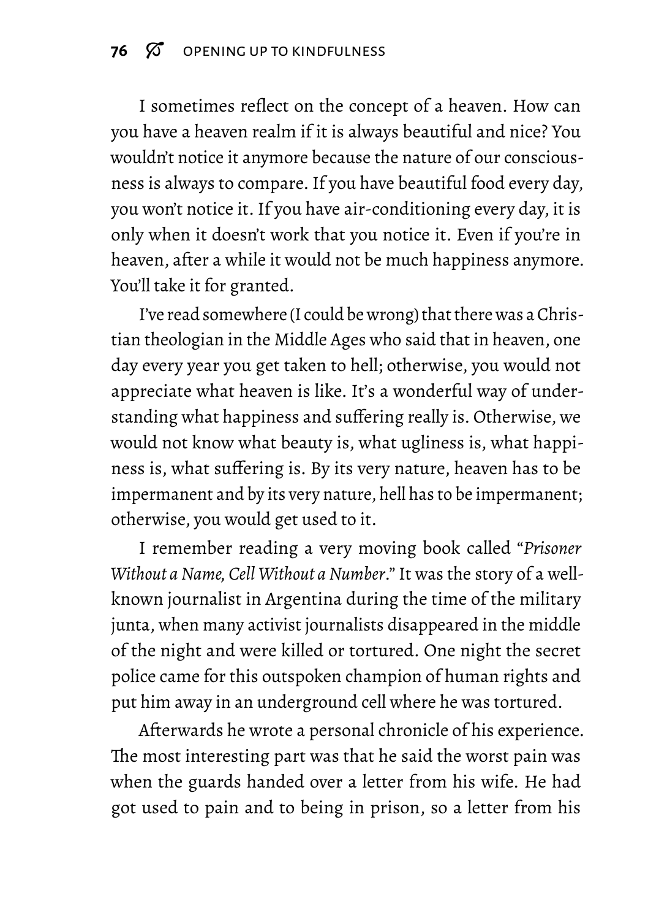I sometimes reflect on the concept of a heaven. How can you have a heaven realm if it is always beautiful and nice? You wouldn't notice it anymore because the nature of our consciousness is always to compare. If you have beautiful food every day, you won't notice it. If you have air-conditioning every day, it is only when it doesn't work that you notice it. Even if you're in heaven, after a while it would not be much happiness anymore. You'll take it for granted.

I've read somewhere (I could be wrong) that there was a Christian theologian in the Middle Ages who said that in heaven, one day every year you get taken to hell; otherwise, you would not appreciate what heaven is like. It's a wonderful way of understanding what happiness and suffering really is. Otherwise, we would not know what beauty is, what ugliness is, what happiness is, what suffering is. By its very nature, heaven has to be impermanent and by its very nature, hell has to be impermanent; otherwise, you would get used to it.

I remember reading a very moving book called "*Prisoner Without a Name, Cell Without a Number*." It was the story of a well-known journalist in Argentina during the time of the military junta, when many activist journalists disappeared in the middle of the night and were killed or tortured. One night the secret police came for this outspoken champion of human rights and put him away in an underground cell where he was tortured.

Afterwards he wrote a personal chronicle of his experience. The most interesting part was that he said the worst pain was when the guards handed over a letter from his wife. He had got used to pain and to being in prison, so a letter from his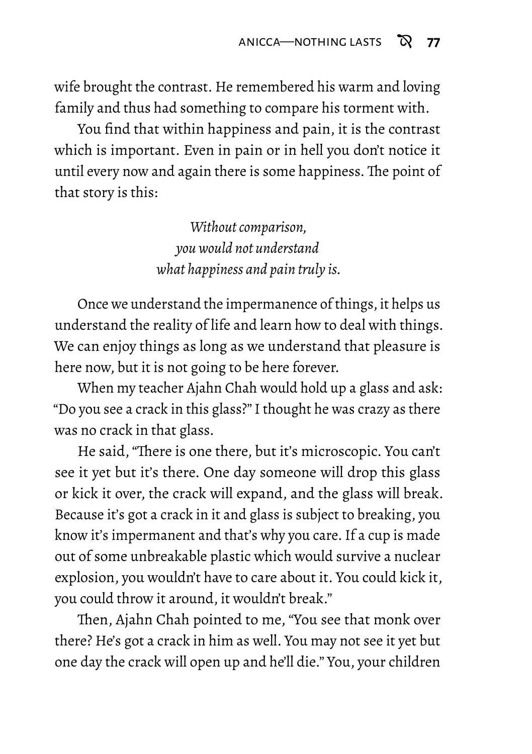wife brought the contrast. He remembered his warm and loving family and thus had something to compare his torment with.

You find that within happiness and pain, it is the contrast which is important. Even in pain or in hell you don't notice it until every now and again there is some happiness. The point of that story is this:

*Without comparison,*
*you would not understand*
*what happiness and pain truly is.*

Once we understand the impermanence of things, it helps us understand the reality of life and learn how to deal with things. We can enjoy things as long as we understand that pleasure is here now, but it is not going to be here forever.

When my teacher Ajahn Chah would hold up a glass and ask: "Do you see a crack in this glass?" I thought he was crazy as there was no crack in that glass.

He said, "There is one there, but it's microscopic. You can't see it yet but it's there. One day someone will drop this glass or kick it over, the crack will expand, and the glass will break. Because it's got a crack in it and glass is subject to breaking, you know it's impermanent and that's why you care. If a cup is made out of some unbreakable plastic which would survive a nuclear explosion, you wouldn't have to care about it. You could kick it, you could throw it around, it wouldn't break."

Then, Ajahn Chah pointed to me, "You see that monk over there? He's got a crack in him as well. You may not see it yet but one day the crack will open up and he'll die." You, your children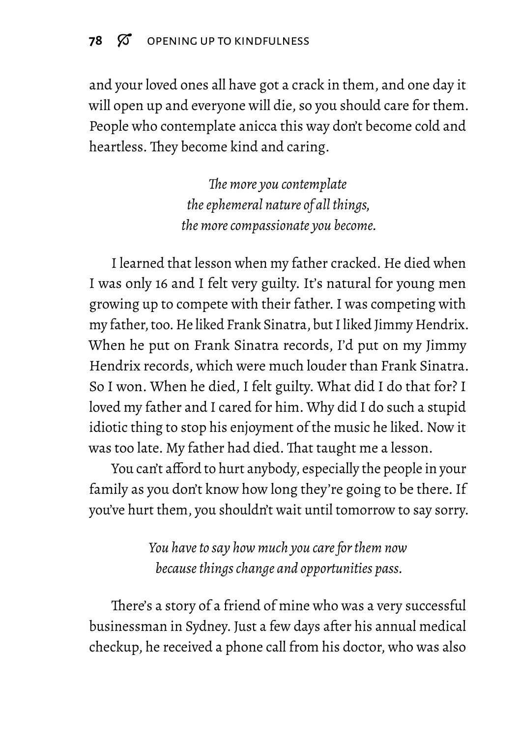and your loved ones all have got a crack in them, and one day it will open up and everyone will die, so you should care for them. People who contemplate anicca this way don't become cold and heartless. They become kind and caring.

*The more you contemplate*
*the ephemeral nature of all things,*
*the more compassionate you become.*

I learned that lesson when my father cracked. He died when I was only 16 and I felt very guilty. It's natural for young men growing up to compete with their father. I was competing with my father, too. He liked Frank Sinatra, but I liked Jimmy Hendrix. When he put on Frank Sinatra records, I'd put on my Jimmy Hendrix records, which were much louder than Frank Sinatra. So I won. When he died, I felt guilty. What did I do that for? I loved my father and I cared for him. Why did I do such a stupid idiotic thing to stop his enjoyment of the music he liked. Now it was too late. My father had died. That taught me a lesson.

You can't afford to hurt anybody, especially the people in your family as you don't know how long they're going to be there. If you've hurt them, you shouldn't wait until tomorrow to say sorry.

*You have to say how much you care for them now*
*because things change and opportunities pass.*

There's a story of a friend of mine who was a very successful businessman in Sydney. Just a few days after his annual medical checkup, he received a phone call from his doctor, who was also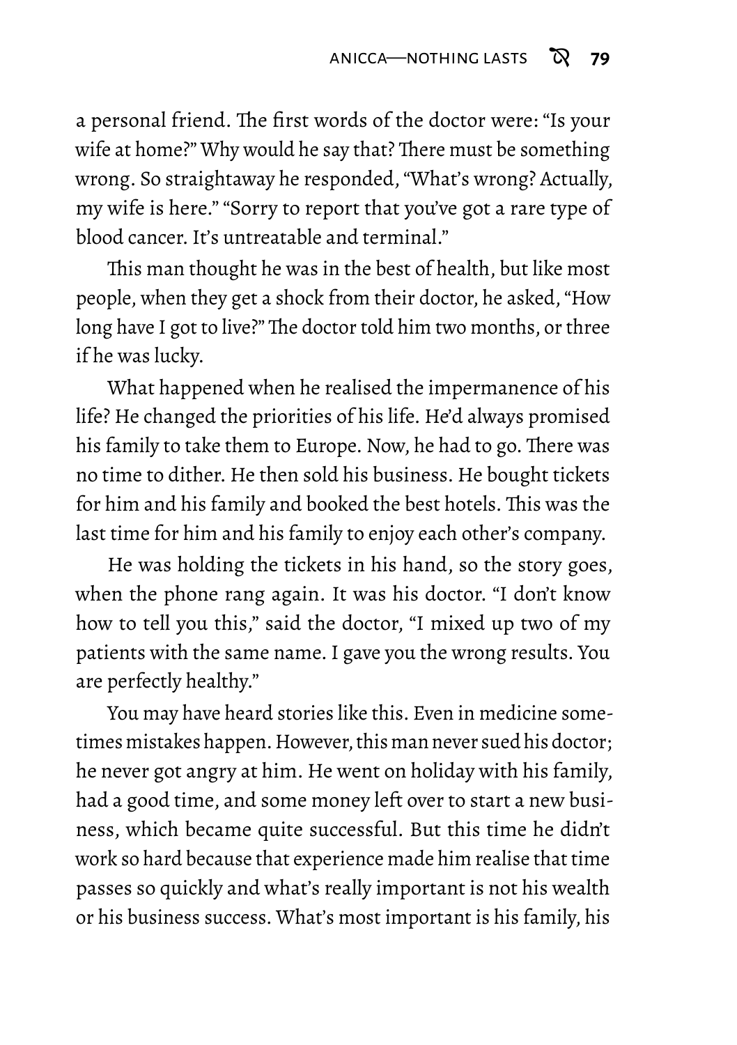a personal friend. The first words of the doctor were: "Is your wife at home?" Why would he say that? There must be something wrong. So straightaway he responded, "What's wrong? Actually, my wife is here." "Sorry to report that you've got a rare type of blood cancer. It's untreatable and terminal."

This man thought he was in the best of health, but like most people, when they get a shock from their doctor, he asked, "How long have I got to live?" The doctor told him two months, or three if he was lucky.

What happened when he realised the impermanence of his life? He changed the priorities of his life. He'd always promised his family to take them to Europe. Now, he had to go. There was no time to dither. He then sold his business. He bought tickets for him and his family and booked the best hotels. This was the last time for him and his family to enjoy each other's company.

He was holding the tickets in his hand, so the story goes, when the phone rang again. It was his doctor. "I don't know how to tell you this," said the doctor, "I mixed up two of my patients with the same name. I gave you the wrong results. You are perfectly healthy."

You may have heard stories like this. Even in medicine sometimes mistakes happen. However, this man never sued his doctor; he never got angry at him. He went on holiday with his family, had a good time, and some money left over to start a new business, which became quite successful. But this time he didn't work so hard because that experience made him realise that time passes so quickly and what's really important is not his wealth or his business success. What's most important is his family, his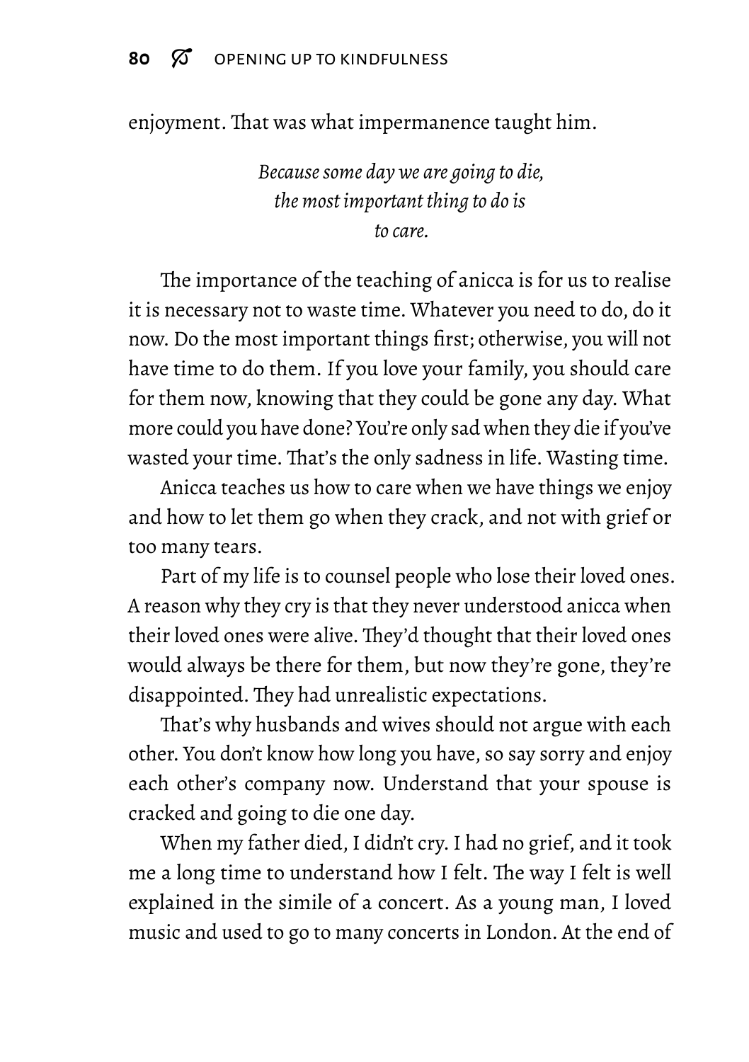enjoyment. That was what impermanence taught him.

*Because some day we are going to die,*
*the most important thing to do is*
*to care.*

The importance of the teaching of anicca is for us to realise it is necessary not to waste time. Whatever you need to do, do it now. Do the most important things first; otherwise, you will not have time to do them. If you love your family, you should care for them now, knowing that they could be gone any day. What more could you have done? You're only sad when they die if you've wasted your time. That's the only sadness in life. Wasting time.

Anicca teaches us how to care when we have things we enjoy and how to let them go when they crack, and not with grief or too many tears.

Part of my life is to counsel people who lose their loved ones. A reason why they cry is that they never understood anicca when their loved ones were alive. They'd thought that their loved ones would always be there for them, but now they're gone, they're disappointed. They had unrealistic expectations.

That's why husbands and wives should not argue with each other. You don't know how long you have, so say sorry and enjoy each other's company now. Understand that your spouse is cracked and going to die one day.

When my father died, I didn't cry. I had no grief, and it took me a long time to understand how I felt. The way I felt is well explained in the simile of a concert. As a young man, I loved music and used to go to many concerts in London. At the end of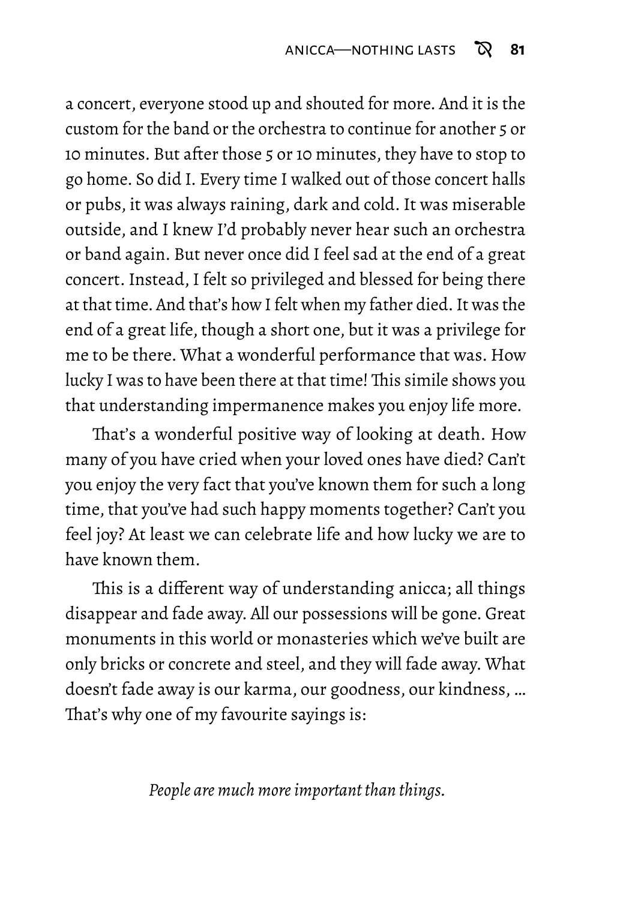a concert, everyone stood up and shouted for more. And it is the custom for the band or the orchestra to continue for another 5 or 10 minutes. But after those 5 or 10 minutes, they have to stop to go home. So did I. Every time I walked out of those concert halls or pubs, it was always raining, dark and cold. It was miserable outside, and I knew I'd probably never hear such an orchestra or band again. But never once did I feel sad at the end of a great concert. Instead, I felt so privileged and blessed for being there at that time. And that's how I felt when my father died. It was the end of a great life, though a short one, but it was a privilege for me to be there. What a wonderful performance that was. How lucky I was to have been there at that time! This simile shows you that understanding impermanence makes you enjoy life more.

That's a wonderful positive way of looking at death. How many of you have cried when your loved ones have died? Can't you enjoy the very fact that you've known them for such a long time, that you've had such happy moments together? Can't you feel joy? At least we can celebrate life and how lucky we are to have known them.

This is a different way of understanding anicca; all things disappear and fade away. All our possessions will be gone. Great monuments in this world or monasteries which we've built are only bricks or concrete and steel, and they will fade away. What doesn't fade away is our karma, our goodness, our kindness, … That's why one of my favourite sayings is:

*People are much more important than things.*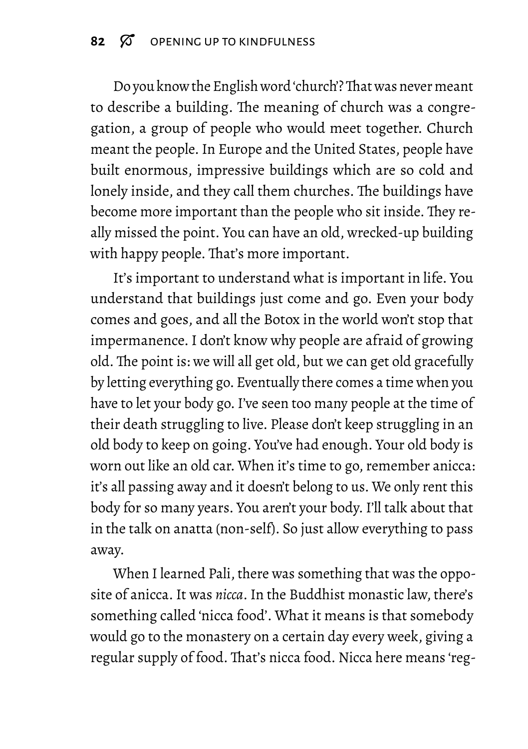Do you know the English word 'church'? That was never meant to describe a building. The meaning of church was a congregation, a group of people who would meet together. Church meant the people. In Europe and the United States, people have built enormous, impressive buildings which are so cold and lonely inside, and they call them churches. The buildings have become more important than the people who sit inside. They really missed the point. You can have an old, wrecked-up building with happy people. That's more important.

It's important to understand what is important in life. You understand that buildings just come and go. Even your body comes and goes, and all the Botox in the world won't stop that impermanence. I don't know why people are afraid of growing old. The point is: we will all get old, but we can get old gracefully by letting everything go. Eventually there comes a time when you have to let your body go. I've seen too many people at the time of their death struggling to live. Please don't keep struggling in an old body to keep on going. You've had enough. Your old body is worn out like an old car. When it's time to go, remember anicca: it's all passing away and it doesn't belong to us. We only rent this body for so many years. You aren't your body. I'll talk about that in the talk on anatta (non-self). So just allow everything to pass away.

When I learned Pali, there was something that was the opposite of anicca. It was *nicca*. In the Buddhist monastic law, there's something called 'nicca food'. What it means is that somebody would go to the monastery on a certain day every week, giving a regular supply of food. That's nicca food. Nicca here means 'reg-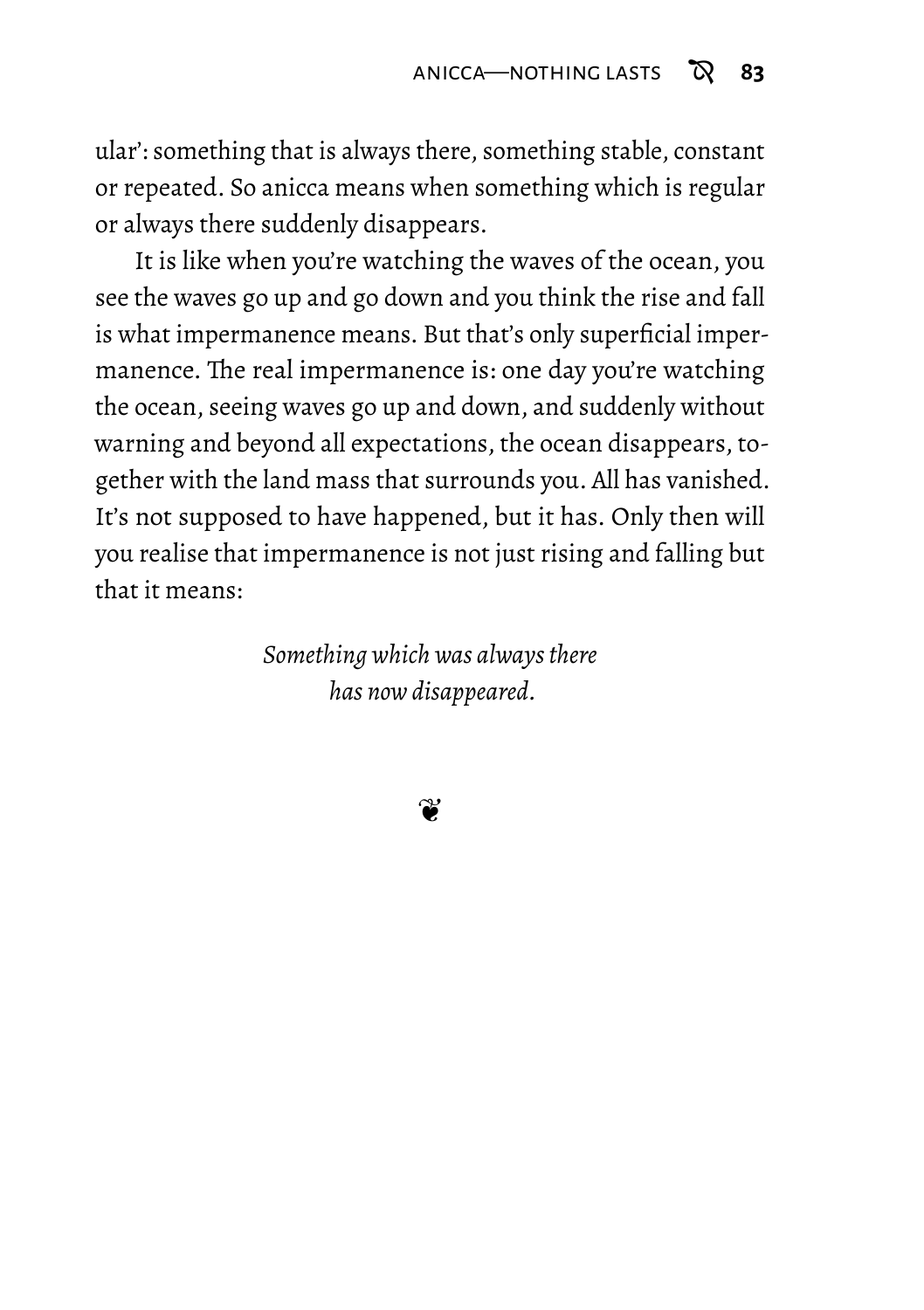ular': something that is always there, something stable, constant or repeated. So anicca means when something which is regular or always there suddenly disappears.

It is like when you're watching the waves of the ocean, you see the waves go up and go down and you think the rise and fall is what impermanence means. But that's only superficial impermanence. The real impermanence is: one day you're watching the ocean, seeing waves go up and down, and suddenly without warning and beyond all expectations, the ocean disappears, together with the land mass that surrounds you. All has vanished. It's not supposed to have happened, but it has. Only then will you realise that impermanence is not just rising and falling but that it means:

*Something which was always there*
*has now disappeared.*

❦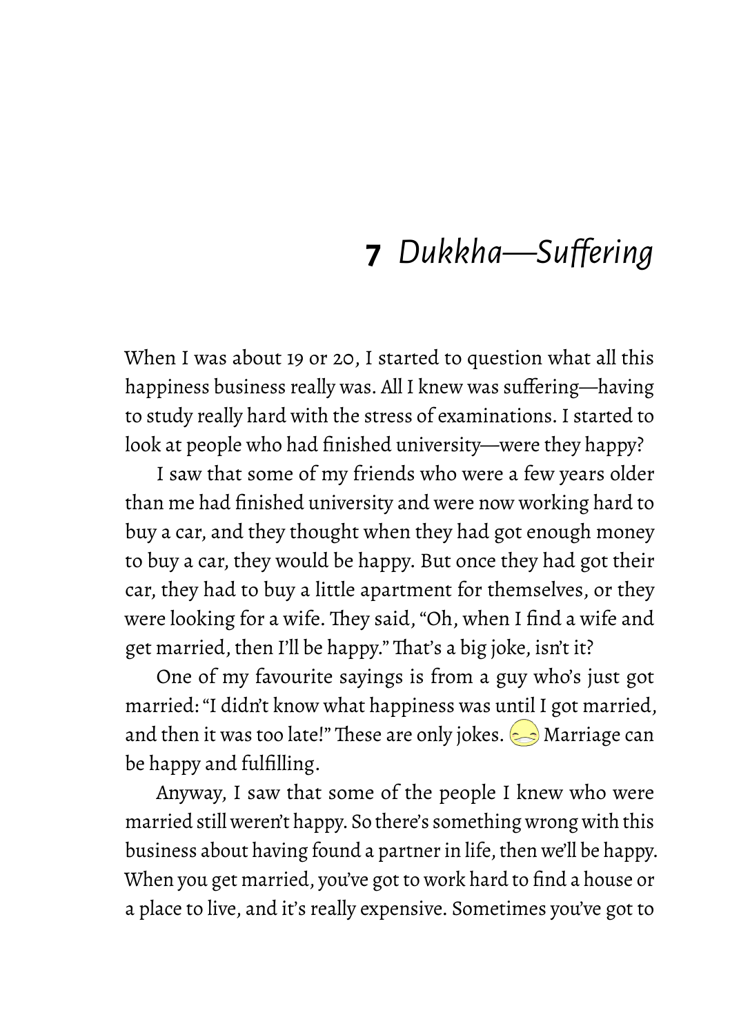# 7 *Dukkha—Suffering*

When I was about 19 or 20, I started to question what all this happiness business really was. All I knew was suffering—having to study really hard with the stress of examinations. I started to look at people who had finished university—were they happy?

I saw that some of my friends who were a few years older than me had finished university and were now working hard to buy a car, and they thought when they had got enough money to buy a car, they would be happy. But once they had got their car, they had to buy a little apartment for themselves, or they were looking for a wife. They said, "Oh, when I find a wife and get married, then I'll be happy." That's a big joke, isn't it?

One of my favourite sayings is from a guy who's just got married: "I didn't know what happiness was until I got married, and then it was too late!" These are only jokes. Marriage can be happy and fulfilling.

Anyway, I saw that some of the people I knew who were married still weren't happy. So there's something wrong with this business about having found a partner in life, then we'll be happy. When you get married, you've got to work hard to find a house or a place to live, and it's really expensive. Sometimes you've got to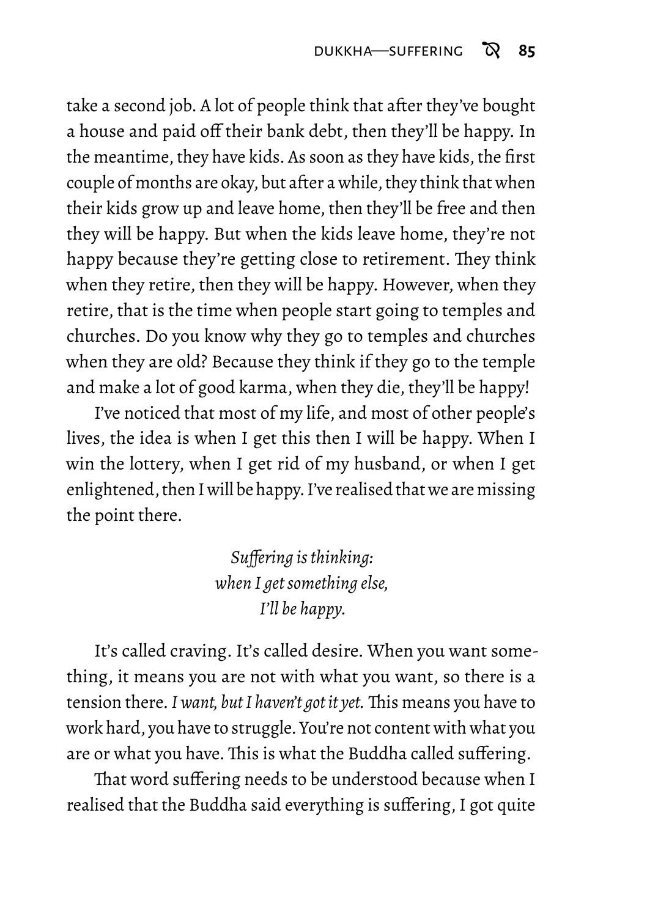take a second job. A lot of people think that after they've bought a house and paid off their bank debt, then they'll be happy. In the meantime, they have kids. As soon as they have kids, the first couple of months are okay, but after a while, they think that when their kids grow up and leave home, then they'll be free and then they will be happy. But when the kids leave home, they're not happy because they're getting close to retirement. They think when they retire, then they will be happy. However, when they retire, that is the time when people start going to temples and churches. Do you know why they go to temples and churches when they are old? Because they think if they go to the temple and make a lot of good karma, when they die, they'll be happy!

I've noticed that most of my life, and most of other people's lives, the idea is when I get this then I will be happy. When I win the lottery, when I get rid of my husband, or when I get enlightened, then I will be happy. I've realised that we are missing the point there.

*Suffering is thinking:*
*when I get something else,*
*I'll be happy.*

It's called craving. It's called desire. When you want something, it means you are not with what you want, so there is a tension there. *I want, but I haven't got it yet.* This means you have to work hard, you have to struggle. You're not content with what you are or what you have. This is what the Buddha called suffering.

That word suffering needs to be understood because when I realised that the Buddha said everything is suffering, I got quite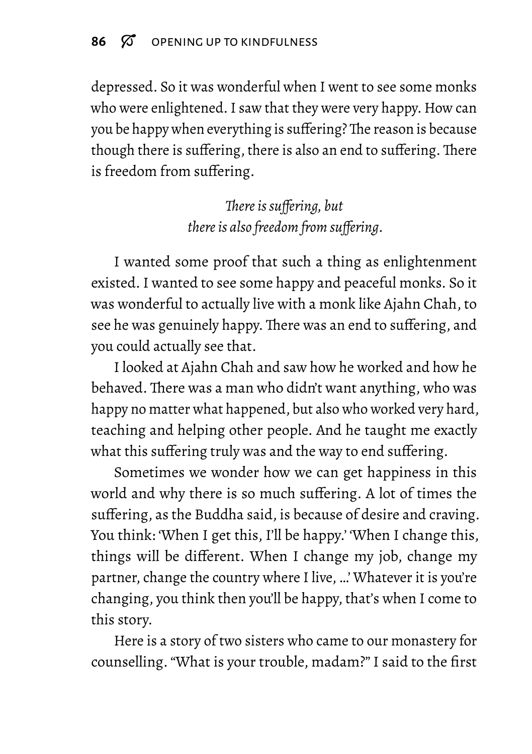depressed. So it was wonderful when I went to see some monks who were enlightened. I saw that they were very happy. How can you be happy when everything is suffering? The reason is because though there is suffering, there is also an end to suffering. There is freedom from suffering.

*There is suffering, but*
*there is also freedom from suffering.*

I wanted some proof that such a thing as enlightenment existed. I wanted to see some happy and peaceful monks. So it was wonderful to actually live with a monk like Ajahn Chah, to see he was genuinely happy. There was an end to suffering, and you could actually see that.

I looked at Ajahn Chah and saw how he worked and how he behaved. There was a man who didn't want anything, who was happy no matter what happened, but also who worked very hard, teaching and helping other people. And he taught me exactly what this suffering truly was and the way to end suffering.

Sometimes we wonder how we can get happiness in this world and why there is so much suffering. A lot of times the suffering, as the Buddha said, is because of desire and craving. You think: 'When I get this, I'll be happy.' 'When I change this, things will be different. When I change my job, change my partner, change the country where I live, …' Whatever it is you're changing, you think then you'll be happy, that's when I come to this story.

Here is a story of two sisters who came to our monastery for counselling. "What is your trouble, madam?" I said to the first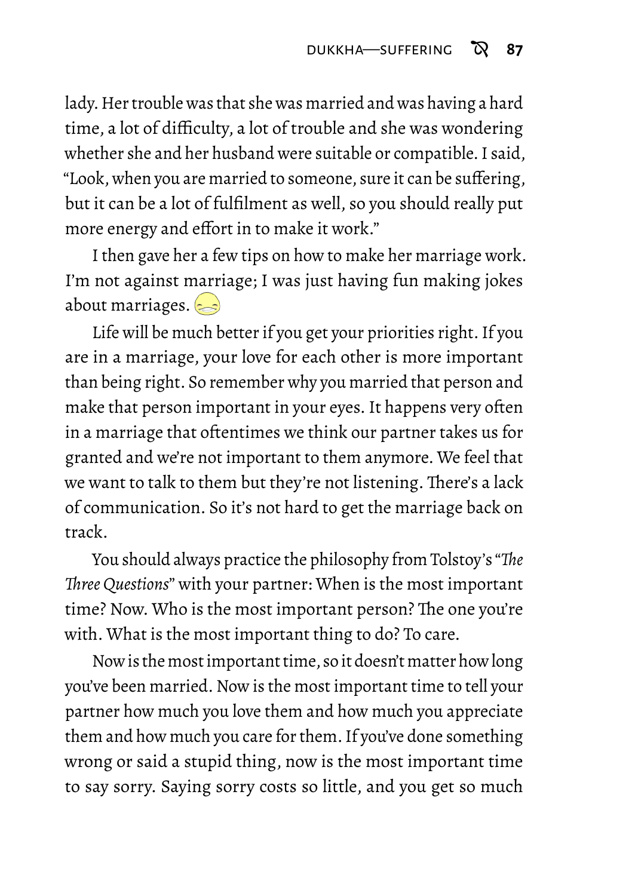lady. Her trouble was that she was married and was having a hard time, a lot of difficulty, a lot of trouble and she was wondering whether she and her husband were suitable or compatible. I said, "Look, when you are married to someone, sure it can be suffering, but it can be a lot of fulfilment as well, so you should really put more energy and effort in to make it work."

I then gave her a few tips on how to make her marriage work. I'm not against marriage; I was just having fun making jokes about marriages.

Life will be much better if you get your priorities right. If you are in a marriage, your love for each other is more important than being right. So remember why you married that person and make that person important in your eyes. It happens very often in a marriage that oftentimes we think our partner takes us for granted and we're not important to them anymore. We feel that we want to talk to them but they're not listening. There's a lack of communication. So it's not hard to get the marriage back on track.

You should always practice the philosophy from Tolstoy's "*The Three Questions*" with your partner: When is the most important time? Now. Who is the most important person? The one you're with. What is the most important thing to do? To care.

Now is the most important time, so it doesn't matter how long you've been married. Now is the most important time to tell your partner how much you love them and how much you appreciate them and how much you care for them. If you've done something wrong or said a stupid thing, now is the most important time to say sorry. Saying sorry costs so little, and you get so much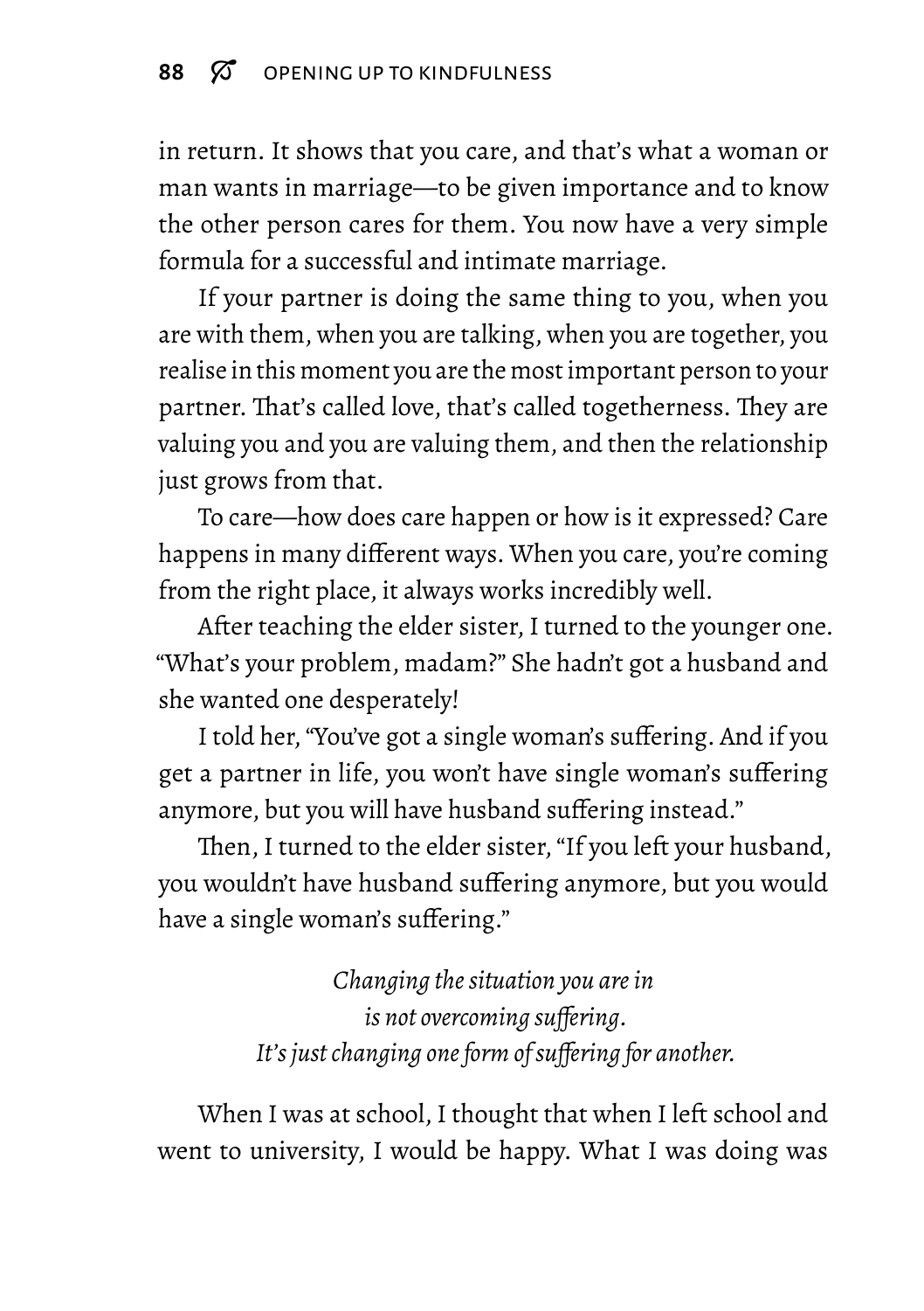in return. It shows that you care, and that's what a woman or man wants in marriage—to be given importance and to know the other person cares for them. You now have a very simple formula for a successful and intimate marriage.

If your partner is doing the same thing to you, when you are with them, when you are talking, when you are together, you realise in this moment you are the most important person to your partner. That's called love, that's called togetherness. They are valuing you and you are valuing them, and then the relationship just grows from that.

To care—how does care happen or how is it expressed? Care happens in many different ways. When you care, you're coming from the right place, it always works incredibly well.

After teaching the elder sister, I turned to the younger one. "What's your problem, madam?" She hadn't got a husband and she wanted one desperately!

I told her, "You've got a single woman's suffering. And if you get a partner in life, you won't have single woman's suffering anymore, but you will have husband suffering instead."

Then, I turned to the elder sister, "If you left your husband, you wouldn't have husband suffering anymore, but you would have a single woman's suffering."

*Changing the situation you are in*
*is not overcoming suffering.*
*It's just changing one form of suffering for another.*

When I was at school, I thought that when I left school and went to university, I would be happy. What I was doing was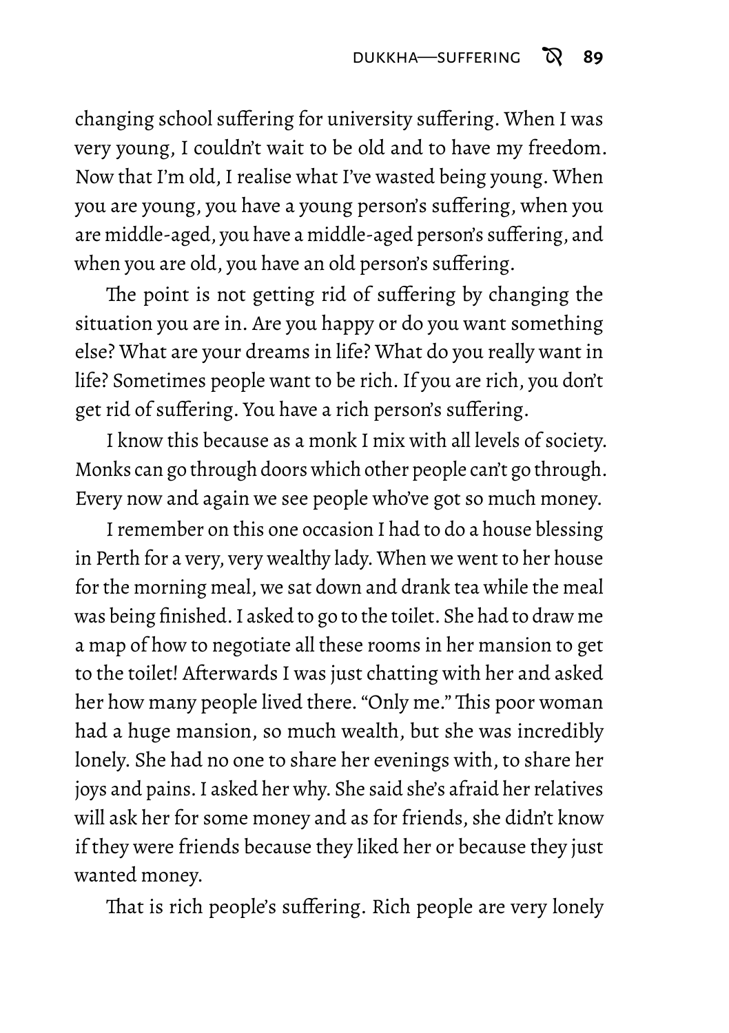changing school suffering for university suffering. When I was very young, I couldn't wait to be old and to have my freedom. Now that I'm old, I realise what I've wasted being young. When you are young, you have a young person's suffering, when you are middle-aged, you have a middle-aged person's suffering, and when you are old, you have an old person's suffering.

The point is not getting rid of suffering by changing the situation you are in. Are you happy or do you want something else? What are your dreams in life? What do you really want in life? Sometimes people want to be rich. If you are rich, you don't get rid of suffering. You have a rich person's suffering.

I know this because as a monk I mix with all levels of society. Monks can go through doors which other people can't go through. Every now and again we see people who've got so much money.

I remember on this one occasion I had to do a house blessing in Perth for a very, very wealthy lady. When we went to her house for the morning meal, we sat down and drank tea while the meal was being finished. I asked to go to the toilet. She had to draw me a map of how to negotiate all these rooms in her mansion to get to the toilet! Afterwards I was just chatting with her and asked her how many people lived there. "Only me." This poor woman had a huge mansion, so much wealth, but she was incredibly lonely. She had no one to share her evenings with, to share her joys and pains. I asked her why. She said she's afraid her relatives will ask her for some money and as for friends, she didn't know if they were friends because they liked her or because they just wanted money.

That is rich people's suffering. Rich people are very lonely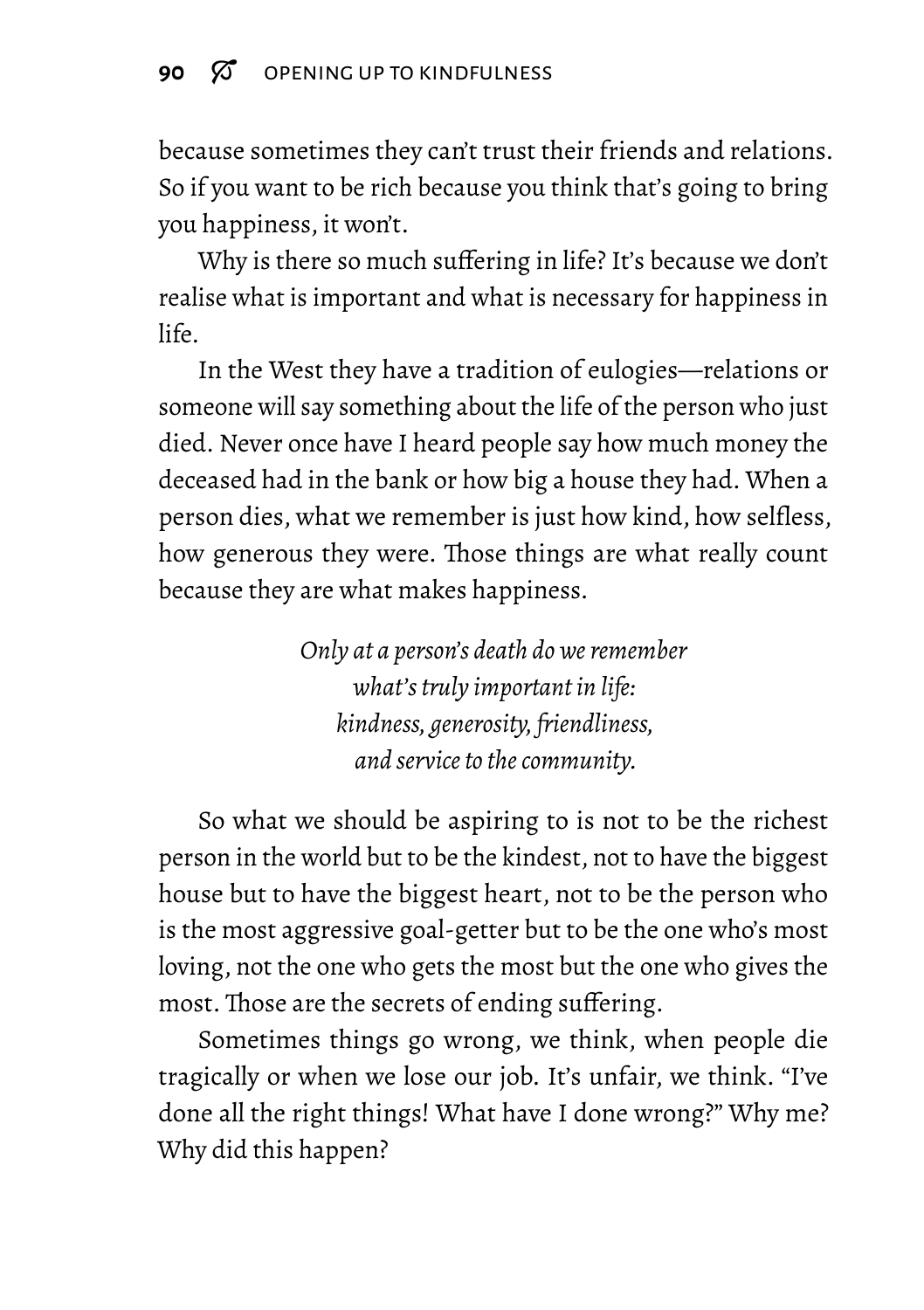because sometimes they can't trust their friends and relations. So if you want to be rich because you think that's going to bring you happiness, it won't.

Why is there so much suffering in life? It's because we don't realise what is important and what is necessary for happiness in life.

In the West they have a tradition of eulogies—relations or someone will say something about the life of the person who just died. Never once have I heard people say how much money the deceased had in the bank or how big a house they had. When a person dies, what we remember is just how kind, how selfless, how generous they were. Those things are what really count because they are what makes happiness.

*Only at a person's death do we remember*
*what's truly important in life:*
*kindness, generosity, friendliness,*
*and service to the community.*

So what we should be aspiring to is not to be the richest person in the world but to be the kindest, not to have the biggest house but to have the biggest heart, not to be the person who is the most aggressive goal-getter but to be the one who's most loving, not the one who gets the most but the one who gives the most. Those are the secrets of ending suffering.

Sometimes things go wrong, we think, when people die tragically or when we lose our job. It's unfair, we think. "I've done all the right things! What have I done wrong?" Why me? Why did this happen?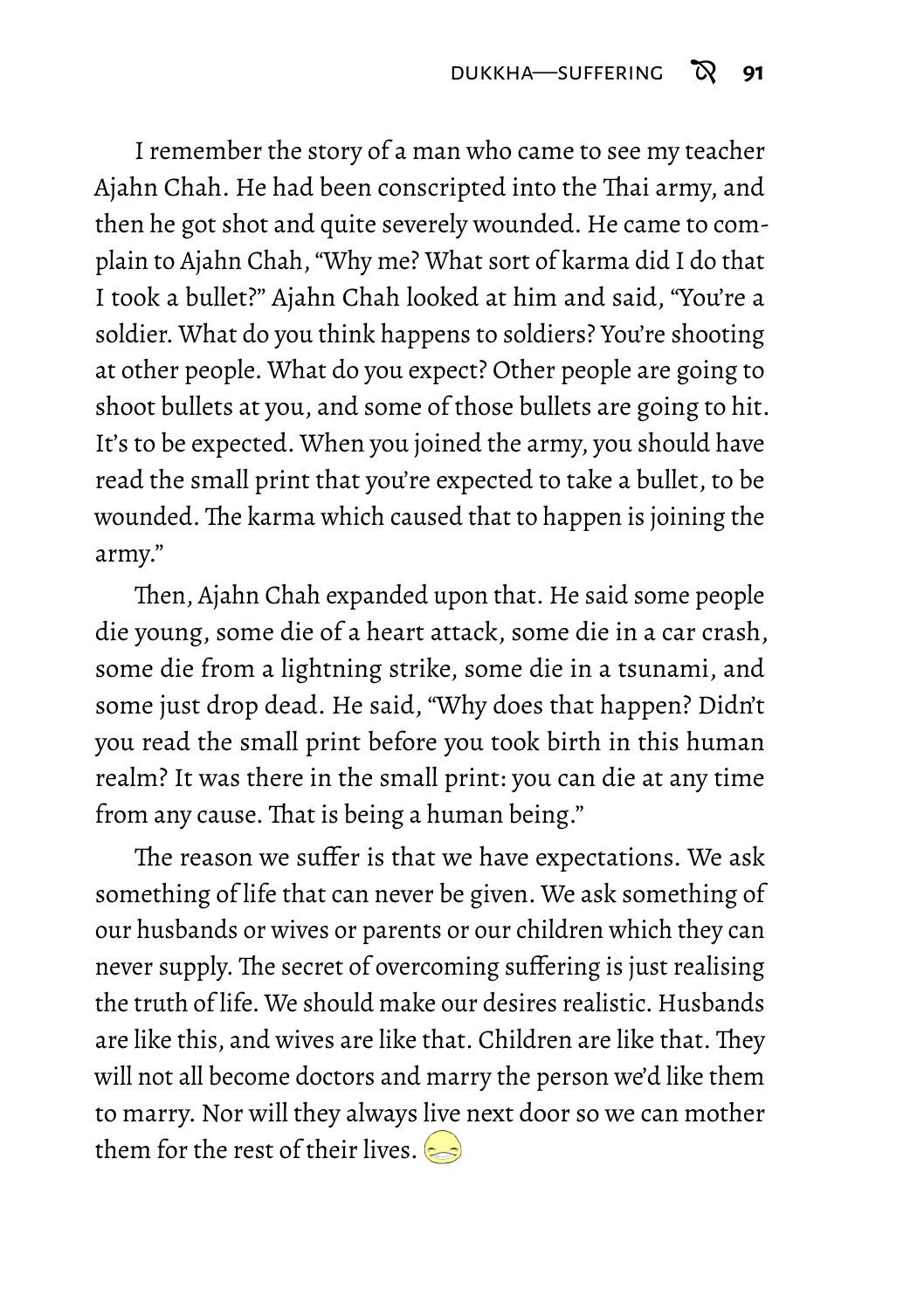I remember the story of a man who came to see my teacher Ajahn Chah. He had been conscripted into the Thai army, and then he got shot and quite severely wounded. He came to complain to Ajahn Chah, "Why me? What sort of karma did I do that I took a bullet?" Ajahn Chah looked at him and said, "You're a soldier. What do you think happens to soldiers? You're shooting at other people. What do you expect? Other people are going to shoot bullets at you, and some of those bullets are going to hit. It's to be expected. When you joined the army, you should have read the small print that you're expected to take a bullet, to be wounded. The karma which caused that to happen is joining the army."

Then, Ajahn Chah expanded upon that. He said some people die young, some die of a heart attack, some die in a car crash, some die from a lightning strike, some die in a tsunami, and some just drop dead. He said, "Why does that happen? Didn't you read the small print before you took birth in this human realm? It was there in the small print: you can die at any time from any cause. That is being a human being."

The reason we suffer is that we have expectations. We ask something of life that can never be given. We ask something of our husbands or wives or parents or our children which they can never supply. The secret of overcoming suffering is just realising the truth of life. We should make our desires realistic. Husbands are like this, and wives are like that. Children are like that. They will not all become doctors and marry the person we'd like them to marry. Nor will they always live next door so we can mother them for the rest of their lives.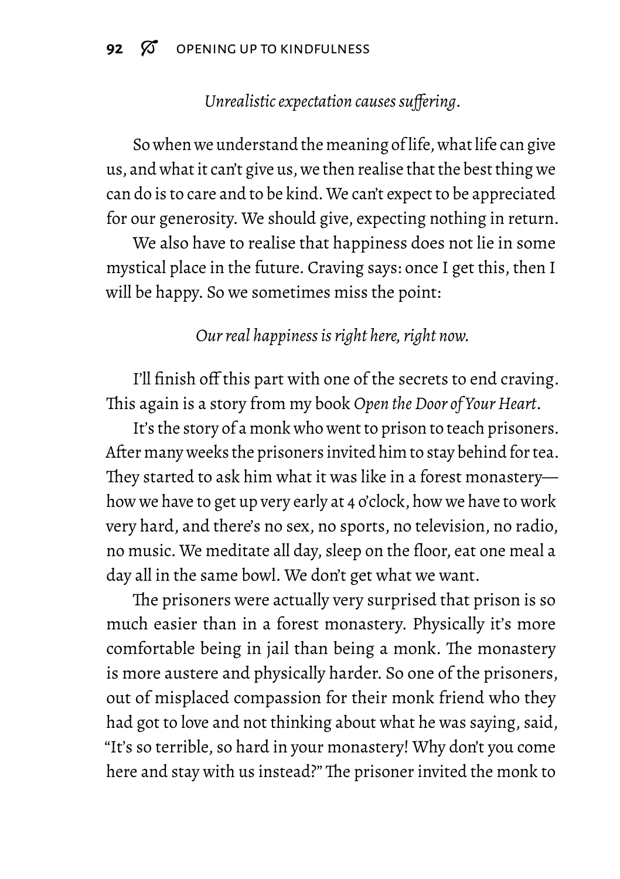*Unrealistic expectation causes suffering.*

So when we understand the meaning of life, what life can give us, and what it can't give us, we then realise that the best thing we can do is to care and to be kind. We can't expect to be appreciated for our generosity. We should give, expecting nothing in return.

We also have to realise that happiness does not lie in some mystical place in the future. Craving says: once I get this, then I will be happy. So we sometimes miss the point:

*Our real happiness is right here, right now.*

I'll finish off this part with one of the secrets to end craving. This again is a story from my book *Open the Door of Your Heart*.

It's the story of a monk who went to prison to teach prisoners. After many weeks the prisoners invited him to stay behind for tea. They started to ask him what it was like in a forest monastery—how we have to get up very early at 4 o'clock, how we have to work very hard, and there's no sex, no sports, no television, no radio, no music. We meditate all day, sleep on the floor, eat one meal a day all in the same bowl. We don't get what we want.

The prisoners were actually very surprised that prison is so much easier than in a forest monastery. Physically it's more comfortable being in jail than being a monk. The monastery is more austere and physically harder. So one of the prisoners, out of misplaced compassion for their monk friend who they had got to love and not thinking about what he was saying, said, "It's so terrible, so hard in your monastery! Why don't you come here and stay with us instead?" The prisoner invited the monk to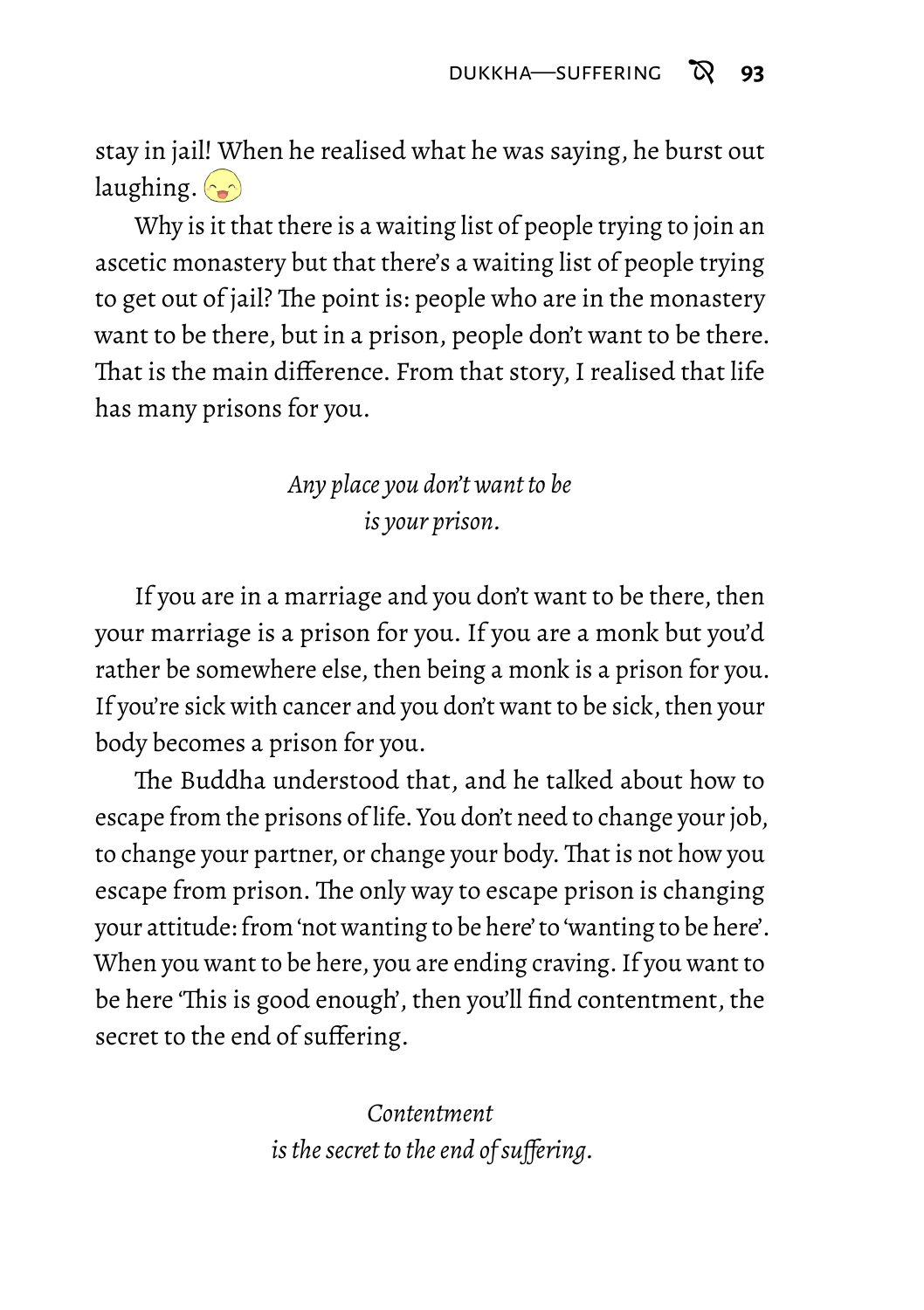stay in jail! When he realised what he was saying, he burst out laughing.

Why is it that there is a waiting list of people trying to join an ascetic monastery but that there's a waiting list of people trying to get out of jail? The point is: people who are in the monastery want to be there, but in a prison, people don't want to be there. That is the main difference. From that story, I realised that life has many prisons for you.

*Any place you don't want to be*
*is your prison.*

If you are in a marriage and you don't want to be there, then your marriage is a prison for you. If you are a monk but you'd rather be somewhere else, then being a monk is a prison for you. If you're sick with cancer and you don't want to be sick, then your body becomes a prison for you.

The Buddha understood that, and he talked about how to escape from the prisons of life. You don't need to change your job, to change your partner, or change your body. That is not how you escape from prison. The only way to escape prison is changing your attitude: from 'not wanting to be here' to 'wanting to be here'. When you want to be here, you are ending craving. If you want to be here 'This is good enough', then you'll find contentment, the secret to the end of suffering.

*Contentment*
*is the secret to the end of suffering.*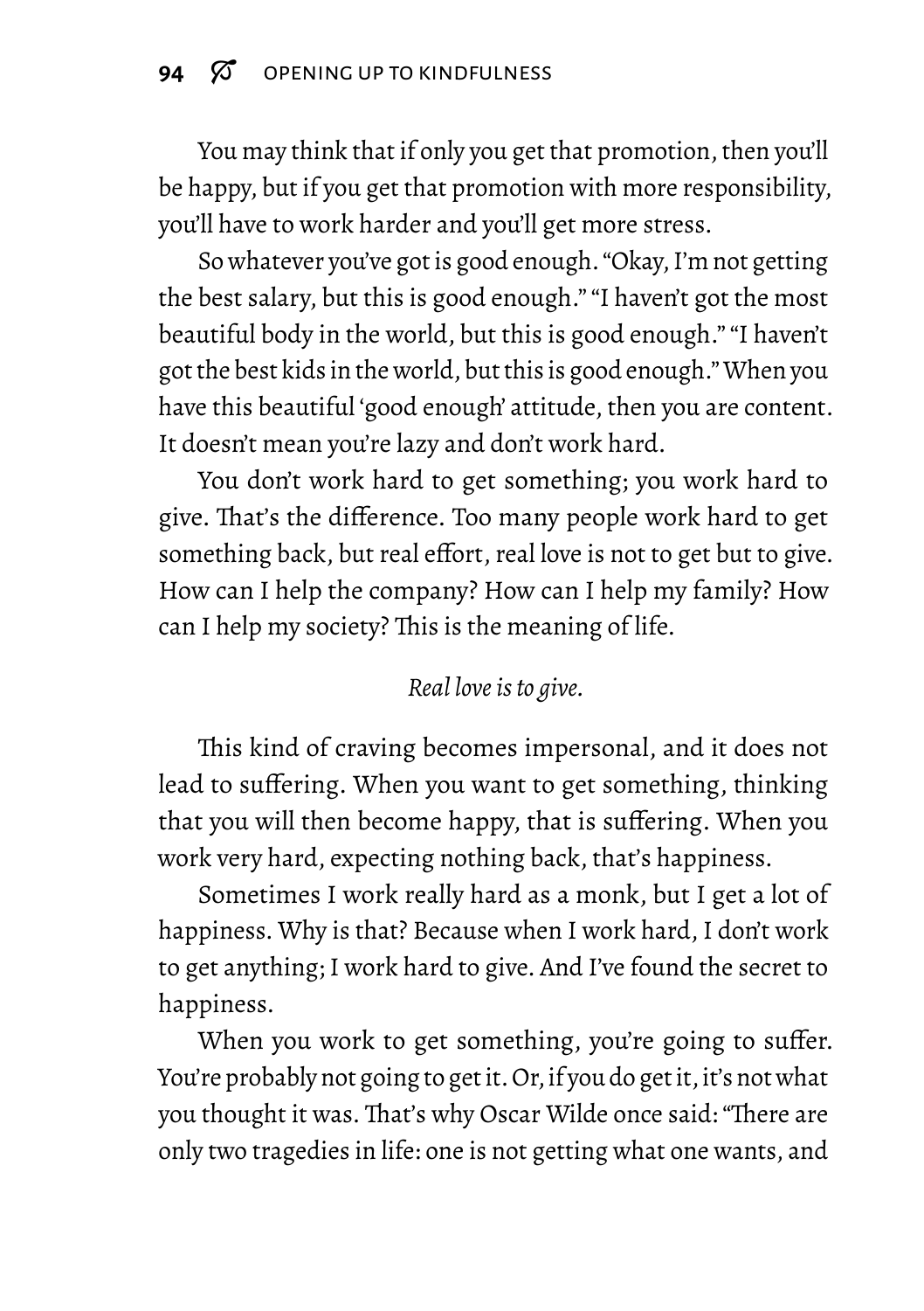You may think that if only you get that promotion, then you'll be happy, but if you get that promotion with more responsibility, you'll have to work harder and you'll get more stress.

So whatever you've got is good enough. "Okay, I'm not getting the best salary, but this is good enough." "I haven't got the most beautiful body in the world, but this is good enough." "I haven't got the best kids in the world, but this is good enough." When you have this beautiful 'good enough' attitude, then you are content. It doesn't mean you're lazy and don't work hard.

You don't work hard to get something; you work hard to give. That's the difference. Too many people work hard to get something back, but real effort, real love is not to get but to give. How can I help the company? How can I help my family? How can I help my society? This is the meaning of life.

*Real love is to give.*

This kind of craving becomes impersonal, and it does not lead to suffering. When you want to get something, thinking that you will then become happy, that is suffering. When you work very hard, expecting nothing back, that's happiness.

Sometimes I work really hard as a monk, but I get a lot of happiness. Why is that? Because when I work hard, I don't work to get anything; I work hard to give. And I've found the secret to happiness.

When you work to get something, you're going to suffer. You're probably not going to get it. Or, if you do get it, it's not what you thought it was. That's why Oscar Wilde once said: "There are only two tragedies in life: one is not getting what one wants, and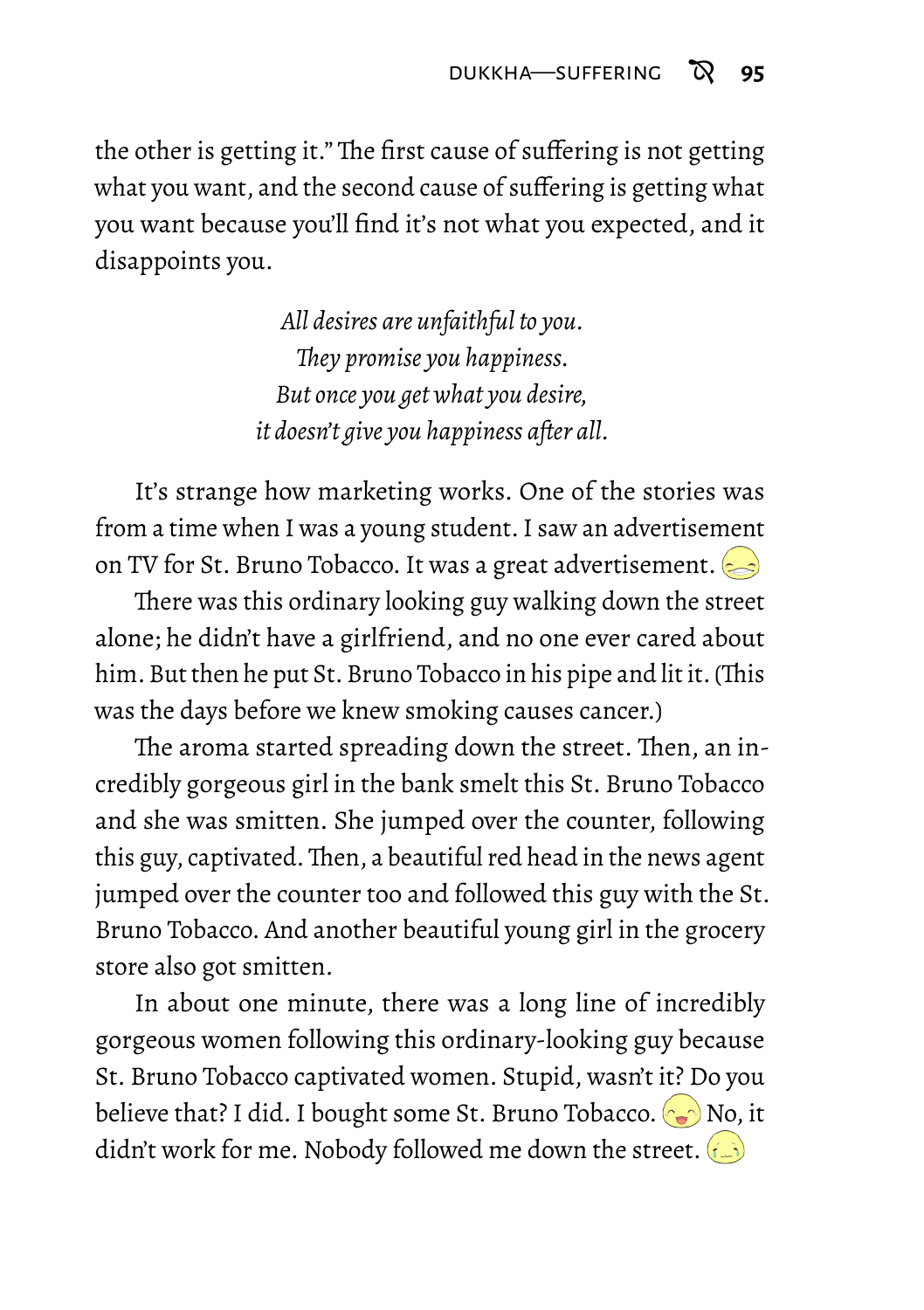the other is getting it." The first cause of suffering is not getting what you want, and the second cause of suffering is getting what you want because you'll find it's not what you expected, and it disappoints you.

*All desires are unfaithful to you.*
*They promise you happiness.*
*But once you get what you desire,*
*it doesn't give you happiness after all.*

It's strange how marketing works. One of the stories was from a time when I was a young student. I saw an advertisement on TV for St. Bruno Tobacco. It was a great advertisement.

There was this ordinary looking guy walking down the street alone; he didn't have a girlfriend, and no one ever cared about him. But then he put St. Bruno Tobacco in his pipe and lit it. (This was the days before we knew smoking causes cancer.)

The aroma started spreading down the street. Then, an incredibly gorgeous girl in the bank smelt this St. Bruno Tobacco and she was smitten. She jumped over the counter, following this guy, captivated. Then, a beautiful red head in the news agent jumped over the counter too and followed this guy with the St. Bruno Tobacco. And another beautiful young girl in the grocery store also got smitten.

In about one minute, there was a long line of incredibly gorgeous women following this ordinary-looking guy because St. Bruno Tobacco captivated women. Stupid, wasn't it? Do you believe that? I did. I bought some St. Bruno Tobacco. No, it didn't work for me. Nobody followed me down the street.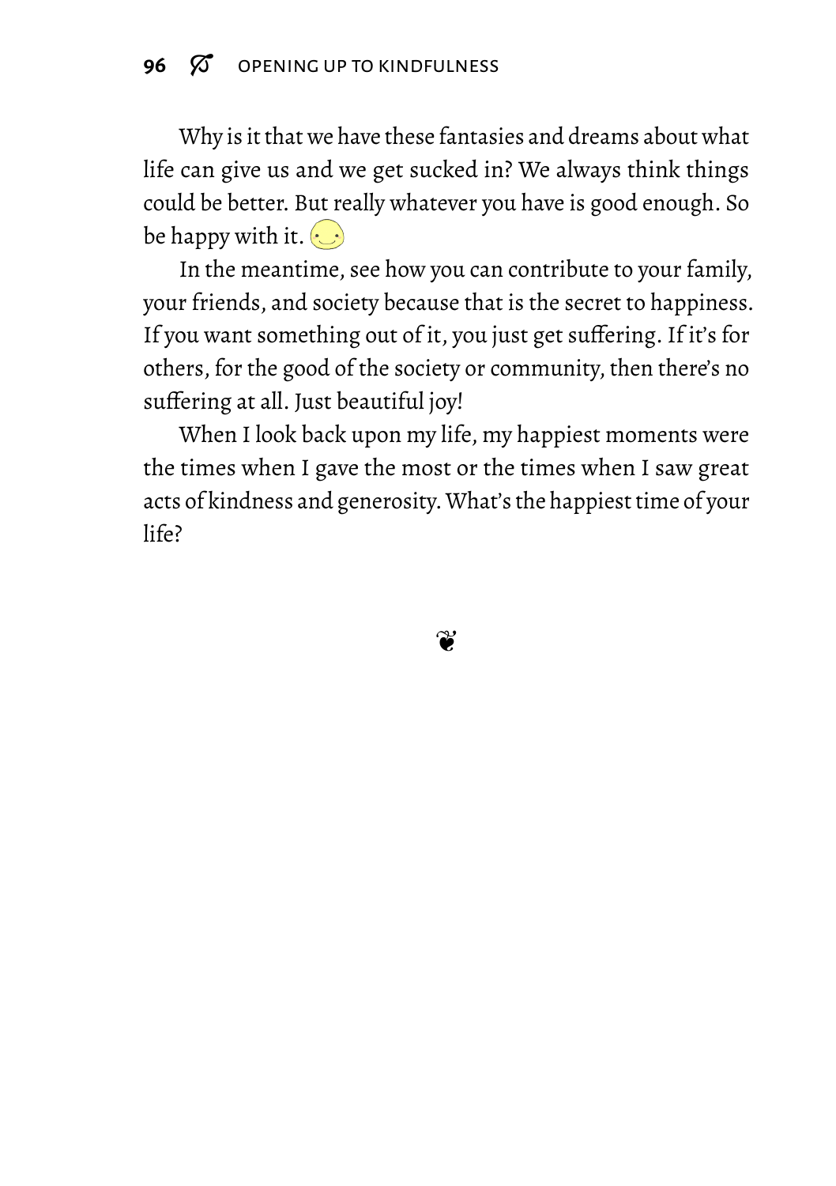Why is it that we have these fantasies and dreams about what life can give us and we get sucked in? We always think things could be better. But really whatever you have is good enough. So be happy with it. 🙂

In the meantime, see how you can contribute to your family, your friends, and society because that is the secret to happiness. If you want something out of it, you just get suffering. If it's for others, for the good of the society or community, then there's no suffering at all. Just beautiful joy!

When I look back upon my life, my happiest moments were the times when I gave the most or the times when I saw great acts of kindness and generosity. What's the happiest time of your life?

❦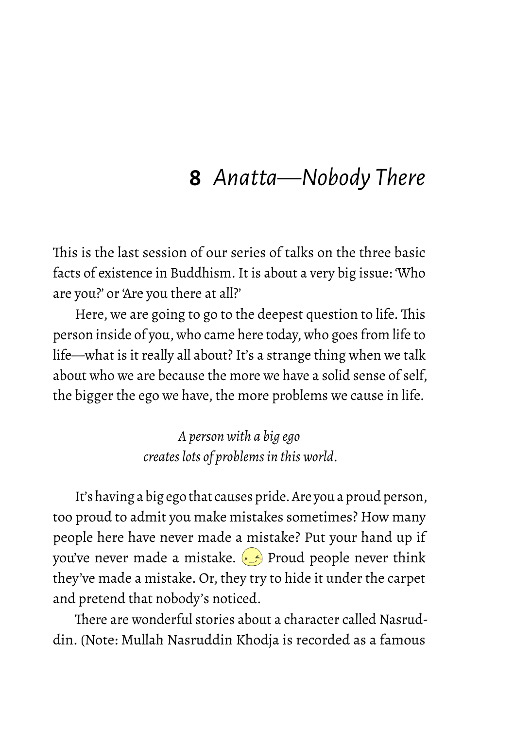# 8 *Anatta—Nobody There*

This is the last session of our series of talks on the three basic facts of existence in Buddhism. It is about a very big issue: 'Who are you?' or 'Are you there at all?'

Here, we are going to go to the deepest question to life. This person inside of you, who came here today, who goes from life to life—what is it really all about? It's a strange thing when we talk about who we are because the more we have a solid sense of self, the bigger the ego we have, the more problems we cause in life.

*A person with a big ego*
*creates lots of problems in this world.*

It's having a big ego that causes pride. Are you a proud person, too proud to admit you make mistakes sometimes? How many people here have never made a mistake? Put your hand up if you've never made a mistake. 😉 Proud people never think they've made a mistake. Or, they try to hide it under the carpet and pretend that nobody's noticed.

There are wonderful stories about a character called Nasruddin. (Note: Mullah Nasruddin Khodja is recorded as a famous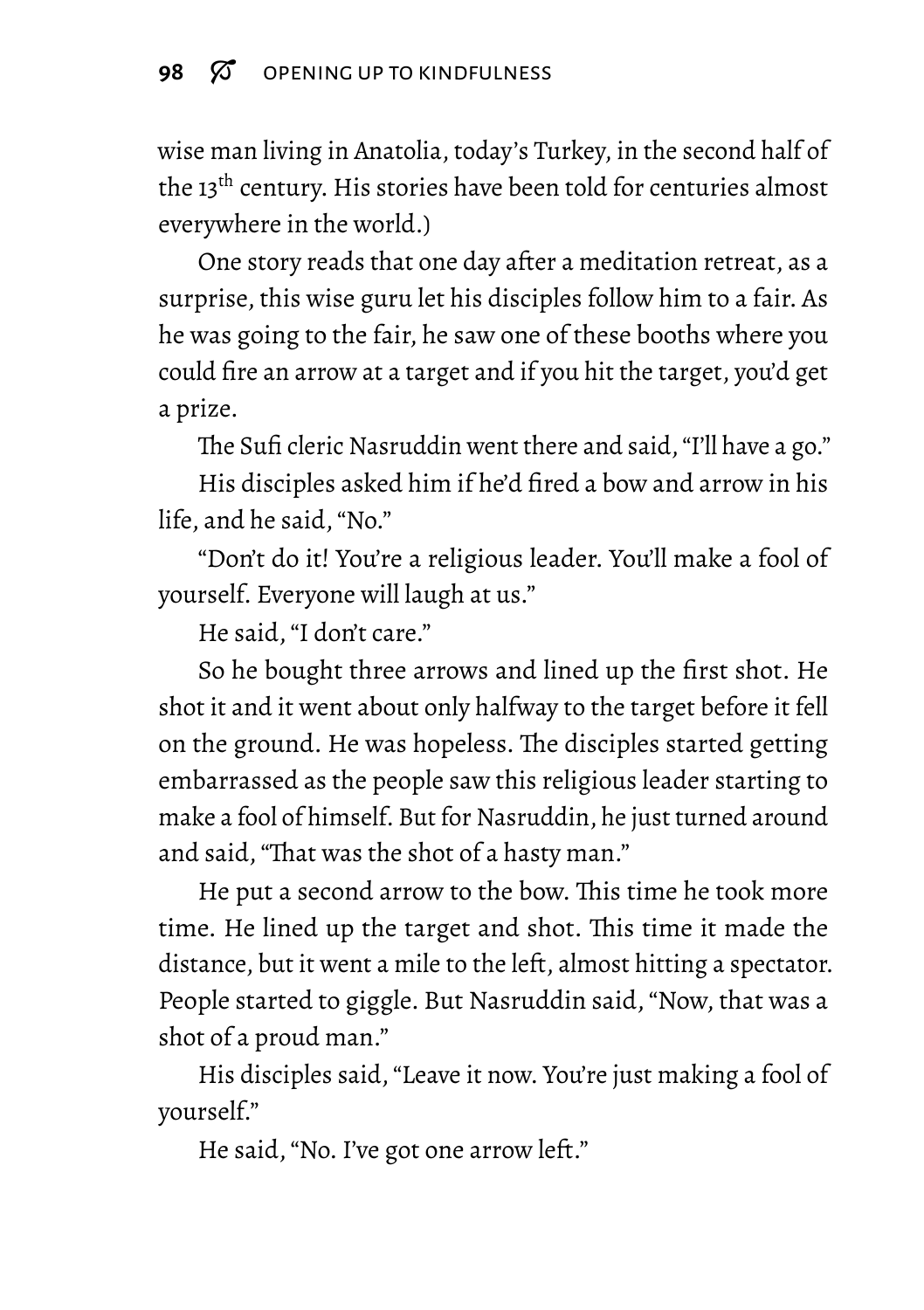wise man living in Anatolia, today's Turkey, in the second half of the 13th century. His stories have been told for centuries almost everywhere in the world.)

One story reads that one day after a meditation retreat, as a surprise, this wise guru let his disciples follow him to a fair. As he was going to the fair, he saw one of these booths where you could fire an arrow at a target and if you hit the target, you'd get a prize.

The Sufi cleric Nasruddin went there and said, "I'll have a go."

His disciples asked him if he'd fired a bow and arrow in his life, and he said, "No."

"Don't do it! You're a religious leader. You'll make a fool of yourself. Everyone will laugh at us."

He said, "I don't care."

So he bought three arrows and lined up the first shot. He shot it and it went about only halfway to the target before it fell on the ground. He was hopeless. The disciples started getting embarrassed as the people saw this religious leader starting to make a fool of himself. But for Nasruddin, he just turned around and said, "That was the shot of a hasty man."

He put a second arrow to the bow. This time he took more time. He lined up the target and shot. This time it made the distance, but it went a mile to the left, almost hitting a spectator. People started to giggle. But Nasruddin said, "Now, that was a shot of a proud man."

His disciples said, "Leave it now. You're just making a fool of yourself."

He said, "No. I've got one arrow left."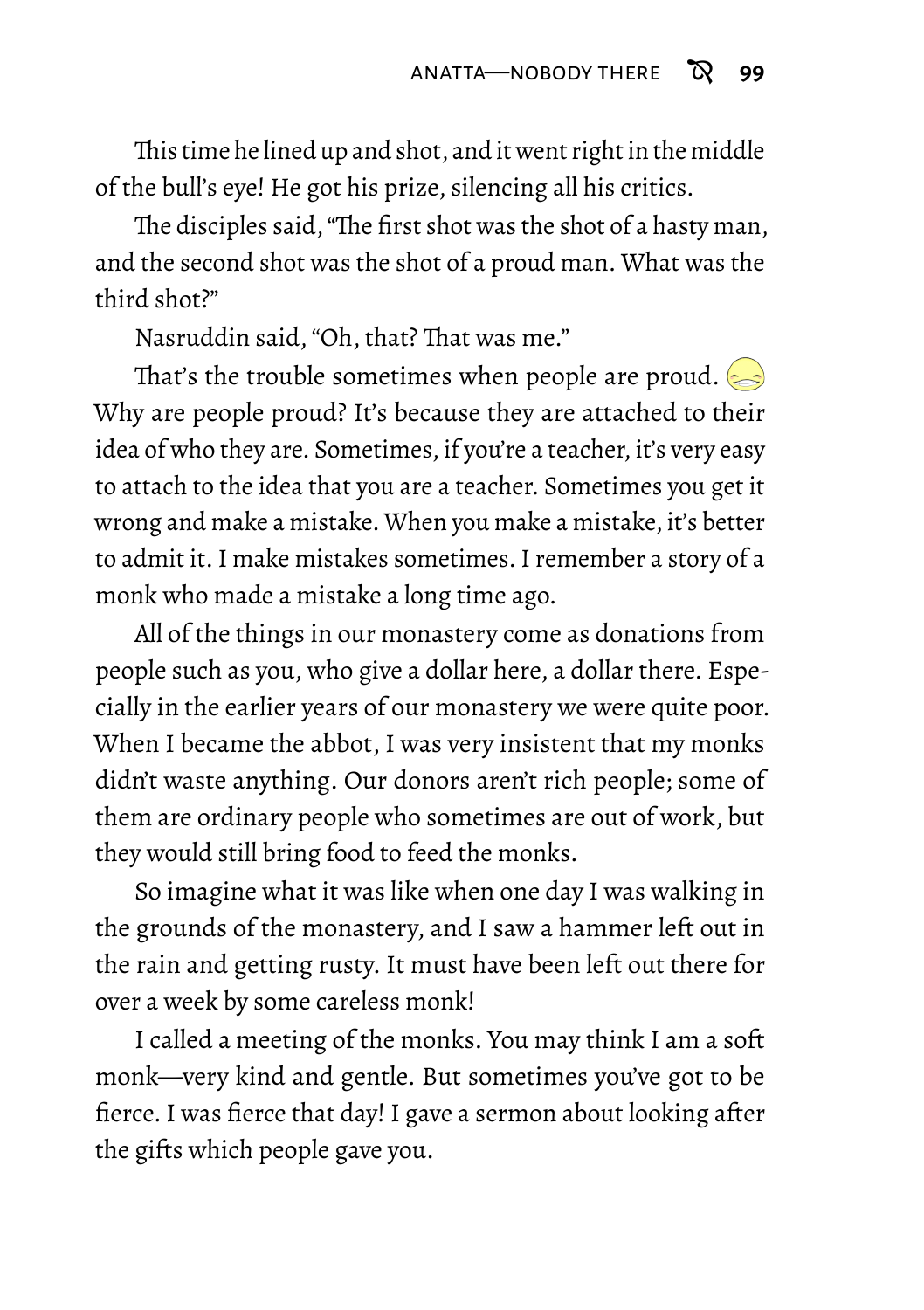This time he lined up and shot, and it went right in the middle of the bull's eye! He got his prize, silencing all his critics.

The disciples said, "The first shot was the shot of a hasty man, and the second shot was the shot of a proud man. What was the third shot?"

Nasruddin said, "Oh, that? That was me."

That's the trouble sometimes when people are proud. Why are people proud? It's because they are attached to their idea of who they are. Sometimes, if you're a teacher, it's very easy to attach to the idea that you are a teacher. Sometimes you get it wrong and make a mistake. When you make a mistake, it's better to admit it. I make mistakes sometimes. I remember a story of a monk who made a mistake a long time ago.

All of the things in our monastery come as donations from people such as you, who give a dollar here, a dollar there. Especially in the earlier years of our monastery we were quite poor. When I became the abbot, I was very insistent that my monks didn't waste anything. Our donors aren't rich people; some of them are ordinary people who sometimes are out of work, but they would still bring food to feed the monks.

So imagine what it was like when one day I was walking in the grounds of the monastery, and I saw a hammer left out in the rain and getting rusty. It must have been left out there for over a week by some careless monk!

I called a meeting of the monks. You may think I am a soft monk—very kind and gentle. But sometimes you've got to be fierce. I was fierce that day! I gave a sermon about looking after the gifts which people gave you.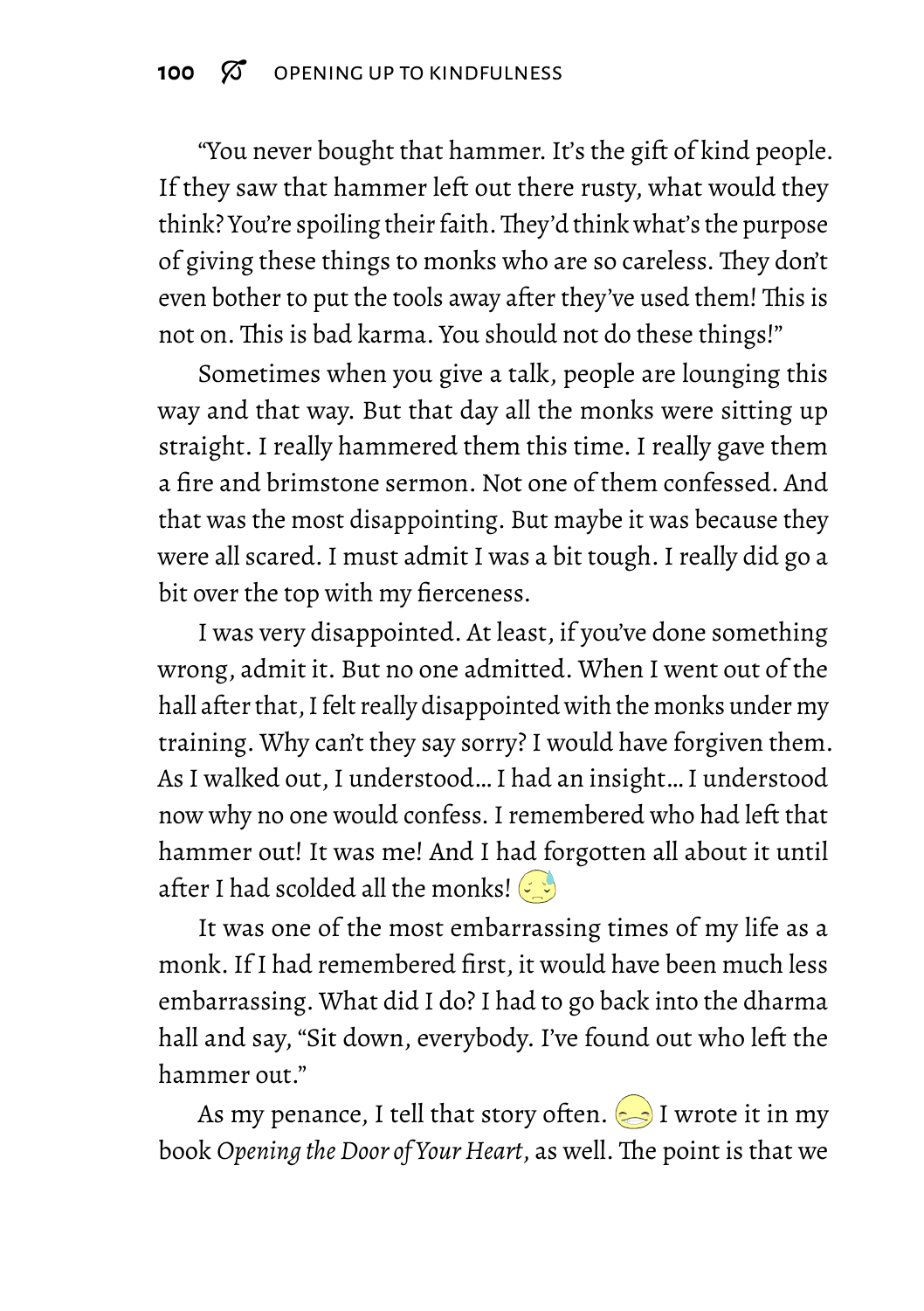"You never bought that hammer. It's the gift of kind people. If they saw that hammer left out there rusty, what would they think? You're spoiling their faith. They'd think what's the purpose of giving these things to monks who are so careless. They don't even bother to put the tools away after they've used them! This is not on. This is bad karma. You should not do these things!"

Sometimes when you give a talk, people are lounging this way and that way. But that day all the monks were sitting up straight. I really hammered them this time. I really gave them a fire and brimstone sermon. Not one of them confessed. And that was the most disappointing. But maybe it was because they were all scared. I must admit I was a bit tough. I really did go a bit over the top with my fierceness.

I was very disappointed. At least, if you've done something wrong, admit it. But no one admitted. When I went out of the hall after that, I felt really disappointed with the monks under my training. Why can't they say sorry? I would have forgiven them. As I walked out, I understood… I had an insight… I understood now why no one would confess. I remembered who had left that hammer out! It was me! And I had forgotten all about it until after I had scolded all the monks! 😓

It was one of the most embarrassing times of my life as a monk. If I had remembered first, it would have been much less embarrassing. What did I do? I had to go back into the dharma hall and say, "Sit down, everybody. I've found out who left the hammer out."

As my penance, I tell that story often. 😁 I wrote it in my book *Opening the Door of Your Heart*, as well. The point is that we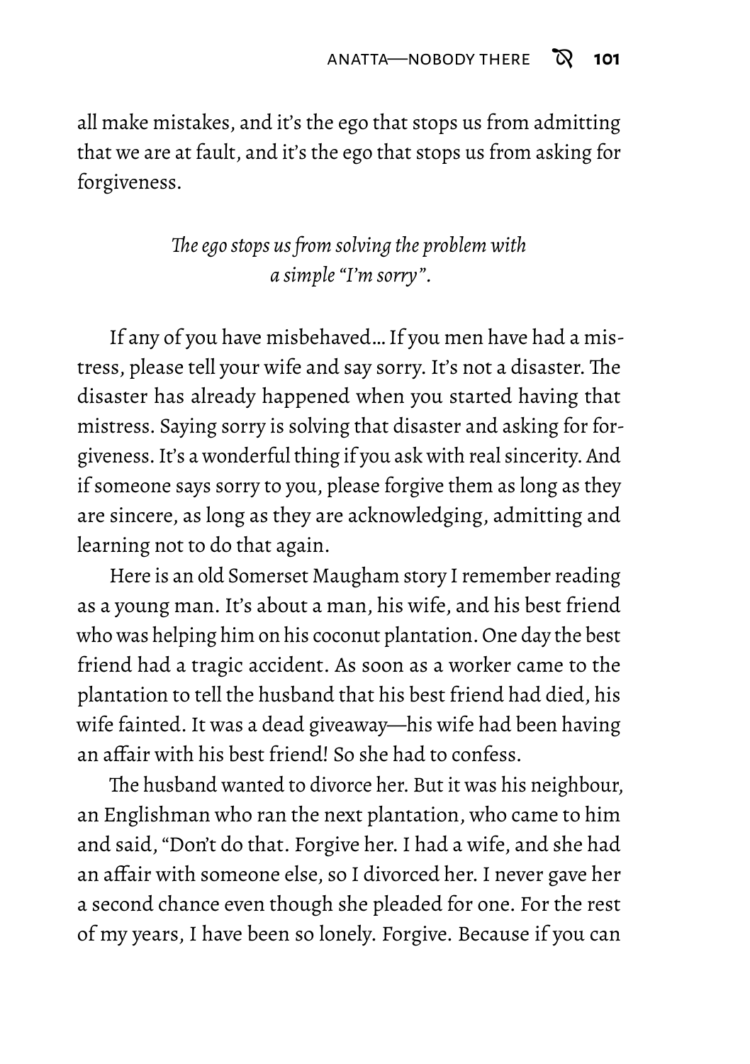all make mistakes, and it's the ego that stops us from admitting that we are at fault, and it's the ego that stops us from asking for forgiveness.

*The ego stops us from solving the problem with a simple "I'm sorry".*

If any of you have misbehaved… If you men have had a mistress, please tell your wife and say sorry. It's not a disaster. The disaster has already happened when you started having that mistress. Saying sorry is solving that disaster and asking for forgiveness. It's a wonderful thing if you ask with real sincerity. And if someone says sorry to you, please forgive them as long as they are sincere, as long as they are acknowledging, admitting and learning not to do that again.

Here is an old Somerset Maugham story I remember reading as a young man. It's about a man, his wife, and his best friend who was helping him on his coconut plantation. One day the best friend had a tragic accident. As soon as a worker came to the plantation to tell the husband that his best friend had died, his wife fainted. It was a dead giveaway—his wife had been having an affair with his best friend! So she had to confess.

The husband wanted to divorce her. But it was his neighbour, an Englishman who ran the next plantation, who came to him and said, "Don't do that. Forgive her. I had a wife, and she had an affair with someone else, so I divorced her. I never gave her a second chance even though she pleaded for one. For the rest of my years, I have been so lonely. Forgive. Because if you can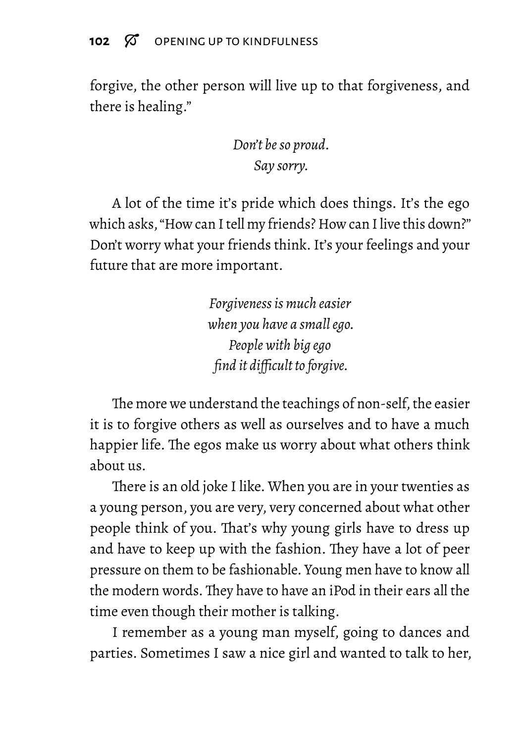forgive, the other person will live up to that forgiveness, and there is healing."

*Don't be so proud.*
*Say sorry.*

A lot of the time it's pride which does things. It's the ego which asks, "How can I tell my friends? How can I live this down?" Don't worry what your friends think. It's your feelings and your future that are more important.

*Forgiveness is much easier*
*when you have a small ego.*
*People with big ego*
*find it difficult to forgive.*

The more we understand the teachings of non-self, the easier it is to forgive others as well as ourselves and to have a much happier life. The egos make us worry about what others think about us.

There is an old joke I like. When you are in your twenties as a young person, you are very, very concerned about what other people think of you. That's why young girls have to dress up and have to keep up with the fashion. They have a lot of peer pressure on them to be fashionable. Young men have to know all the modern words. They have to have an iPod in their ears all the time even though their mother is talking.

I remember as a young man myself, going to dances and parties. Sometimes I saw a nice girl and wanted to talk to her,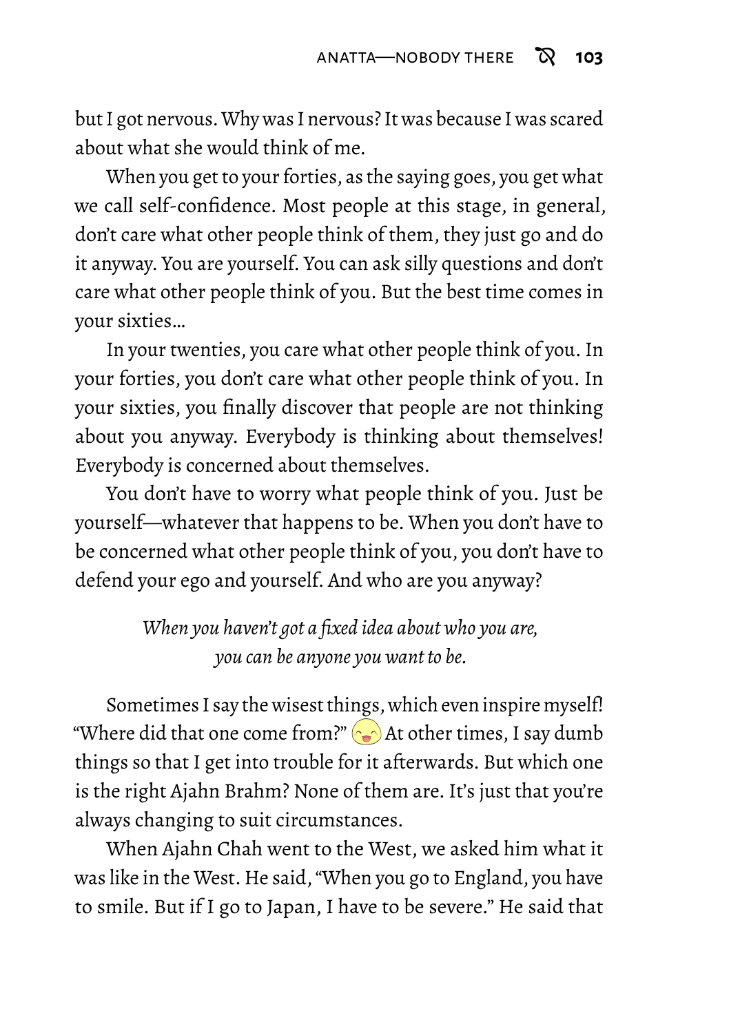but I got nervous. Why was I nervous? It was because I was scared about what she would think of me.

When you get to your forties, as the saying goes, you get what we call self-confidence. Most people at this stage, in general, don't care what other people think of them, they just go and do it anyway. You are yourself. You can ask silly questions and don't care what other people think of you. But the best time comes in your sixties…

In your twenties, you care what other people think of you. In your forties, you don't care what other people think of you. In your sixties, you finally discover that people are not thinking about you anyway. Everybody is thinking about themselves! Everybody is concerned about themselves.

You don't have to worry what people think of you. Just be yourself—whatever that happens to be. When you don't have to be concerned what other people think of you, you don't have to defend your ego and yourself. And who are you anyway?

*When you haven't got a fixed idea about who you are, you can be anyone you want to be.*

Sometimes I say the wisest things, which even inspire myself! "Where did that one come from?" At other times, I say dumb things so that I get into trouble for it afterwards. But which one is the right Ajahn Brahm? None of them are. It's just that you're always changing to suit circumstances.

When Ajahn Chah went to the West, we asked him what it was like in the West. He said, "When you go to England, you have to smile. But if I go to Japan, I have to be severe." He said that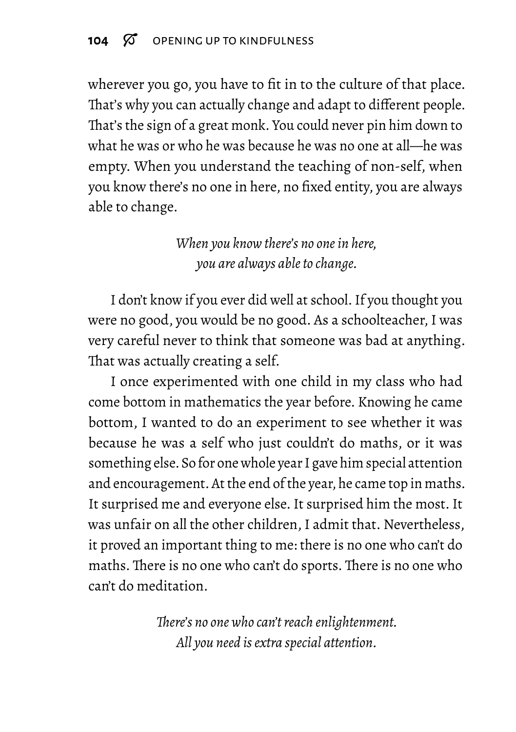wherever you go, you have to fit in to the culture of that place. That's why you can actually change and adapt to different people. That's the sign of a great monk. You could never pin him down to what he was or who he was because he was no one at all—he was empty. When you understand the teaching of non-self, when you know there's no one in here, no fixed entity, you are always able to change.

*When you know there's no one in here,*
*you are always able to change.*

I don't know if you ever did well at school. If you thought you were no good, you would be no good. As a schoolteacher, I was very careful never to think that someone was bad at anything. That was actually creating a self.

I once experimented with one child in my class who had come bottom in mathematics the year before. Knowing he came bottom, I wanted to do an experiment to see whether it was because he was a self who just couldn't do maths, or it was something else. So for one whole year I gave him special attention and encouragement. At the end of the year, he came top in maths. It surprised me and everyone else. It surprised him the most. It was unfair on all the other children, I admit that. Nevertheless, it proved an important thing to me: there is no one who can't do maths. There is no one who can't do sports. There is no one who can't do meditation.

*There's no one who can't reach enlightenment.*
*All you need is extra special attention.*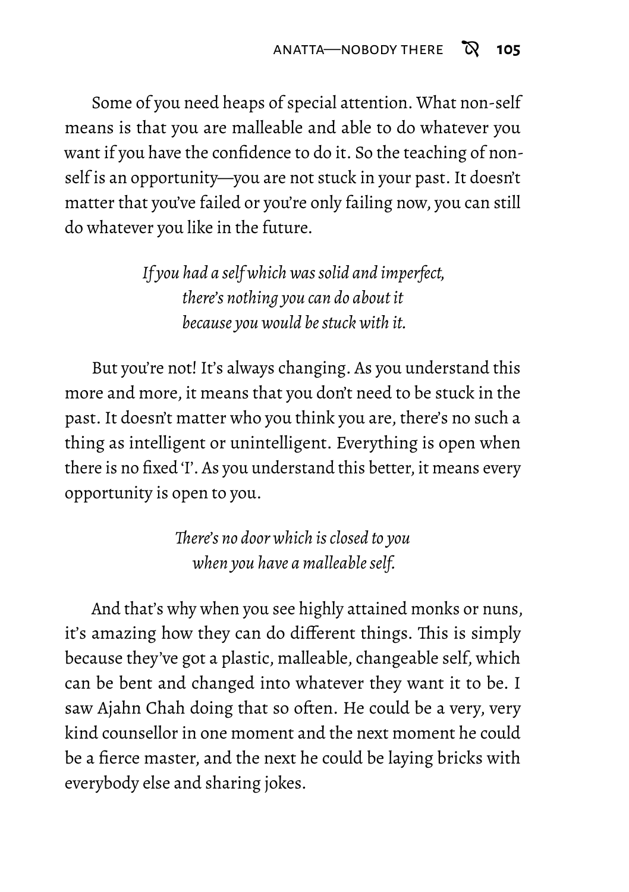Some of you need heaps of special attention. What non-self means is that you are malleable and able to do whatever you want if you have the confidence to do it. So the teaching of non-self is an opportunity—you are not stuck in your past. It doesn't matter that you've failed or you're only failing now, you can still do whatever you like in the future.

*If you had a self which was solid and imperfect,*
*there's nothing you can do about it*
*because you would be stuck with it.*

But you're not! It's always changing. As you understand this more and more, it means that you don't need to be stuck in the past. It doesn't matter who you think you are, there's no such a thing as intelligent or unintelligent. Everything is open when there is no fixed 'I'. As you understand this better, it means every opportunity is open to you.

*There's no door which is closed to you*
*when you have a malleable self.*

And that's why when you see highly attained monks or nuns, it's amazing how they can do different things. This is simply because they've got a plastic, malleable, changeable self, which can be bent and changed into whatever they want it to be. I saw Ajahn Chah doing that so often. He could be a very, very kind counsellor in one moment and the next moment he could be a fierce master, and the next he could be laying bricks with everybody else and sharing jokes.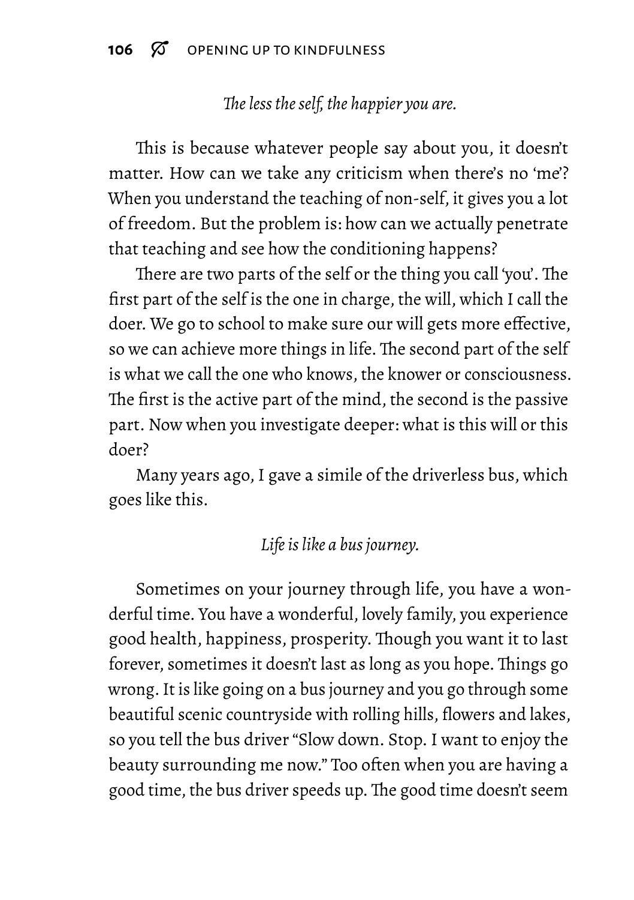*The less the self, the happier you are.*

This is because whatever people say about you, it doesn't matter. How can we take any criticism when there's no 'me'? When you understand the teaching of non-self, it gives you a lot of freedom. But the problem is: how can we actually penetrate that teaching and see how the conditioning happens?

There are two parts of the self or the thing you call 'you'. The first part of the self is the one in charge, the will, which I call the doer. We go to school to make sure our will gets more effective, so we can achieve more things in life. The second part of the self is what we call the one who knows, the knower or consciousness. The first is the active part of the mind, the second is the passive part. Now when you investigate deeper: what is this will or this doer?

Many years ago, I gave a simile of the driverless bus, which goes like this.

*Life is like a bus journey.*

Sometimes on your journey through life, you have a wonderful time. You have a wonderful, lovely family, you experience good health, happiness, prosperity. Though you want it to last forever, sometimes it doesn't last as long as you hope. Things go wrong. It is like going on a bus journey and you go through some beautiful scenic countryside with rolling hills, flowers and lakes, so you tell the bus driver "Slow down. Stop. I want to enjoy the beauty surrounding me now." Too often when you are having a good time, the bus driver speeds up. The good time doesn't seem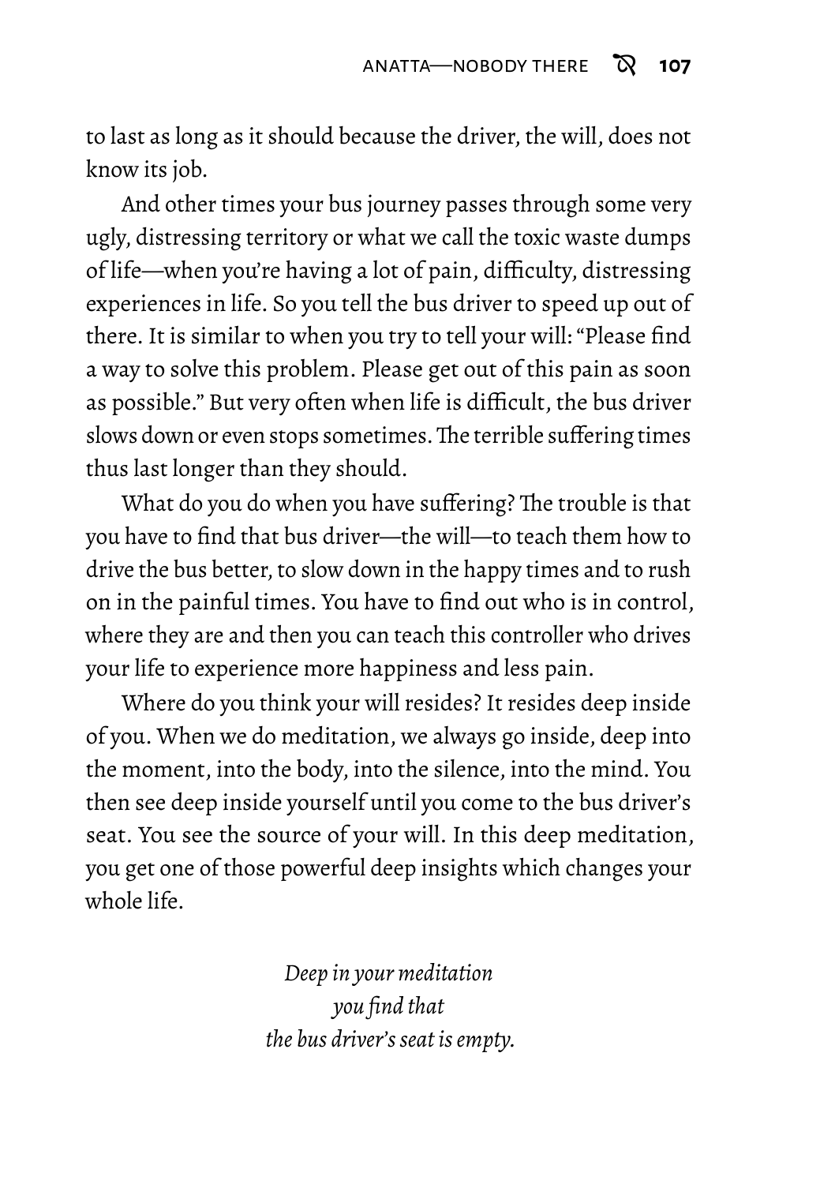to last as long as it should because the driver, the will, does not know its job.

And other times your bus journey passes through some very ugly, distressing territory or what we call the toxic waste dumps of life—when you're having a lot of pain, difficulty, distressing experiences in life. So you tell the bus driver to speed up out of there. It is similar to when you try to tell your will: "Please find a way to solve this problem. Please get out of this pain as soon as possible." But very often when life is difficult, the bus driver slows down or even stops sometimes. The terrible suffering times thus last longer than they should.

What do you do when you have suffering? The trouble is that you have to find that bus driver—the will—to teach them how to drive the bus better, to slow down in the happy times and to rush on in the painful times. You have to find out who is in control, where they are and then you can teach this controller who drives your life to experience more happiness and less pain.

Where do you think your will resides? It resides deep inside of you. When we do meditation, we always go inside, deep into the moment, into the body, into the silence, into the mind. You then see deep inside yourself until you come to the bus driver's seat. You see the source of your will. In this deep meditation, you get one of those powerful deep insights which changes your whole life.

*Deep in your meditation*
*you find that*
*the bus driver's seat is empty.*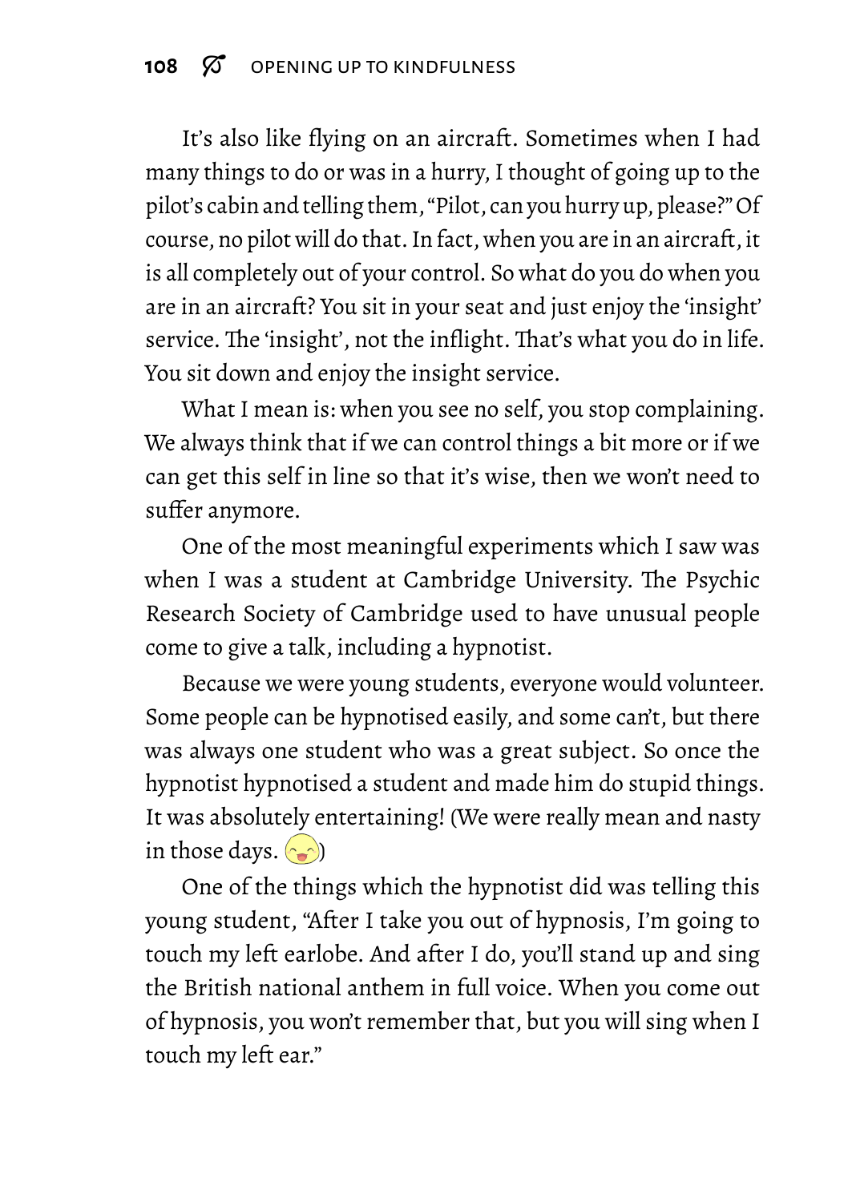It's also like flying on an aircraft. Sometimes when I had many things to do or was in a hurry, I thought of going up to the pilot's cabin and telling them, "Pilot, can you hurry up, please?" Of course, no pilot will do that. In fact, when you are in an aircraft, it is all completely out of your control. So what do you do when you are in an aircraft? You sit in your seat and just enjoy the 'insight' service. The 'insight', not the inflight. That's what you do in life. You sit down and enjoy the insight service.

What I mean is: when you see no self, you stop complaining. We always think that if we can control things a bit more or if we can get this self in line so that it's wise, then we won't need to suffer anymore.

One of the most meaningful experiments which I saw was when I was a student at Cambridge University. The Psychic Research Society of Cambridge used to have unusual people come to give a talk, including a hypnotist.

Because we were young students, everyone would volunteer. Some people can be hypnotised easily, and some can't, but there was always one student who was a great subject. So once the hypnotist hypnotised a student and made him do stupid things. It was absolutely entertaining! (We were really mean and nasty in those days. 😋)

One of the things which the hypnotist did was telling this young student, "After I take you out of hypnosis, I'm going to touch my left earlobe. And after I do, you'll stand up and sing the British national anthem in full voice. When you come out of hypnosis, you won't remember that, but you will sing when I touch my left ear."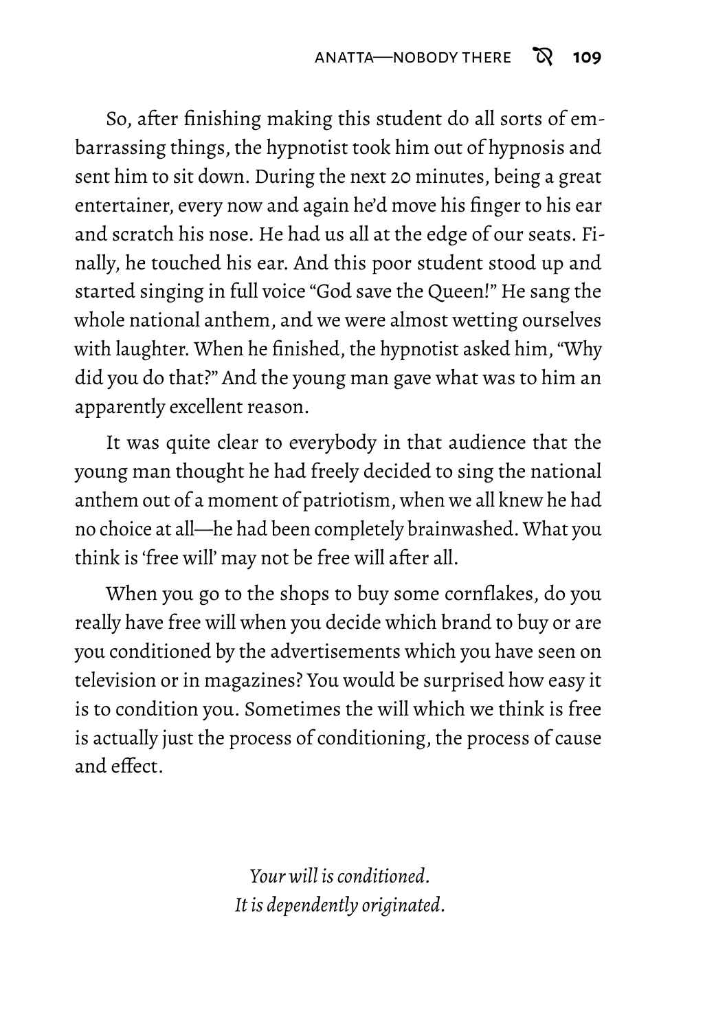So, after finishing making this student do all sorts of embarrassing things, the hypnotist took him out of hypnosis and sent him to sit down. During the next 20 minutes, being a great entertainer, every now and again he'd move his finger to his ear and scratch his nose. He had us all at the edge of our seats. Finally, he touched his ear. And this poor student stood up and started singing in full voice "God save the Queen!" He sang the whole national anthem, and we were almost wetting ourselves with laughter. When he finished, the hypnotist asked him, "Why did you do that?" And the young man gave what was to him an apparently excellent reason.

It was quite clear to everybody in that audience that the young man thought he had freely decided to sing the national anthem out of a moment of patriotism, when we all knew he had no choice at all—he had been completely brainwashed. What you think is 'free will' may not be free will after all.

When you go to the shops to buy some cornflakes, do you really have free will when you decide which brand to buy or are you conditioned by the advertisements which you have seen on television or in magazines? You would be surprised how easy it is to condition you. Sometimes the will which we think is free is actually just the process of conditioning, the process of cause and effect.

*Your will is conditioned.*
*It is dependently originated.*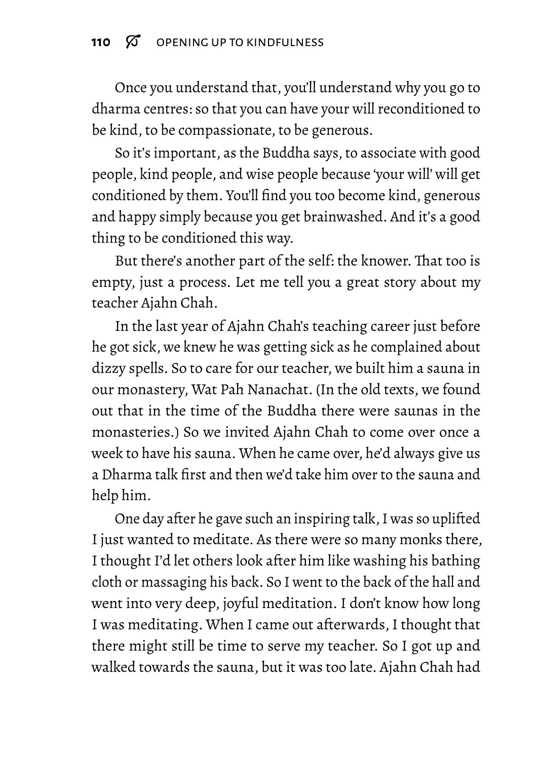Once you understand that, you'll understand why you go to dharma centres: so that you can have your will reconditioned to be kind, to be compassionate, to be generous.

So it's important, as the Buddha says, to associate with good people, kind people, and wise people because 'your will' will get conditioned by them. You'll find you too become kind, generous and happy simply because you get brainwashed. And it's a good thing to be conditioned this way.

But there's another part of the self: the knower. That too is empty, just a process. Let me tell you a great story about my teacher Ajahn Chah.

In the last year of Ajahn Chah's teaching career just before he got sick, we knew he was getting sick as he complained about dizzy spells. So to care for our teacher, we built him a sauna in our monastery, Wat Pah Nanachat. (In the old texts, we found out that in the time of the Buddha there were saunas in the monasteries.) So we invited Ajahn Chah to come over once a week to have his sauna. When he came over, he'd always give us a Dharma talk first and then we'd take him over to the sauna and help him.

One day after he gave such an inspiring talk, I was so uplifted I just wanted to meditate. As there were so many monks there, I thought I'd let others look after him like washing his bathing cloth or massaging his back. So I went to the back of the hall and went into very deep, joyful meditation. I don't know how long I was meditating. When I came out afterwards, I thought that there might still be time to serve my teacher. So I got up and walked towards the sauna, but it was too late. Ajahn Chah had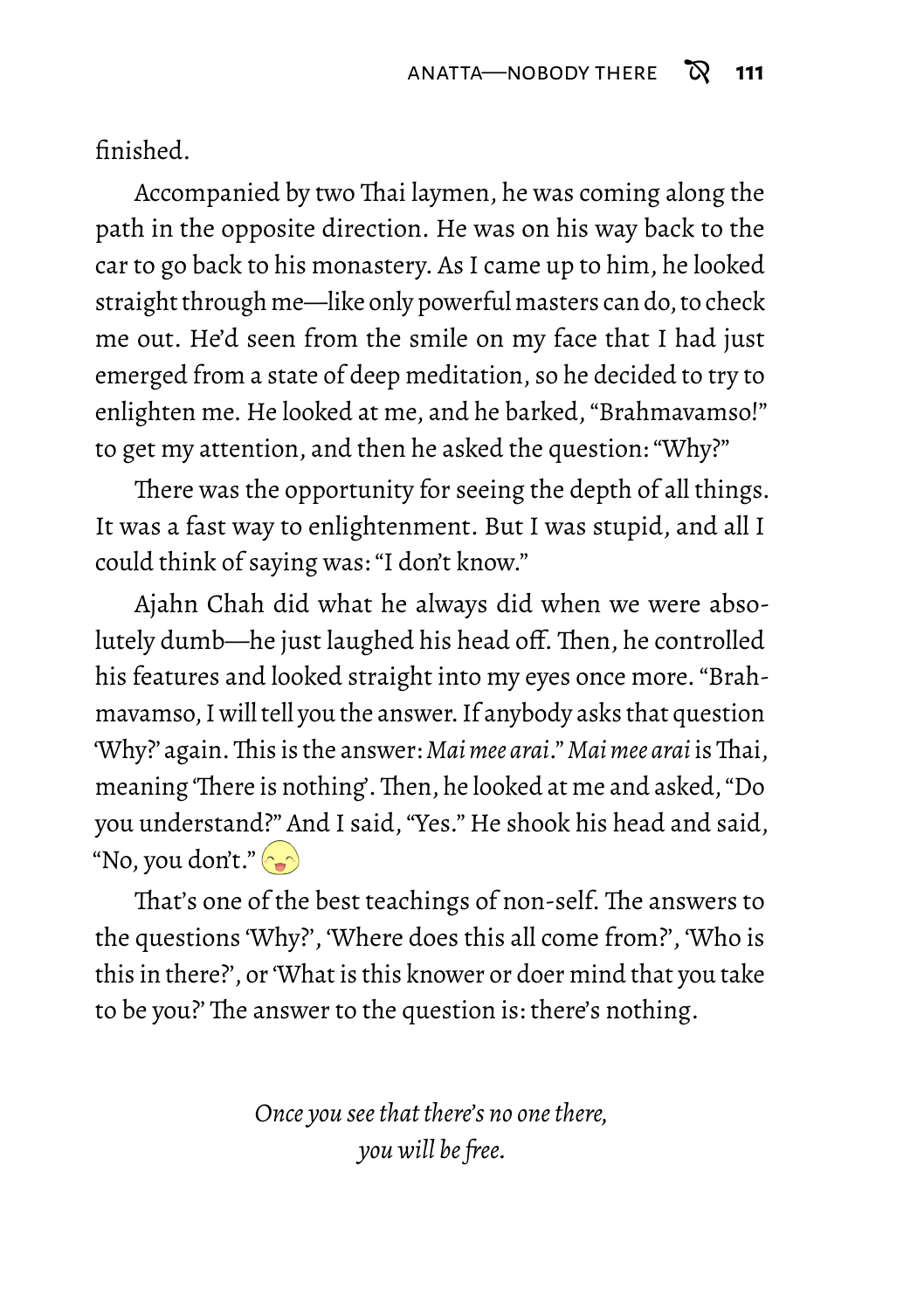finished.

Accompanied by two Thai laymen, he was coming along the path in the opposite direction. He was on his way back to the car to go back to his monastery. As I came up to him, he looked straight through me—like only powerful masters can do, to check me out. He'd seen from the smile on my face that I had just emerged from a state of deep meditation, so he decided to try to enlighten me. He looked at me, and he barked, "Brahmavamso!" to get my attention, and then he asked the question: "Why?"

There was the opportunity for seeing the depth of all things. It was a fast way to enlightenment. But I was stupid, and all I could think of saying was: "I don't know."

Ajahn Chah did what he always did when we were absolutely dumb—he just laughed his head off. Then, he controlled his features and looked straight into my eyes once more. "Brahmavamso, I will tell you the answer. If anybody asks that question 'Why?' again. This is the answer: *Mai mee arai*." *Mai mee arai* is Thai, meaning 'There is nothing'. Then, he looked at me and asked, "Do you understand?" And I said, "Yes." He shook his head and said, "No, you don't." 😄

That's one of the best teachings of non-self. The answers to the questions 'Why?', 'Where does this all come from?', 'Who is this in there?', or 'What is this knower or doer mind that you take to be you?' The answer to the question is: there's nothing.

*Once you see that there's no one there,*
*you will be free.*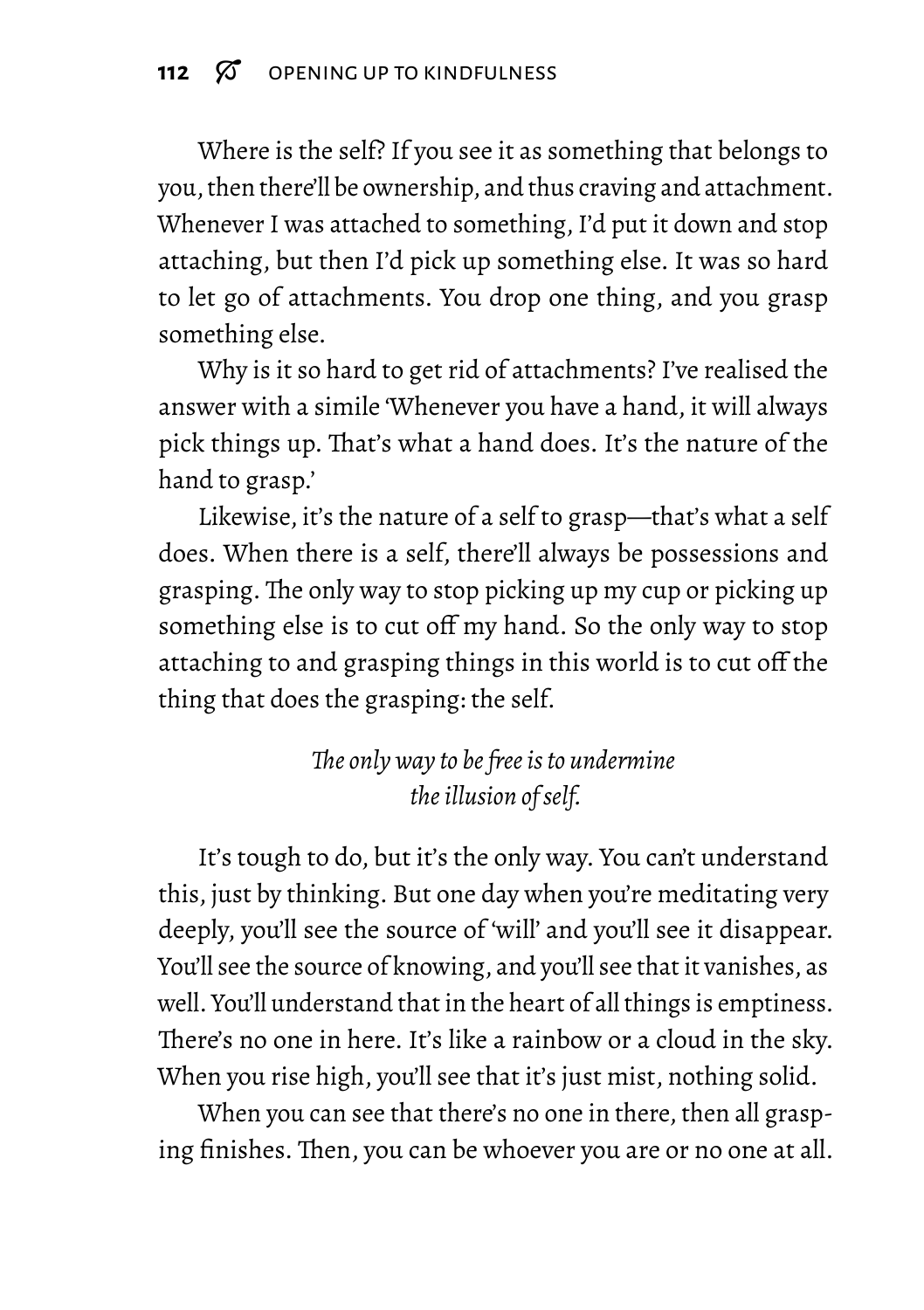Where is the self? If you see it as something that belongs to you, then there'll be ownership, and thus craving and attachment. Whenever I was attached to something, I'd put it down and stop attaching, but then I'd pick up something else. It was so hard to let go of attachments. You drop one thing, and you grasp something else.

Why is it so hard to get rid of attachments? I've realised the answer with a simile 'Whenever you have a hand, it will always pick things up. That's what a hand does. It's the nature of the hand to grasp.'

Likewise, it's the nature of a self to grasp—that's what a self does. When there is a self, there'll always be possessions and grasping. The only way to stop picking up my cup or picking up something else is to cut off my hand. So the only way to stop attaching to and grasping things in this world is to cut off the thing that does the grasping: the self.

*The only way to be free is to undermine the illusion of self.*

It's tough to do, but it's the only way. You can't understand this, just by thinking. But one day when you're meditating very deeply, you'll see the source of 'will' and you'll see it disappear. You'll see the source of knowing, and you'll see that it vanishes, as well. You'll understand that in the heart of all things is emptiness. There's no one in here. It's like a rainbow or a cloud in the sky. When you rise high, you'll see that it's just mist, nothing solid.

When you can see that there's no one in there, then all grasping finishes. Then, you can be whoever you are or no one at all.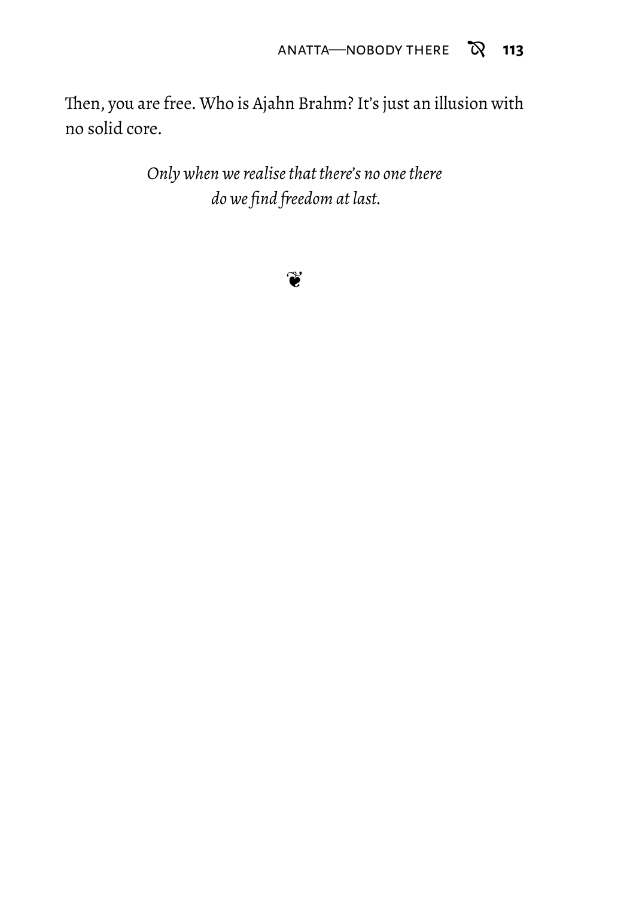Then, you are free. Who is Ajahn Brahm? It's just an illusion with no solid core.

*Only when we realise that there's no one there*
*do we find freedom at last.*

❦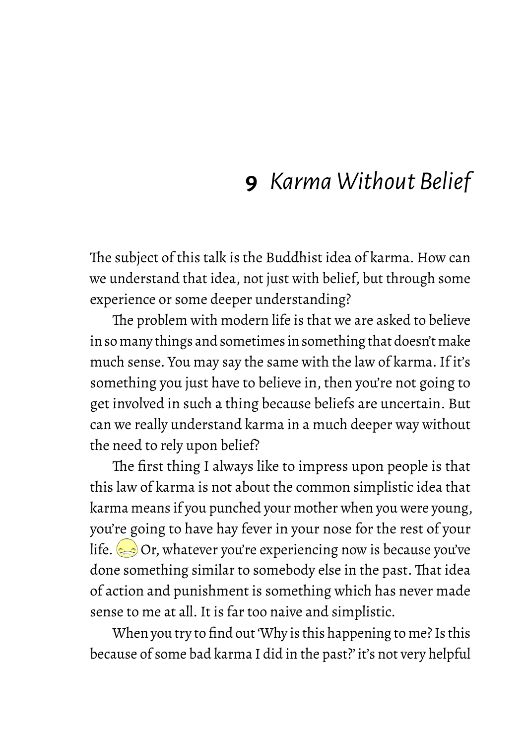# 9 *Karma Without Belief*

The subject of this talk is the Buddhist idea of karma. How can we understand that idea, not just with belief, but through some experience or some deeper understanding?

The problem with modern life is that we are asked to believe in so many things and sometimes in something that doesn't make much sense. You may say the same with the law of karma. If it's something you just have to believe in, then you're not going to get involved in such a thing because beliefs are uncertain. But can we really understand karma in a much deeper way without the need to rely upon belief?

The first thing I always like to impress upon people is that this law of karma is not about the common simplistic idea that karma means if you punched your mother when you were young, you're going to have hay fever in your nose for the rest of your life. Or, whatever you're experiencing now is because you've done something similar to somebody else in the past. That idea of action and punishment is something which has never made sense to me at all. It is far too naive and simplistic.

When you try to find out 'Why is this happening to me? Is this because of some bad karma I did in the past?' it's not very helpful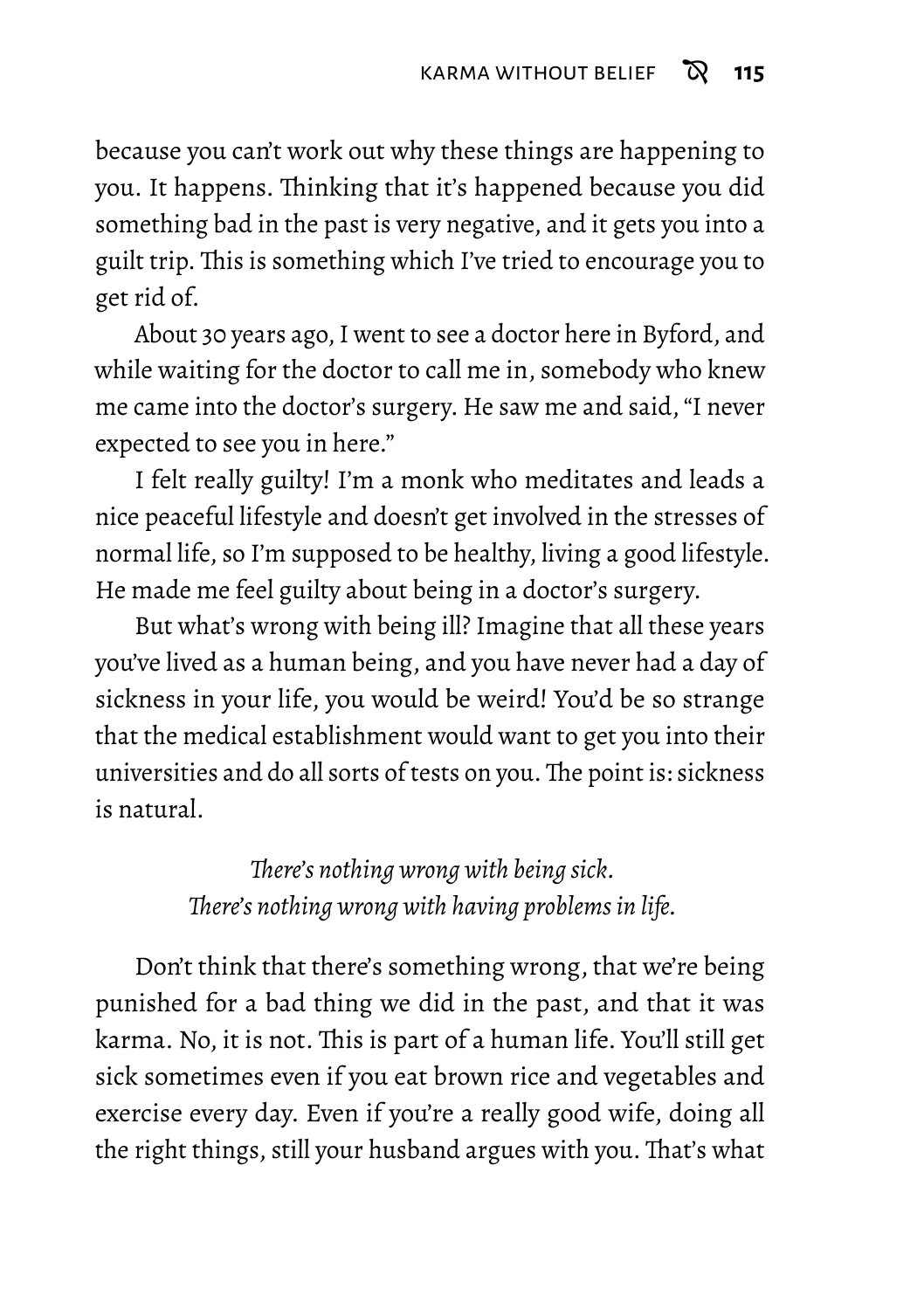because you can't work out why these things are happening to you. It happens. Thinking that it's happened because you did something bad in the past is very negative, and it gets you into a guilt trip. This is something which I've tried to encourage you to get rid of.

About 30 years ago, I went to see a doctor here in Byford, and while waiting for the doctor to call me in, somebody who knew me came into the doctor's surgery. He saw me and said, "I never expected to see you in here."

I felt really guilty! I'm a monk who meditates and leads a nice peaceful lifestyle and doesn't get involved in the stresses of normal life, so I'm supposed to be healthy, living a good lifestyle. He made me feel guilty about being in a doctor's surgery.

But what's wrong with being ill? Imagine that all these years you've lived as a human being, and you have never had a day of sickness in your life, you would be weird! You'd be so strange that the medical establishment would want to get you into their universities and do all sorts of tests on you. The point is: sickness is natural.

*There's nothing wrong with being sick.*
*There's nothing wrong with having problems in life.*

Don't think that there's something wrong, that we're being punished for a bad thing we did in the past, and that it was karma. No, it is not. This is part of a human life. You'll still get sick sometimes even if you eat brown rice and vegetables and exercise every day. Even if you're a really good wife, doing all the right things, still your husband argues with you. That's what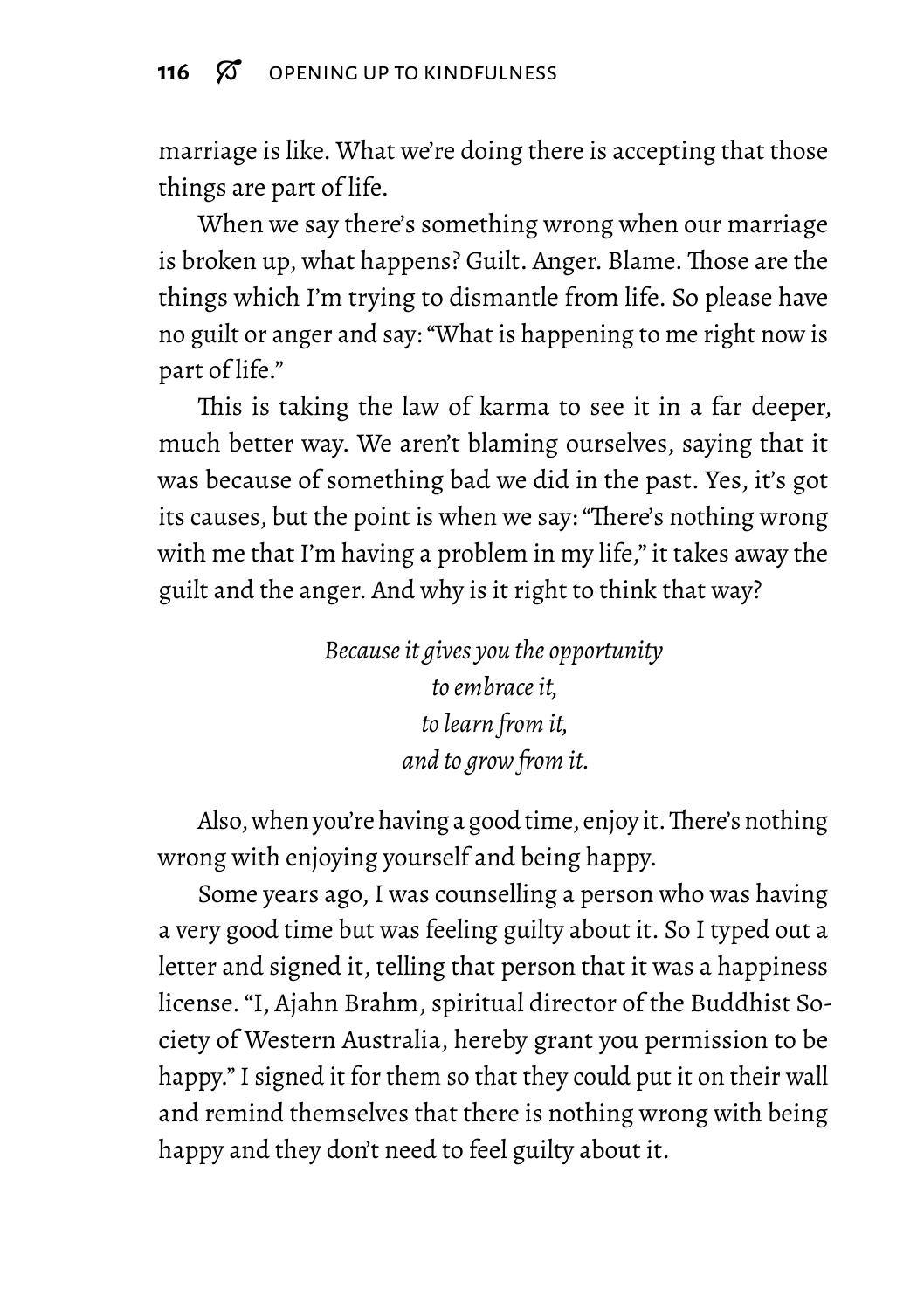marriage is like. What we're doing there is accepting that those things are part of life.

When we say there's something wrong when our marriage is broken up, what happens? Guilt. Anger. Blame. Those are the things which I'm trying to dismantle from life. So please have no guilt or anger and say: "What is happening to me right now is part of life."

This is taking the law of karma to see it in a far deeper, much better way. We aren't blaming ourselves, saying that it was because of something bad we did in the past. Yes, it's got its causes, but the point is when we say: "There's nothing wrong with me that I'm having a problem in my life," it takes away the guilt and the anger. And why is it right to think that way?

*Because it gives you the opportunity*
*to embrace it,*
*to learn from it,*
*and to grow from it.*

Also, when you're having a good time, enjoy it. There's nothing wrong with enjoying yourself and being happy.

Some years ago, I was counselling a person who was having a very good time but was feeling guilty about it. So I typed out a letter and signed it, telling that person that it was a happiness license. "I, Ajahn Brahm, spiritual director of the Buddhist Society of Western Australia, hereby grant you permission to be happy." I signed it for them so that they could put it on their wall and remind themselves that there is nothing wrong with being happy and they don't need to feel guilty about it.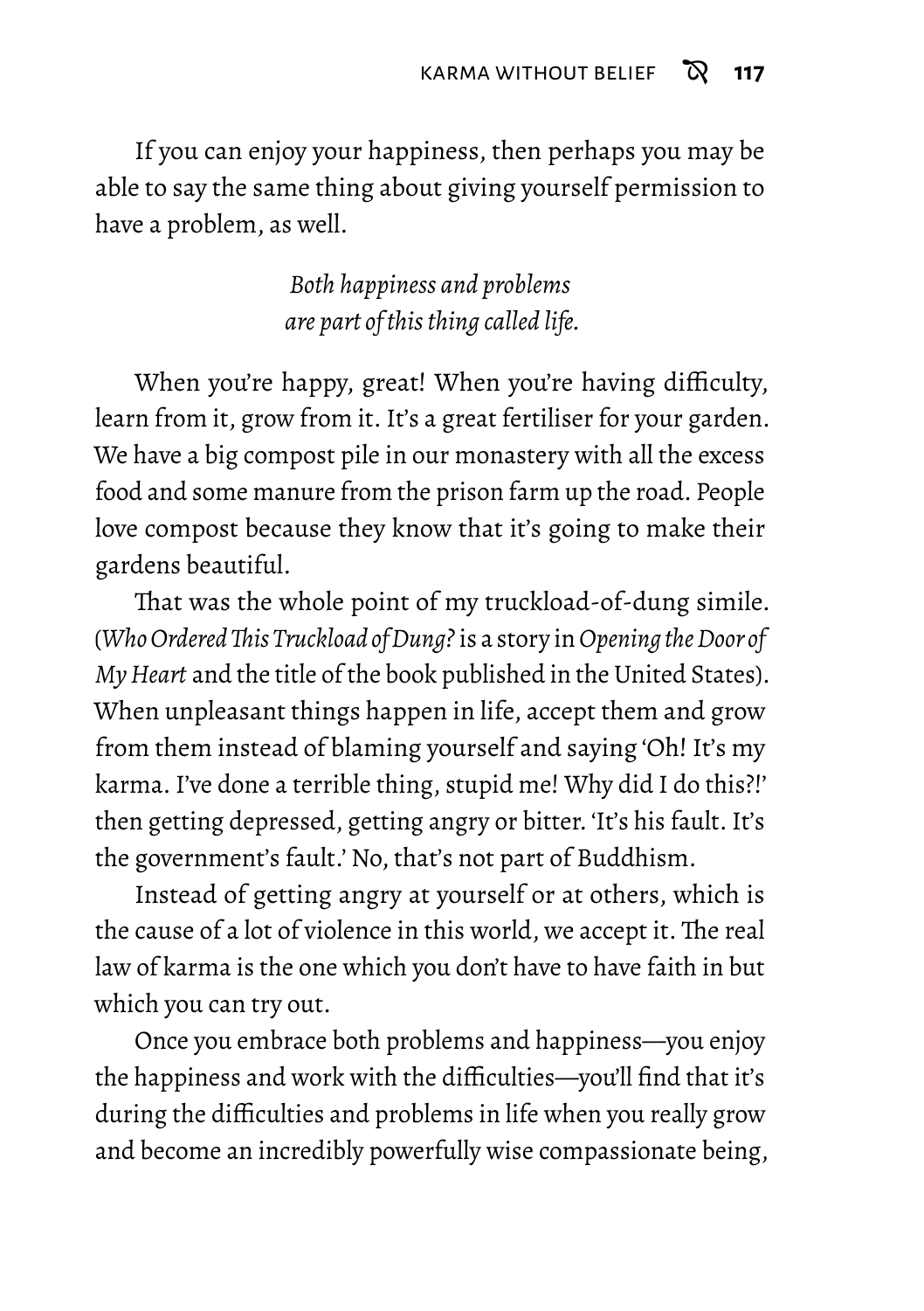If you can enjoy your happiness, then perhaps you may be able to say the same thing about giving yourself permission to have a problem, as well.

*Both happiness and problems are part of this thing called life.*

When you're happy, great! When you're having difficulty, learn from it, grow from it. It's a great fertiliser for your garden. We have a big compost pile in our monastery with all the excess food and some manure from the prison farm up the road. People love compost because they know that it's going to make their gardens beautiful.

That was the whole point of my truckload-of-dung simile. (*Who Ordered This Truckload of Dung?* is a story in *Opening the Door of My Heart* and the title of the book published in the United States). When unpleasant things happen in life, accept them and grow from them instead of blaming yourself and saying 'Oh! It's my karma. I've done a terrible thing, stupid me! Why did I do this?!' then getting depressed, getting angry or bitter. 'It's his fault. It's the government's fault.' No, that's not part of Buddhism.

Instead of getting angry at yourself or at others, which is the cause of a lot of violence in this world, we accept it. The real law of karma is the one which you don't have to have faith in but which you can try out.

Once you embrace both problems and happiness—you enjoy the happiness and work with the difficulties—you'll find that it's during the difficulties and problems in life when you really grow and become an incredibly powerfully wise compassionate being,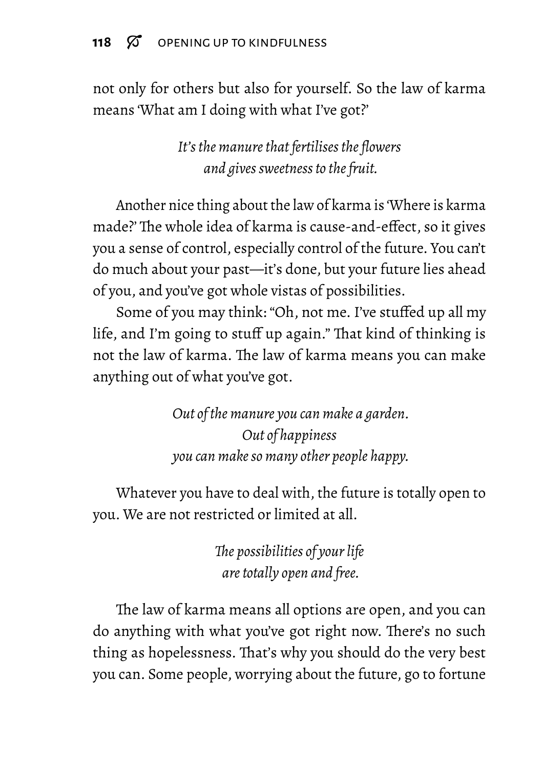not only for others but also for yourself. So the law of karma means 'What am I doing with what I've got?'

> *It's the manure that fertilises the flowers*
> *and gives sweetness to the fruit.*

Another nice thing about the law of karma is 'Where is karma made?' The whole idea of karma is cause-and-effect, so it gives you a sense of control, especially control of the future. You can't do much about your past—it's done, but your future lies ahead of you, and you've got whole vistas of possibilities.

Some of you may think: "Oh, not me. I've stuffed up all my life, and I'm going to stuff up again." That kind of thinking is not the law of karma. The law of karma means you can make anything out of what you've got.

> *Out of the manure you can make a garden.*
> *Out of happiness*
> *you can make so many other people happy.*

Whatever you have to deal with, the future is totally open to you. We are not restricted or limited at all.

> *The possibilities of your life*
> *are totally open and free.*

The law of karma means all options are open, and you can do anything with what you've got right now. There's no such thing as hopelessness. That's why you should do the very best you can. Some people, worrying about the future, go to fortune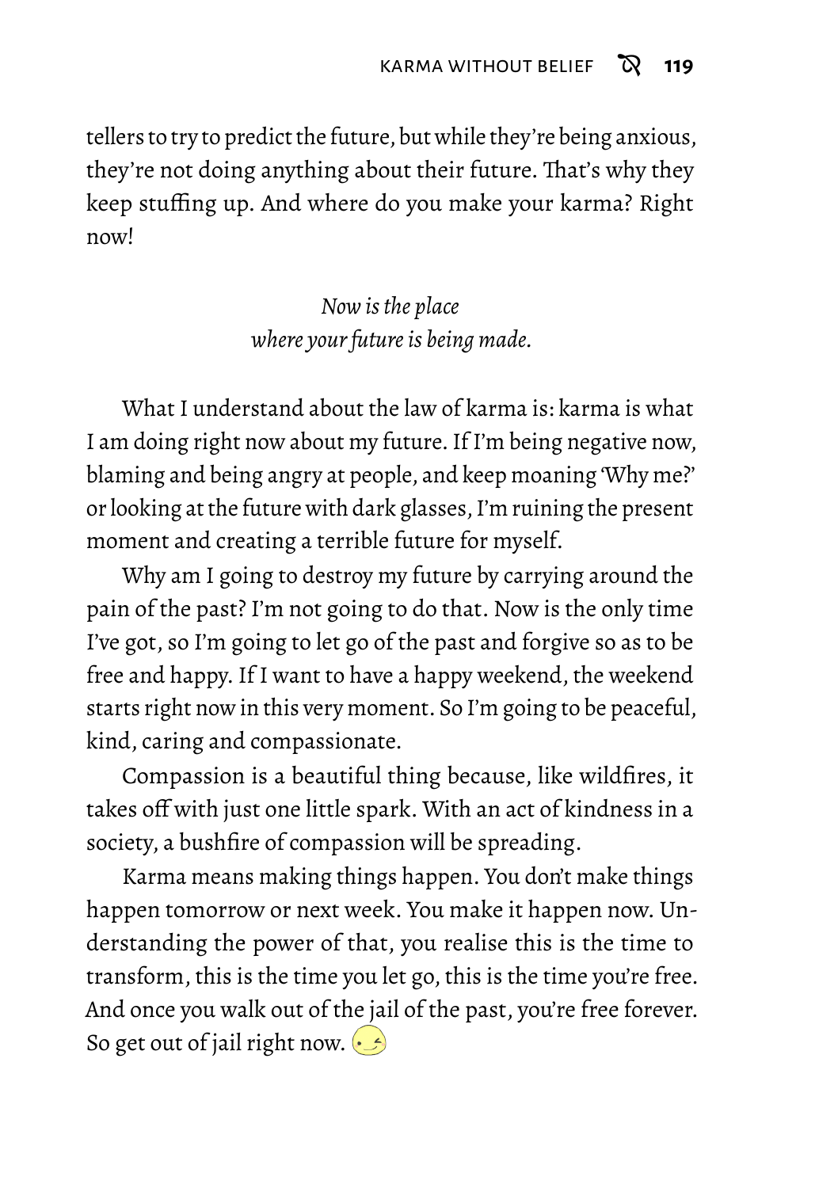tellers to try to predict the future, but while they're being anxious, they're not doing anything about their future. That's why they keep stuffing up. And where do you make your karma? Right now!

*Now is the place*
*where your future is being made.*

What I understand about the law of karma is: karma is what I am doing right now about my future. If I'm being negative now, blaming and being angry at people, and keep moaning 'Why me?' or looking at the future with dark glasses, I'm ruining the present moment and creating a terrible future for myself.

Why am I going to destroy my future by carrying around the pain of the past? I'm not going to do that. Now is the only time I've got, so I'm going to let go of the past and forgive so as to be free and happy. If I want to have a happy weekend, the weekend starts right now in this very moment. So I'm going to be peaceful, kind, caring and compassionate.

Compassion is a beautiful thing because, like wildfires, it takes off with just one little spark. With an act of kindness in a society, a bushfire of compassion will be spreading.

Karma means making things happen. You don't make things happen tomorrow or next week. You make it happen now. Understanding the power of that, you realise this is the time to transform, this is the time you let go, this is the time you're free. And once you walk out of the jail of the past, you're free forever. So get out of jail right now.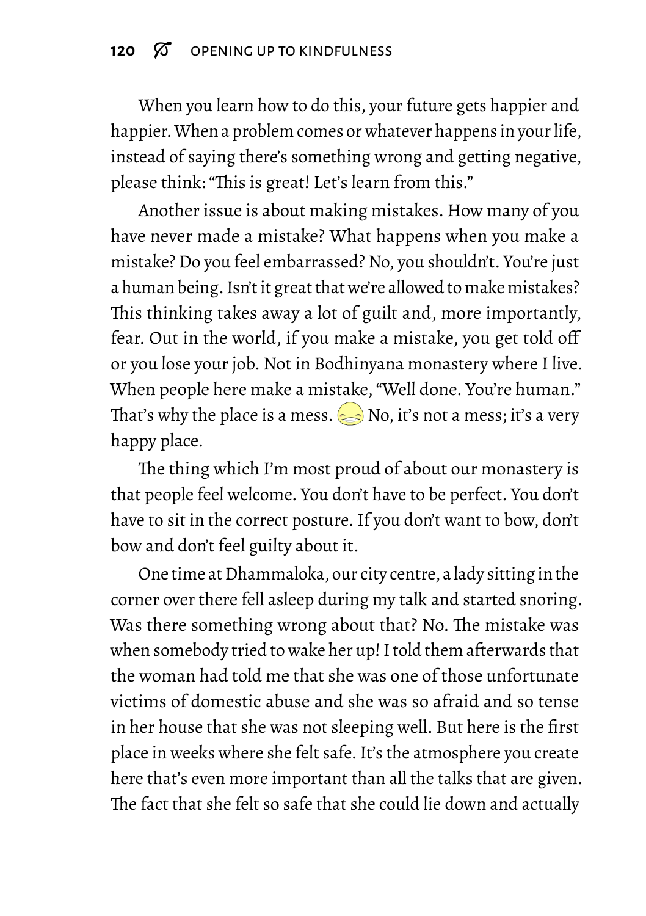When you learn how to do this, your future gets happier and happier. When a problem comes or whatever happens in your life, instead of saying there's something wrong and getting negative, please think: "This is great! Let's learn from this."

Another issue is about making mistakes. How many of you have never made a mistake? What happens when you make a mistake? Do you feel embarrassed? No, you shouldn't. You're just a human being. Isn't it great that we're allowed to make mistakes? This thinking takes away a lot of guilt and, more importantly, fear. Out in the world, if you make a mistake, you get told off or you lose your job. Not in Bodhinyana monastery where I live. When people here make a mistake, "Well done. You're human." That's why the place is a mess. 😁 No, it's not a mess; it's a very happy place.

The thing which I'm most proud of about our monastery is that people feel welcome. You don't have to be perfect. You don't have to sit in the correct posture. If you don't want to bow, don't bow and don't feel guilty about it.

One time at Dhammaloka, our city centre, a lady sitting in the corner over there fell asleep during my talk and started snoring. Was there something wrong about that? No. The mistake was when somebody tried to wake her up! I told them afterwards that the woman had told me that she was one of those unfortunate victims of domestic abuse and she was so afraid and so tense in her house that she was not sleeping well. But here is the first place in weeks where she felt safe. It's the atmosphere you create here that's even more important than all the talks that are given. The fact that she felt so safe that she could lie down and actually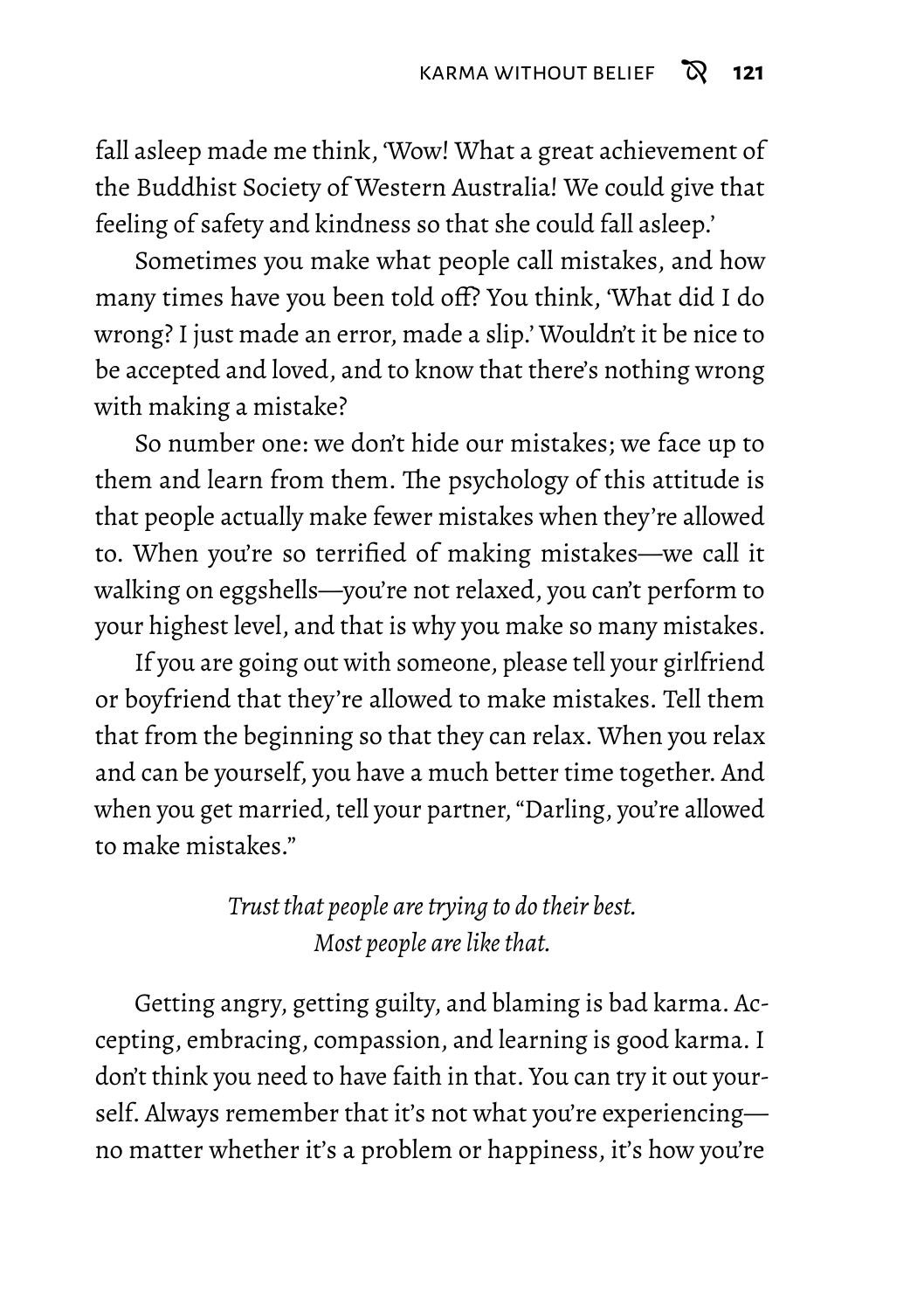fall asleep made me think, 'Wow! What a great achievement of the Buddhist Society of Western Australia! We could give that feeling of safety and kindness so that she could fall asleep.'

Sometimes you make what people call mistakes, and how many times have you been told off? You think, 'What did I do wrong? I just made an error, made a slip.' Wouldn't it be nice to be accepted and loved, and to know that there's nothing wrong with making a mistake?

So number one: we don't hide our mistakes; we face up to them and learn from them. The psychology of this attitude is that people actually make fewer mistakes when they're allowed to. When you're so terrified of making mistakes—we call it walking on eggshells—you're not relaxed, you can't perform to your highest level, and that is why you make so many mistakes.

If you are going out with someone, please tell your girlfriend or boyfriend that they're allowed to make mistakes. Tell them that from the beginning so that they can relax. When you relax and can be yourself, you have a much better time together. And when you get married, tell your partner, "Darling, you're allowed to make mistakes."

*Trust that people are trying to do their best.*
*Most people are like that.*

Getting angry, getting guilty, and blaming is bad karma. Accepting, embracing, compassion, and learning is good karma. I don't think you need to have faith in that. You can try it out yourself. Always remember that it's not what you're experiencing—no matter whether it's a problem or happiness, it's how you're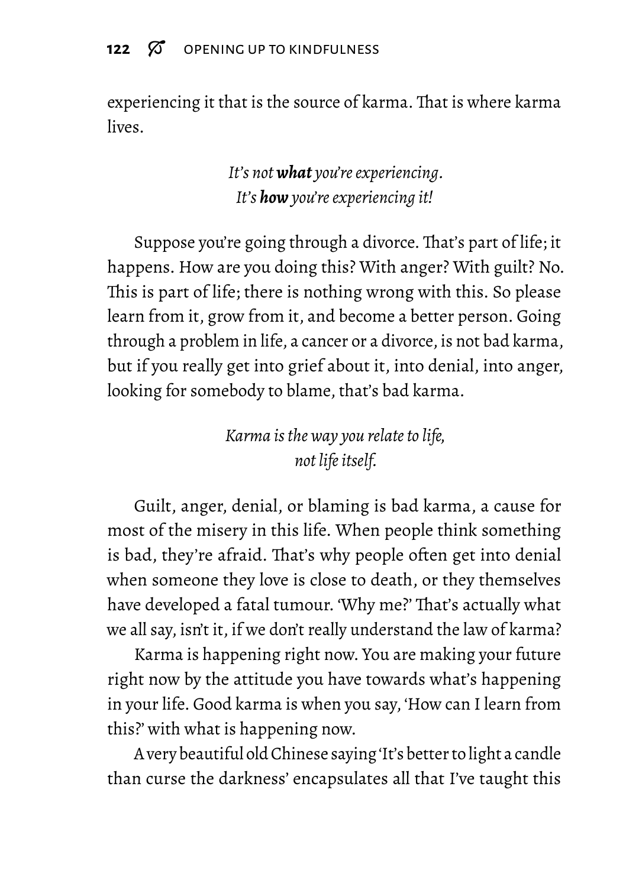experiencing it that is the source of karma. That is where karma lives.

*It's not* ***what*** *you're experiencing.*
*It's* ***how*** *you're experiencing it!*

Suppose you're going through a divorce. That's part of life; it happens. How are you doing this? With anger? With guilt? No. This is part of life; there is nothing wrong with this. So please learn from it, grow from it, and become a better person. Going through a problem in life, a cancer or a divorce, is not bad karma, but if you really get into grief about it, into denial, into anger, looking for somebody to blame, that's bad karma.

*Karma is the way you relate to life,*
*not life itself.*

Guilt, anger, denial, or blaming is bad karma, a cause for most of the misery in this life. When people think something is bad, they're afraid. That's why people often get into denial when someone they love is close to death, or they themselves have developed a fatal tumour. 'Why me?' That's actually what we all say, isn't it, if we don't really understand the law of karma?

Karma is happening right now. You are making your future right now by the attitude you have towards what's happening in your life. Good karma is when you say, 'How can I learn from this?' with what is happening now.

A very beautiful old Chinese saying 'It's better to light a candle than curse the darkness' encapsulates all that I've taught this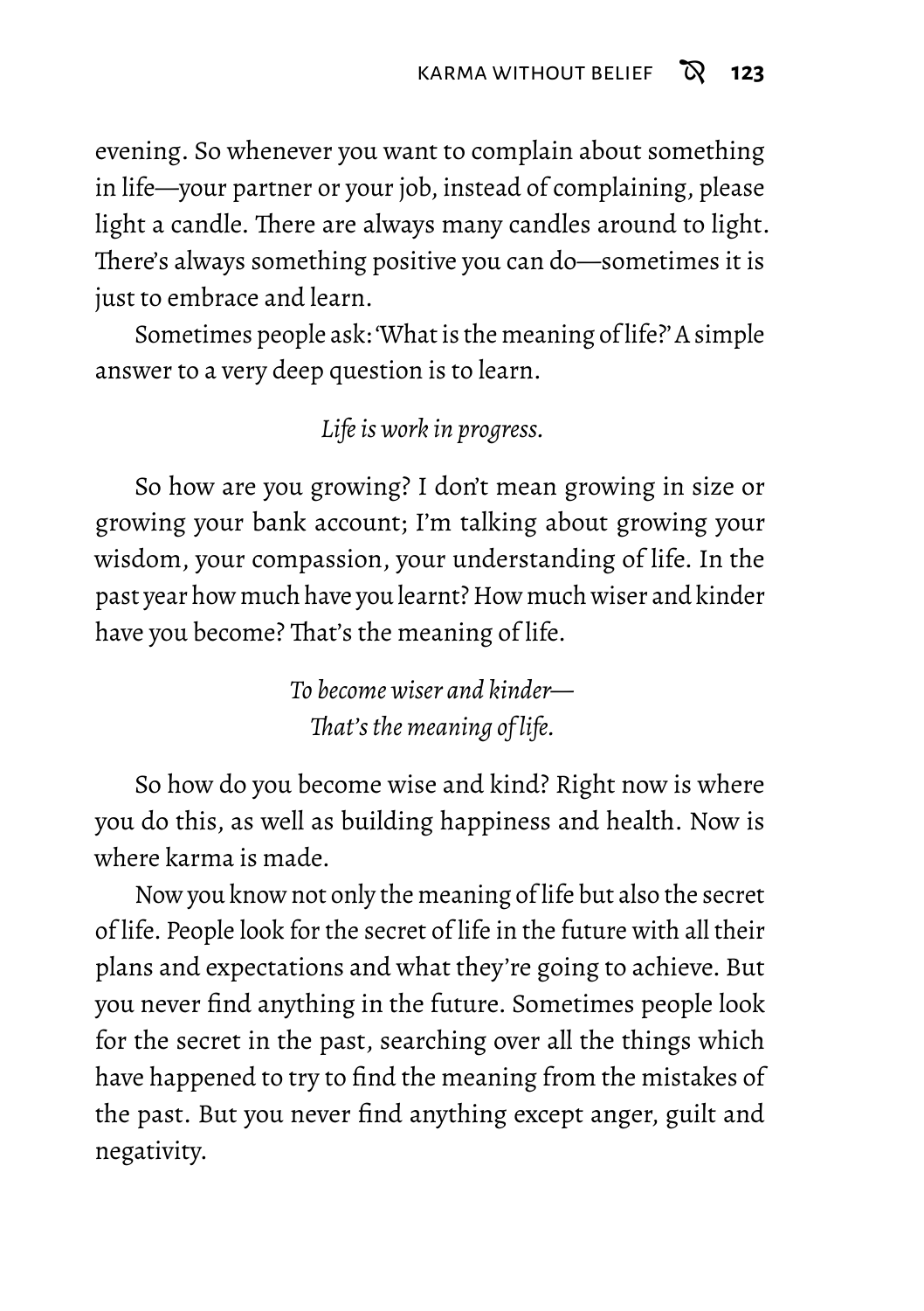evening. So whenever you want to complain about something in life—your partner or your job, instead of complaining, please light a candle. There are always many candles around to light. There's always something positive you can do—sometimes it is just to embrace and learn.

Sometimes people ask: 'What is the meaning of life?' A simple answer to a very deep question is to learn.

*Life is work in progress.*

So how are you growing? I don't mean growing in size or growing your bank account; I'm talking about growing your wisdom, your compassion, your understanding of life. In the past year how much have you learnt? How much wiser and kinder have you become? That's the meaning of life.

*To become wiser and kinder—*
*That's the meaning of life.*

So how do you become wise and kind? Right now is where you do this, as well as building happiness and health. Now is where karma is made.

Now you know not only the meaning of life but also the secret of life. People look for the secret of life in the future with all their plans and expectations and what they're going to achieve. But you never find anything in the future. Sometimes people look for the secret in the past, searching over all the things which have happened to try to find the meaning from the mistakes of the past. But you never find anything except anger, guilt and negativity.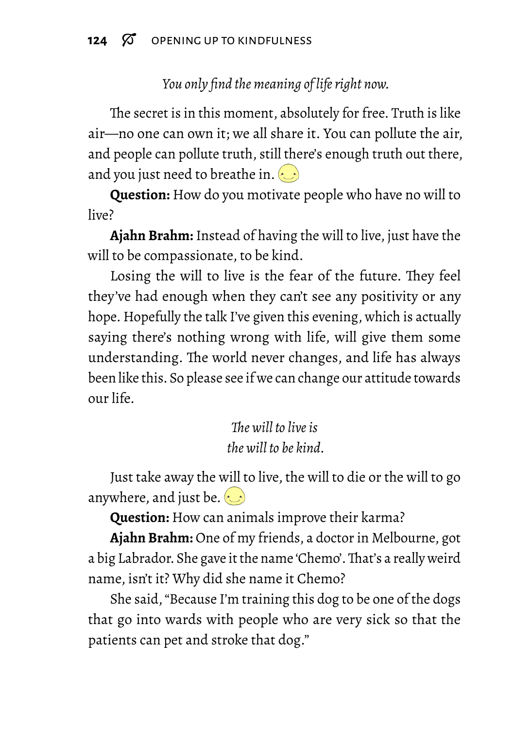*You only find the meaning of life right now.*

The secret is in this moment, absolutely for free. Truth is like air—no one can own it; we all share it. You can pollute the air, and people can pollute truth, still there's enough truth out there, and you just need to breathe in.

**Question:** How do you motivate people who have no will to live?

**Ajahn Brahm:** Instead of having the will to live, just have the will to be compassionate, to be kind.

Losing the will to live is the fear of the future. They feel they've had enough when they can't see any positivity or any hope. Hopefully the talk I've given this evening, which is actually saying there's nothing wrong with life, will give them some understanding. The world never changes, and life has always been like this. So please see if we can change our attitude towards our life.

*The will to live is*
*the will to be kind.*

Just take away the will to live, the will to die or the will to go anywhere, and just be.

**Question:** How can animals improve their karma?

**Ajahn Brahm:** One of my friends, a doctor in Melbourne, got a big Labrador. She gave it the name 'Chemo'. That's a really weird name, isn't it? Why did she name it Chemo?

She said, "Because I'm training this dog to be one of the dogs that go into wards with people who are very sick so that the patients can pet and stroke that dog."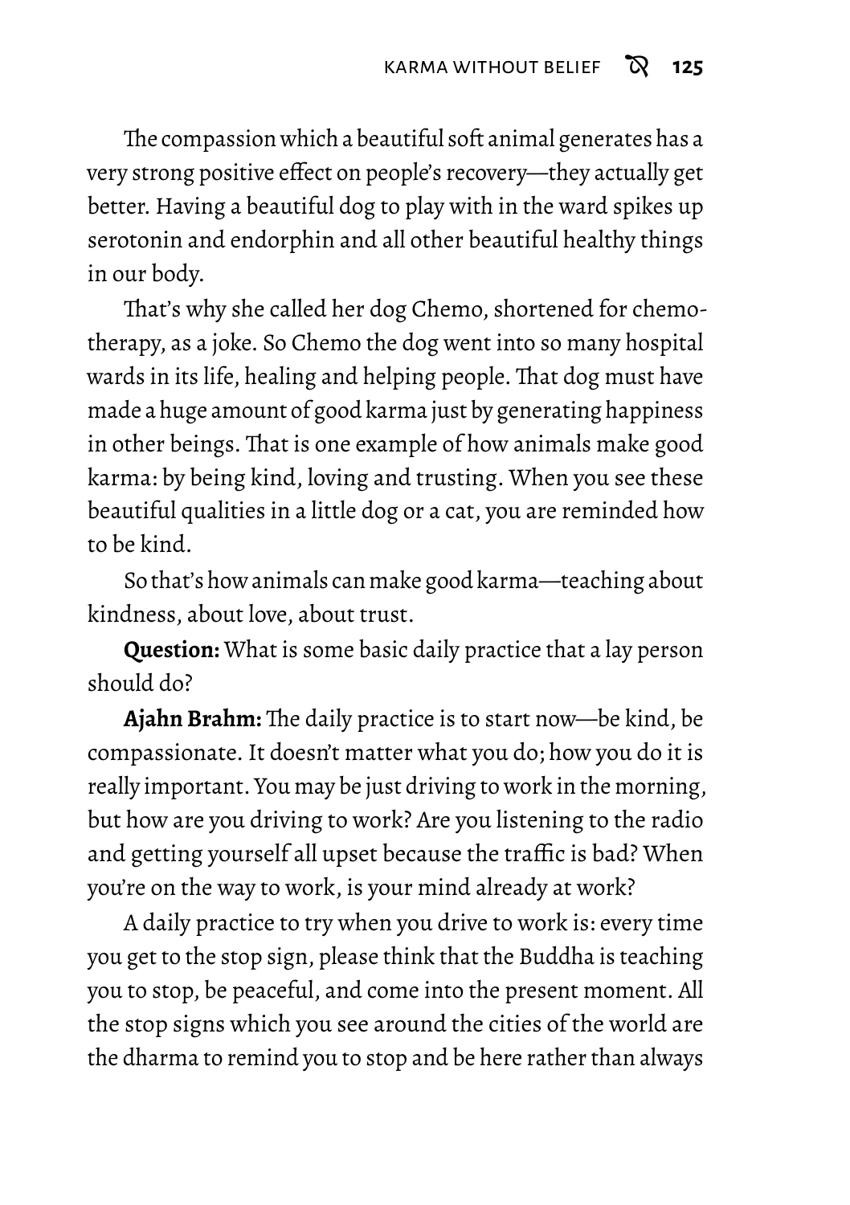The compassion which a beautiful soft animal generates has a very strong positive effect on people's recovery—they actually get better. Having a beautiful dog to play with in the ward spikes up serotonin and endorphin and all other beautiful healthy things in our body.

That's why she called her dog Chemo, shortened for chemotherapy, as a joke. So Chemo the dog went into so many hospital wards in its life, healing and helping people. That dog must have made a huge amount of good karma just by generating happiness in other beings. That is one example of how animals make good karma: by being kind, loving and trusting. When you see these beautiful qualities in a little dog or a cat, you are reminded how to be kind.

So that's how animals can make good karma—teaching about kindness, about love, about trust.

**Question:** What is some basic daily practice that a lay person should do?

**Ajahn Brahm:** The daily practice is to start now—be kind, be compassionate. It doesn't matter what you do; how you do it is really important. You may be just driving to work in the morning, but how are you driving to work? Are you listening to the radio and getting yourself all upset because the traffic is bad? When you're on the way to work, is your mind already at work?

A daily practice to try when you drive to work is: every time you get to the stop sign, please think that the Buddha is teaching you to stop, be peaceful, and come into the present moment. All the stop signs which you see around the cities of the world are the dharma to remind you to stop and be here rather than always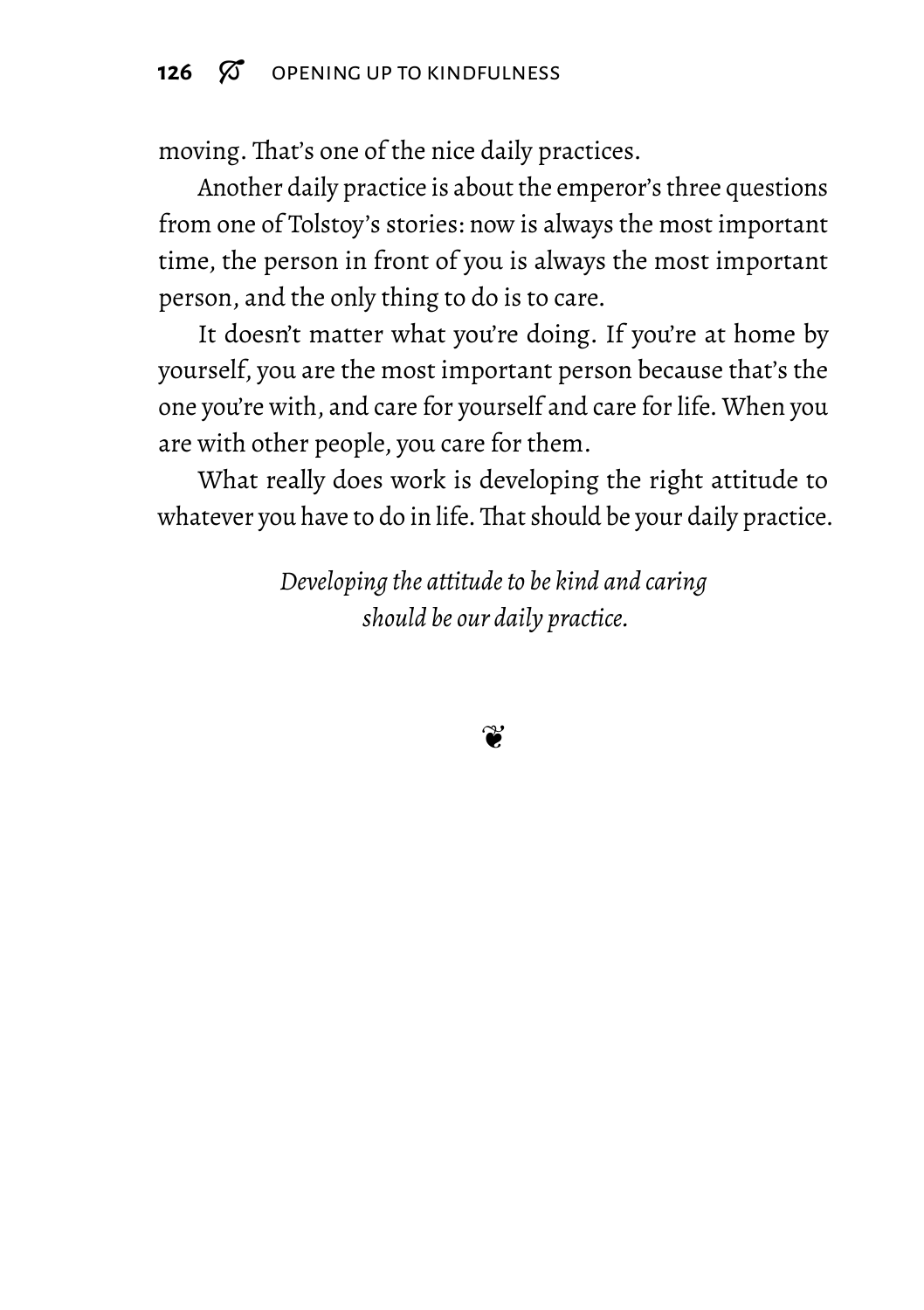moving. That's one of the nice daily practices.

Another daily practice is about the emperor's three questions from one of Tolstoy's stories: now is always the most important time, the person in front of you is always the most important person, and the only thing to do is to care.

It doesn't matter what you're doing. If you're at home by yourself, you are the most important person because that's the one you're with, and care for yourself and care for life. When you are with other people, you care for them.

What really does work is developing the right attitude to whatever you have to do in life. That should be your daily practice.

*Developing the attitude to be kind and caring should be our daily practice.*

❦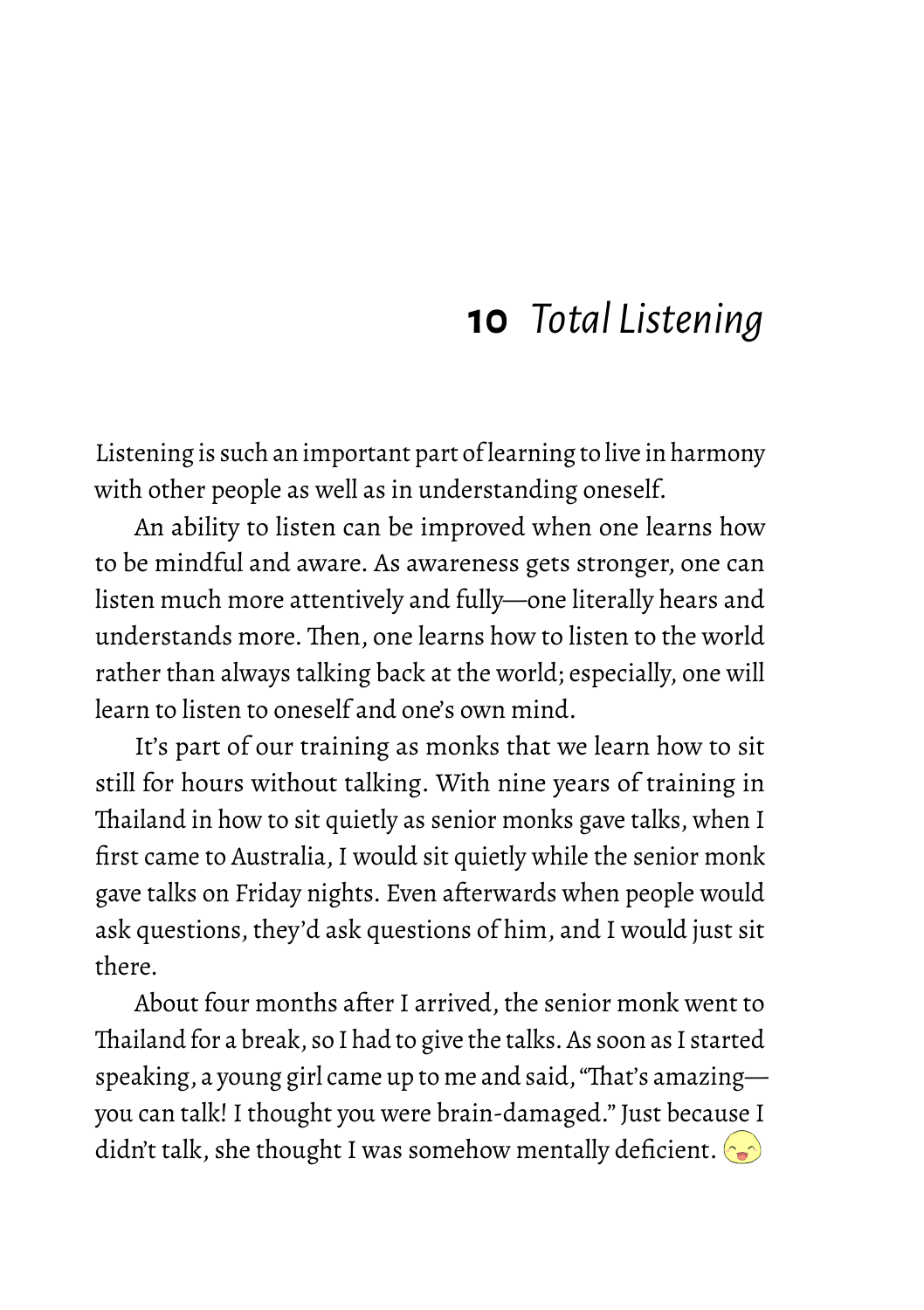# 10 *Total Listening*

Listening is such an important part of learning to live in harmony with other people as well as in understanding oneself.

An ability to listen can be improved when one learns how to be mindful and aware. As awareness gets stronger, one can listen much more attentively and fully—one literally hears and understands more. Then, one learns how to listen to the world rather than always talking back at the world; especially, one will learn to listen to oneself and one's own mind.

It's part of our training as monks that we learn how to sit still for hours without talking. With nine years of training in Thailand in how to sit quietly as senior monks gave talks, when I first came to Australia, I would sit quietly while the senior monk gave talks on Friday nights. Even afterwards when people would ask questions, they'd ask questions of him, and I would just sit there.

About four months after I arrived, the senior monk went to Thailand for a break, so I had to give the talks. As soon as I started speaking, a young girl came up to me and said, "That's amazing—you can talk! I thought you were brain-damaged." Just because I didn't talk, she thought I was somehow mentally deficient.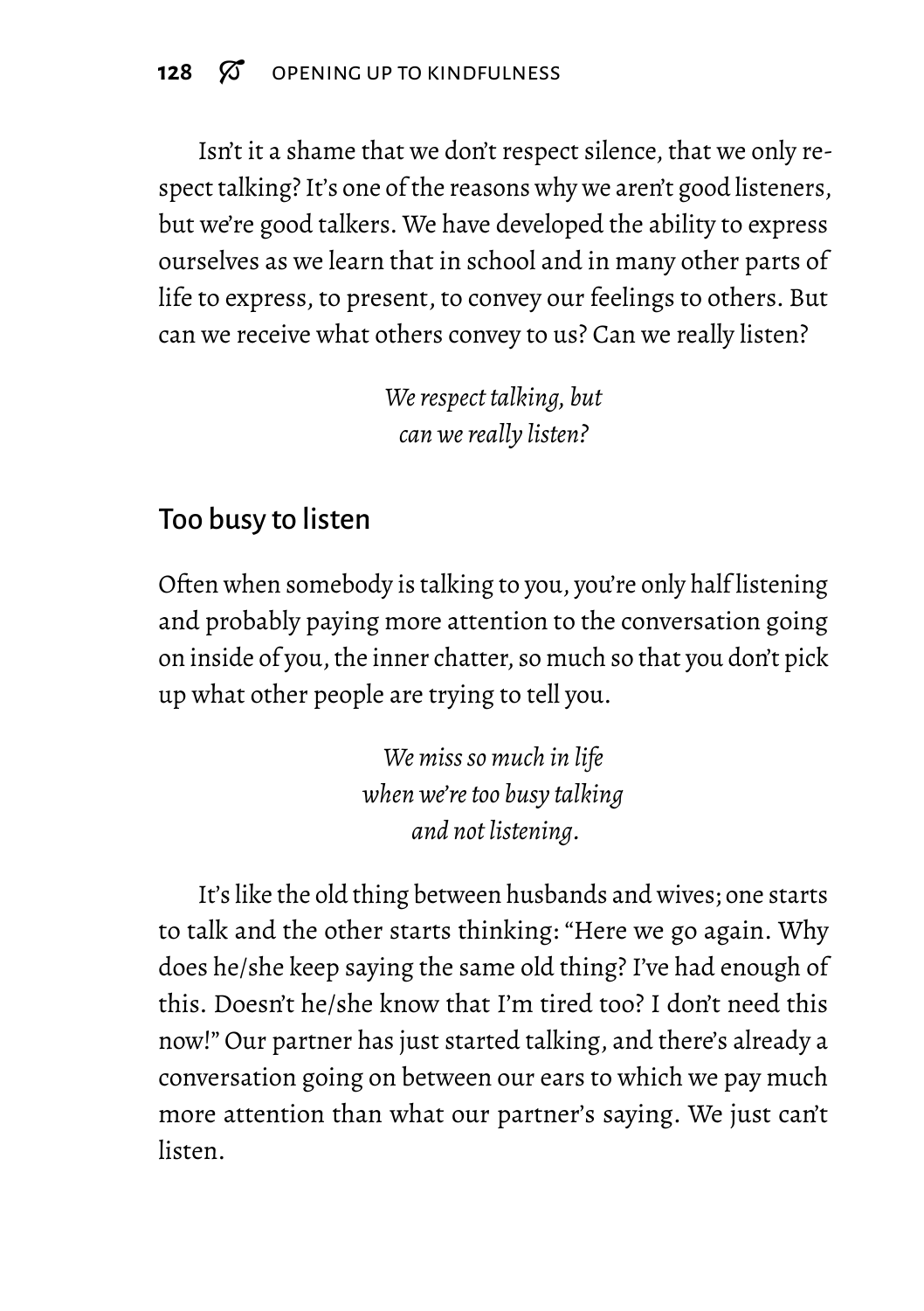Isn't it a shame that we don't respect silence, that we only respect talking? It's one of the reasons why we aren't good listeners, but we're good talkers. We have developed the ability to express ourselves as we learn that in school and in many other parts of life to express, to present, to convey our feelings to others. But can we receive what others convey to us? Can we really listen?

*We respect talking, but can we really listen?*

## Too busy to listen

Often when somebody is talking to you, you're only half listening and probably paying more attention to the conversation going on inside of you, the inner chatter, so much so that you don't pick up what other people are trying to tell you.

*We miss so much in life when we're too busy talking and not listening.*

It's like the old thing between husbands and wives; one starts to talk and the other starts thinking: "Here we go again. Why does he/she keep saying the same old thing? I've had enough of this. Doesn't he/she know that I'm tired too? I don't need this now!" Our partner has just started talking, and there's already a conversation going on between our ears to which we pay much more attention than what our partner's saying. We just can't listen.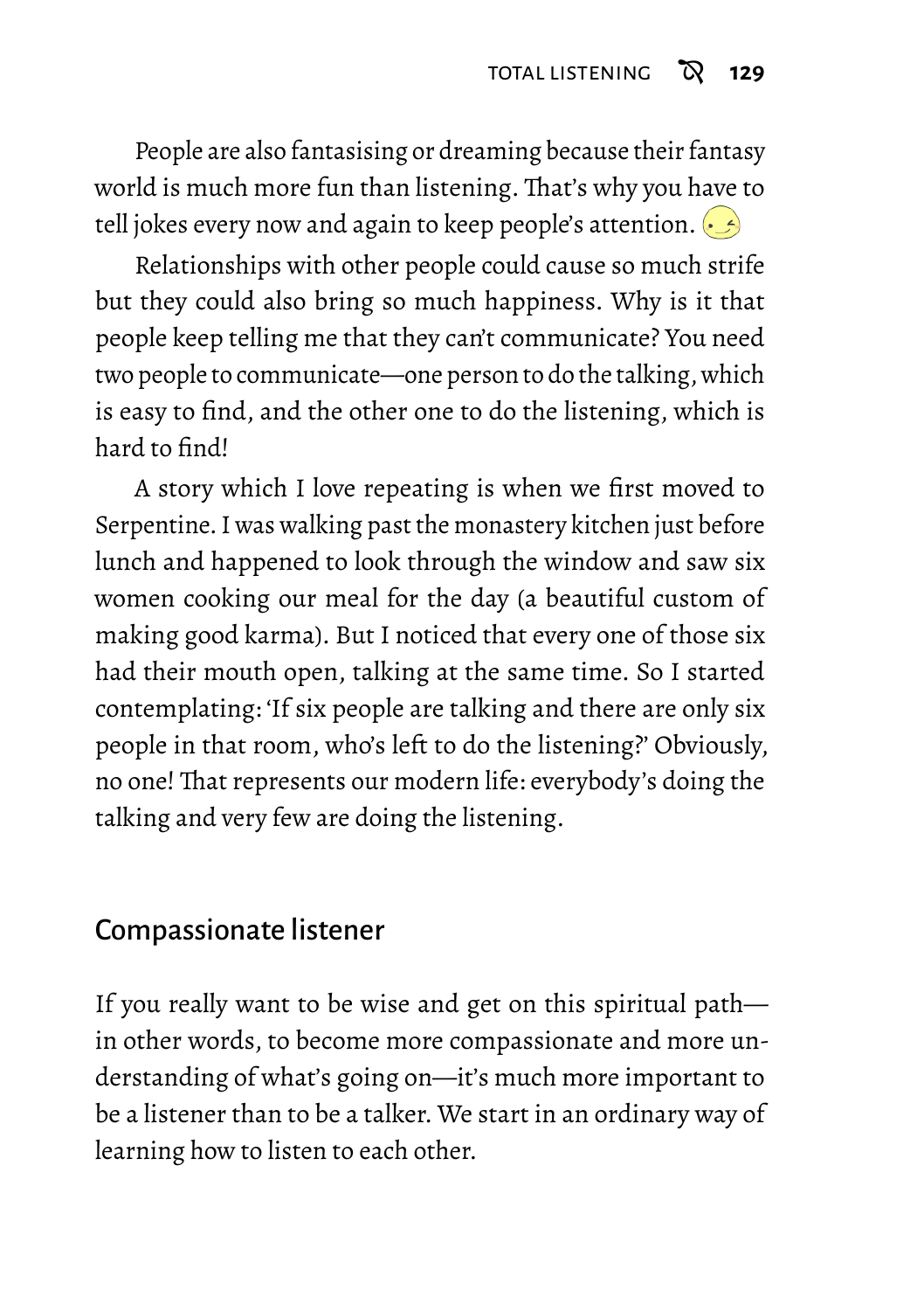People are also fantasising or dreaming because their fantasy world is much more fun than listening. That's why you have to tell jokes every now and again to keep people's attention. 

Relationships with other people could cause so much strife but they could also bring so much happiness. Why is it that people keep telling me that they can't communicate? You need two people to communicate—one person to do the talking, which is easy to find, and the other one to do the listening, which is hard to find!

A story which I love repeating is when we first moved to Serpentine. I was walking past the monastery kitchen just before lunch and happened to look through the window and saw six women cooking our meal for the day (a beautiful custom of making good karma). But I noticed that every one of those six had their mouth open, talking at the same time. So I started contemplating: 'If six people are talking and there are only six people in that room, who's left to do the listening?' Obviously, no one! That represents our modern life: everybody's doing the talking and very few are doing the listening.

## Compassionate listener

If you really want to be wise and get on this spiritual path—in other words, to become more compassionate and more understanding of what's going on—it's much more important to be a listener than to be a talker. We start in an ordinary way of learning how to listen to each other.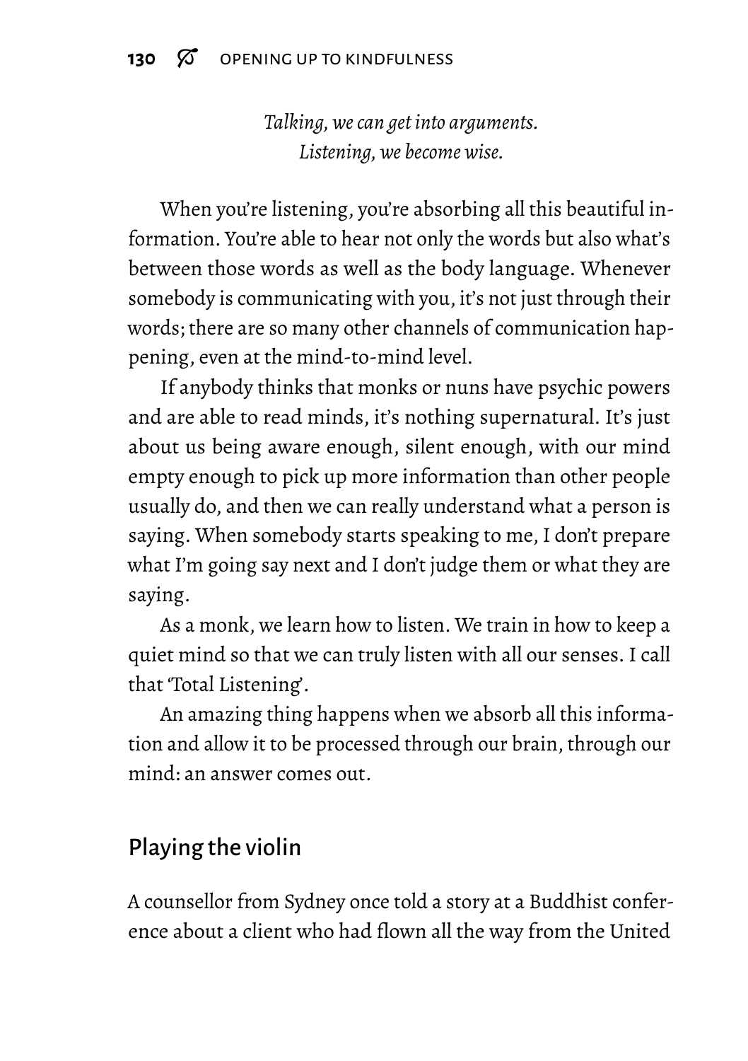*Talking, we can get into arguments.*
*Listening, we become wise.*

When you're listening, you're absorbing all this beautiful information. You're able to hear not only the words but also what's between those words as well as the body language. Whenever somebody is communicating with you, it's not just through their words; there are so many other channels of communication happening, even at the mind-to-mind level.

If anybody thinks that monks or nuns have psychic powers and are able to read minds, it's nothing supernatural. It's just about us being aware enough, silent enough, with our mind empty enough to pick up more information than other people usually do, and then we can really understand what a person is saying. When somebody starts speaking to me, I don't prepare what I'm going say next and I don't judge them or what they are saying.

As a monk, we learn how to listen. We train in how to keep a quiet mind so that we can truly listen with all our senses. I call that 'Total Listening'.

An amazing thing happens when we absorb all this information and allow it to be processed through our brain, through our mind: an answer comes out.

## Playing the violin

A counsellor from Sydney once told a story at a Buddhist conference about a client who had flown all the way from the United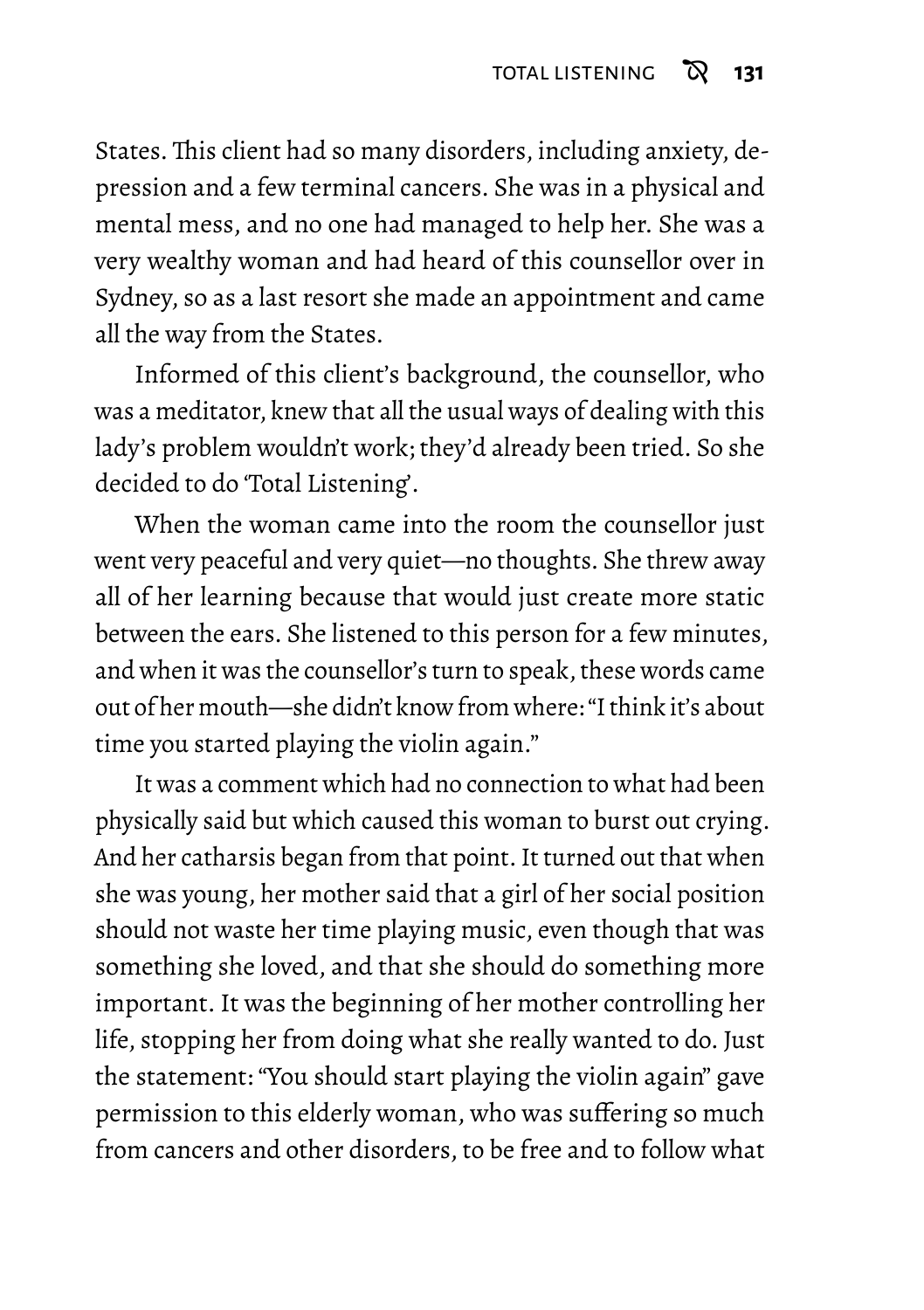States. This client had so many disorders, including anxiety, depression and a few terminal cancers. She was in a physical and mental mess, and no one had managed to help her. She was a very wealthy woman and had heard of this counsellor over in Sydney, so as a last resort she made an appointment and came all the way from the States.

Informed of this client's background, the counsellor, who was a meditator, knew that all the usual ways of dealing with this lady's problem wouldn't work; they'd already been tried. So she decided to do 'Total Listening'.

When the woman came into the room the counsellor just went very peaceful and very quiet—no thoughts. She threw away all of her learning because that would just create more static between the ears. She listened to this person for a few minutes, and when it was the counsellor's turn to speak, these words came out of her mouth—she didn't know from where: "I think it's about time you started playing the violin again."

It was a comment which had no connection to what had been physically said but which caused this woman to burst out crying. And her catharsis began from that point. It turned out that when she was young, her mother said that a girl of her social position should not waste her time playing music, even though that was something she loved, and that she should do something more important. It was the beginning of her mother controlling her life, stopping her from doing what she really wanted to do. Just the statement: "You should start playing the violin again" gave permission to this elderly woman, who was suffering so much from cancers and other disorders, to be free and to follow what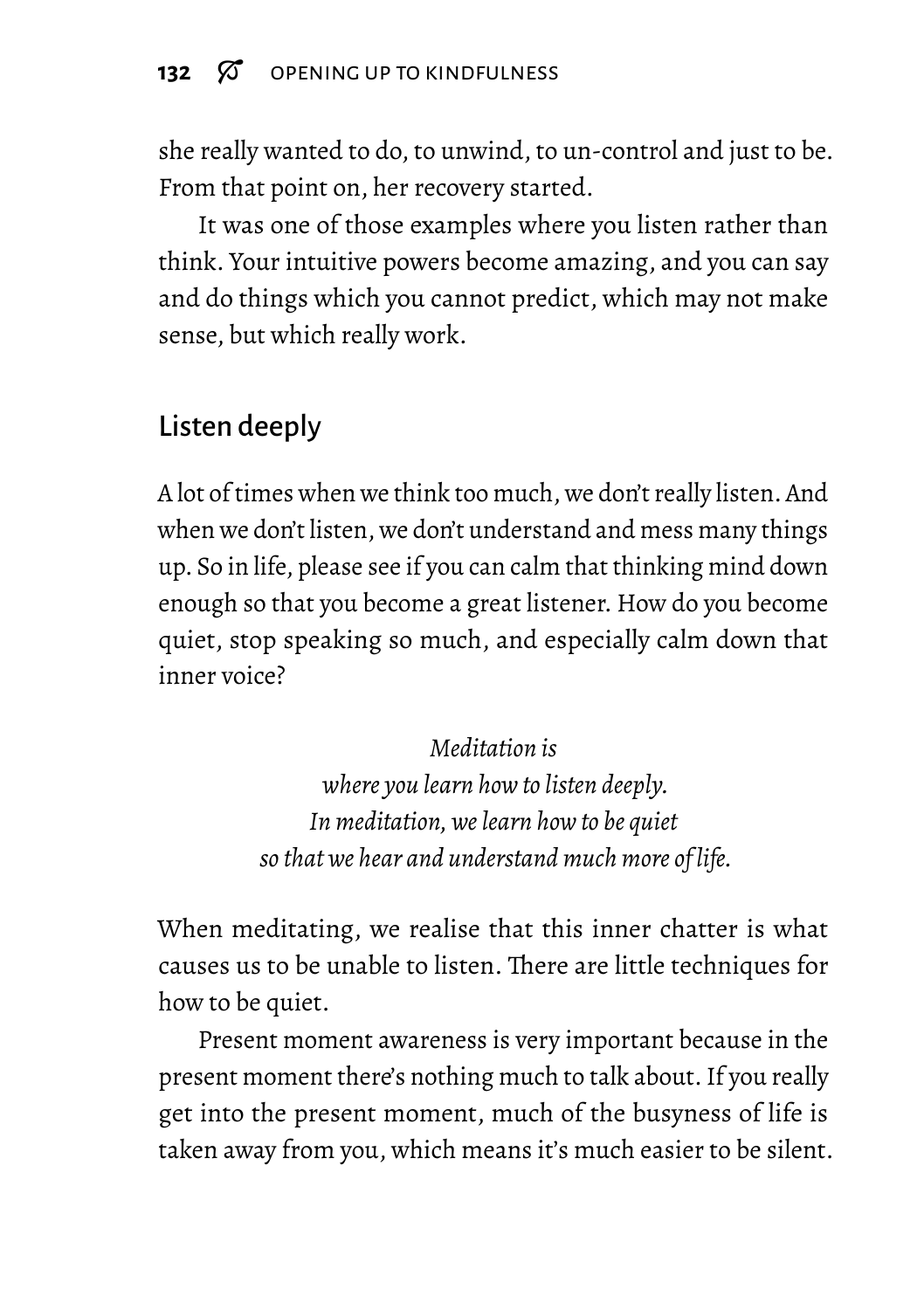she really wanted to do, to unwind, to un-control and just to be. From that point on, her recovery started.

It was one of those examples where you listen rather than think. Your intuitive powers become amazing, and you can say and do things which you cannot predict, which may not make sense, but which really work.

## Listen deeply

A lot of times when we think too much, we don't really listen. And when we don't listen, we don't understand and mess many things up. So in life, please see if you can calm that thinking mind down enough so that you become a great listener. How do you become quiet, stop speaking so much, and especially calm down that inner voice?

*Meditation is*
*where you learn how to listen deeply.*
*In meditation, we learn how to be quiet*
*so that we hear and understand much more of life.*

When meditating, we realise that this inner chatter is what causes us to be unable to listen. There are little techniques for how to be quiet.

Present moment awareness is very important because in the present moment there's nothing much to talk about. If you really get into the present moment, much of the busyness of life is taken away from you, which means it's much easier to be silent.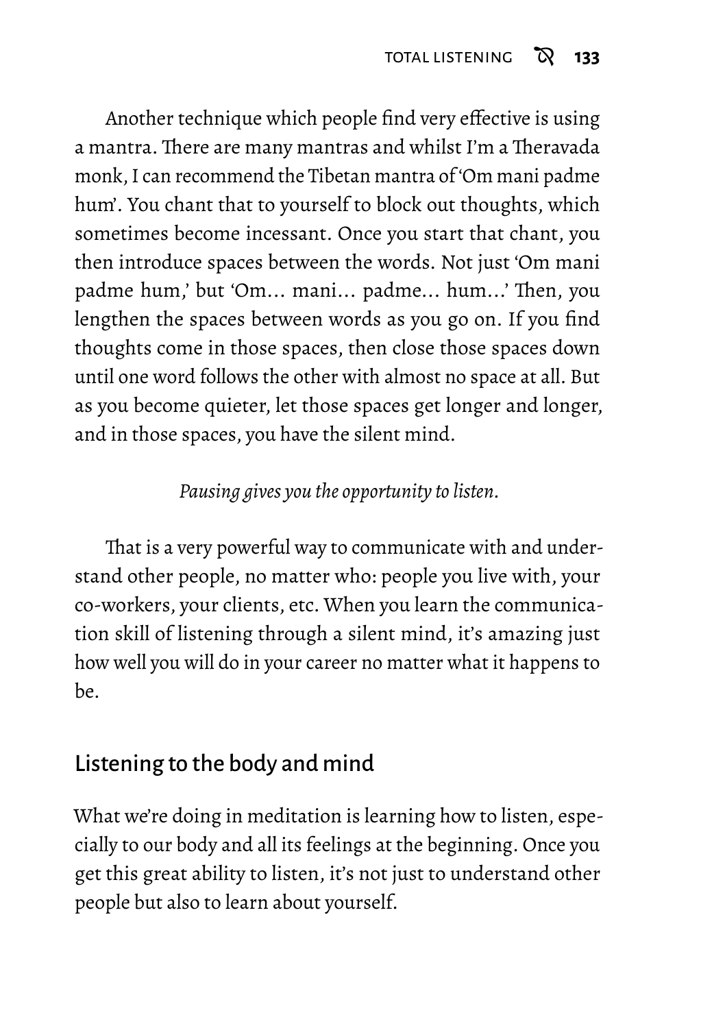Another technique which people find very effective is using a mantra. There are many mantras and whilst I'm a Theravada monk, I can recommend the Tibetan mantra of 'Om mani padme hum'. You chant that to yourself to block out thoughts, which sometimes become incessant. Once you start that chant, you then introduce spaces between the words. Not just 'Om mani padme hum,' but 'Om... mani... padme... hum...' Then, you lengthen the spaces between words as you go on. If you find thoughts come in those spaces, then close those spaces down until one word follows the other with almost no space at all. But as you become quieter, let those spaces get longer and longer, and in those spaces, you have the silent mind.

*Pausing gives you the opportunity to listen.*

That is a very powerful way to communicate with and understand other people, no matter who: people you live with, your co-workers, your clients, etc. When you learn the communication skill of listening through a silent mind, it's amazing just how well you will do in your career no matter what it happens to be.

## Listening to the body and mind

What we're doing in meditation is learning how to listen, especially to our body and all its feelings at the beginning. Once you get this great ability to listen, it's not just to understand other people but also to learn about yourself.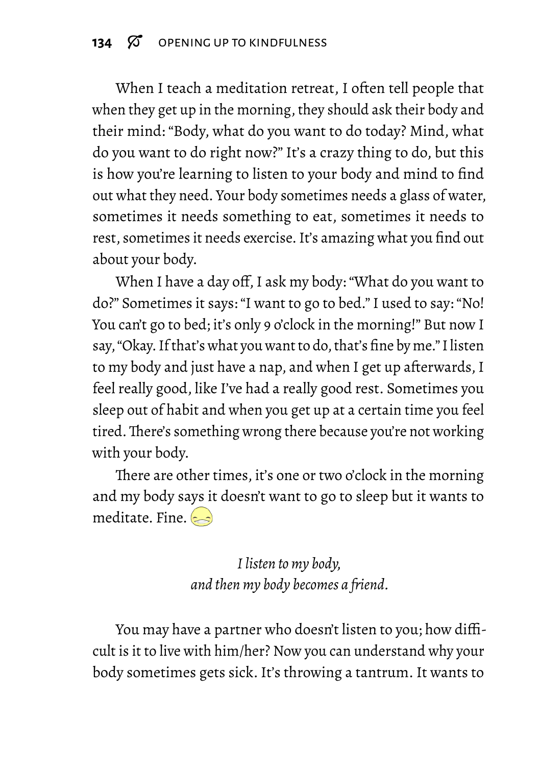When I teach a meditation retreat, I often tell people that when they get up in the morning, they should ask their body and their mind: "Body, what do you want to do today? Mind, what do you want to do right now?" It's a crazy thing to do, but this is how you're learning to listen to your body and mind to find out what they need. Your body sometimes needs a glass of water, sometimes it needs something to eat, sometimes it needs to rest, sometimes it needs exercise. It's amazing what you find out about your body.

When I have a day off, I ask my body: "What do you want to do?" Sometimes it says: "I want to go to bed." I used to say: "No! You can't go to bed; it's only 9 o'clock in the morning!" But now I say, "Okay. If that's what you want to do, that's fine by me." I listen to my body and just have a nap, and when I get up afterwards, I feel really good, like I've had a really good rest. Sometimes you sleep out of habit and when you get up at a certain time you feel tired. There's something wrong there because you're not working with your body.

There are other times, it's one or two o'clock in the morning and my body says it doesn't want to go to sleep but it wants to meditate. Fine.

*I listen to my body,*
*and then my body becomes a friend.*

You may have a partner who doesn't listen to you; how difficult is it to live with him/her? Now you can understand why your body sometimes gets sick. It's throwing a tantrum. It wants to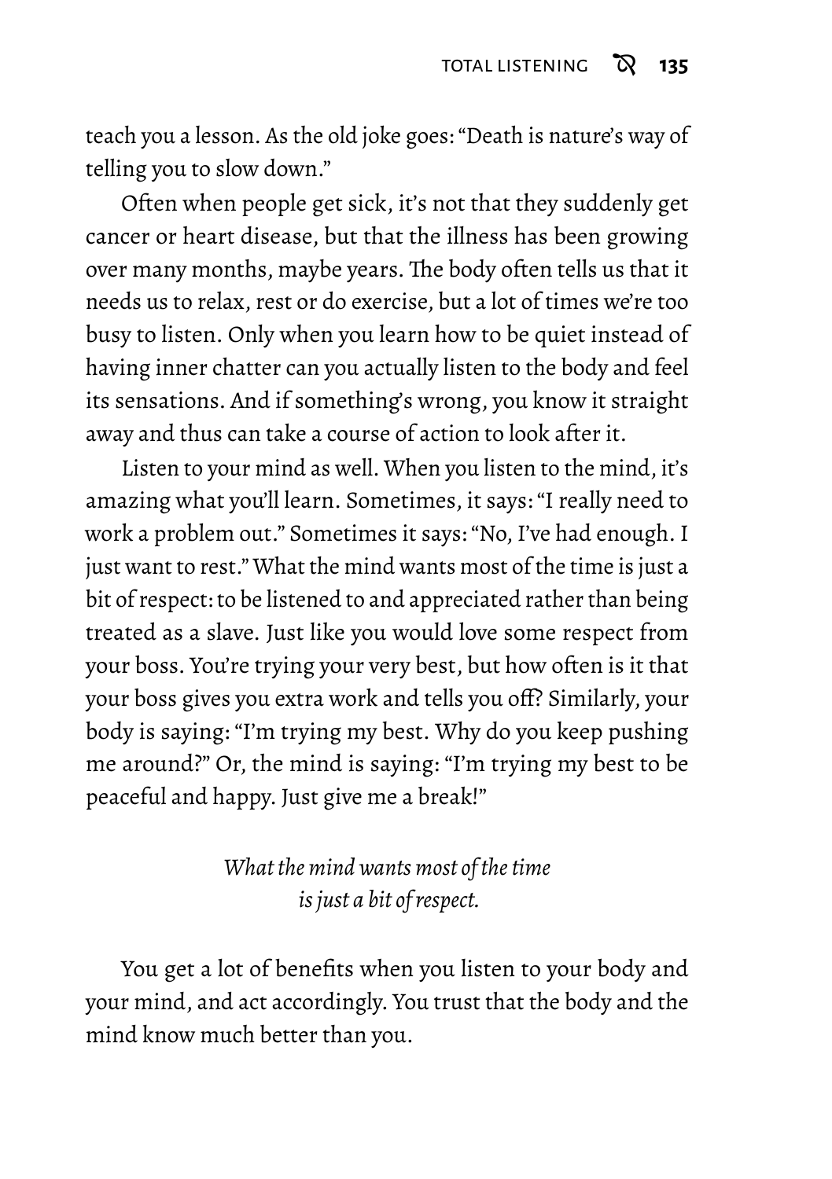teach you a lesson. As the old joke goes: "Death is nature's way of telling you to slow down."

Often when people get sick, it's not that they suddenly get cancer or heart disease, but that the illness has been growing over many months, maybe years. The body often tells us that it needs us to relax, rest or do exercise, but a lot of times we're too busy to listen. Only when you learn how to be quiet instead of having inner chatter can you actually listen to the body and feel its sensations. And if something's wrong, you know it straight away and thus can take a course of action to look after it.

Listen to your mind as well. When you listen to the mind, it's amazing what you'll learn. Sometimes, it says: "I really need to work a problem out." Sometimes it says: "No, I've had enough. I just want to rest." What the mind wants most of the time is just a bit of respect: to be listened to and appreciated rather than being treated as a slave. Just like you would love some respect from your boss. You're trying your very best, but how often is it that your boss gives you extra work and tells you off? Similarly, your body is saying: "I'm trying my best. Why do you keep pushing me around?" Or, the mind is saying: "I'm trying my best to be peaceful and happy. Just give me a break!"

*What the mind wants most of the time is just a bit of respect.*

You get a lot of benefits when you listen to your body and your mind, and act accordingly. You trust that the body and the mind know much better than you.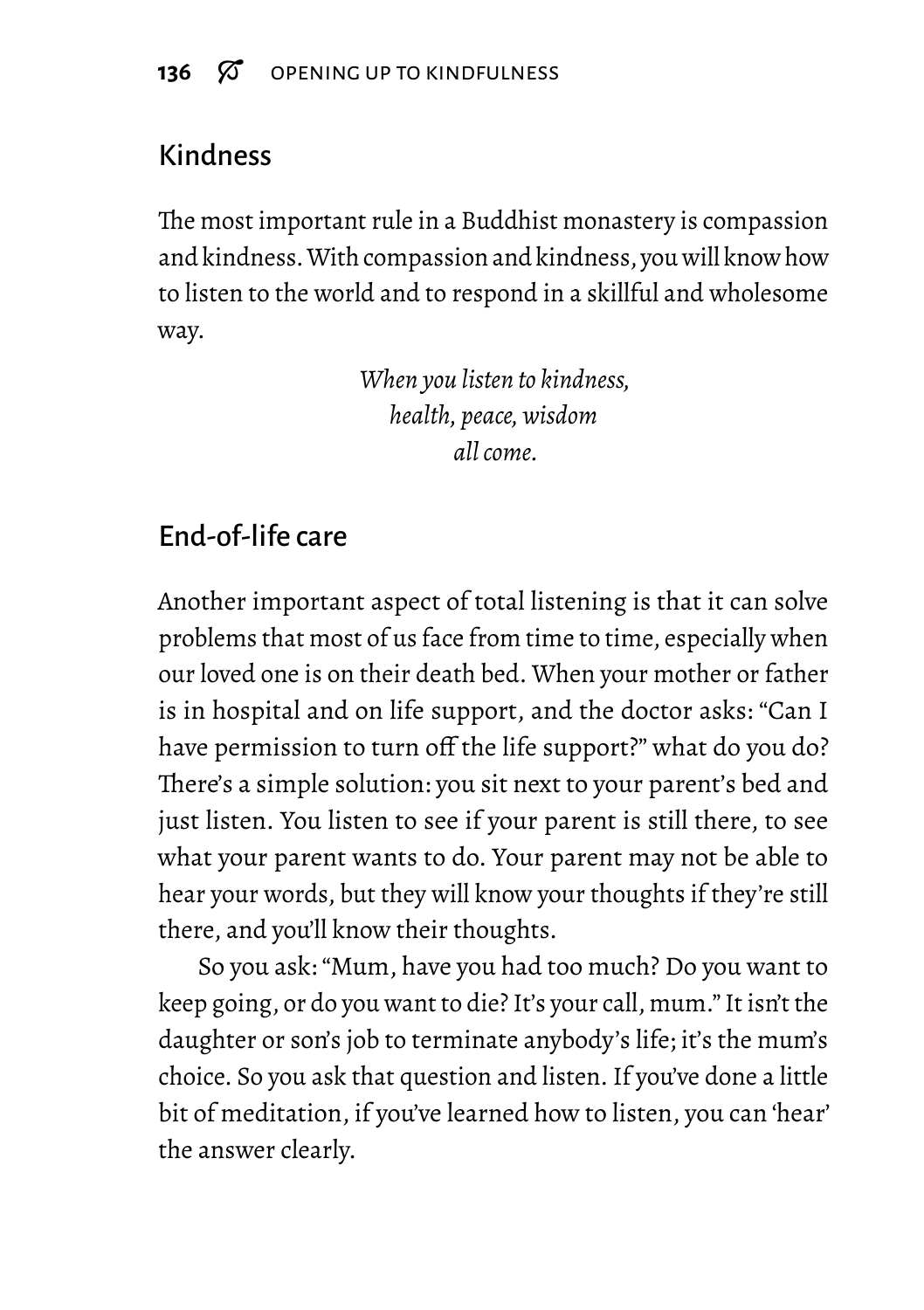## Kindness

The most important rule in a Buddhist monastery is compassion and kindness. With compassion and kindness, you will know how to listen to the world and to respond in a skillful and wholesome way.

*When you listen to kindness,*
*health, peace, wisdom*
*all come.*

## End-of-life care

Another important aspect of total listening is that it can solve problems that most of us face from time to time, especially when our loved one is on their death bed. When your mother or father is in hospital and on life support, and the doctor asks: "Can I have permission to turn off the life support?" what do you do? There's a simple solution: you sit next to your parent's bed and just listen. You listen to see if your parent is still there, to see what your parent wants to do. Your parent may not be able to hear your words, but they will know your thoughts if they're still there, and you'll know their thoughts.

So you ask: "Mum, have you had too much? Do you want to keep going, or do you want to die? It's your call, mum." It isn't the daughter or son's job to terminate anybody's life; it's the mum's choice. So you ask that question and listen. If you've done a little bit of meditation, if you've learned how to listen, you can 'hear' the answer clearly.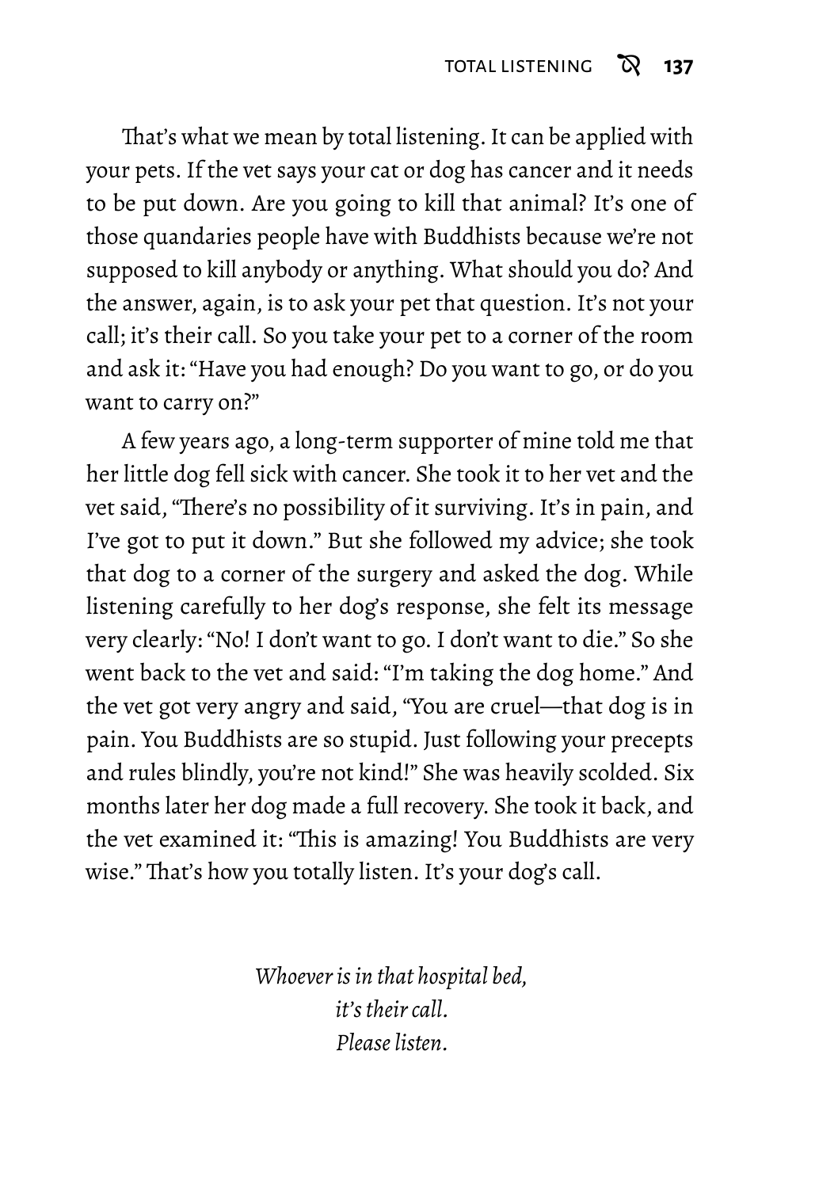That's what we mean by total listening. It can be applied with your pets. If the vet says your cat or dog has cancer and it needs to be put down. Are you going to kill that animal? It's one of those quandaries people have with Buddhists because we're not supposed to kill anybody or anything. What should you do? And the answer, again, is to ask your pet that question. It's not your call; it's their call. So you take your pet to a corner of the room and ask it: "Have you had enough? Do you want to go, or do you want to carry on?"

A few years ago, a long-term supporter of mine told me that her little dog fell sick with cancer. She took it to her vet and the vet said, "There's no possibility of it surviving. It's in pain, and I've got to put it down." But she followed my advice; she took that dog to a corner of the surgery and asked the dog. While listening carefully to her dog's response, she felt its message very clearly: "No! I don't want to go. I don't want to die." So she went back to the vet and said: "I'm taking the dog home." And the vet got very angry and said, "You are cruel—that dog is in pain. You Buddhists are so stupid. Just following your precepts and rules blindly, you're not kind!" She was heavily scolded. Six months later her dog made a full recovery. She took it back, and the vet examined it: "This is amazing! You Buddhists are very wise." That's how you totally listen. It's your dog's call.

*Whoever is in that hospital bed,*
*it's their call.*
*Please listen.*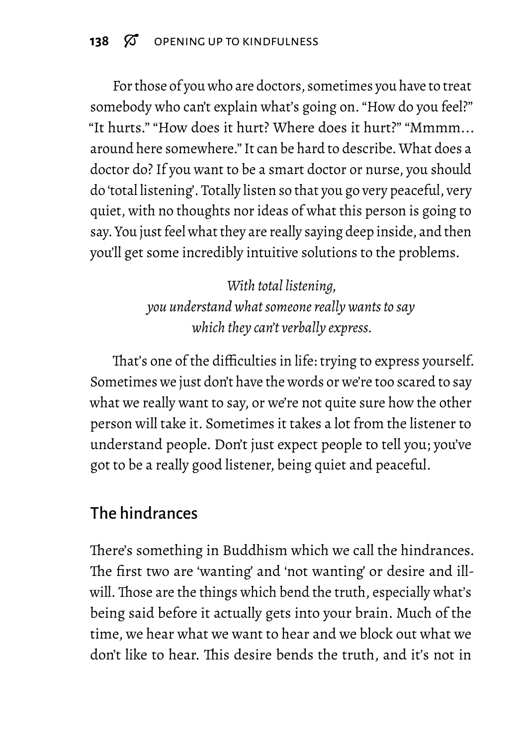For those of you who are doctors, sometimes you have to treat somebody who can't explain what's going on. "How do you feel?" "It hurts." "How does it hurt? Where does it hurt?" "Mmmm... around here somewhere." It can be hard to describe. What does a doctor do? If you want to be a smart doctor or nurse, you should do 'total listening'. Totally listen so that you go very peaceful, very quiet, with no thoughts nor ideas of what this person is going to say. You just feel what they are really saying deep inside, and then you'll get some incredibly intuitive solutions to the problems.

*With total listening,*
*you understand what someone really wants to say*
*which they can't verbally express.*

That's one of the difficulties in life: trying to express yourself. Sometimes we just don't have the words or we're too scared to say what we really want to say, or we're not quite sure how the other person will take it. Sometimes it takes a lot from the listener to understand people. Don't just expect people to tell you; you've got to be a really good listener, being quiet and peaceful.

## The hindrances

There's something in Buddhism which we call the hindrances. The first two are 'wanting' and 'not wanting' or desire and ill-will. Those are the things which bend the truth, especially what's being said before it actually gets into your brain. Much of the time, we hear what we want to hear and we block out what we don't like to hear. This desire bends the truth, and it's not in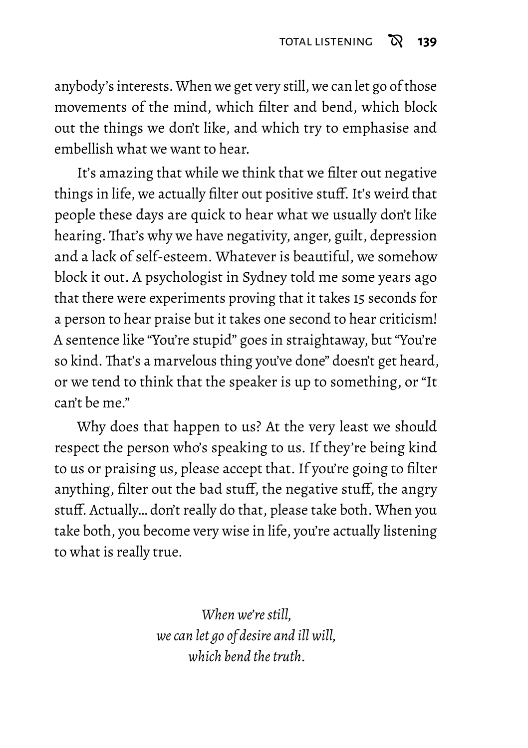anybody's interests. When we get very still, we can let go of those movements of the mind, which filter and bend, which block out the things we don't like, and which try to emphasise and embellish what we want to hear.

It's amazing that while we think that we filter out negative things in life, we actually filter out positive stuff. It's weird that people these days are quick to hear what we usually don't like hearing. That's why we have negativity, anger, guilt, depression and a lack of self-esteem. Whatever is beautiful, we somehow block it out. A psychologist in Sydney told me some years ago that there were experiments proving that it takes 15 seconds for a person to hear praise but it takes one second to hear criticism! A sentence like "You're stupid" goes in straightaway, but "You're so kind. That's a marvelous thing you've done" doesn't get heard, or we tend to think that the speaker is up to something, or "It can't be me."

Why does that happen to us? At the very least we should respect the person who's speaking to us. If they're being kind to us or praising us, please accept that. If you're going to filter anything, filter out the bad stuff, the negative stuff, the angry stuff. Actually… don't really do that, please take both. When you take both, you become very wise in life, you're actually listening to what is really true.

*When we're still,*
*we can let go of desire and ill will,*
*which bend the truth.*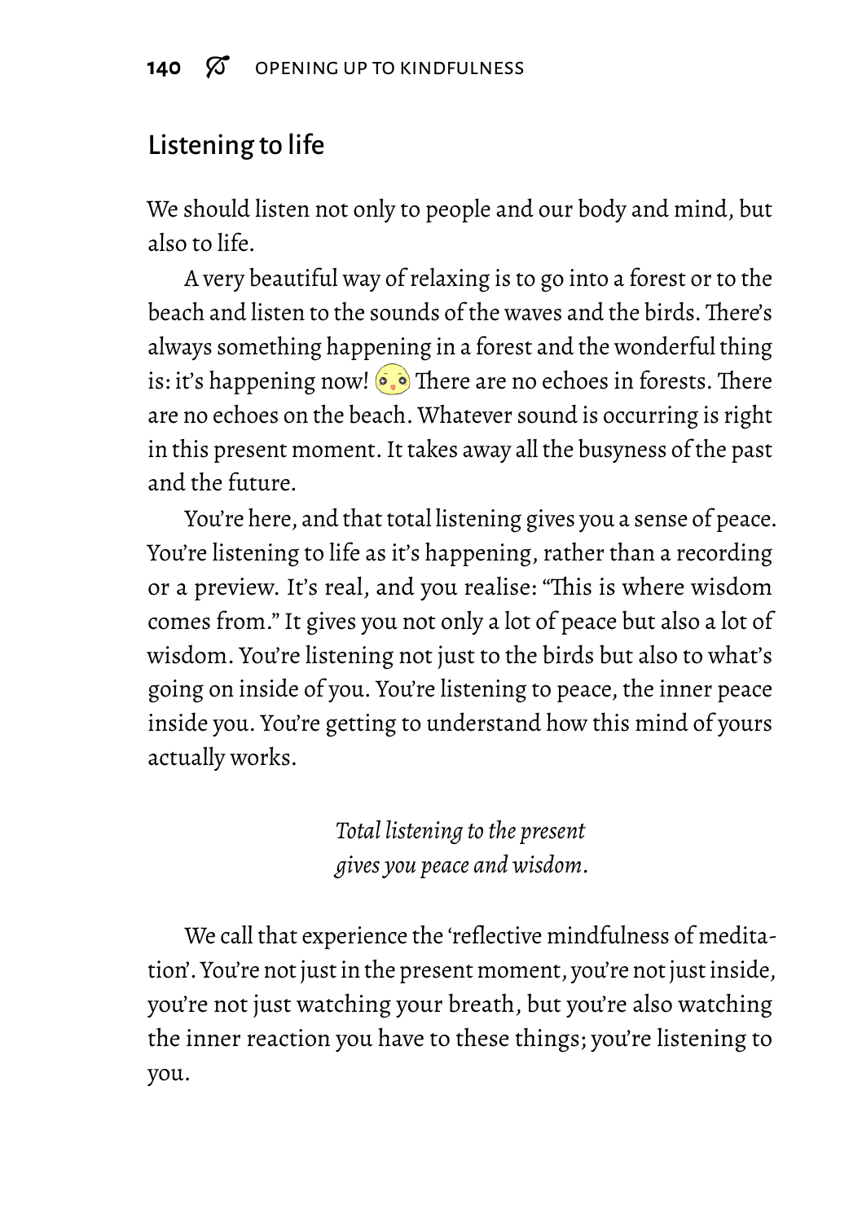## Listening to life

We should listen not only to people and our body and mind, but also to life.

A very beautiful way of relaxing is to go into a forest or to the beach and listen to the sounds of the waves and the birds. There's always something happening in a forest and the wonderful thing is: it's happening now! There are no echoes in forests. There are no echoes on the beach. Whatever sound is occurring is right in this present moment. It takes away all the busyness of the past and the future.

You're here, and that total listening gives you a sense of peace. You're listening to life as it's happening, rather than a recording or a preview. It's real, and you realise: "This is where wisdom comes from." It gives you not only a lot of peace but also a lot of wisdom. You're listening not just to the birds but also to what's going on inside of you. You're listening to peace, the inner peace inside you. You're getting to understand how this mind of yours actually works.

*Total listening to the present*
*gives you peace and wisdom.*

We call that experience the 'reflective mindfulness of meditation'. You're not just in the present moment, you're not just inside, you're not just watching your breath, but you're also watching the inner reaction you have to these things; you're listening to you.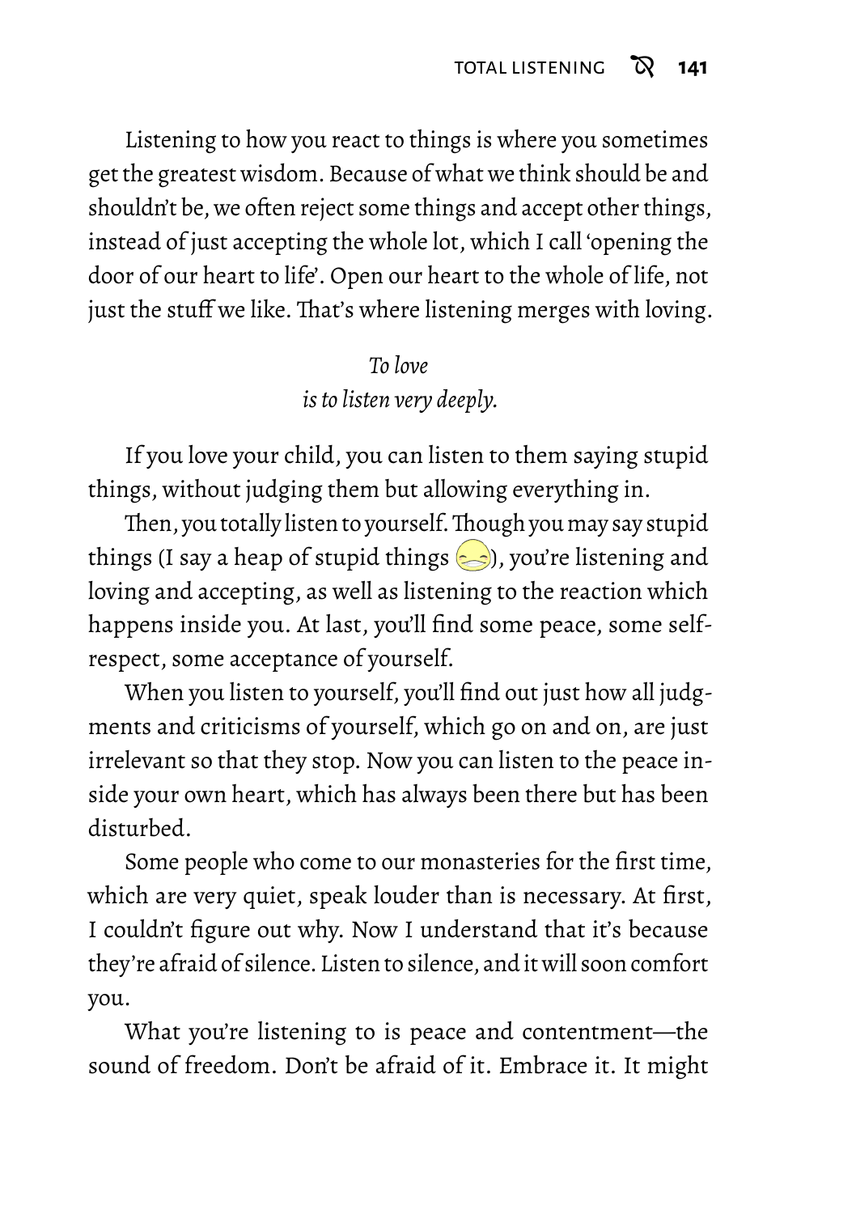Listening to how you react to things is where you sometimes get the greatest wisdom. Because of what we think should be and shouldn't be, we often reject some things and accept other things, instead of just accepting the whole lot, which I call 'opening the door of our heart to life'. Open our heart to the whole of life, not just the stuff we like. That's where listening merges with loving.

*To love*
*is to listen very deeply.*

If you love your child, you can listen to them saying stupid things, without judging them but allowing everything in.

Then, you totally listen to yourself. Though you may say stupid things (I say a heap of stupid things 😁), you're listening and loving and accepting, as well as listening to the reaction which happens inside you. At last, you'll find some peace, some self-respect, some acceptance of yourself.

When you listen to yourself, you'll find out just how all judgments and criticisms of yourself, which go on and on, are just irrelevant so that they stop. Now you can listen to the peace inside your own heart, which has always been there but has been disturbed.

Some people who come to our monasteries for the first time, which are very quiet, speak louder than is necessary. At first, I couldn't figure out why. Now I understand that it's because they're afraid of silence. Listen to silence, and it will soon comfort you.

What you're listening to is peace and contentment—the sound of freedom. Don't be afraid of it. Embrace it. It might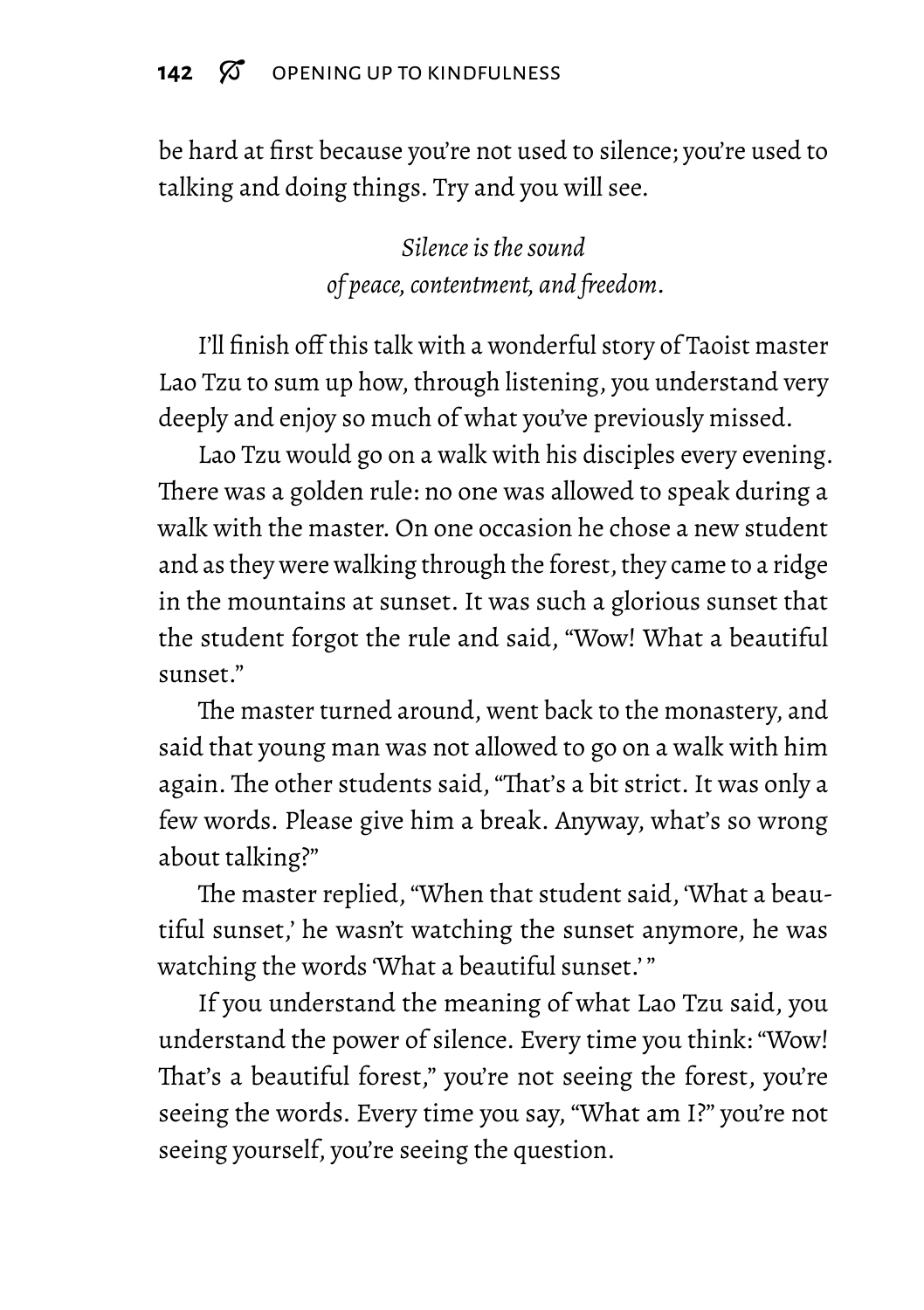be hard at first because you're not used to silence; you're used to talking and doing things. Try and you will see.

*Silence is the sound*
*of peace, contentment, and freedom.*

I'll finish off this talk with a wonderful story of Taoist master Lao Tzu to sum up how, through listening, you understand very deeply and enjoy so much of what you've previously missed.

Lao Tzu would go on a walk with his disciples every evening. There was a golden rule: no one was allowed to speak during a walk with the master. On one occasion he chose a new student and as they were walking through the forest, they came to a ridge in the mountains at sunset. It was such a glorious sunset that the student forgot the rule and said, "Wow! What a beautiful sunset."

The master turned around, went back to the monastery, and said that young man was not allowed to go on a walk with him again. The other students said, "That's a bit strict. It was only a few words. Please give him a break. Anyway, what's so wrong about talking?"

The master replied, "When that student said, 'What a beautiful sunset,' he wasn't watching the sunset anymore, he was watching the words 'What a beautiful sunset.' "

If you understand the meaning of what Lao Tzu said, you understand the power of silence. Every time you think: "Wow! That's a beautiful forest," you're not seeing the forest, you're seeing the words. Every time you say, "What am I?" you're not seeing yourself, you're seeing the question.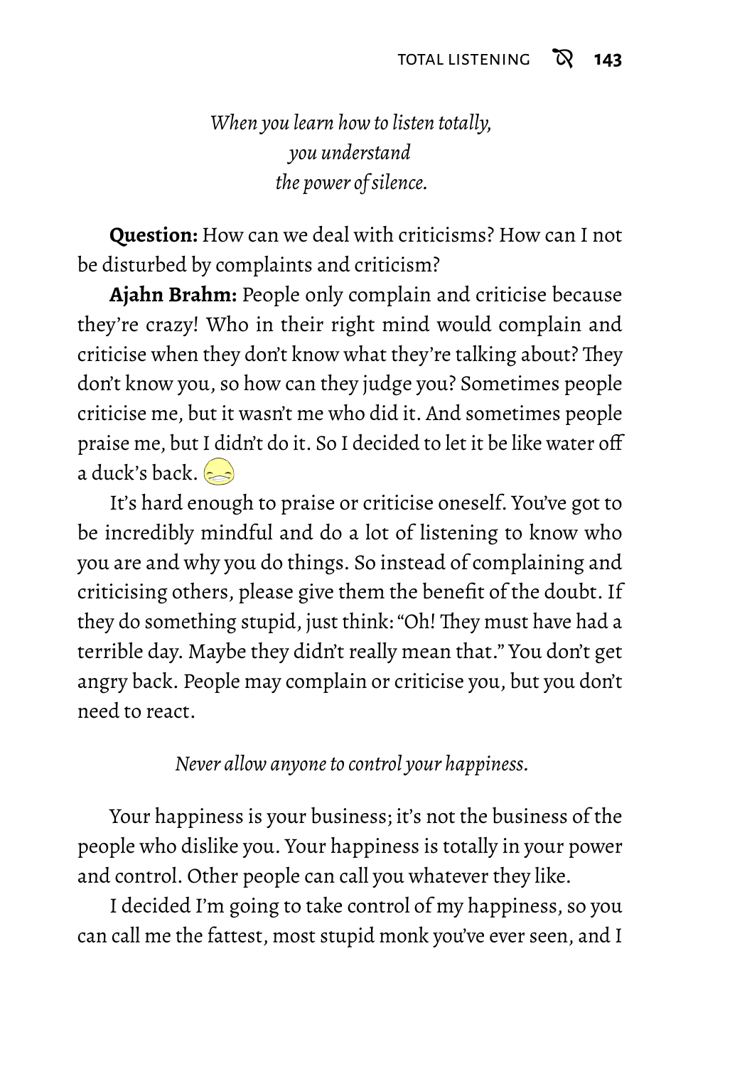*When you learn how to listen totally,*
*you understand*
*the power of silence.*

**Question:** How can we deal with criticisms? How can I not be disturbed by complaints and criticism?

**Ajahn Brahm:** People only complain and criticise because they're crazy! Who in their right mind would complain and criticise when they don't know what they're talking about? They don't know you, so how can they judge you? Sometimes people criticise me, but it wasn't me who did it. And sometimes people praise me, but I didn't do it. So I decided to let it be like water off a duck's back. 😁

It's hard enough to praise or criticise oneself. You've got to be incredibly mindful and do a lot of listening to know who you are and why you do things. So instead of complaining and criticising others, please give them the benefit of the doubt. If they do something stupid, just think: "Oh! They must have had a terrible day. Maybe they didn't really mean that." You don't get angry back. People may complain or criticise you, but you don't need to react.

*Never allow anyone to control your happiness.*

Your happiness is your business; it's not the business of the people who dislike you. Your happiness is totally in your power and control. Other people can call you whatever they like.

I decided I'm going to take control of my happiness, so you can call me the fattest, most stupid monk you've ever seen, and I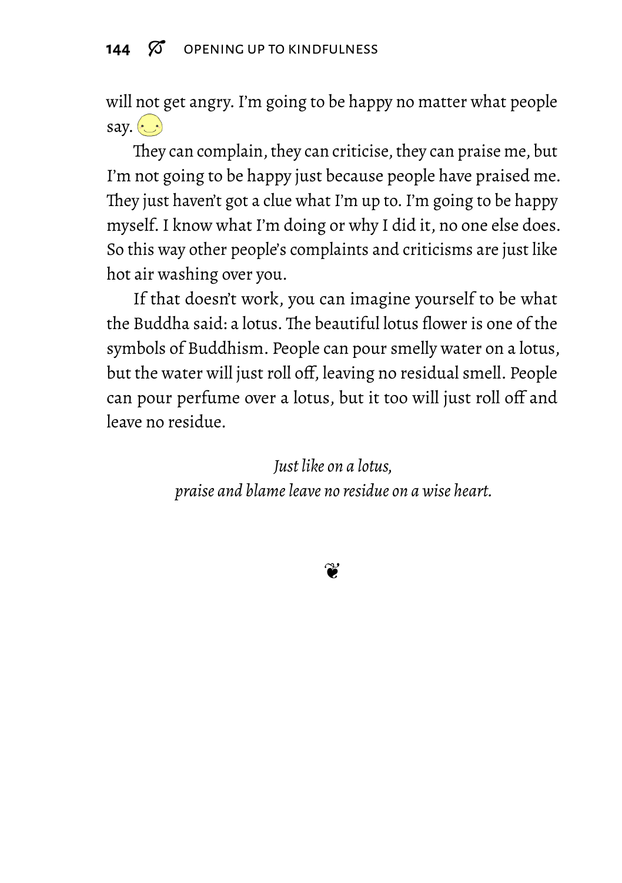will not get angry. I'm going to be happy no matter what people say. 🙂

They can complain, they can criticise, they can praise me, but I'm not going to be happy just because people have praised me. They just haven't got a clue what I'm up to. I'm going to be happy myself. I know what I'm doing or why I did it, no one else does. So this way other people's complaints and criticisms are just like hot air washing over you.

If that doesn't work, you can imagine yourself to be what the Buddha said: a lotus. The beautiful lotus flower is one of the symbols of Buddhism. People can pour smelly water on a lotus, but the water will just roll off, leaving no residual smell. People can pour perfume over a lotus, but it too will just roll off and leave no residue.

*Just like on a lotus,*
*praise and blame leave no residue on a wise heart.*

❦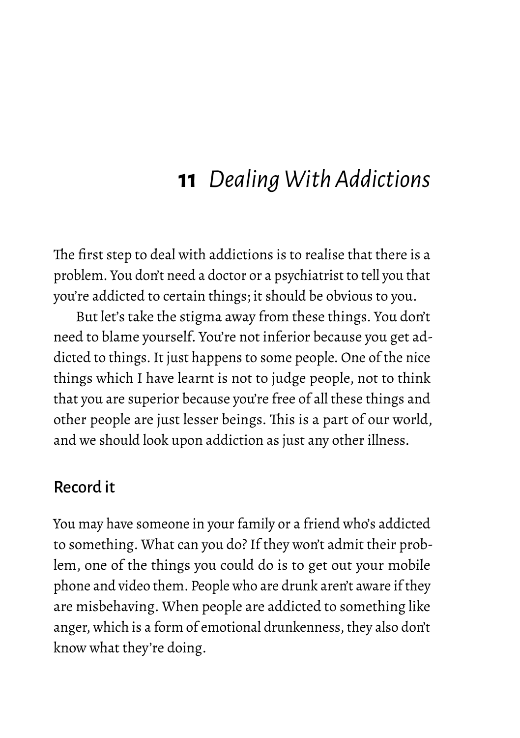# 11 *Dealing With Addictions*

The first step to deal with addictions is to realise that there is a problem. You don't need a doctor or a psychiatrist to tell you that you're addicted to certain things; it should be obvious to you.

But let's take the stigma away from these things. You don't need to blame yourself. You're not inferior because you get addicted to things. It just happens to some people. One of the nice things which I have learnt is not to judge people, not to think that you are superior because you're free of all these things and other people are just lesser beings. This is a part of our world, and we should look upon addiction as just any other illness.

## Record it

You may have someone in your family or a friend who's addicted to something. What can you do? If they won't admit their problem, one of the things you could do is to get out your mobile phone and video them. People who are drunk aren't aware if they are misbehaving. When people are addicted to something like anger, which is a form of emotional drunkenness, they also don't know what they're doing.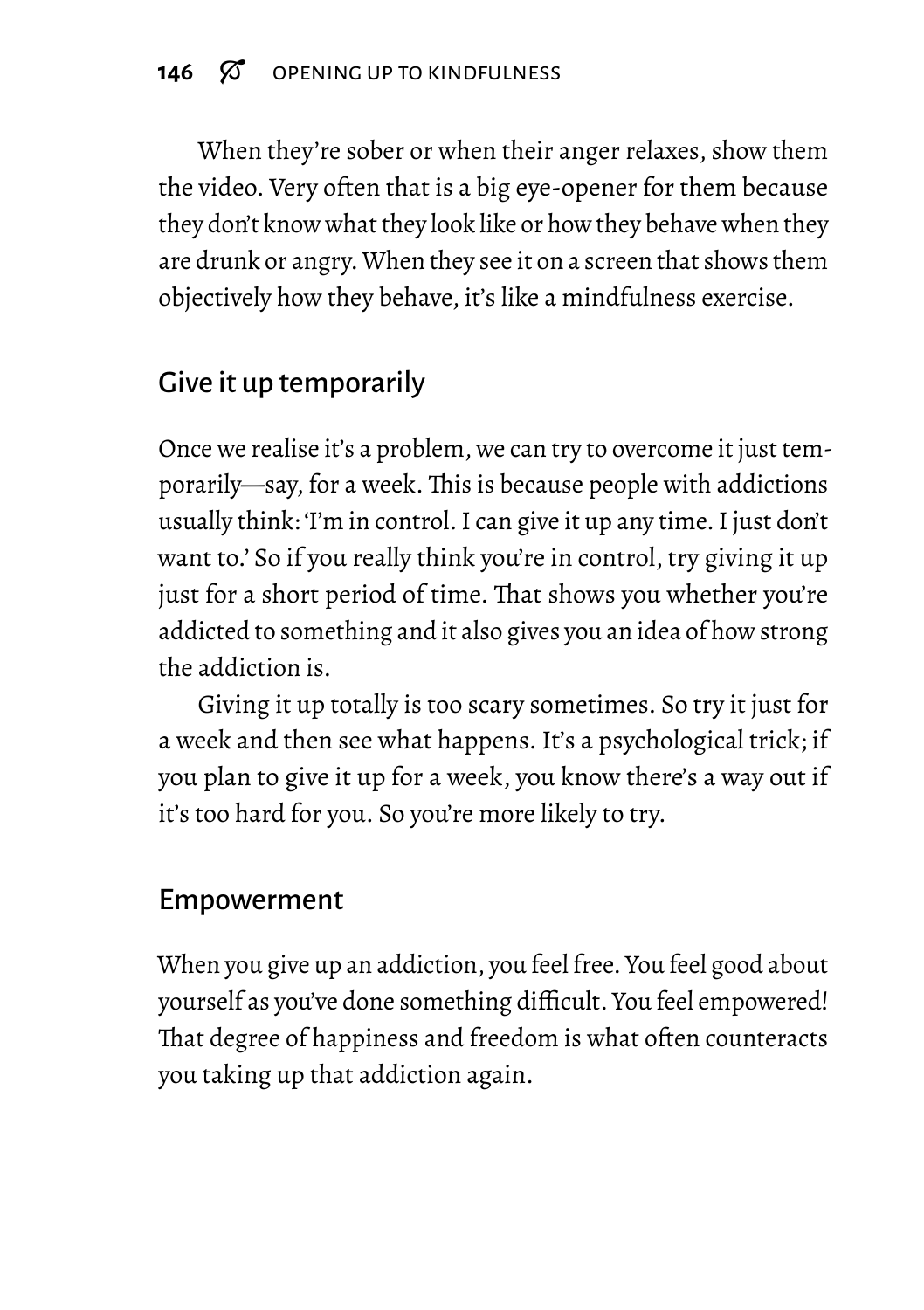When they're sober or when their anger relaxes, show them the video. Very often that is a big eye-opener for them because they don't know what they look like or how they behave when they are drunk or angry. When they see it on a screen that shows them objectively how they behave, it's like a mindfulness exercise.

## Give it up temporarily

Once we realise it's a problem, we can try to overcome it just temporarily—say, for a week. This is because people with addictions usually think: 'I'm in control. I can give it up any time. I just don't want to.' So if you really think you're in control, try giving it up just for a short period of time. That shows you whether you're addicted to something and it also gives you an idea of how strong the addiction is.

Giving it up totally is too scary sometimes. So try it just for a week and then see what happens. It's a psychological trick; if you plan to give it up for a week, you know there's a way out if it's too hard for you. So you're more likely to try.

## Empowerment

When you give up an addiction, you feel free. You feel good about yourself as you've done something difficult. You feel empowered! That degree of happiness and freedom is what often counteracts you taking up that addiction again.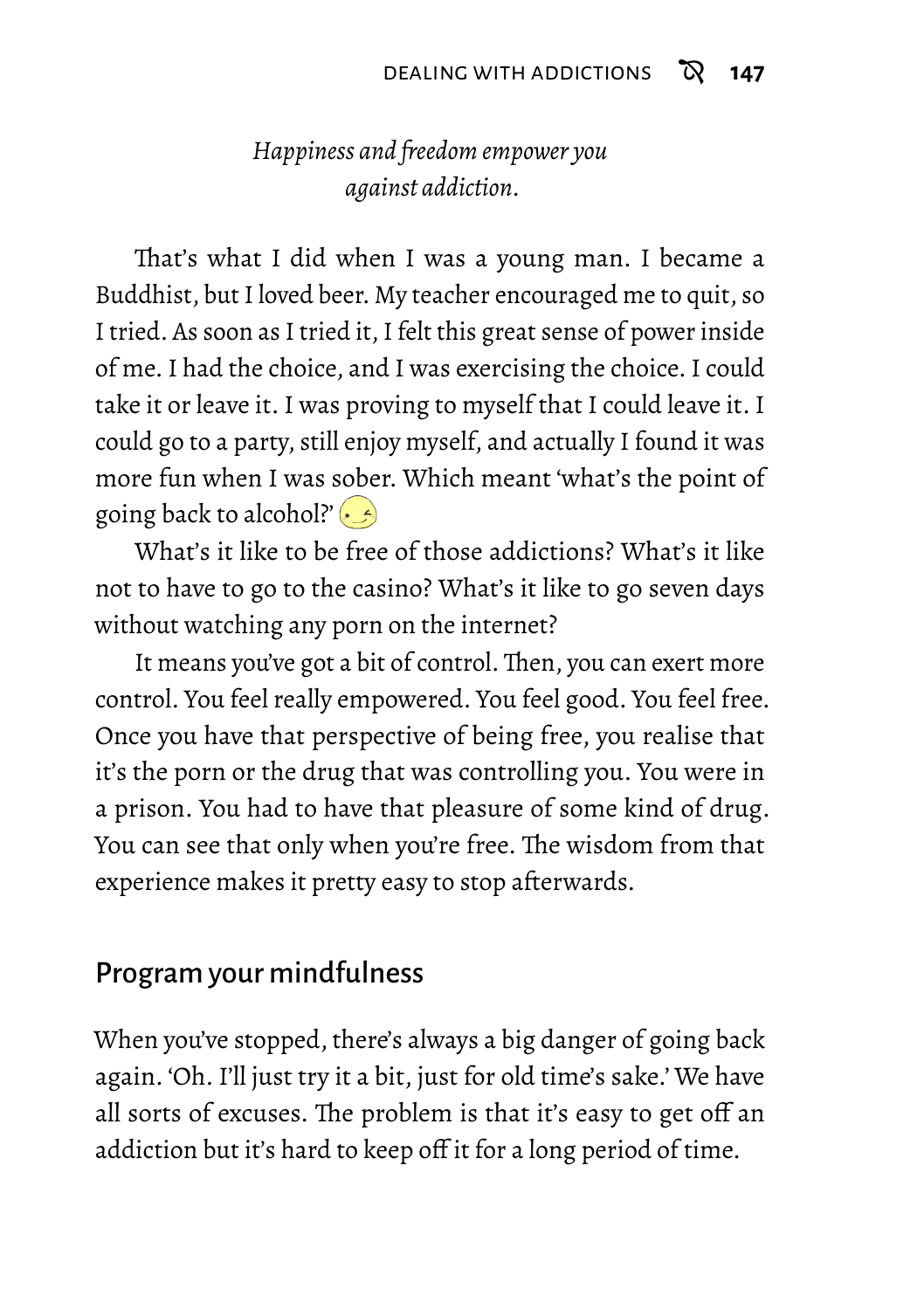*Happiness and freedom empower you against addiction.*

That's what I did when I was a young man. I became a Buddhist, but I loved beer. My teacher encouraged me to quit, so I tried. As soon as I tried it, I felt this great sense of power inside of me. I had the choice, and I was exercising the choice. I could take it or leave it. I was proving to myself that I could leave it. I could go to a party, still enjoy myself, and actually I found it was more fun when I was sober. Which meant 'what's the point of going back to alcohol?' 😉

What's it like to be free of those addictions? What's it like not to have to go to the casino? What's it like to go seven days without watching any porn on the internet?

It means you've got a bit of control. Then, you can exert more control. You feel really empowered. You feel good. You feel free. Once you have that perspective of being free, you realise that it's the porn or the drug that was controlling you. You were in a prison. You had to have that pleasure of some kind of drug. You can see that only when you're free. The wisdom from that experience makes it pretty easy to stop afterwards.

## Program your mindfulness

When you've stopped, there's always a big danger of going back again. 'Oh. I'll just try it a bit, just for old time's sake.' We have all sorts of excuses. The problem is that it's easy to get off an addiction but it's hard to keep off it for a long period of time.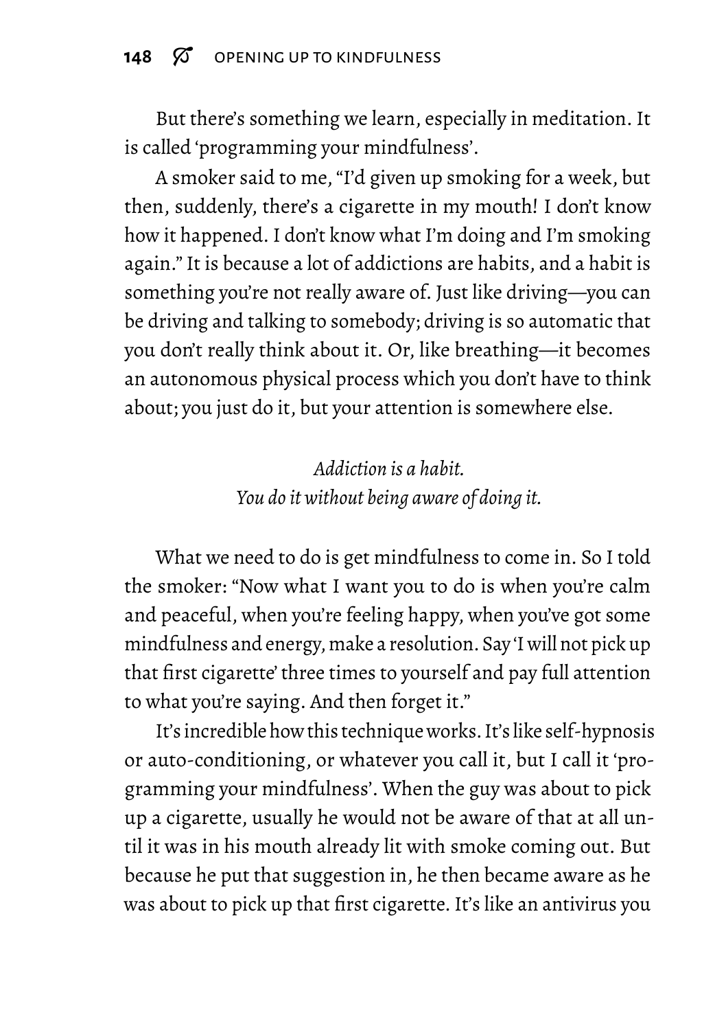But there's something we learn, especially in meditation. It is called 'programming your mindfulness'.

A smoker said to me, "I'd given up smoking for a week, but then, suddenly, there's a cigarette in my mouth! I don't know how it happened. I don't know what I'm doing and I'm smoking again." It is because a lot of addictions are habits, and a habit is something you're not really aware of. Just like driving—you can be driving and talking to somebody; driving is so automatic that you don't really think about it. Or, like breathing—it becomes an autonomous physical process which you don't have to think about; you just do it, but your attention is somewhere else.

*Addiction is a habit.*
*You do it without being aware of doing it.*

What we need to do is get mindfulness to come in. So I told the smoker: "Now what I want you to do is when you're calm and peaceful, when you're feeling happy, when you've got some mindfulness and energy, make a resolution. Say 'I will not pick up that first cigarette' three times to yourself and pay full attention to what you're saying. And then forget it."

It's incredible how this technique works. It's like self-hypnosis or auto-conditioning, or whatever you call it, but I call it 'programming your mindfulness'. When the guy was about to pick up a cigarette, usually he would not be aware of that at all until it was in his mouth already lit with smoke coming out. But because he put that suggestion in, he then became aware as he was about to pick up that first cigarette. It's like an antivirus you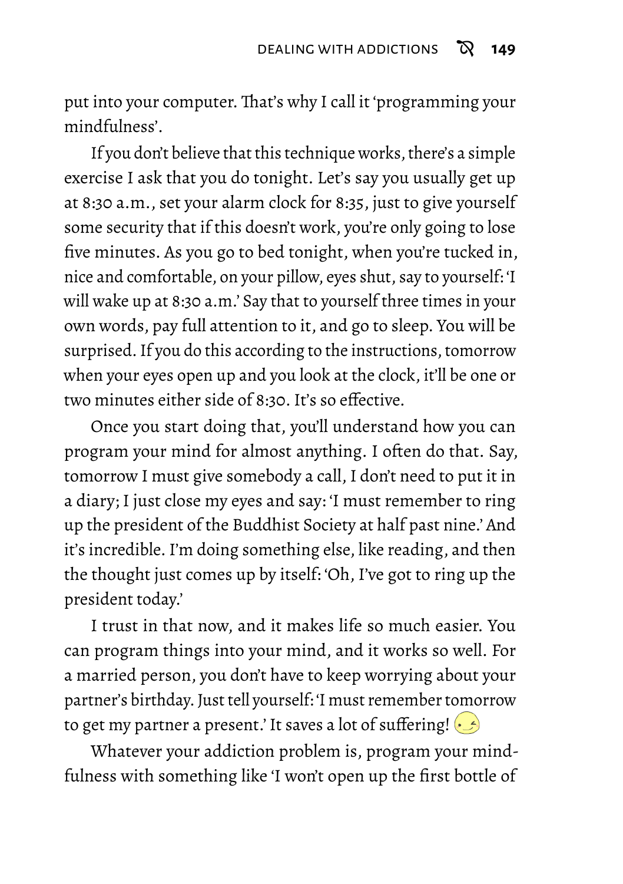put into your computer. That's why I call it 'programming your mindfulness'.

If you don't believe that this technique works, there's a simple exercise I ask that you do tonight. Let's say you usually get up at 8:30 a.m., set your alarm clock for 8:35, just to give yourself some security that if this doesn't work, you're only going to lose five minutes. As you go to bed tonight, when you're tucked in, nice and comfortable, on your pillow, eyes shut, say to yourself: 'I will wake up at 8:30 a.m.' Say that to yourself three times in your own words, pay full attention to it, and go to sleep. You will be surprised. If you do this according to the instructions, tomorrow when your eyes open up and you look at the clock, it'll be one or two minutes either side of 8:30. It's so effective.

Once you start doing that, you'll understand how you can program your mind for almost anything. I often do that. Say, tomorrow I must give somebody a call, I don't need to put it in a diary; I just close my eyes and say: 'I must remember to ring up the president of the Buddhist Society at half past nine.' And it's incredible. I'm doing something else, like reading, and then the thought just comes up by itself: 'Oh, I've got to ring up the president today.'

I trust in that now, and it makes life so much easier. You can program things into your mind, and it works so well. For a married person, you don't have to keep worrying about your partner's birthday. Just tell yourself: 'I must remember tomorrow to get my partner a present.' It saves a lot of suffering! 😉

Whatever your addiction problem is, program your mindfulness with something like 'I won't open up the first bottle of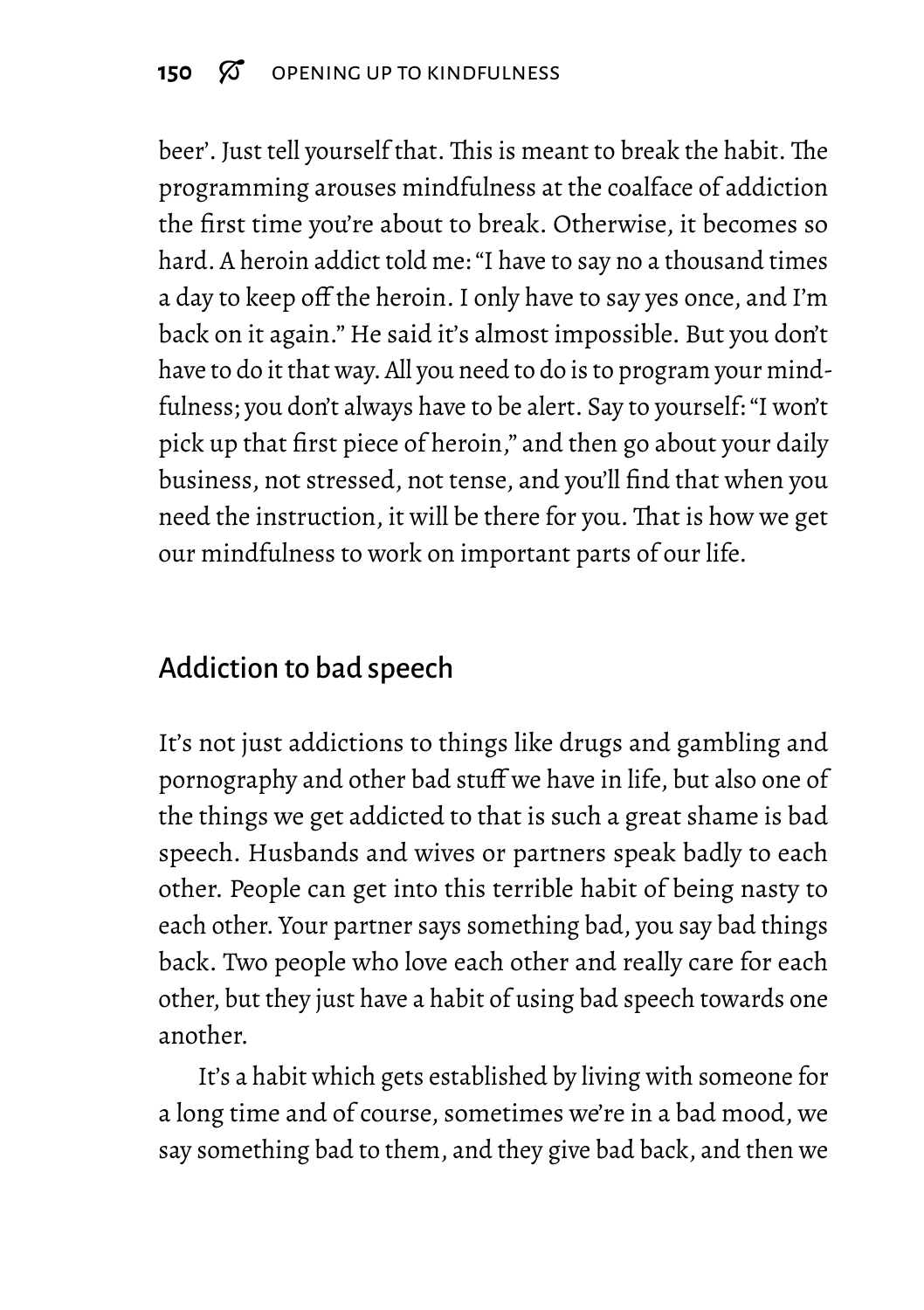beer'. Just tell yourself that. This is meant to break the habit. The programming arouses mindfulness at the coalface of addiction the first time you're about to break. Otherwise, it becomes so hard. A heroin addict told me: "I have to say no a thousand times a day to keep off the heroin. I only have to say yes once, and I'm back on it again." He said it's almost impossible. But you don't have to do it that way. All you need to do is to program your mindfulness; you don't always have to be alert. Say to yourself: "I won't pick up that first piece of heroin," and then go about your daily business, not stressed, not tense, and you'll find that when you need the instruction, it will be there for you. That is how we get our mindfulness to work on important parts of our life.

## Addiction to bad speech

It's not just addictions to things like drugs and gambling and pornography and other bad stuff we have in life, but also one of the things we get addicted to that is such a great shame is bad speech. Husbands and wives or partners speak badly to each other. People can get into this terrible habit of being nasty to each other. Your partner says something bad, you say bad things back. Two people who love each other and really care for each other, but they just have a habit of using bad speech towards one another.

It's a habit which gets established by living with someone for a long time and of course, sometimes we're in a bad mood, we say something bad to them, and they give bad back, and then we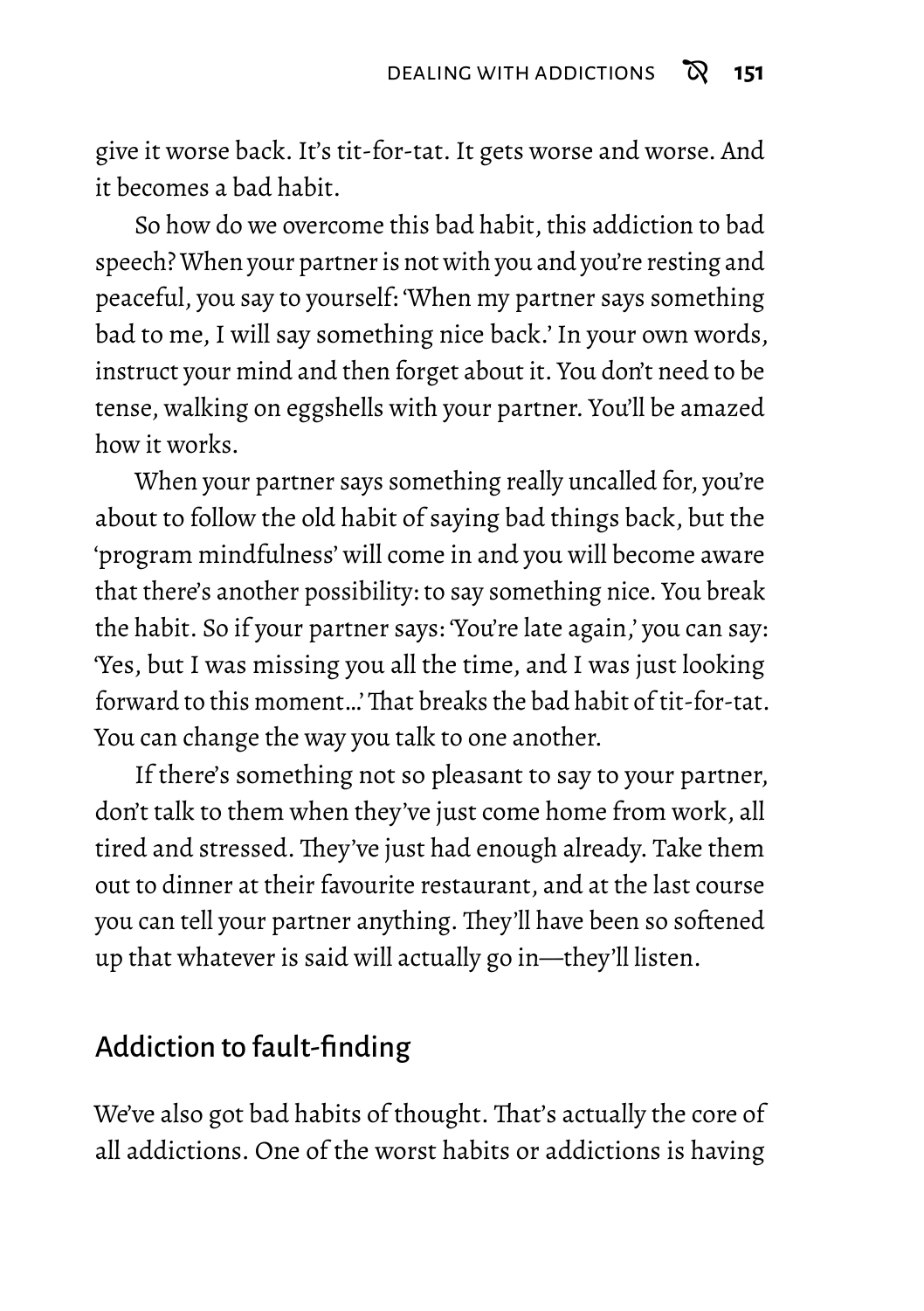give it worse back. It's tit-for-tat. It gets worse and worse. And it becomes a bad habit.

So how do we overcome this bad habit, this addiction to bad speech? When your partner is not with you and you're resting and peaceful, you say to yourself: 'When my partner says something bad to me, I will say something nice back.' In your own words, instruct your mind and then forget about it. You don't need to be tense, walking on eggshells with your partner. You'll be amazed how it works.

When your partner says something really uncalled for, you're about to follow the old habit of saying bad things back, but the 'program mindfulness' will come in and you will become aware that there's another possibility: to say something nice. You break the habit. So if your partner says: 'You're late again,' you can say: 'Yes, but I was missing you all the time, and I was just looking forward to this moment…' That breaks the bad habit of tit-for-tat. You can change the way you talk to one another.

If there's something not so pleasant to say to your partner, don't talk to them when they've just come home from work, all tired and stressed. They've just had enough already. Take them out to dinner at their favourite restaurant, and at the last course you can tell your partner anything. They'll have been so softened up that whatever is said will actually go in—they'll listen.

## Addiction to fault-finding

We've also got bad habits of thought. That's actually the core of all addictions. One of the worst habits or addictions is having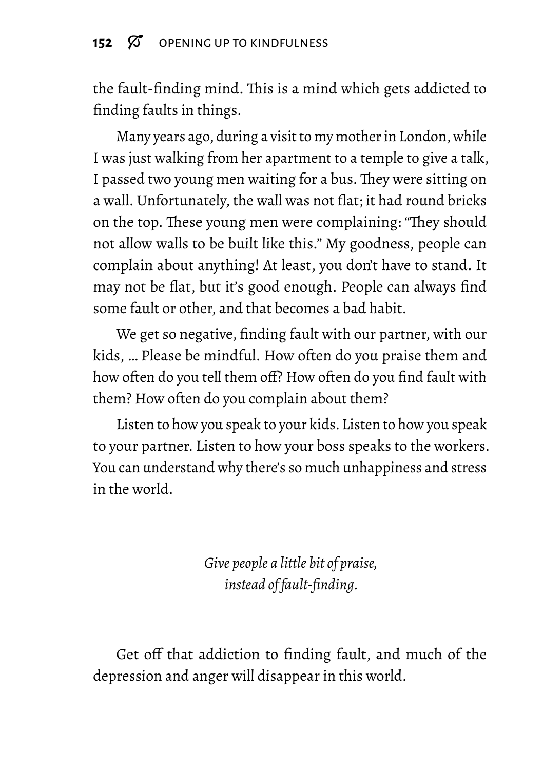the fault-finding mind. This is a mind which gets addicted to finding faults in things.

Many years ago, during a visit to my mother in London, while I was just walking from her apartment to a temple to give a talk, I passed two young men waiting for a bus. They were sitting on a wall. Unfortunately, the wall was not flat; it had round bricks on the top. These young men were complaining: "They should not allow walls to be built like this." My goodness, people can complain about anything! At least, you don't have to stand. It may not be flat, but it's good enough. People can always find some fault or other, and that becomes a bad habit.

We get so negative, finding fault with our partner, with our kids, … Please be mindful. How often do you praise them and how often do you tell them off? How often do you find fault with them? How often do you complain about them?

Listen to how you speak to your kids. Listen to how you speak to your partner. Listen to how your boss speaks to the workers. You can understand why there's so much unhappiness and stress in the world.

*Give people a little bit of praise,*
*instead of fault-finding.*

Get off that addiction to finding fault, and much of the depression and anger will disappear in this world.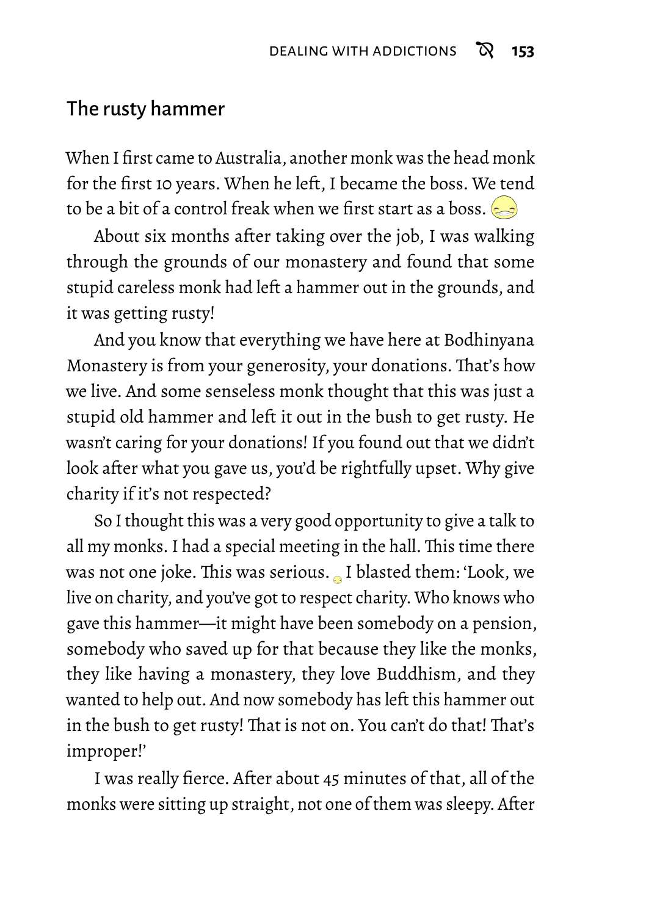## The rusty hammer

When I first came to Australia, another monk was the head monk for the first 10 years. When he left, I became the boss. We tend to be a bit of a control freak when we first start as a boss.

About six months after taking over the job, I was walking through the grounds of our monastery and found that some stupid careless monk had left a hammer out in the grounds, and it was getting rusty!

And you know that everything we have here at Bodhinyana Monastery is from your generosity, your donations. That's how we live. And some senseless monk thought that this was just a stupid old hammer and left it out in the bush to get rusty. He wasn't caring for your donations! If you found out that we didn't look after what you gave us, you'd be rightfully upset. Why give charity if it's not respected?

So I thought this was a very good opportunity to give a talk to all my monks. I had a special meeting in the hall. This time there was not one joke. This was serious. I blasted them: 'Look, we live on charity, and you've got to respect charity. Who knows who gave this hammer—it might have been somebody on a pension, somebody who saved up for that because they like the monks, they like having a monastery, they love Buddhism, and they wanted to help out. And now somebody has left this hammer out in the bush to get rusty! That is not on. You can't do that! That's improper!'

I was really fierce. After about 45 minutes of that, all of the monks were sitting up straight, not one of them was sleepy. After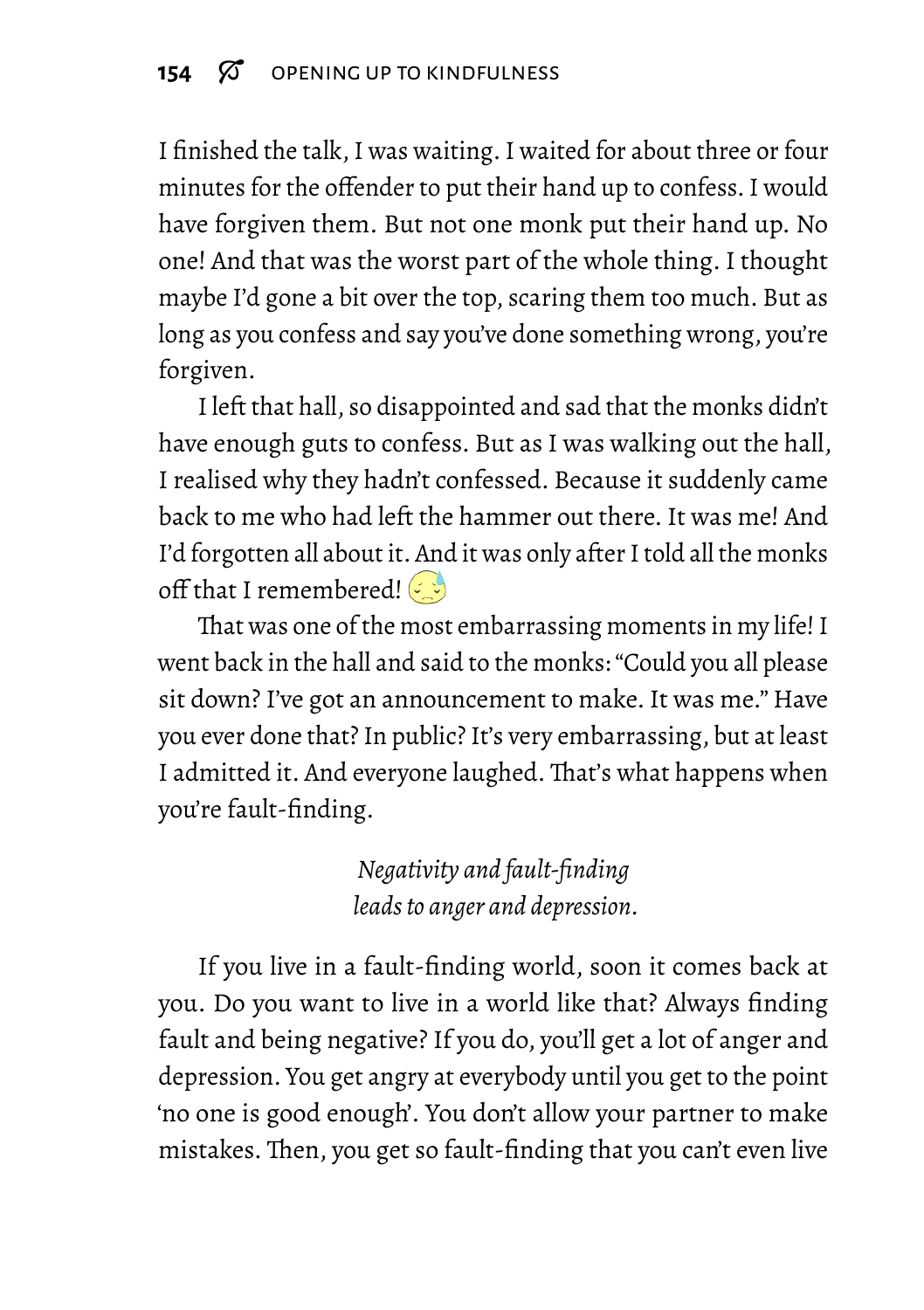I finished the talk, I was waiting. I waited for about three or four minutes for the offender to put their hand up to confess. I would have forgiven them. But not one monk put their hand up. No one! And that was the worst part of the whole thing. I thought maybe I'd gone a bit over the top, scaring them too much. But as long as you confess and say you've done something wrong, you're forgiven.

I left that hall, so disappointed and sad that the monks didn't have enough guts to confess. But as I was walking out the hall, I realised why they hadn't confessed. Because it suddenly came back to me who had left the hammer out there. It was me! And I'd forgotten all about it. And it was only after I told all the monks off that I remembered! 😓

That was one of the most embarrassing moments in my life! I went back in the hall and said to the monks: "Could you all please sit down? I've got an announcement to make. It was me." Have you ever done that? In public? It's very embarrassing, but at least I admitted it. And everyone laughed. That's what happens when you're fault-finding.

*Negativity and fault-finding leads to anger and depression.*

If you live in a fault-finding world, soon it comes back at you. Do you want to live in a world like that? Always finding fault and being negative? If you do, you'll get a lot of anger and depression. You get angry at everybody until you get to the point 'no one is good enough'. You don't allow your partner to make mistakes. Then, you get so fault-finding that you can't even live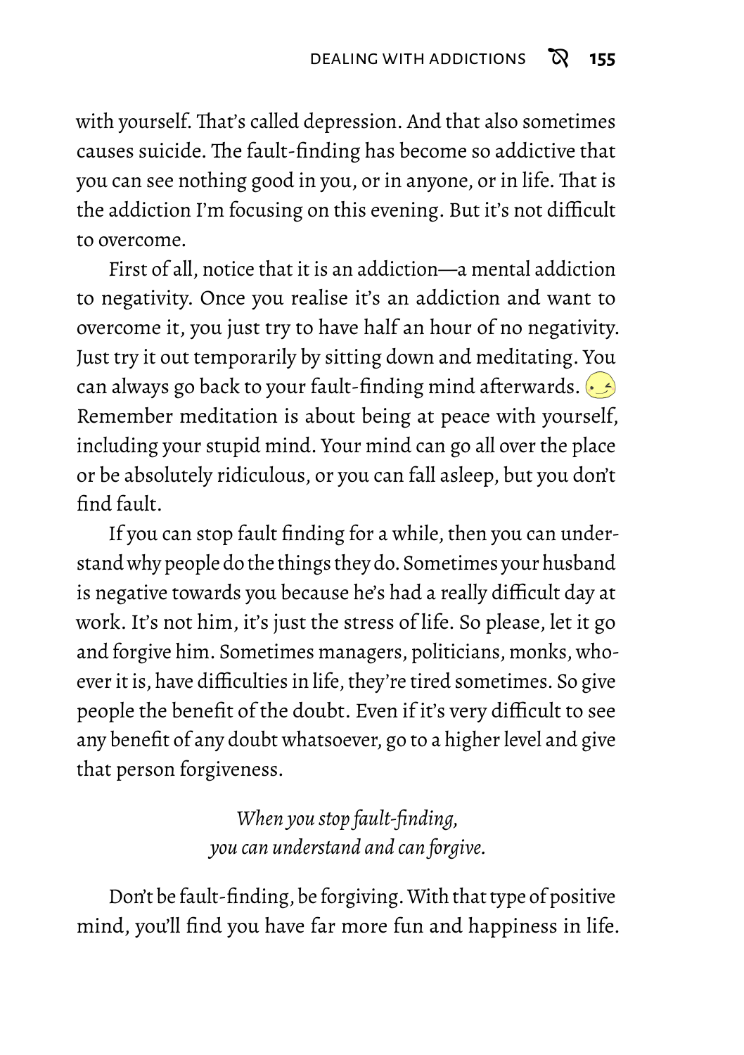with yourself. That's called depression. And that also sometimes causes suicide. The fault-finding has become so addictive that you can see nothing good in you, or in anyone, or in life. That is the addiction I'm focusing on this evening. But it's not difficult to overcome.

First of all, notice that it is an addiction—a mental addiction to negativity. Once you realise it's an addiction and want to overcome it, you just try to have half an hour of no negativity. Just try it out temporarily by sitting down and meditating. You can always go back to your fault-finding mind afterwards. Remember meditation is about being at peace with yourself, including your stupid mind. Your mind can go all over the place or be absolutely ridiculous, or you can fall asleep, but you don't find fault.

If you can stop fault finding for a while, then you can understand why people do the things they do. Sometimes your husband is negative towards you because he's had a really difficult day at work. It's not him, it's just the stress of life. So please, let it go and forgive him. Sometimes managers, politicians, monks, whoever it is, have difficulties in life, they're tired sometimes. So give people the benefit of the doubt. Even if it's very difficult to see any benefit of any doubt whatsoever, go to a higher level and give that person forgiveness.

*When you stop fault-finding,*
*you can understand and can forgive.*

Don't be fault-finding, be forgiving. With that type of positive mind, you'll find you have far more fun and happiness in life.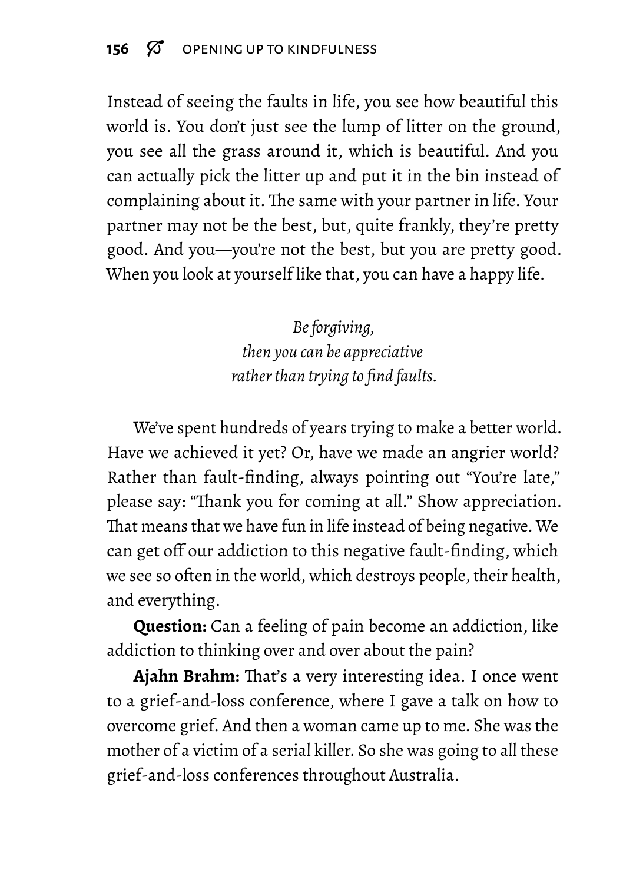Instead of seeing the faults in life, you see how beautiful this world is. You don't just see the lump of litter on the ground, you see all the grass around it, which is beautiful. And you can actually pick the litter up and put it in the bin instead of complaining about it. The same with your partner in life. Your partner may not be the best, but, quite frankly, they're pretty good. And you—you're not the best, but you are pretty good. When you look at yourself like that, you can have a happy life.

*Be forgiving,*
*then you can be appreciative*
*rather than trying to find faults.*

We've spent hundreds of years trying to make a better world. Have we achieved it yet? Or, have we made an angrier world? Rather than fault-finding, always pointing out "You're late," please say: "Thank you for coming at all." Show appreciation. That means that we have fun in life instead of being negative. We can get off our addiction to this negative fault-finding, which we see so often in the world, which destroys people, their health, and everything.

**Question:** Can a feeling of pain become an addiction, like addiction to thinking over and over about the pain?

**Ajahn Brahm:** That's a very interesting idea. I once went to a grief-and-loss conference, where I gave a talk on how to overcome grief. And then a woman came up to me. She was the mother of a victim of a serial killer. So she was going to all these grief-and-loss conferences throughout Australia.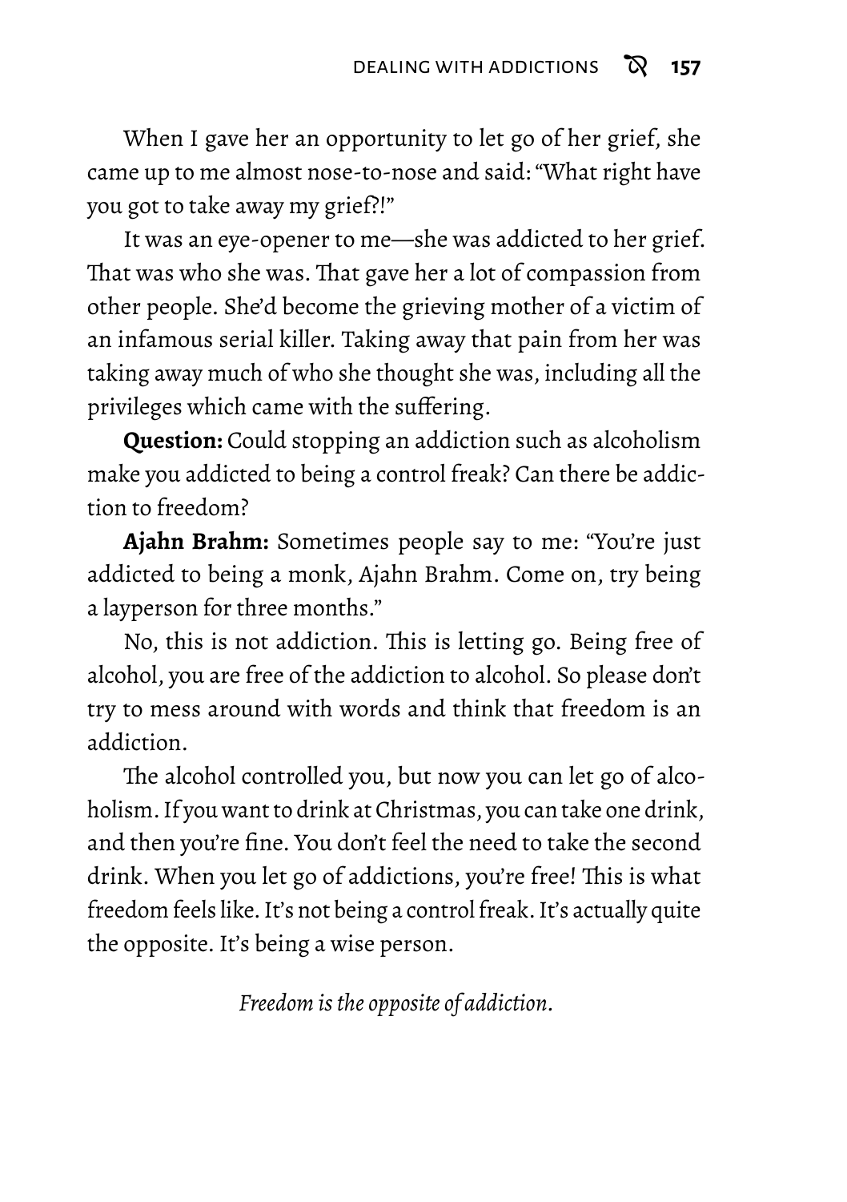When I gave her an opportunity to let go of her grief, she came up to me almost nose-to-nose and said: "What right have you got to take away my grief?!"

It was an eye-opener to me—she was addicted to her grief. That was who she was. That gave her a lot of compassion from other people. She'd become the grieving mother of a victim of an infamous serial killer. Taking away that pain from her was taking away much of who she thought she was, including all the privileges which came with the suffering.

**Question:** Could stopping an addiction such as alcoholism make you addicted to being a control freak? Can there be addiction to freedom?

**Ajahn Brahm:** Sometimes people say to me: "You're just addicted to being a monk, Ajahn Brahm. Come on, try being a layperson for three months."

No, this is not addiction. This is letting go. Being free of alcohol, you are free of the addiction to alcohol. So please don't try to mess around with words and think that freedom is an addiction.

The alcohol controlled you, but now you can let go of alcoholism. If you want to drink at Christmas, you can take one drink, and then you're fine. You don't feel the need to take the second drink. When you let go of addictions, you're free! This is what freedom feels like. It's not being a control freak. It's actually quite the opposite. It's being a wise person.

*Freedom is the opposite of addiction.*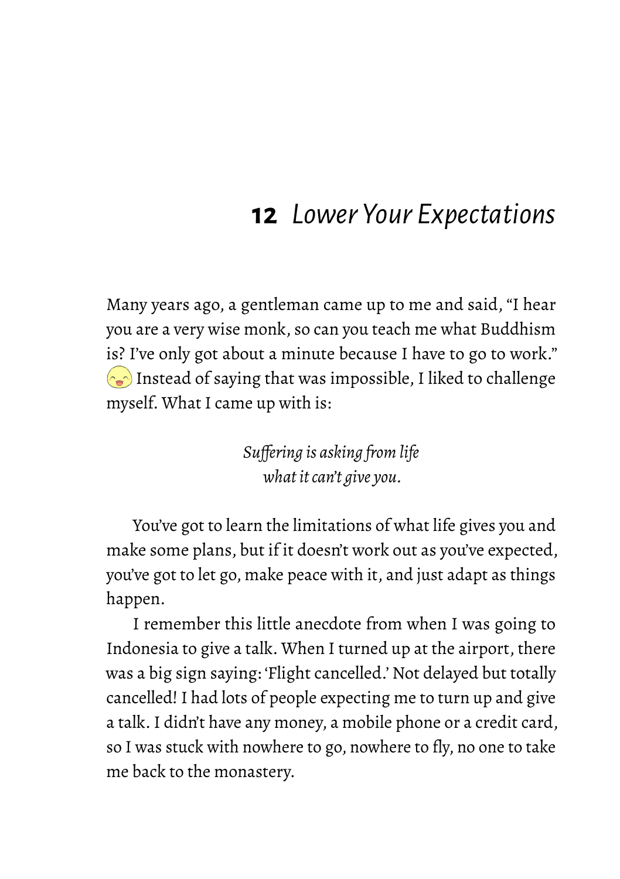## 12 *Lower Your Expectations*

Many years ago, a gentleman came up to me and said, "I hear you are a very wise monk, so can you teach me what Buddhism is? I've only got about a minute because I have to go to work." Instead of saying that was impossible, I liked to challenge myself. What I came up with is:

*Suffering is asking from life*
*what it can't give you.*

You've got to learn the limitations of what life gives you and make some plans, but if it doesn't work out as you've expected, you've got to let go, make peace with it, and just adapt as things happen.

I remember this little anecdote from when I was going to Indonesia to give a talk. When I turned up at the airport, there was a big sign saying: 'Flight cancelled.' Not delayed but totally cancelled! I had lots of people expecting me to turn up and give a talk. I didn't have any money, a mobile phone or a credit card, so I was stuck with nowhere to go, nowhere to fly, no one to take me back to the monastery.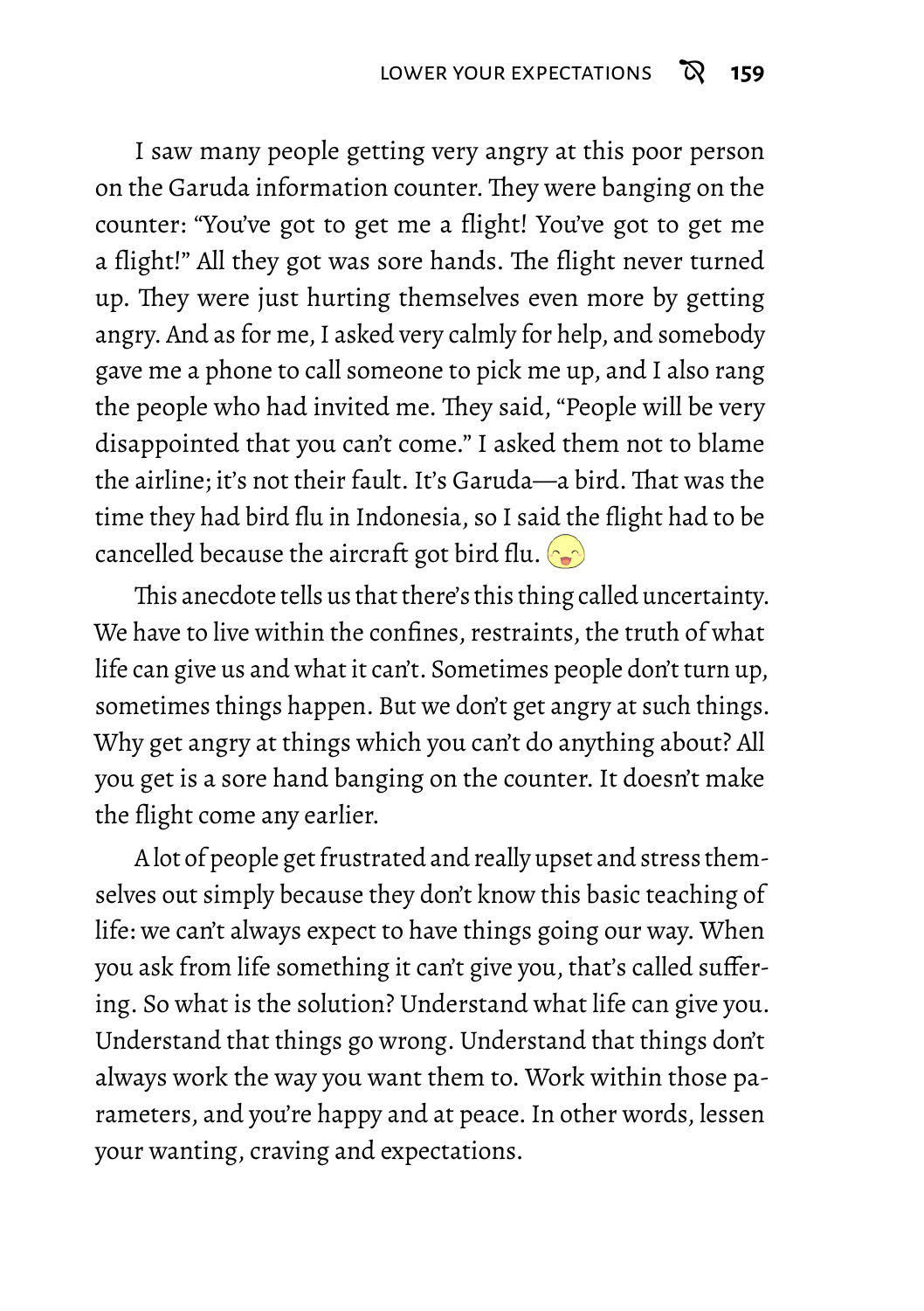I saw many people getting very angry at this poor person on the Garuda information counter. They were banging on the counter: "You've got to get me a flight! You've got to get me a flight!" All they got was sore hands. The flight never turned up. They were just hurting themselves even more by getting angry. And as for me, I asked very calmly for help, and somebody gave me a phone to call someone to pick me up, and I also rang the people who had invited me. They said, "People will be very disappointed that you can't come." I asked them not to blame the airline; it's not their fault. It's Garuda—a bird. That was the time they had bird flu in Indonesia, so I said the flight had to be cancelled because the aircraft got bird flu. 😊

This anecdote tells us that there's this thing called uncertainty. We have to live within the confines, restraints, the truth of what life can give us and what it can't. Sometimes people don't turn up, sometimes things happen. But we don't get angry at such things. Why get angry at things which you can't do anything about? All you get is a sore hand banging on the counter. It doesn't make the flight come any earlier.

A lot of people get frustrated and really upset and stress themselves out simply because they don't know this basic teaching of life: we can't always expect to have things going our way. When you ask from life something it can't give you, that's called suffering. So what is the solution? Understand what life can give you. Understand that things go wrong. Understand that things don't always work the way you want them to. Work within those parameters, and you're happy and at peace. In other words, lessen your wanting, craving and expectations.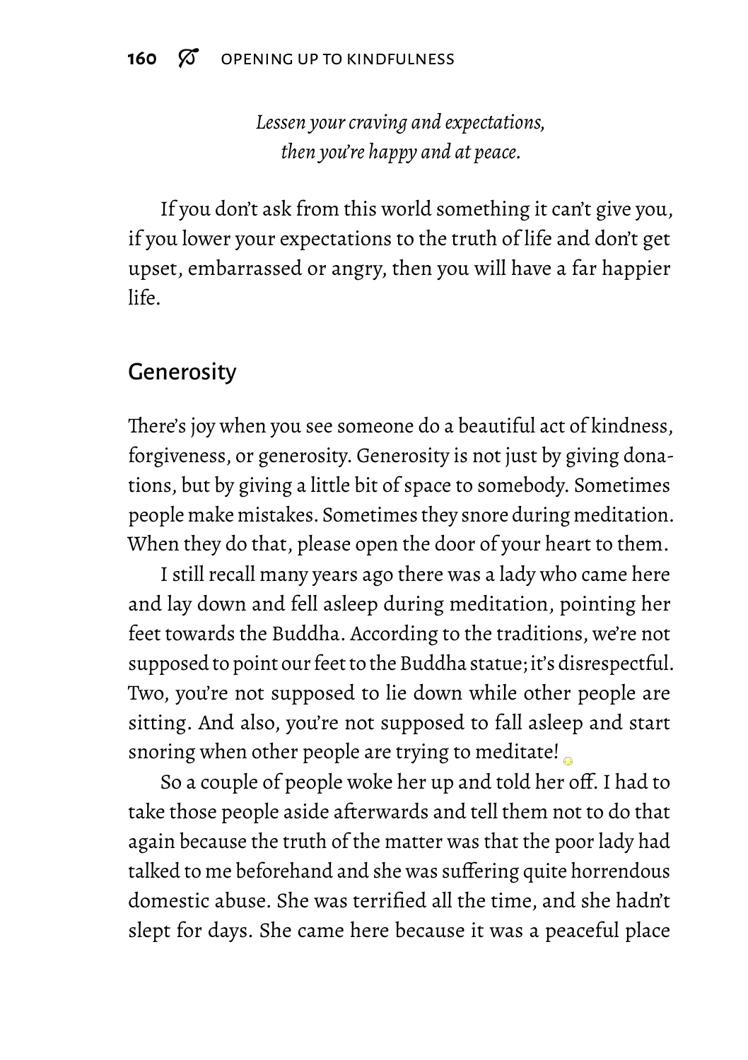*Lessen your craving and expectations,*
*then you're happy and at peace.*

If you don't ask from this world something it can't give you, if you lower your expectations to the truth of life and don't get upset, embarrassed or angry, then you will have a far happier life.

## Generosity

There's joy when you see someone do a beautiful act of kindness, forgiveness, or generosity. Generosity is not just by giving donations, but by giving a little bit of space to somebody. Sometimes people make mistakes. Sometimes they snore during meditation. When they do that, please open the door of your heart to them.

I still recall many years ago there was a lady who came here and lay down and fell asleep during meditation, pointing her feet towards the Buddha. According to the traditions, we're not supposed to point our feet to the Buddha statue; it's disrespectful. Two, you're not supposed to lie down while other people are sitting. And also, you're not supposed to fall asleep and start snoring when other people are trying to meditate!

So a couple of people woke her up and told her off. I had to take those people aside afterwards and tell them not to do that again because the truth of the matter was that the poor lady had talked to me beforehand and she was suffering quite horrendous domestic abuse. She was terrified all the time, and she hadn't slept for days. She came here because it was a peaceful place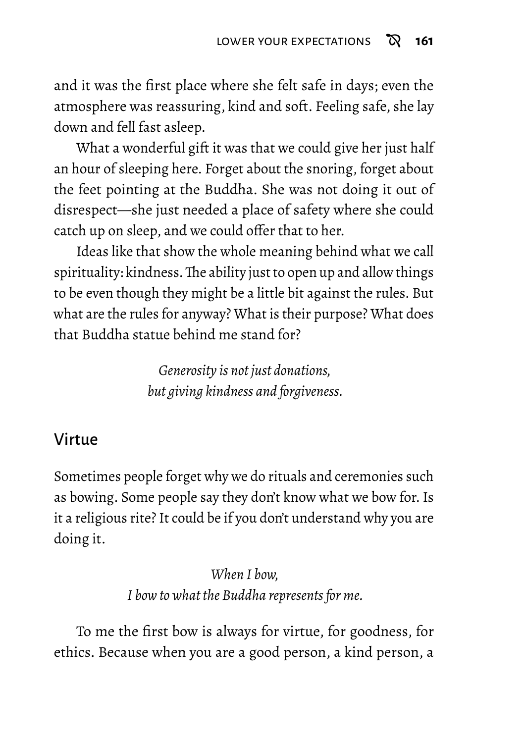and it was the first place where she felt safe in days; even the atmosphere was reassuring, kind and soft. Feeling safe, she lay down and fell fast asleep.

What a wonderful gift it was that we could give her just half an hour of sleeping here. Forget about the snoring, forget about the feet pointing at the Buddha. She was not doing it out of disrespect—she just needed a place of safety where she could catch up on sleep, and we could offer that to her.

Ideas like that show the whole meaning behind what we call spirituality: kindness. The ability just to open up and allow things to be even though they might be a little bit against the rules. But what are the rules for anyway? What is their purpose? What does that Buddha statue behind me stand for?

*Generosity is not just donations,*
*but giving kindness and forgiveness.*

## Virtue

Sometimes people forget why we do rituals and ceremonies such as bowing. Some people say they don't know what we bow for. Is it a religious rite? It could be if you don't understand why you are doing it.

*When I bow,*
*I bow to what the Buddha represents for me.*

To me the first bow is always for virtue, for goodness, for ethics. Because when you are a good person, a kind person, a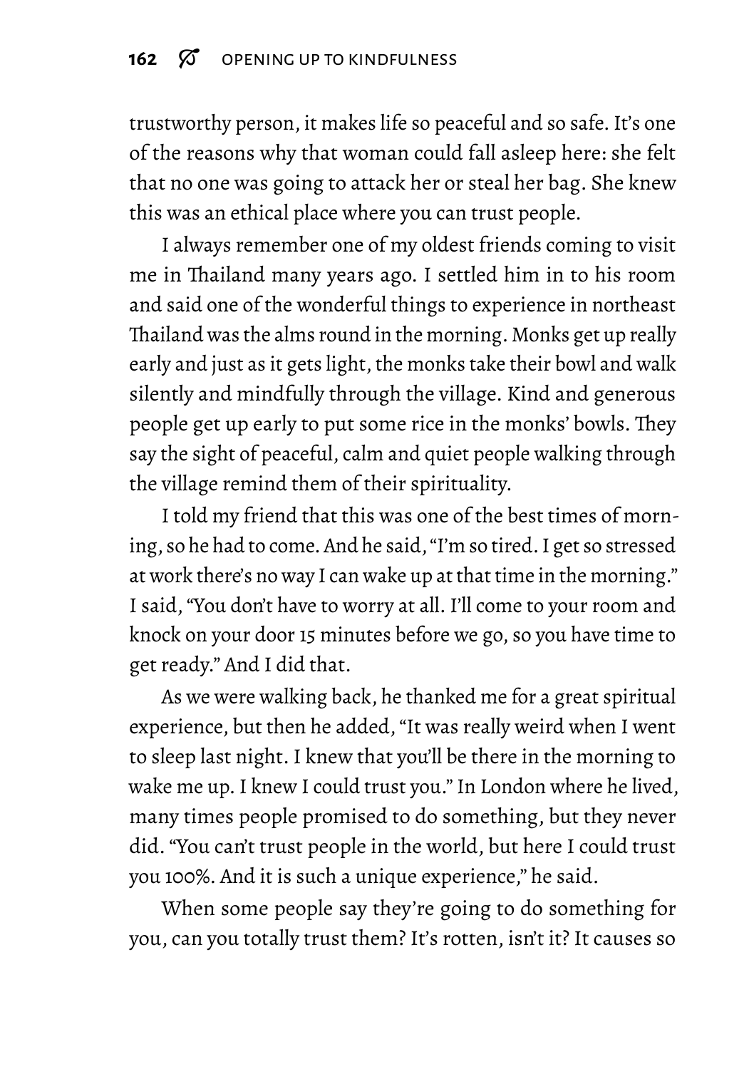trustworthy person, it makes life so peaceful and so safe. It's one of the reasons why that woman could fall asleep here: she felt that no one was going to attack her or steal her bag. She knew this was an ethical place where you can trust people.

I always remember one of my oldest friends coming to visit me in Thailand many years ago. I settled him in to his room and said one of the wonderful things to experience in northeast Thailand was the alms round in the morning. Monks get up really early and just as it gets light, the monks take their bowl and walk silently and mindfully through the village. Kind and generous people get up early to put some rice in the monks' bowls. They say the sight of peaceful, calm and quiet people walking through the village remind them of their spirituality.

I told my friend that this was one of the best times of morning, so he had to come. And he said, "I'm so tired. I get so stressed at work there's no way I can wake up at that time in the morning." I said, "You don't have to worry at all. I'll come to your room and knock on your door 15 minutes before we go, so you have time to get ready." And I did that.

As we were walking back, he thanked me for a great spiritual experience, but then he added, "It was really weird when I went to sleep last night. I knew that you'll be there in the morning to wake me up. I knew I could trust you." In London where he lived, many times people promised to do something, but they never did. "You can't trust people in the world, but here I could trust you 100%. And it is such a unique experience," he said.

When some people say they're going to do something for you, can you totally trust them? It's rotten, isn't it? It causes so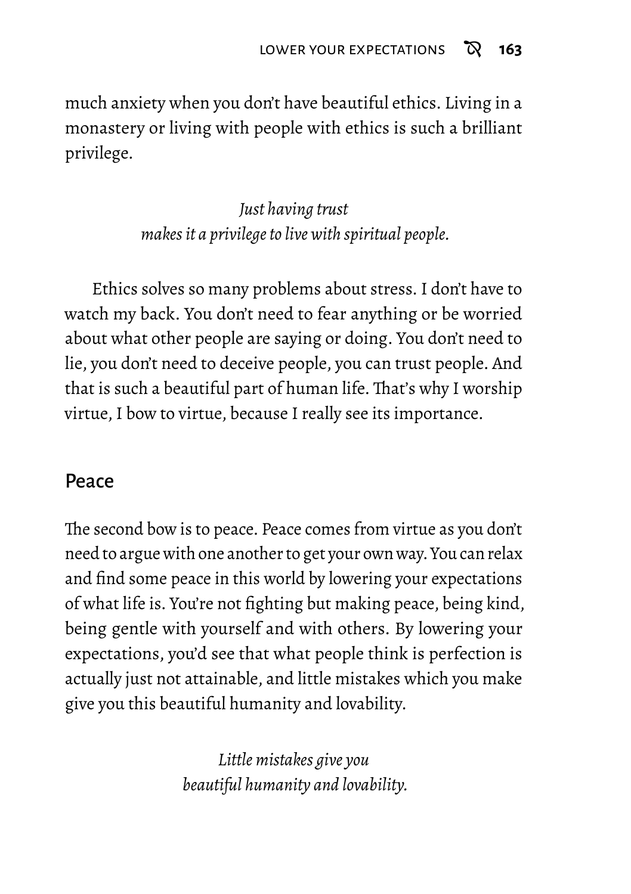much anxiety when you don't have beautiful ethics. Living in a monastery or living with people with ethics is such a brilliant privilege.

*Just having trust*
*makes it a privilege to live with spiritual people.*

Ethics solves so many problems about stress. I don't have to watch my back. You don't need to fear anything or be worried about what other people are saying or doing. You don't need to lie, you don't need to deceive people, you can trust people. And that is such a beautiful part of human life. That's why I worship virtue, I bow to virtue, because I really see its importance.

## Peace

The second bow is to peace. Peace comes from virtue as you don't need to argue with one another to get your own way. You can relax and find some peace in this world by lowering your expectations of what life is. You're not fighting but making peace, being kind, being gentle with yourself and with others. By lowering your expectations, you'd see that what people think is perfection is actually just not attainable, and little mistakes which you make give you this beautiful humanity and lovability.

*Little mistakes give you*
*beautiful humanity and lovability.*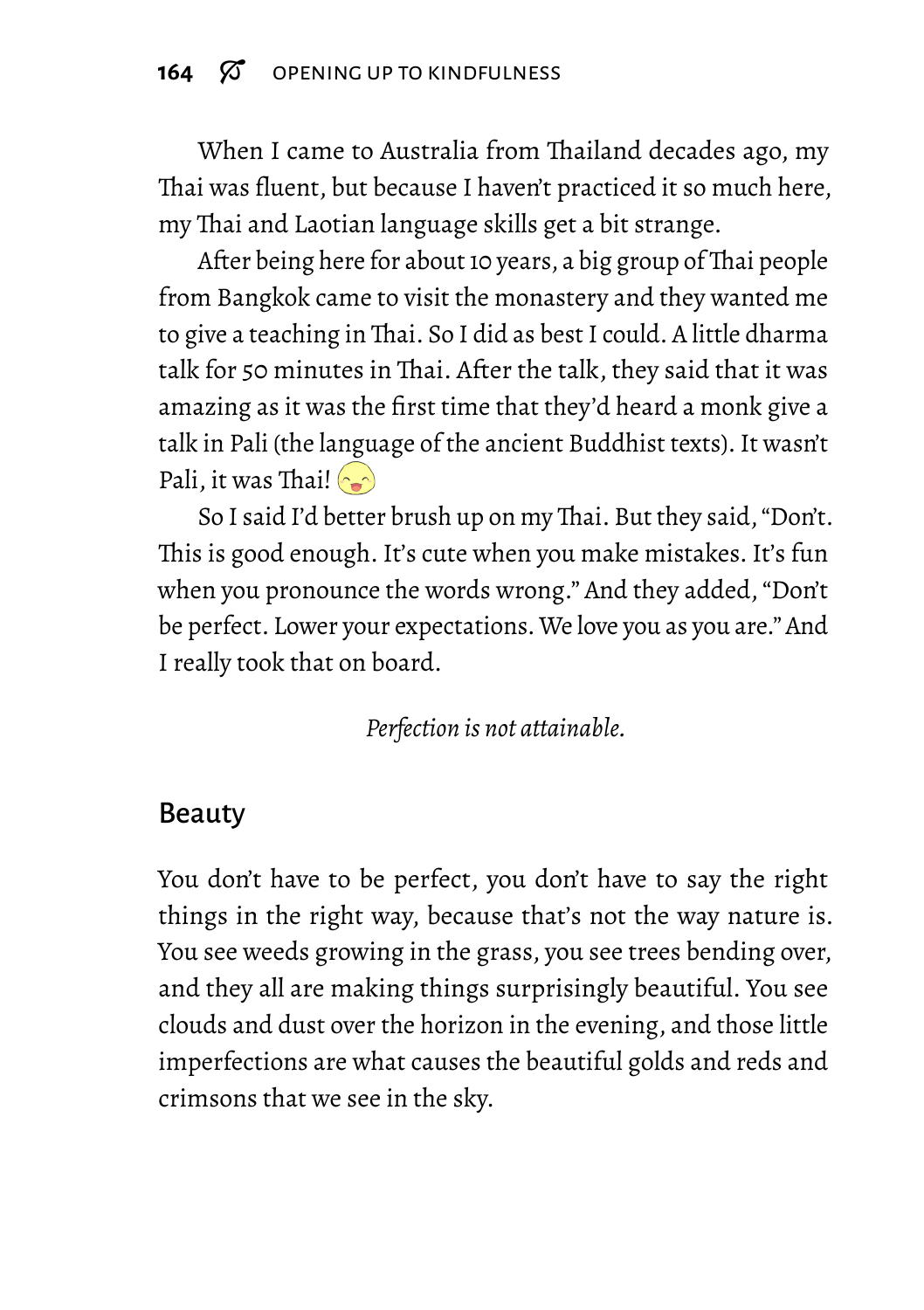When I came to Australia from Thailand decades ago, my Thai was fluent, but because I haven't practiced it so much here, my Thai and Laotian language skills get a bit strange.

After being here for about 10 years, a big group of Thai people from Bangkok came to visit the monastery and they wanted me to give a teaching in Thai. So I did as best I could. A little dharma talk for 50 minutes in Thai. After the talk, they said that it was amazing as it was the first time that they'd heard a monk give a talk in Pali (the language of the ancient Buddhist texts). It wasn't Pali, it was Thai!

So I said I'd better brush up on my Thai. But they said, "Don't. This is good enough. It's cute when you make mistakes. It's fun when you pronounce the words wrong." And they added, "Don't be perfect. Lower your expectations. We love you as you are." And I really took that on board.

*Perfection is not attainable.*

## Beauty

You don't have to be perfect, you don't have to say the right things in the right way, because that's not the way nature is. You see weeds growing in the grass, you see trees bending over, and they all are making things surprisingly beautiful. You see clouds and dust over the horizon in the evening, and those little imperfections are what causes the beautiful golds and reds and crimsons that we see in the sky.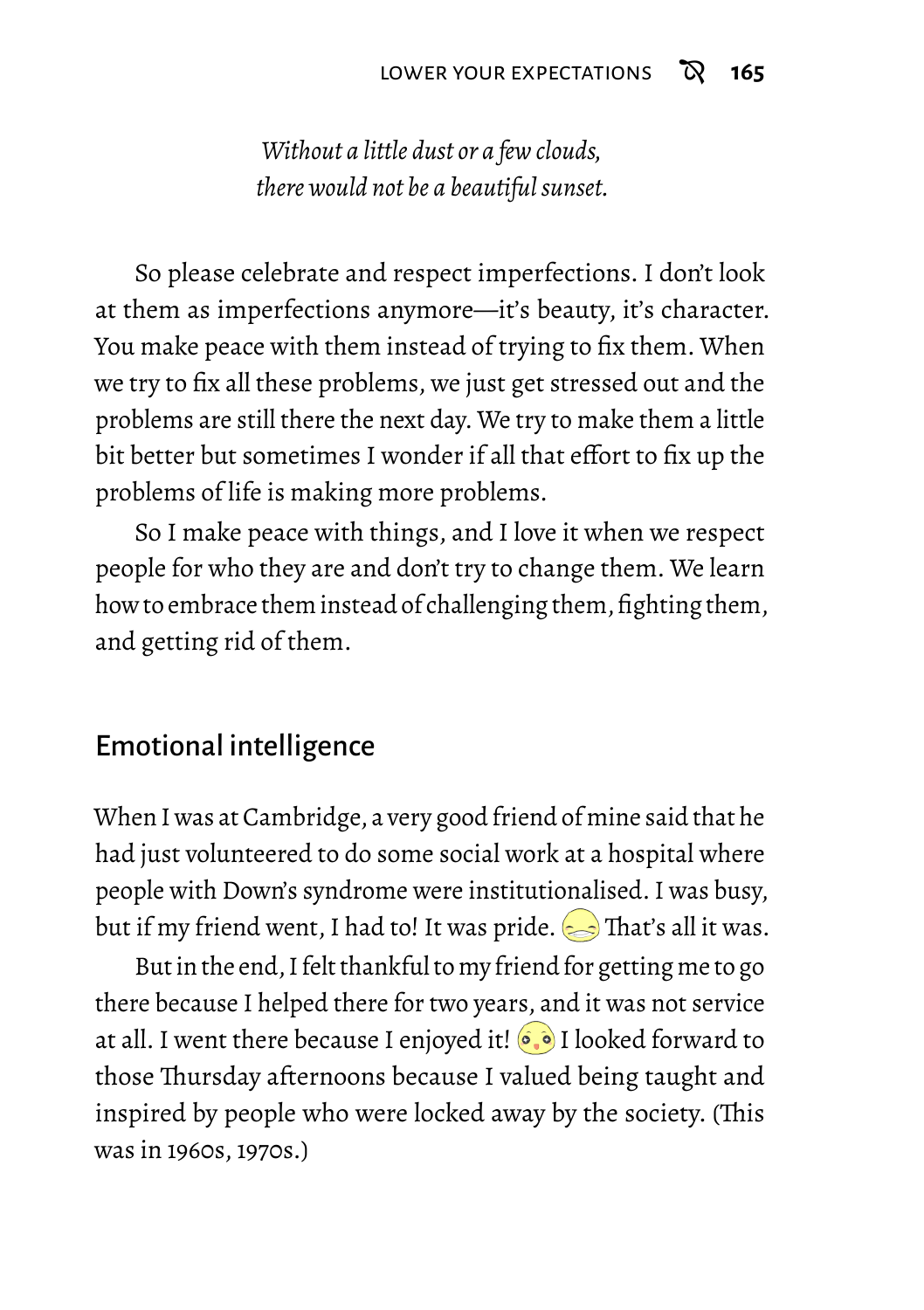*Without a little dust or a few clouds,*
*there would not be a beautiful sunset.*

So please celebrate and respect imperfections. I don't look at them as imperfections anymore—it's beauty, it's character. You make peace with them instead of trying to fix them. When we try to fix all these problems, we just get stressed out and the problems are still there the next day. We try to make them a little bit better but sometimes I wonder if all that effort to fix up the problems of life is making more problems.

So I make peace with things, and I love it when we respect people for who they are and don't try to change them. We learn how to embrace them instead of challenging them, fighting them, and getting rid of them.

## Emotional intelligence

When I was at Cambridge, a very good friend of mine said that he had just volunteered to do some social work at a hospital where people with Down's syndrome were institutionalised. I was busy, but if my friend went, I had to! It was pride. That's all it was.

But in the end, I felt thankful to my friend for getting me to go there because I helped there for two years, and it was not service at all. I went there because I enjoyed it! I looked forward to those Thursday afternoons because I valued being taught and inspired by people who were locked away by the society. (This was in 1960s, 1970s.)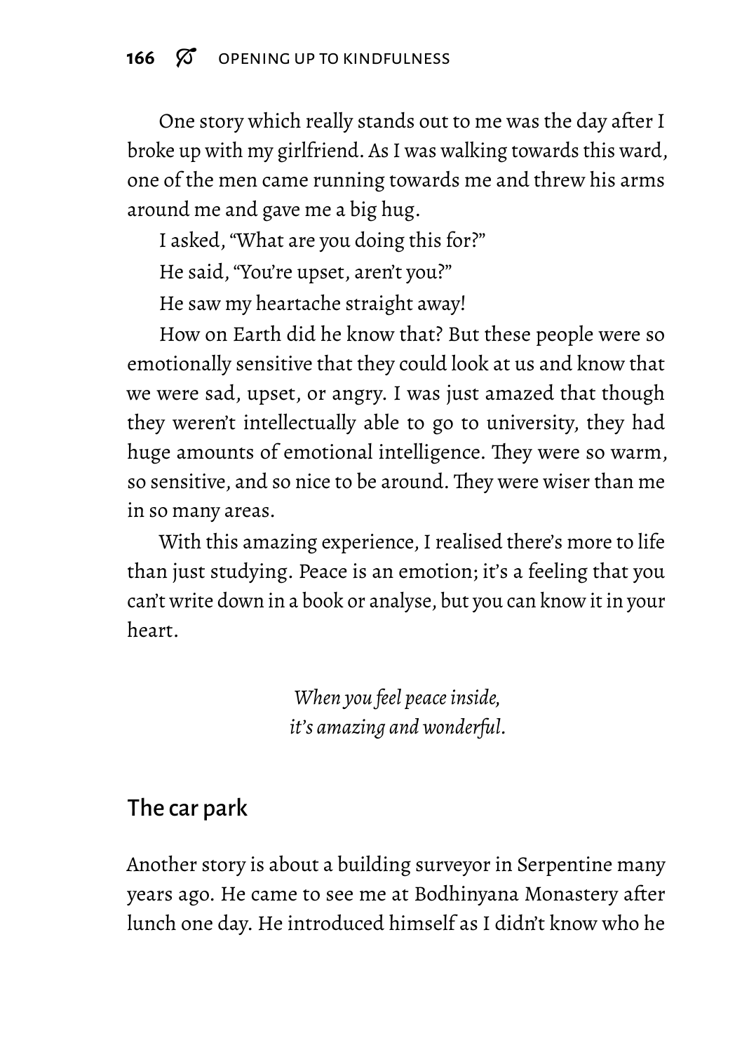One story which really stands out to me was the day after I broke up with my girlfriend. As I was walking towards this ward, one of the men came running towards me and threw his arms around me and gave me a big hug.

I asked, "What are you doing this for?"

He said, "You're upset, aren't you?"

He saw my heartache straight away!

How on Earth did he know that? But these people were so emotionally sensitive that they could look at us and know that we were sad, upset, or angry. I was just amazed that though they weren't intellectually able to go to university, they had huge amounts of emotional intelligence. They were so warm, so sensitive, and so nice to be around. They were wiser than me in so many areas.

With this amazing experience, I realised there's more to life than just studying. Peace is an emotion; it's a feeling that you can't write down in a book or analyse, but you can know it in your heart.

*When you feel peace inside,*
*it's amazing and wonderful.*

## The car park

Another story is about a building surveyor in Serpentine many years ago. He came to see me at Bodhinyana Monastery after lunch one day. He introduced himself as I didn't know who he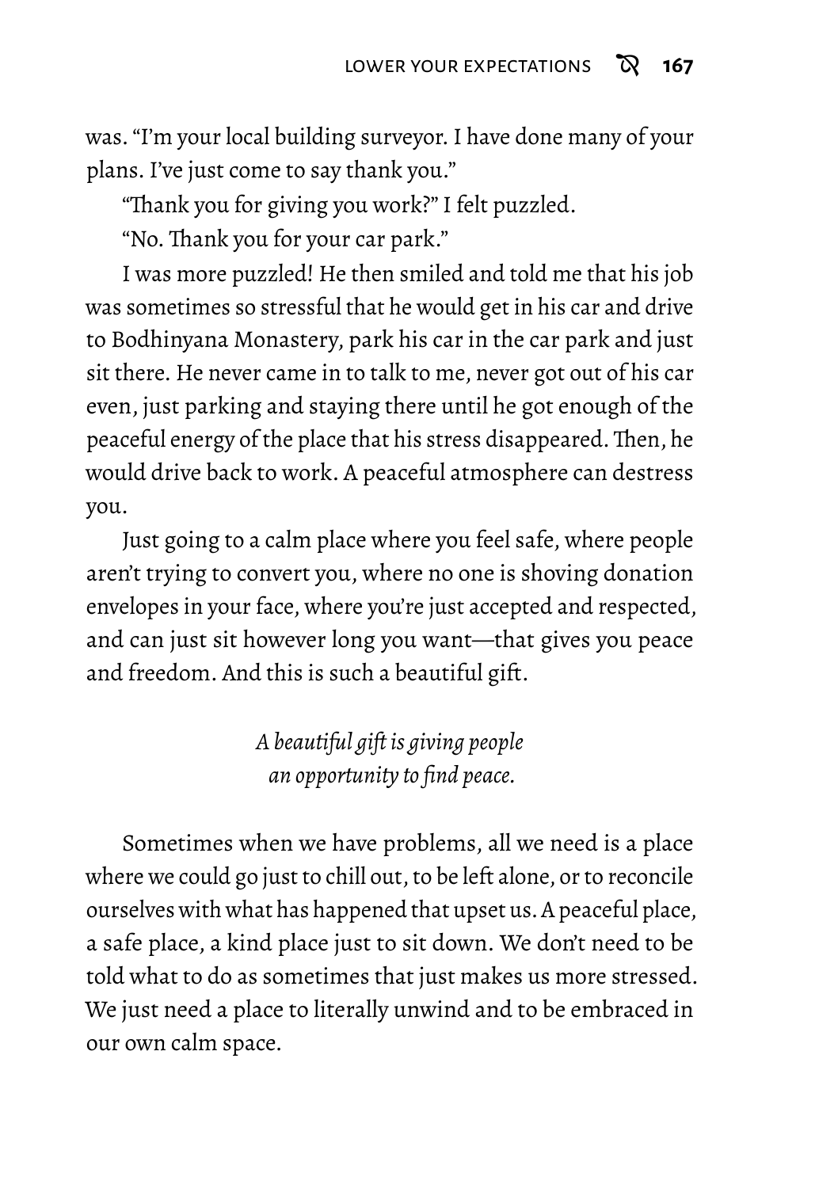was. "I'm your local building surveyor. I have done many of your plans. I've just come to say thank you."

"Thank you for giving you work?" I felt puzzled.

"No. Thank you for your car park."

I was more puzzled! He then smiled and told me that his job was sometimes so stressful that he would get in his car and drive to Bodhinyana Monastery, park his car in the car park and just sit there. He never came in to talk to me, never got out of his car even, just parking and staying there until he got enough of the peaceful energy of the place that his stress disappeared. Then, he would drive back to work. A peaceful atmosphere can destress you.

Just going to a calm place where you feel safe, where people aren't trying to convert you, where no one is shoving donation envelopes in your face, where you're just accepted and respected, and can just sit however long you want—that gives you peace and freedom. And this is such a beautiful gift.

*A beautiful gift is giving people an opportunity to find peace.*

Sometimes when we have problems, all we need is a place where we could go just to chill out, to be left alone, or to reconcile ourselves with what has happened that upset us. A peaceful place, a safe place, a kind place just to sit down. We don't need to be told what to do as sometimes that just makes us more stressed. We just need a place to literally unwind and to be embraced in our own calm space.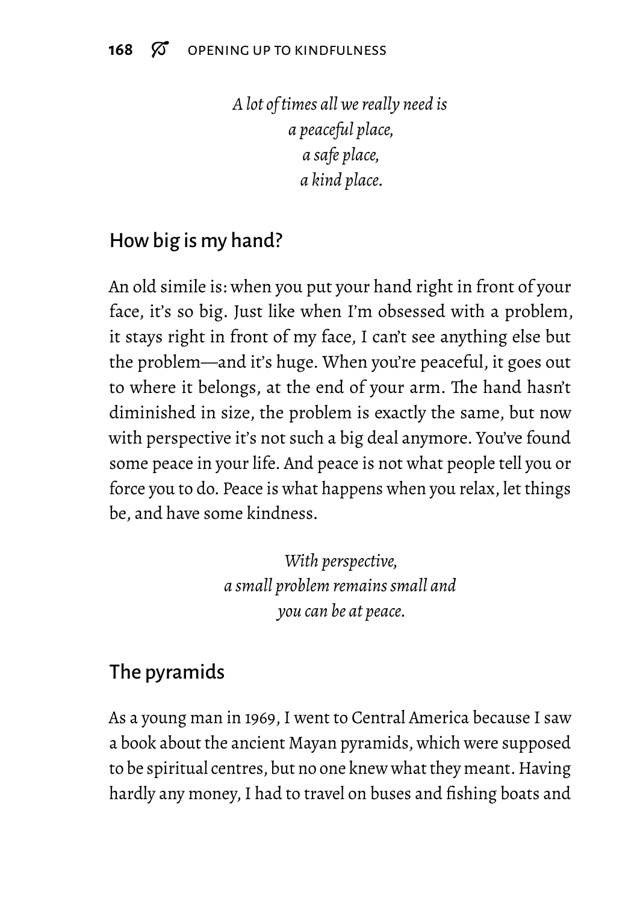*A lot of times all we really need is*
*a peaceful place,*
*a safe place,*
*a kind place.*

## How big is my hand?

An old simile is: when you put your hand right in front of your face, it's so big. Just like when I'm obsessed with a problem, it stays right in front of my face, I can't see anything else but the problem—and it's huge. When you're peaceful, it goes out to where it belongs, at the end of your arm. The hand hasn't diminished in size, the problem is exactly the same, but now with perspective it's not such a big deal anymore. You've found some peace in your life. And peace is not what people tell you or force you to do. Peace is what happens when you relax, let things be, and have some kindness.

*With perspective,*
*a small problem remains small and*
*you can be at peace.*

## The pyramids

As a young man in 1969, I went to Central America because I saw a book about the ancient Mayan pyramids, which were supposed to be spiritual centres, but no one knew what they meant. Having hardly any money, I had to travel on buses and fishing boats and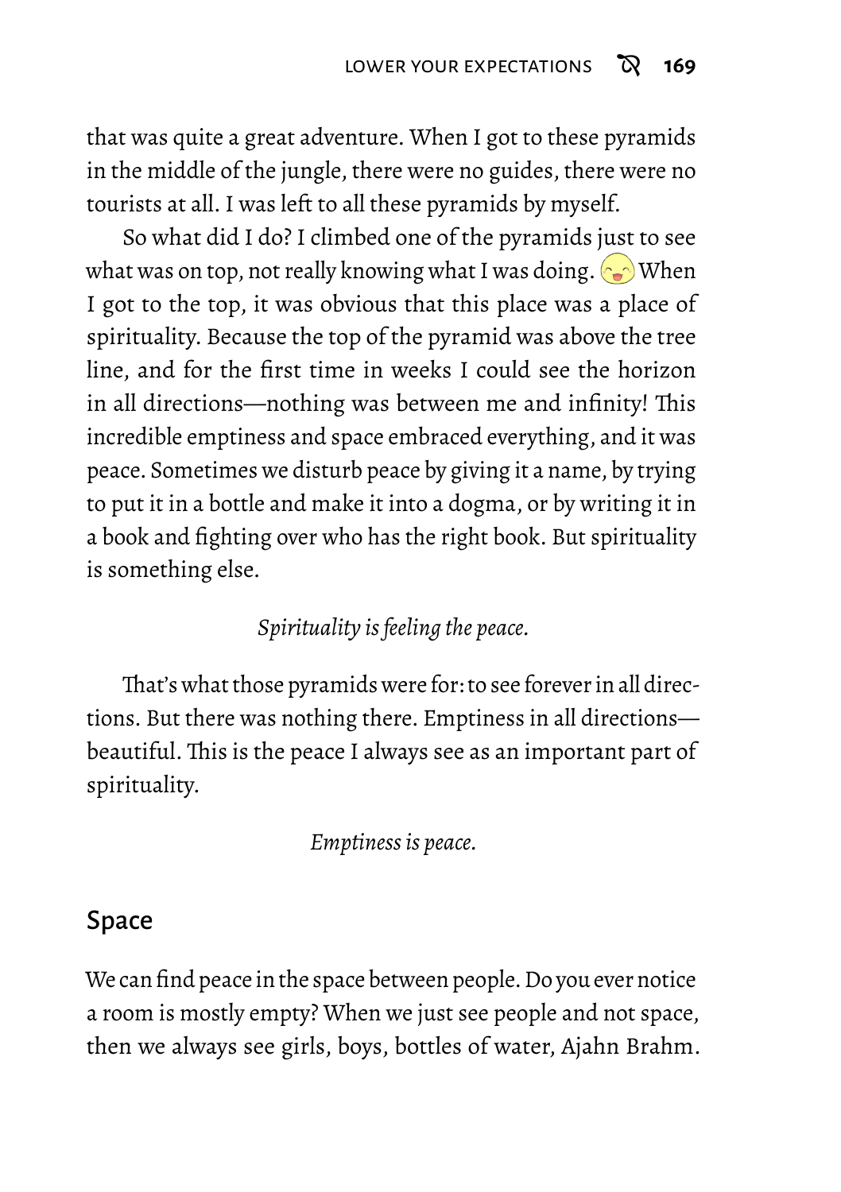that was quite a great adventure. When I got to these pyramids in the middle of the jungle, there were no guides, there were no tourists at all. I was left to all these pyramids by myself.

So what did I do? I climbed one of the pyramids just to see what was on top, not really knowing what I was doing. When I got to the top, it was obvious that this place was a place of spirituality. Because the top of the pyramid was above the tree line, and for the first time in weeks I could see the horizon in all directions—nothing was between me and infinity! This incredible emptiness and space embraced everything, and it was peace. Sometimes we disturb peace by giving it a name, by trying to put it in a bottle and make it into a dogma, or by writing it in a book and fighting over who has the right book. But spirituality is something else.

*Spirituality is feeling the peace.*

That's what those pyramids were for: to see forever in all directions. But there was nothing there. Emptiness in all directions—beautiful. This is the peace I always see as an important part of spirituality.

*Emptiness is peace.*

## Space

We can find peace in the space between people. Do you ever notice a room is mostly empty? When we just see people and not space, then we always see girls, boys, bottles of water, Ajahn Brahm.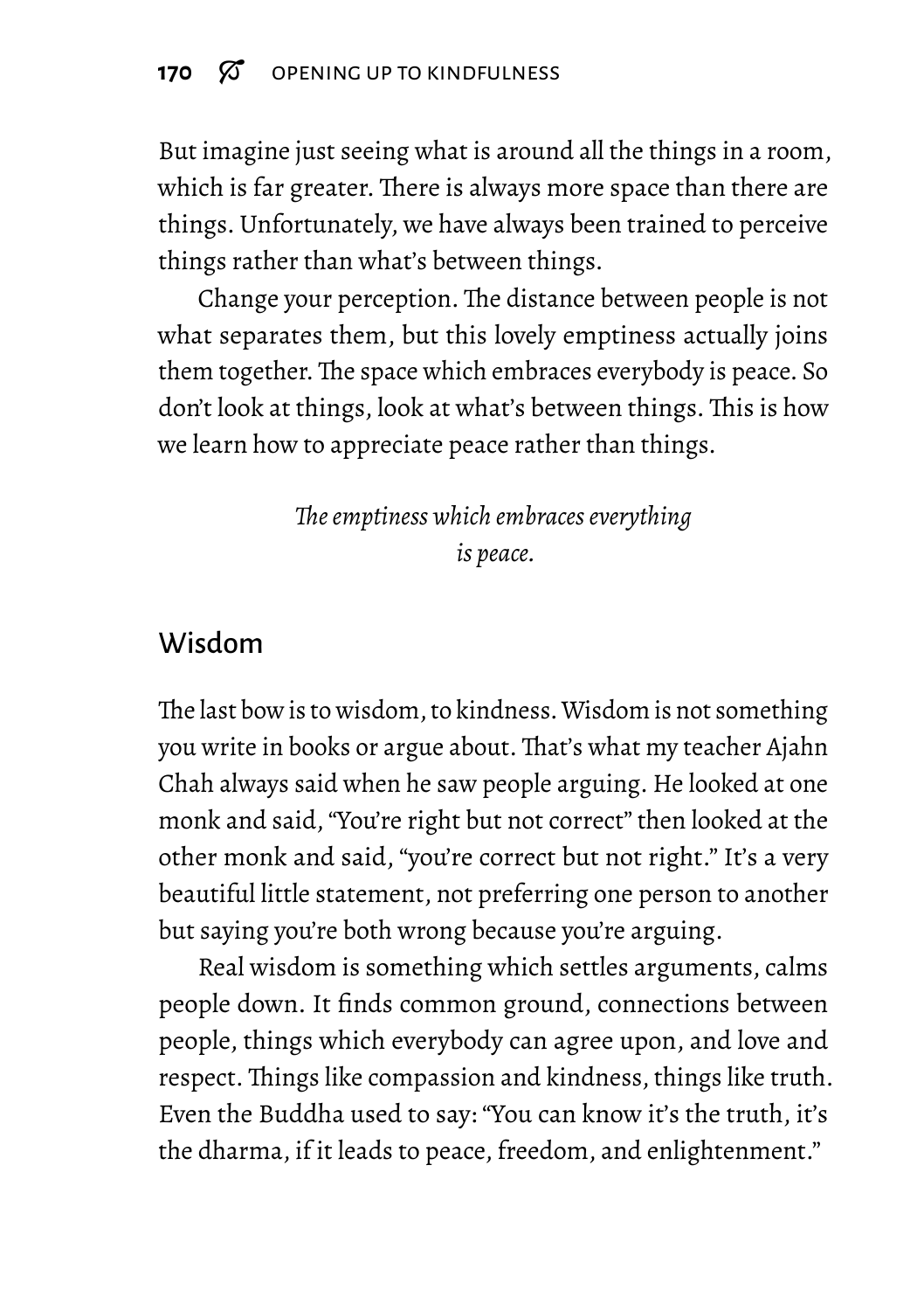But imagine just seeing what is around all the things in a room, which is far greater. There is always more space than there are things. Unfortunately, we have always been trained to perceive things rather than what's between things.

Change your perception. The distance between people is not what separates them, but this lovely emptiness actually joins them together. The space which embraces everybody is peace. So don't look at things, look at what's between things. This is how we learn how to appreciate peace rather than things.

*The emptiness which embraces everything is peace.*

## Wisdom

The last bow is to wisdom, to kindness. Wisdom is not something you write in books or argue about. That's what my teacher Ajahn Chah always said when he saw people arguing. He looked at one monk and said, "You're right but not correct" then looked at the other monk and said, "you're correct but not right." It's a very beautiful little statement, not preferring one person to another but saying you're both wrong because you're arguing.

Real wisdom is something which settles arguments, calms people down. It finds common ground, connections between people, things which everybody can agree upon, and love and respect. Things like compassion and kindness, things like truth. Even the Buddha used to say: "You can know it's the truth, it's the dharma, if it leads to peace, freedom, and enlightenment."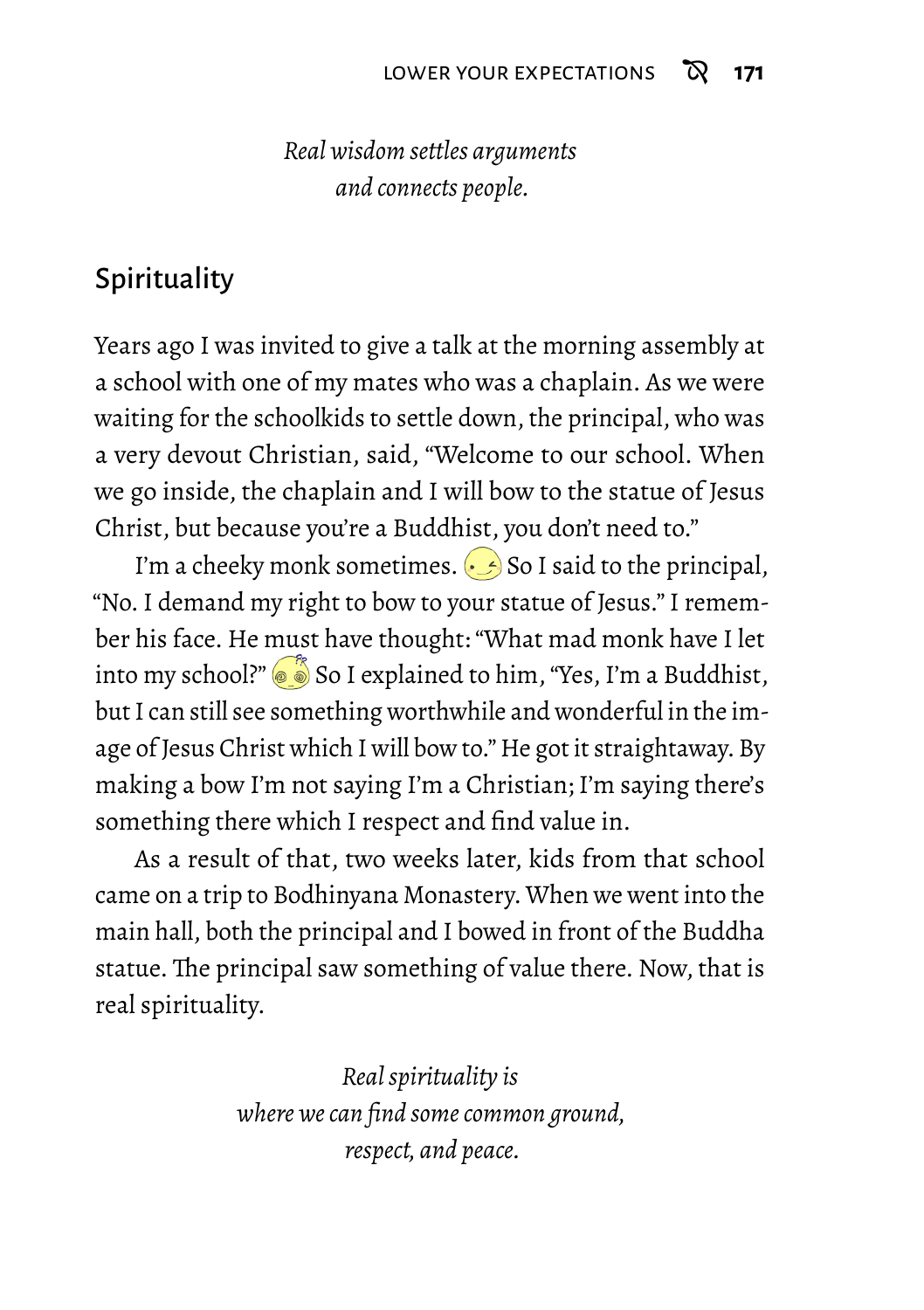*Real wisdom settles arguments*
*and connects people.*

## Spirituality

Years ago I was invited to give a talk at the morning assembly at a school with one of my mates who was a chaplain. As we were waiting for the schoolkids to settle down, the principal, who was a very devout Christian, said, "Welcome to our school. When we go inside, the chaplain and I will bow to the statue of Jesus Christ, but because you're a Buddhist, you don't need to."

I'm a cheeky monk sometimes. So I said to the principal, "No. I demand my right to bow to your statue of Jesus." I remember his face. He must have thought: "What mad monk have I let into my school?" So I explained to him, "Yes, I'm a Buddhist, but I can still see something worthwhile and wonderful in the image of Jesus Christ which I will bow to." He got it straightaway. By making a bow I'm not saying I'm a Christian; I'm saying there's something there which I respect and find value in.

As a result of that, two weeks later, kids from that school came on a trip to Bodhinyana Monastery. When we went into the main hall, both the principal and I bowed in front of the Buddha statue. The principal saw something of value there. Now, that is real spirituality.

*Real spirituality is*
*where we can find some common ground,*
*respect, and peace.*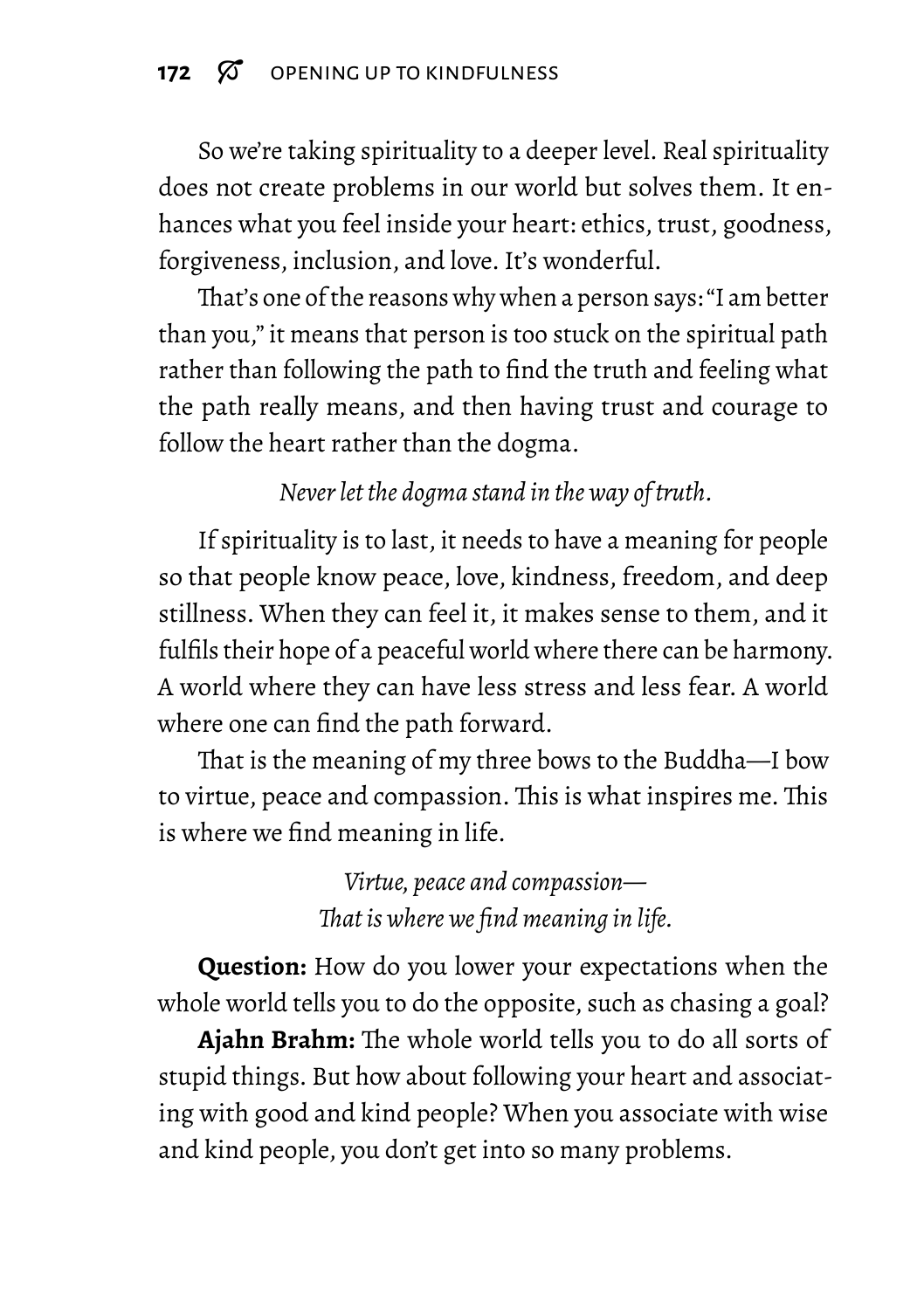So we're taking spirituality to a deeper level. Real spirituality does not create problems in our world but solves them. It enhances what you feel inside your heart: ethics, trust, goodness, forgiveness, inclusion, and love. It's wonderful.

That's one of the reasons why when a person says: "I am better than you," it means that person is too stuck on the spiritual path rather than following the path to find the truth and feeling what the path really means, and then having trust and courage to follow the heart rather than the dogma.

*Never let the dogma stand in the way of truth.*

If spirituality is to last, it needs to have a meaning for people so that people know peace, love, kindness, freedom, and deep stillness. When they can feel it, it makes sense to them, and it fulfils their hope of a peaceful world where there can be harmony. A world where they can have less stress and less fear. A world where one can find the path forward.

That is the meaning of my three bows to the Buddha—I bow to virtue, peace and compassion. This is what inspires me. This is where we find meaning in life.

*Virtue, peace and compassion—*
*That is where we find meaning in life.*

**Question:** How do you lower your expectations when the whole world tells you to do the opposite, such as chasing a goal?

**Ajahn Brahm:** The whole world tells you to do all sorts of stupid things. But how about following your heart and associating with good and kind people? When you associate with wise and kind people, you don't get into so many problems.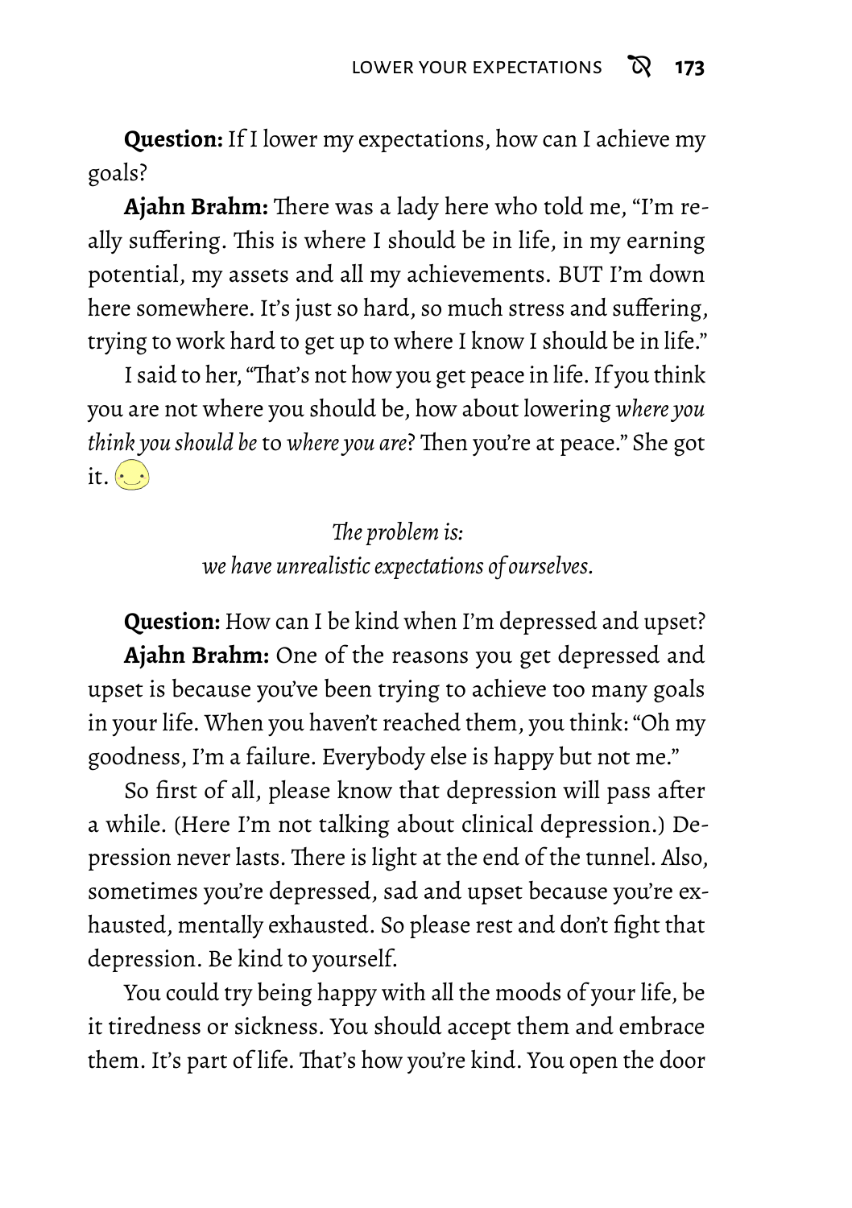**Question:** If I lower my expectations, how can I achieve my goals?

**Ajahn Brahm:** There was a lady here who told me, "I'm really suffering. This is where I should be in life, in my earning potential, my assets and all my achievements. BUT I'm down here somewhere. It's just so hard, so much stress and suffering, trying to work hard to get up to where I know I should be in life."

I said to her, "That's not how you get peace in life. If you think you are not where you should be, how about lowering *where you think you should be* to *where you are*? Then you're at peace." She got it.

*The problem is:*
*we have unrealistic expectations of ourselves.*

**Question:** How can I be kind when I'm depressed and upset?

**Ajahn Brahm:** One of the reasons you get depressed and upset is because you've been trying to achieve too many goals in your life. When you haven't reached them, you think: "Oh my goodness, I'm a failure. Everybody else is happy but not me."

So first of all, please know that depression will pass after a while. (Here I'm not talking about clinical depression.) Depression never lasts. There is light at the end of the tunnel. Also, sometimes you're depressed, sad and upset because you're exhausted, mentally exhausted. So please rest and don't fight that depression. Be kind to yourself.

You could try being happy with all the moods of your life, be it tiredness or sickness. You should accept them and embrace them. It's part of life. That's how you're kind. You open the door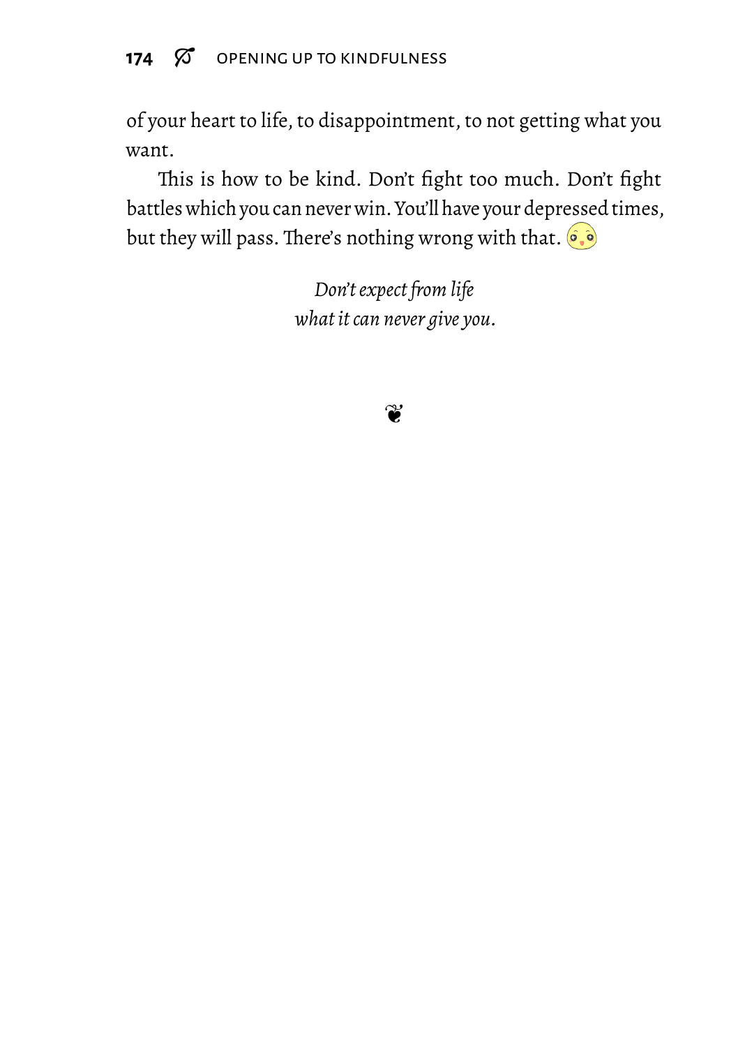of your heart to life, to disappointment, to not getting what you want.

This is how to be kind. Don't fight too much. Don't fight battles which you can never win. You'll have your depressed times, but they will pass. There's nothing wrong with that.

*Don't expect from life*
*what it can never give you.*

❦